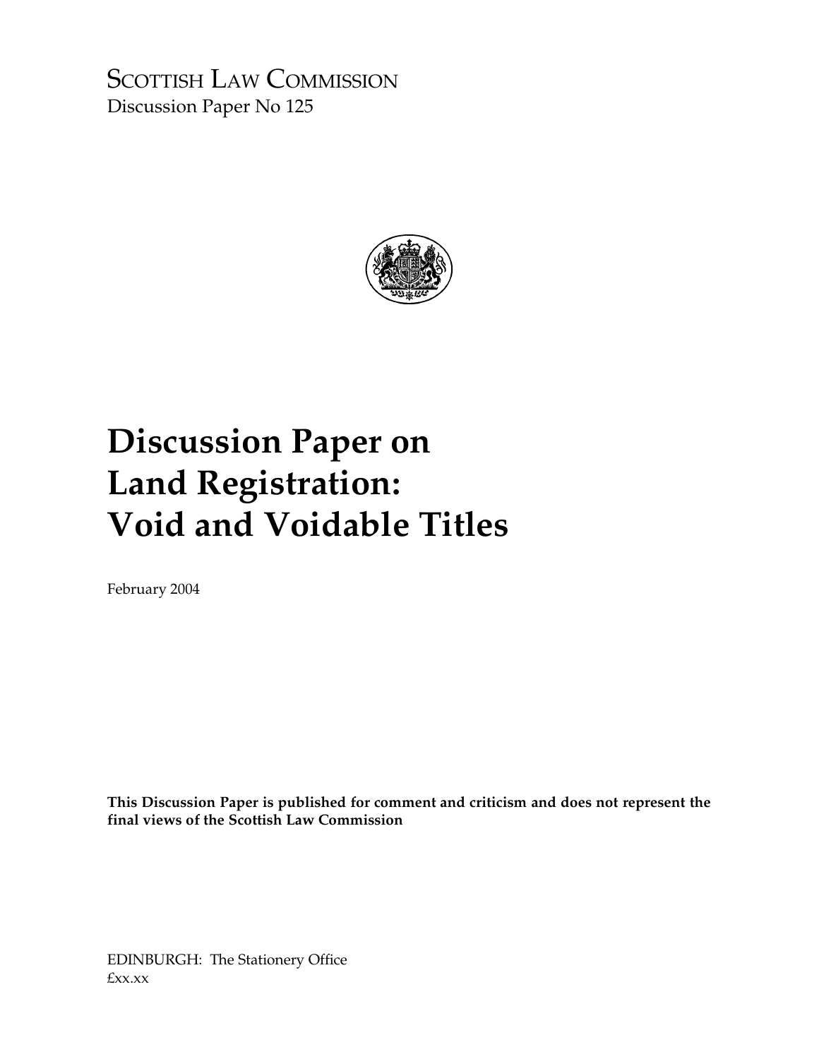SCOTTISH LAW COMMISSION
Discussion Paper No 125

# Discussion Paper on Land Registration: Void and Voidable Titles

February 2004

**This Discussion Paper is published for comment and criticism and does not represent the final views of the Scottish Law Commission**

EDINBURGH: The Stationery Office
£xx.xx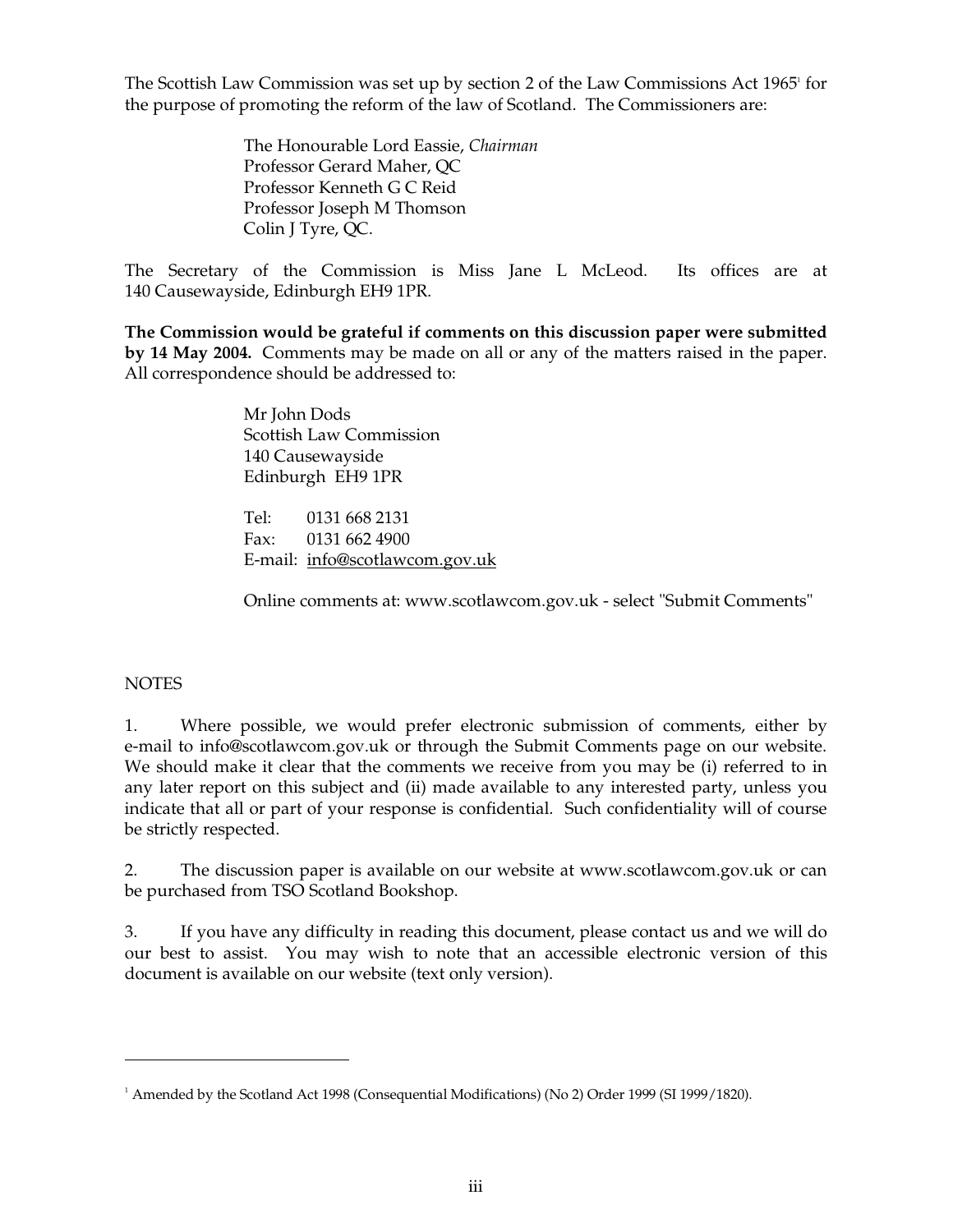The Scottish Law Commission was set up by section 2 of the Law Commissions Act 1965[1] for the purpose of promoting the reform of the law of Scotland. The Commissioners are:

> The Honourable Lord Eassie, *Chairman*
> Professor Gerard Maher, QC
> Professor Kenneth G C Reid
> Professor Joseph M Thomson
> Colin J Tyre, QC.

The Secretary of the Commission is Miss Jane L McLeod. Its offices are at 140 Causewayside, Edinburgh EH9 1PR.

**The Commission would be grateful if comments on this discussion paper were submitted by 14 May 2004.** Comments may be made on all or any of the matters raised in the paper. All correspondence should be addressed to:

> Mr John Dods
> Scottish Law Commission
> 140 Causewayside
> Edinburgh EH9 1PR
>
> Tel: 0131 668 2131
> Fax: 0131 662 4900
> E-mail: info@scotlawcom.gov.uk
>
> Online comments at: www.scotlawcom.gov.uk - select "Submit Comments"

NOTES

1. Where possible, we would prefer electronic submission of comments, either by e-mail to info@scotlawcom.gov.uk or through the Submit Comments page on our website. We should make it clear that the comments we receive from you may be (i) referred to in any later report on this subject and (ii) made available to any interested party, unless you indicate that all or part of your response is confidential. Such confidentiality will of course be strictly respected.

2. The discussion paper is available on our website at www.scotlawcom.gov.uk or can be purchased from TSO Scotland Bookshop.

3. If you have any difficulty in reading this document, please contact us and we will do our best to assist. You may wish to note that an accessible electronic version of this document is available on our website (text only version).

---

[1] Amended by the Scotland Act 1998 (Consequential Modifications) (No 2) Order 1999 (SI 1999/1820).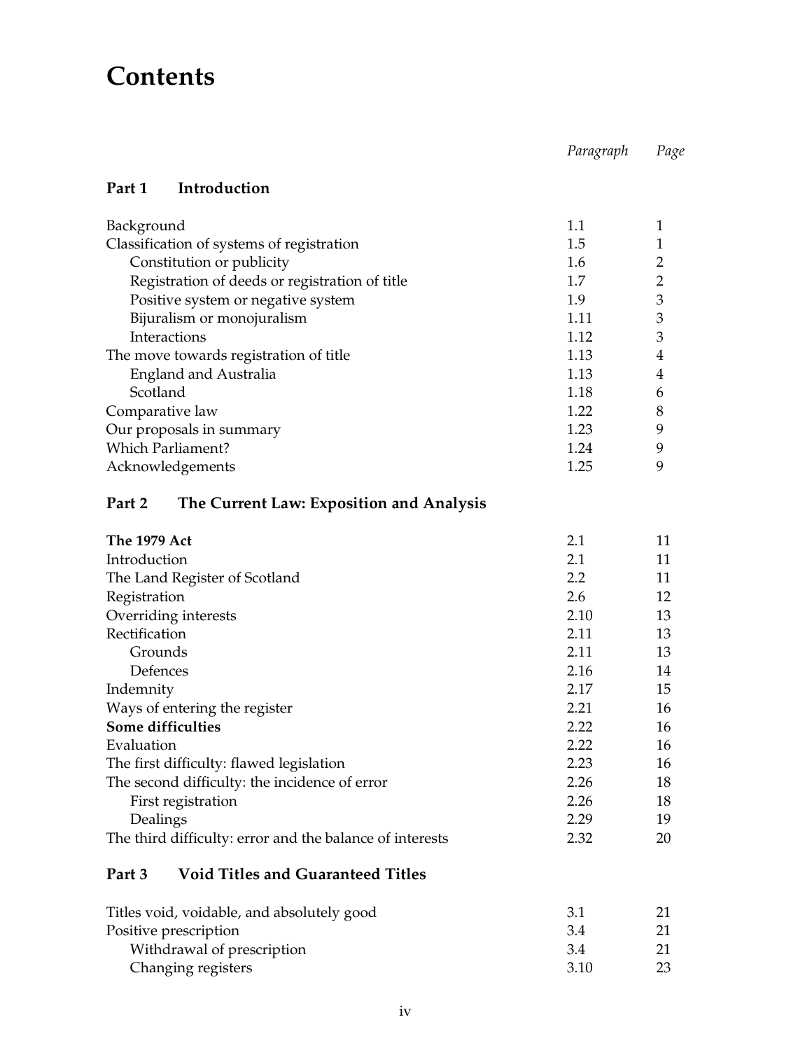# Contents

| | Paragraph | Page |
|---|---|---|
| **Part 1 Introduction** | | |
| Background | 1.1 | 1 |
| Classification of systems of registration | 1.5 | 1 |
| Constitution or publicity | 1.6 | 2 |
| Registration of deeds or registration of title | 1.7 | 2 |
| Positive system or negative system | 1.9 | 3 |
| Bijuralism or monojuralism | 1.11 | 3 |
| Interactions | 1.12 | 3 |
| The move towards registration of title | 1.13 | 4 |
| England and Australia | 1.13 | 4 |
| Scotland | 1.18 | 6 |
| Comparative law | 1.22 | 8 |
| Our proposals in summary | 1.23 | 9 |
| Which Parliament? | 1.24 | 9 |
| Acknowledgements | 1.25 | 9 |
| **Part 2 The Current Law: Exposition and Analysis** | | |
| **The 1979 Act** | 2.1 | 11 |
| Introduction | 2.1 | 11 |
| The Land Register of Scotland | 2.2 | 11 |
| Registration | 2.6 | 12 |
| Overriding interests | 2.10 | 13 |
| Rectification | 2.11 | 13 |
| Grounds | 2.11 | 13 |
| Defences | 2.16 | 14 |
| Indemnity | 2.17 | 15 |
| Ways of entering the register | 2.21 | 16 |
| **Some difficulties** | 2.22 | 16 |
| Evaluation | 2.22 | 16 |
| The first difficulty: flawed legislation | 2.23 | 16 |
| The second difficulty: the incidence of error | 2.26 | 18 |
| First registration | 2.26 | 18 |
| Dealings | 2.29 | 19 |
| The third difficulty: error and the balance of interests | 2.32 | 20 |
| **Part 3 Void Titles and Guaranteed Titles** | | |
| Titles void, voidable, and absolutely good | 3.1 | 21 |
| Positive prescription | 3.4 | 21 |
| Withdrawal of prescription | 3.4 | 21 |
| Changing registers | 3.10 | 23 |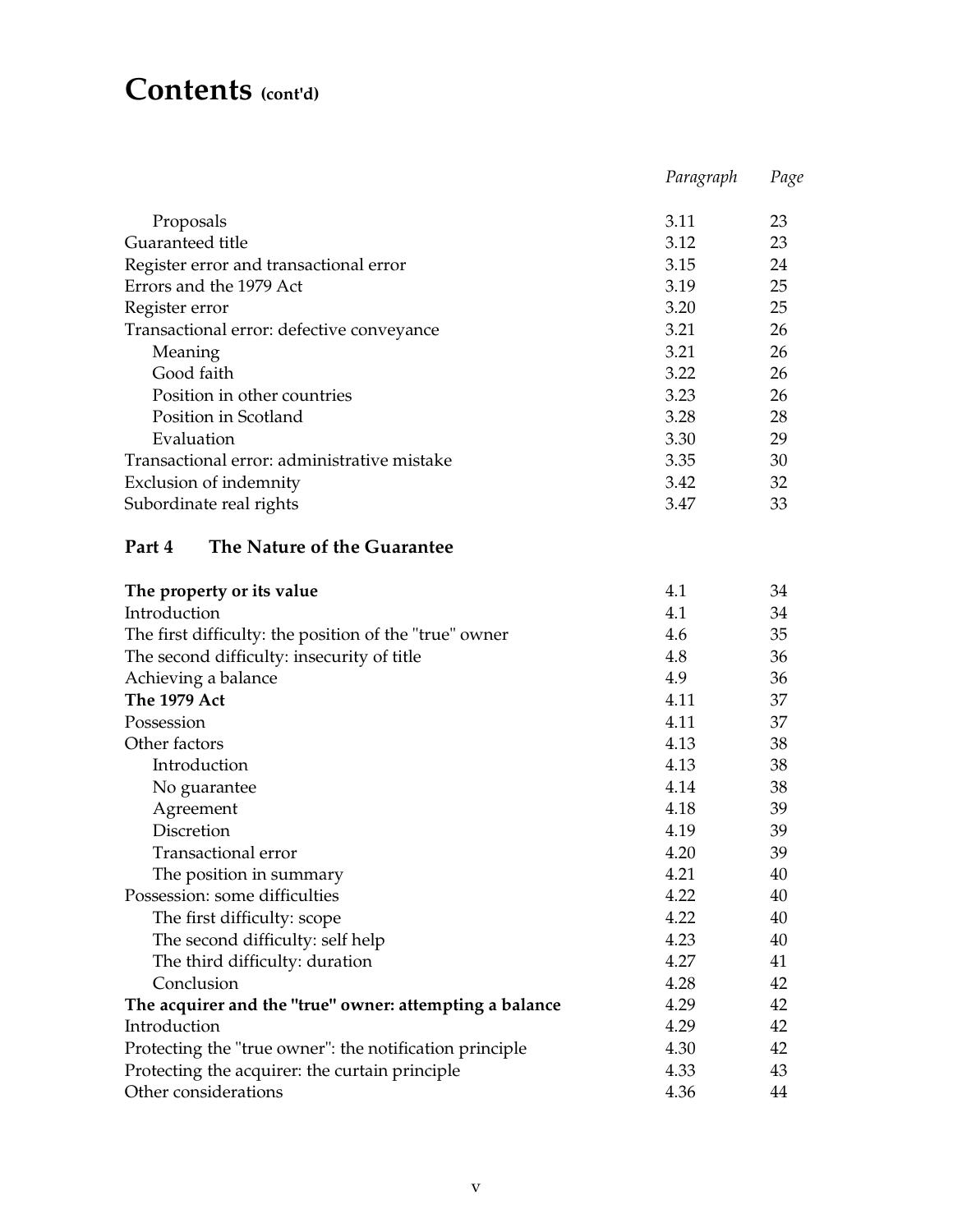# Contents (cont'd)

| | Paragraph | Page |
|---|---|---|
| Proposals | 3.11 | 23 |
| Guaranteed title | 3.12 | 23 |
| Register error and transactional error | 3.15 | 24 |
| Errors and the 1979 Act | 3.19 | 25 |
| Register error | 3.20 | 25 |
| Transactional error: defective conveyance | 3.21 | 26 |
| Meaning | 3.21 | 26 |
| Good faith | 3.22 | 26 |
| Position in other countries | 3.23 | 26 |
| Position in Scotland | 3.28 | 28 |
| Evaluation | 3.30 | 29 |
| Transactional error: administrative mistake | 3.35 | 30 |
| Exclusion of indemnity | 3.42 | 32 |
| Subordinate real rights | 3.47 | 33 |
| **Part 4 The Nature of the Guarantee** | | |
| **The property or its value** | 4.1 | 34 |
| Introduction | 4.1 | 34 |
| The first difficulty: the position of the "true" owner | 4.6 | 35 |
| The second difficulty: insecurity of title | 4.8 | 36 |
| Achieving a balance | 4.9 | 36 |
| **The 1979 Act** | 4.11 | 37 |
| Possession | 4.11 | 37 |
| Other factors | 4.13 | 38 |
| Introduction | 4.13 | 38 |
| No guarantee | 4.14 | 38 |
| Agreement | 4.18 | 39 |
| Discretion | 4.19 | 39 |
| Transactional error | 4.20 | 39 |
| The position in summary | 4.21 | 40 |
| Possession: some difficulties | 4.22 | 40 |
| The first difficulty: scope | 4.22 | 40 |
| The second difficulty: self help | 4.23 | 40 |
| The third difficulty: duration | 4.27 | 41 |
| Conclusion | 4.28 | 42 |
| **The acquirer and the "true" owner: attempting a balance** | 4.29 | 42 |
| Introduction | 4.29 | 42 |
| Protecting the "true owner": the notification principle | 4.30 | 42 |
| Protecting the acquirer: the curtain principle | 4.33 | 43 |
| Other considerations | 4.36 | 44 |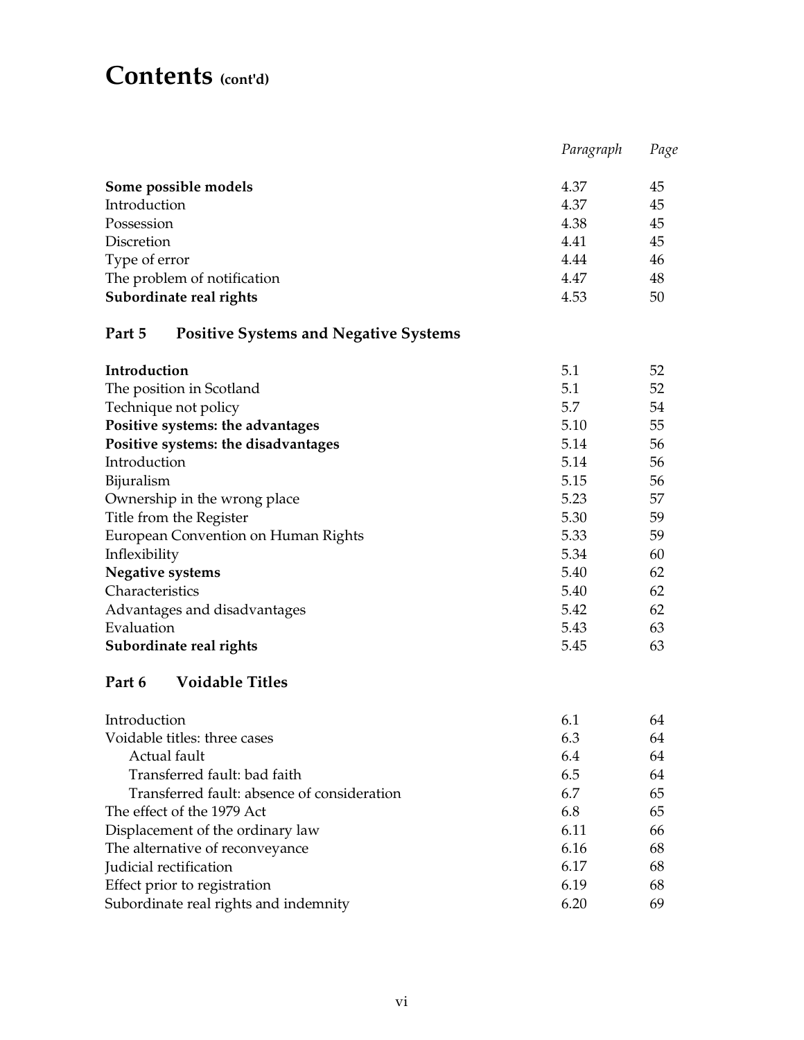# Contents (cont'd)

| | Paragraph | Page |
|---|---|---|
| **Some possible models** | 4.37 | 45 |
| Introduction | 4.37 | 45 |
| Possession | 4.38 | 45 |
| Discretion | 4.41 | 45 |
| Type of error | 4.44 | 46 |
| The problem of notification | 4.47 | 48 |
| **Subordinate real rights** | 4.53 | 50 |

## Part 5 Positive Systems and Negative Systems

| | Paragraph | Page |
|---|---|---|
| **Introduction** | 5.1 | 52 |
| The position in Scotland | 5.1 | 52 |
| Technique not policy | 5.7 | 54 |
| **Positive systems: the advantages** | 5.10 | 55 |
| **Positive systems: the disadvantages** | 5.14 | 56 |
| Introduction | 5.14 | 56 |
| Bijuralism | 5.15 | 56 |
| Ownership in the wrong place | 5.23 | 57 |
| Title from the Register | 5.30 | 59 |
| European Convention on Human Rights | 5.33 | 59 |
| Inflexibility | 5.34 | 60 |
| **Negative systems** | 5.40 | 62 |
| Characteristics | 5.40 | 62 |
| Advantages and disadvantages | 5.42 | 62 |
| Evaluation | 5.43 | 63 |
| **Subordinate real rights** | 5.45 | 63 |

## Part 6 Voidable Titles

| | Paragraph | Page |
|---|---|---|
| Introduction | 6.1 | 64 |
| Voidable titles: three cases | 6.3 | 64 |
| Actual fault | 6.4 | 64 |
| Transferred fault: bad faith | 6.5 | 64 |
| Transferred fault: absence of consideration | 6.7 | 65 |
| The effect of the 1979 Act | 6.8 | 65 |
| Displacement of the ordinary law | 6.11 | 66 |
| The alternative of reconveyance | 6.16 | 68 |
| Judicial rectification | 6.17 | 68 |
| Effect prior to registration | 6.19 | 68 |
| Subordinate real rights and indemnity | 6.20 | 69 |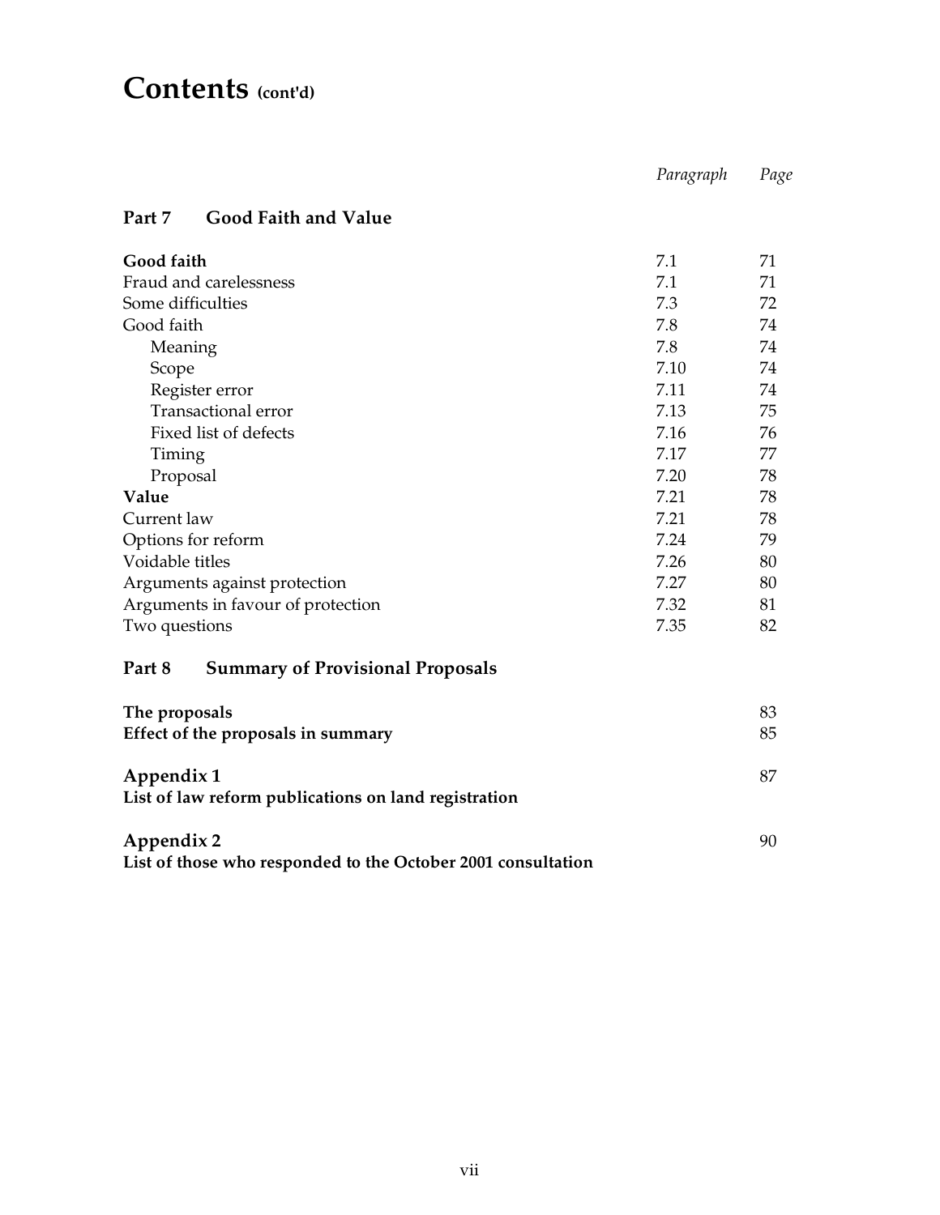# Contents (cont'd)

| | *Paragraph* | *Page* |
|---|---|---|
| **Part 7 Good Faith and Value** | | |
| **Good faith** | 7.1 | 71 |
| Fraud and carelessness | 7.1 | 71 |
| Some difficulties | 7.3 | 72 |
| Good faith | 7.8 | 74 |
| Meaning | 7.8 | 74 |
| Scope | 7.10 | 74 |
| Register error | 7.11 | 74 |
| Transactional error | 7.13 | 75 |
| Fixed list of defects | 7.16 | 76 |
| Timing | 7.17 | 77 |
| Proposal | 7.20 | 78 |
| **Value** | 7.21 | 78 |
| Current law | 7.21 | 78 |
| Options for reform | 7.24 | 79 |
| Voidable titles | 7.26 | 80 |
| Arguments against protection | 7.27 | 80 |
| Arguments in favour of protection | 7.32 | 81 |
| Two questions | 7.35 | 82 |
| **Part 8 Summary of Provisional Proposals** | | |
| **The proposals** | | 83 |
| **Effect of the proposals in summary** | | 85 |
| **Appendix 1** **List of law reform publications on land registration** | | 87 |
| **Appendix 2** **List of those who responded to the October 2001 consultation** | | 90 |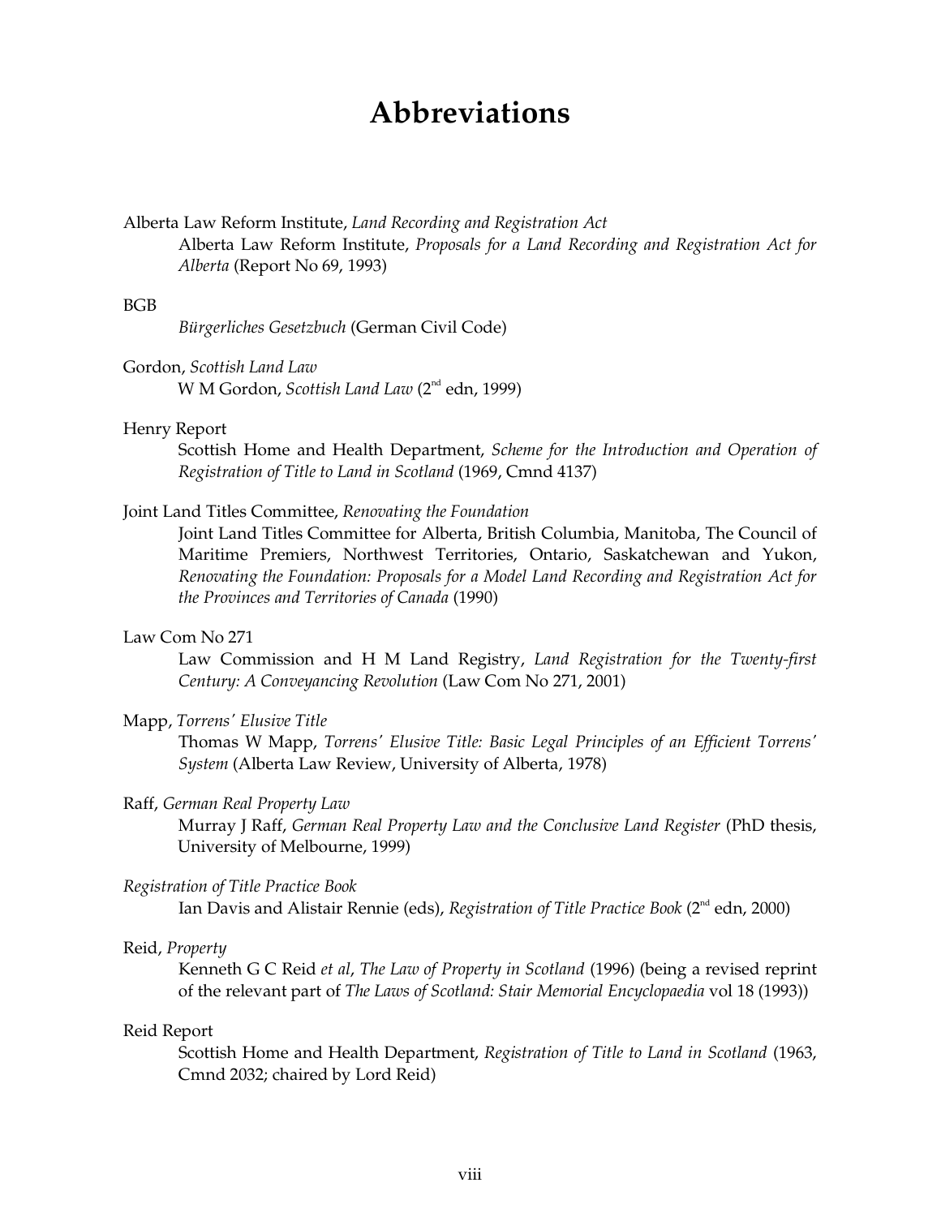# Abbreviations

Alberta Law Reform Institute, *Land Recording and Registration Act*

Alberta Law Reform Institute, *Proposals for a Land Recording and Registration Act for Alberta* (Report No 69, 1993)

BGB

*Bürgerliches Gesetzbuch* (German Civil Code)

Gordon, *Scottish Land Law*

W M Gordon, *Scottish Land Law* (2nd edn, 1999)

Henry Report

Scottish Home and Health Department, *Scheme for the Introduction and Operation of Registration of Title to Land in Scotland* (1969, Cmnd 4137)

Joint Land Titles Committee, *Renovating the Foundation*

Joint Land Titles Committee for Alberta, British Columbia, Manitoba, The Council of Maritime Premiers, Northwest Territories, Ontario, Saskatchewan and Yukon, *Renovating the Foundation: Proposals for a Model Land Recording and Registration Act for the Provinces and Territories of Canada* (1990)

Law Com No 271

Law Commission and H M Land Registry, *Land Registration for the Twenty-first Century: A Conveyancing Revolution* (Law Com No 271, 2001)

Mapp, *Torrens' Elusive Title*

Thomas W Mapp, *Torrens' Elusive Title: Basic Legal Principles of an Efficient Torrens' System* (Alberta Law Review, University of Alberta, 1978)

Raff, *German Real Property Law*

Murray J Raff, *German Real Property Law and the Conclusive Land Register* (PhD thesis, University of Melbourne, 1999)

*Registration of Title Practice Book*

Ian Davis and Alistair Rennie (eds), *Registration of Title Practice Book* (2nd edn, 2000)

Reid, *Property*

Kenneth G C Reid *et al*, *The Law of Property in Scotland* (1996) (being a revised reprint of the relevant part of *The Laws of Scotland: Stair Memorial Encyclopaedia* vol 18 (1993))

Reid Report

Scottish Home and Health Department, *Registration of Title to Land in Scotland* (1963, Cmnd 2032; chaired by Lord Reid)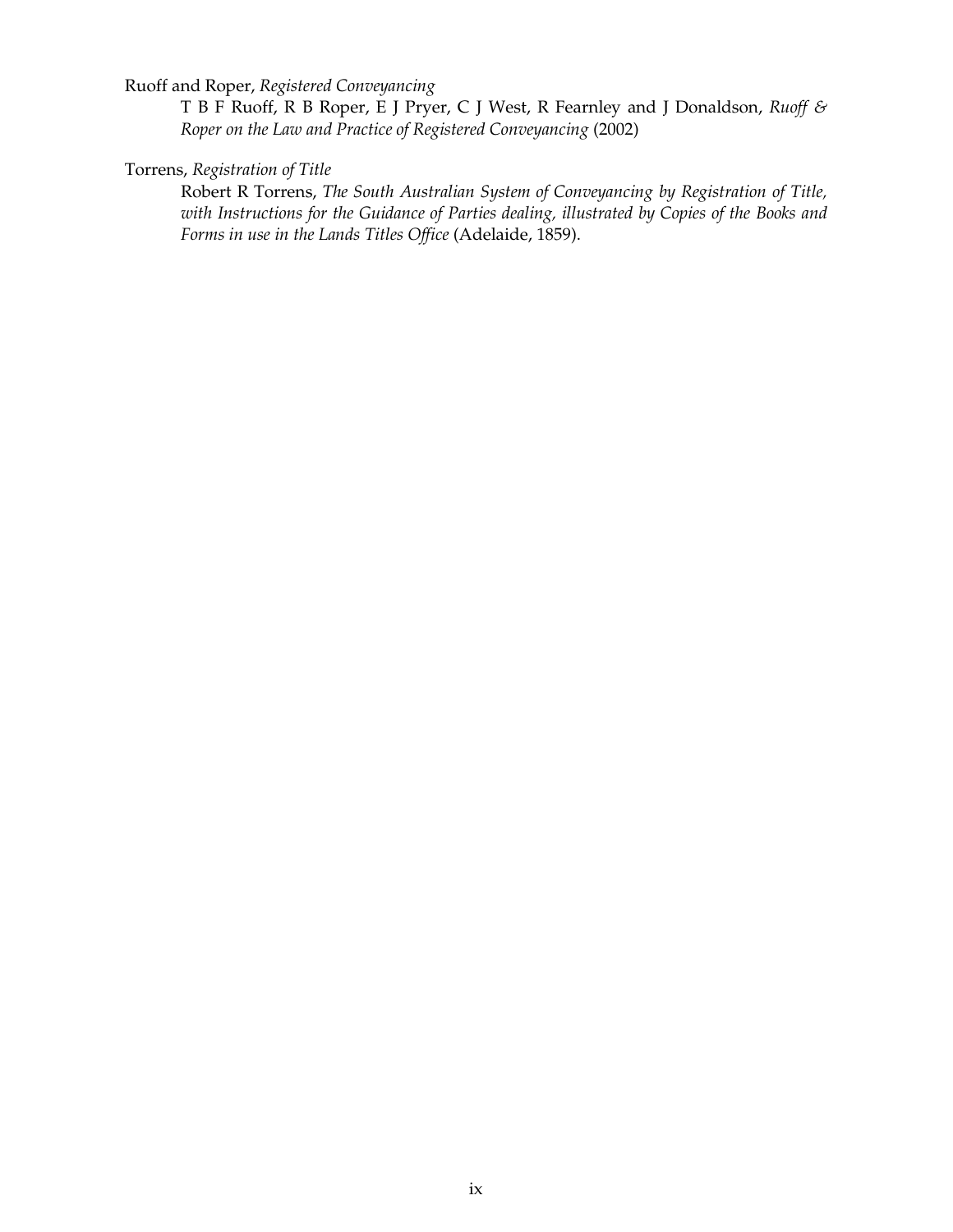Ruoff and Roper, *Registered Conveyancing*

T B F Ruoff, R B Roper, E J Pryer, C J West, R Fearnley and J Donaldson, *Ruoff & Roper on the Law and Practice of Registered Conveyancing* (2002)

Torrens, *Registration of Title*

Robert R Torrens, *The South Australian System of Conveyancing by Registration of Title, with Instructions for the Guidance of Parties dealing, illustrated by Copies of the Books and Forms in use in the Lands Titles Office* (Adelaide, 1859).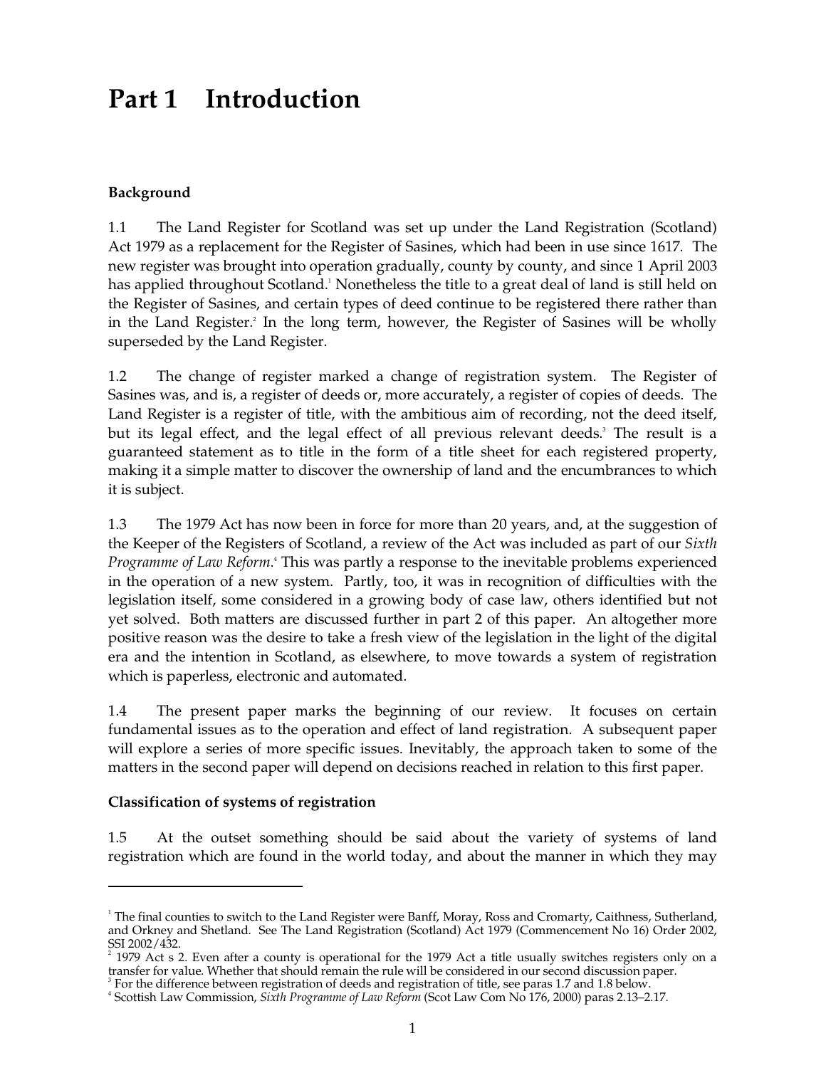# Part 1 Introduction

### Background

1.1 The Land Register for Scotland was set up under the Land Registration (Scotland) Act 1979 as a replacement for the Register of Sasines, which had been in use since 1617. The new register was brought into operation gradually, county by county, and since 1 April 2003 has applied throughout Scotland.[1] Nonetheless the title to a great deal of land is still held on the Register of Sasines, and certain types of deed continue to be registered there rather than in the Land Register.[2] In the long term, however, the Register of Sasines will be wholly superseded by the Land Register.

1.2 The change of register marked a change of registration system. The Register of Sasines was, and is, a register of deeds or, more accurately, a register of copies of deeds. The Land Register is a register of title, with the ambitious aim of recording, not the deed itself, but its legal effect, and the legal effect of all previous relevant deeds.[3] The result is a guaranteed statement as to title in the form of a title sheet for each registered property, making it a simple matter to discover the ownership of land and the encumbrances to which it is subject.

1.3 The 1979 Act has now been in force for more than 20 years, and, at the suggestion of the Keeper of the Registers of Scotland, a review of the Act was included as part of our *Sixth Programme of Law Reform*.[4] This was partly a response to the inevitable problems experienced in the operation of a new system. Partly, too, it was in recognition of difficulties with the legislation itself, some considered in a growing body of case law, others identified but not yet solved. Both matters are discussed further in part 2 of this paper. An altogether more positive reason was the desire to take a fresh view of the legislation in the light of the digital era and the intention in Scotland, as elsewhere, to move towards a system of registration which is paperless, electronic and automated.

1.4 The present paper marks the beginning of our review. It focuses on certain fundamental issues as to the operation and effect of land registration. A subsequent paper will explore a series of more specific issues. Inevitably, the approach taken to some of the matters in the second paper will depend on decisions reached in relation to this first paper.

### Classification of systems of registration

1.5 At the outset something should be said about the variety of systems of land registration which are found in the world today, and about the manner in which they may

---

[1] The final counties to switch to the Land Register were Banff, Moray, Ross and Cromarty, Caithness, Sutherland, and Orkney and Shetland. See The Land Registration (Scotland) Act 1979 (Commencement No 16) Order 2002, SSI 2002/432.

[2] 1979 Act s 2. Even after a county is operational for the 1979 Act a title usually switches registers only on a transfer for value. Whether that should remain the rule will be considered in our second discussion paper.

[3] For the difference between registration of deeds and registration of title, see paras 1.7 and 1.8 below.

[4] Scottish Law Commission, *Sixth Programme of Law Reform* (Scot Law Com No 176, 2000) paras 2.13–2.17.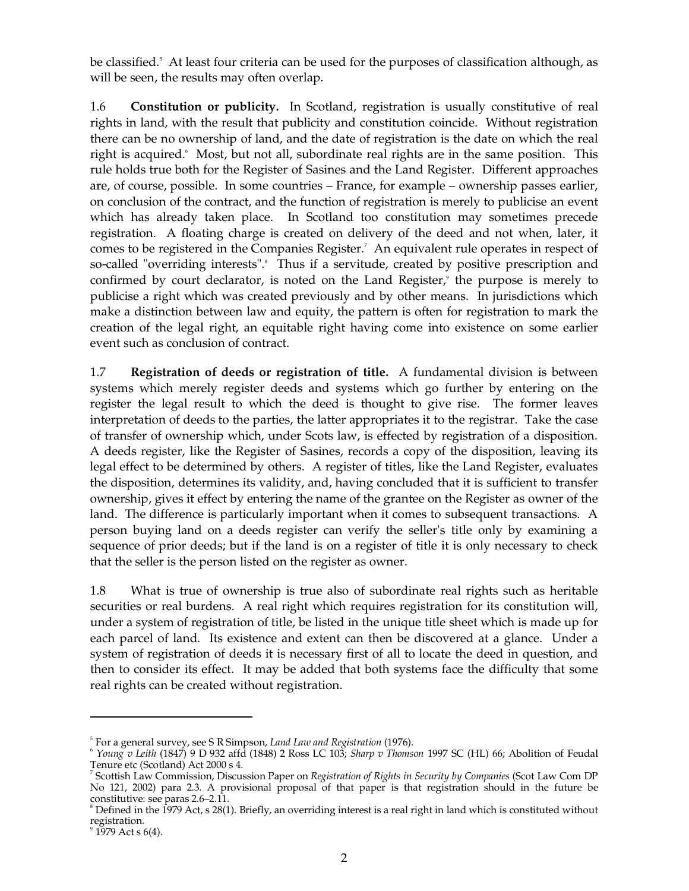be classified.[5] At least four criteria can be used for the purposes of classification although, as will be seen, the results may often overlap.

1.6 **Constitution or publicity.** In Scotland, registration is usually constitutive of real rights in land, with the result that publicity and constitution coincide. Without registration there can be no ownership of land, and the date of registration is the date on which the real right is acquired.[6] Most, but not all, subordinate real rights are in the same position. This rule holds true both for the Register of Sasines and the Land Register. Different approaches are, of course, possible. In some countries – France, for example – ownership passes earlier, on conclusion of the contract, and the function of registration is merely to publicise an event which has already taken place. In Scotland too constitution may sometimes precede registration. A floating charge is created on delivery of the deed and not when, later, it comes to be registered in the Companies Register.[7] An equivalent rule operates in respect of so-called "overriding interests".[8] Thus if a servitude, created by positive prescription and confirmed by court declarator, is noted on the Land Register,[9] the purpose is merely to publicise a right which was created previously and by other means. In jurisdictions which make a distinction between law and equity, the pattern is often for registration to mark the creation of the legal right, an equitable right having come into existence on some earlier event such as conclusion of contract.

1.7 **Registration of deeds or registration of title.** A fundamental division is between systems which merely register deeds and systems which go further by entering on the register the legal result to which the deed is thought to give rise. The former leaves interpretation of deeds to the parties, the latter appropriates it to the registrar. Take the case of transfer of ownership which, under Scots law, is effected by registration of a disposition. A deeds register, like the Register of Sasines, records a copy of the disposition, leaving its legal effect to be determined by others. A register of titles, like the Land Register, evaluates the disposition, determines its validity, and, having concluded that it is sufficient to transfer ownership, gives it effect by entering the name of the grantee on the Register as owner of the land. The difference is particularly important when it comes to subsequent transactions. A person buying land on a deeds register can verify the seller's title only by examining a sequence of prior deeds; but if the land is on a register of title it is only necessary to check that the seller is the person listed on the register as owner.

1.8 What is true of ownership is true also of subordinate real rights such as heritable securities or real burdens. A real right which requires registration for its constitution will, under a system of registration of title, be listed in the unique title sheet which is made up for each parcel of land. Its existence and extent can then be discovered at a glance. Under a system of registration of deeds it is necessary first of all to locate the deed in question, and then to consider its effect. It may be added that both systems face the difficulty that some real rights can be created without registration.

---

[5] For a general survey, see S R Simpson, *Land Law and Registration* (1976).

[6] *Young v Leith* (1847) 9 D 932 affd (1848) 2 Ross LC 103; *Sharp v Thomson* 1997 SC (HL) 66; Abolition of Feudal Tenure etc (Scotland) Act 2000 s 4.

[7] Scottish Law Commission, Discussion Paper on *Registration of Rights in Security by Companies* (Scot Law Com DP No 121, 2002) para 2.3. A provisional proposal of that paper is that registration should in the future be constitutive: see paras 2.6–2.11.

[8] Defined in the 1979 Act, s 28(1). Briefly, an overriding interest is a real right in land which is constituted without registration.

[9] 1979 Act s 6(4).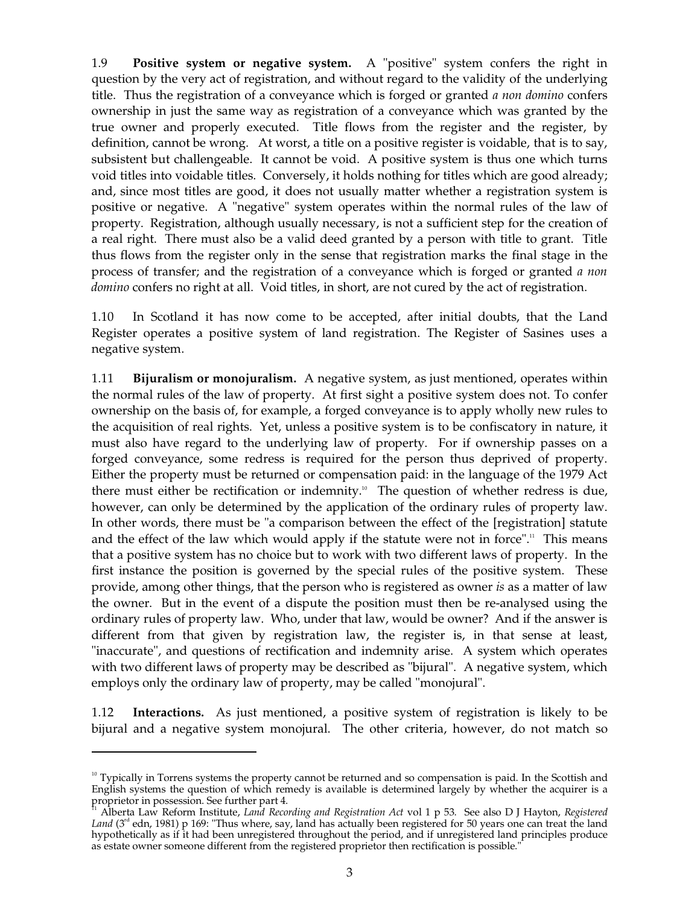1.9 **Positive system or negative system.** A "positive" system confers the right in question by the very act of registration, and without regard to the validity of the underlying title. Thus the registration of a conveyance which is forged or granted *a non domino* confers ownership in just the same way as registration of a conveyance which was granted by the true owner and properly executed. Title flows from the register and the register, by definition, cannot be wrong. At worst, a title on a positive register is voidable, that is to say, subsistent but challengeable. It cannot be void. A positive system is thus one which turns void titles into voidable titles. Conversely, it holds nothing for titles which are good already; and, since most titles are good, it does not usually matter whether a registration system is positive or negative. A "negative" system operates within the normal rules of the law of property. Registration, although usually necessary, is not a sufficient step for the creation of a real right. There must also be a valid deed granted by a person with title to grant. Title thus flows from the register only in the sense that registration marks the final stage in the process of transfer; and the registration of a conveyance which is forged or granted *a non domino* confers no right at all. Void titles, in short, are not cured by the act of registration.

1.10 In Scotland it has now come to be accepted, after initial doubts, that the Land Register operates a positive system of land registration. The Register of Sasines uses a negative system.

1.11 **Bijuralism or monojuralism.** A negative system, as just mentioned, operates within the normal rules of the law of property. At first sight a positive system does not. To confer ownership on the basis of, for example, a forged conveyance is to apply wholly new rules to the acquisition of real rights. Yet, unless a positive system is to be confiscatory in nature, it must also have regard to the underlying law of property. For if ownership passes on a forged conveyance, some redress is required for the person thus deprived of property. Either the property must be returned or compensation paid: in the language of the 1979 Act there must either be rectification or indemnity.[10] The question of whether redress is due, however, can only be determined by the application of the ordinary rules of property law. In other words, there must be "a comparison between the effect of the [registration] statute and the effect of the law which would apply if the statute were not in force".[11] This means that a positive system has no choice but to work with two different laws of property. In the first instance the position is governed by the special rules of the positive system. These provide, among other things, that the person who is registered as owner *is* as a matter of law the owner. But in the event of a dispute the position must then be re-analysed using the ordinary rules of property law. Who, under that law, would be owner? And if the answer is different from that given by registration law, the register is, in that sense at least, "inaccurate", and questions of rectification and indemnity arise. A system which operates with two different laws of property may be described as "bijural". A negative system, which employs only the ordinary law of property, may be called "monojural".

1.12 **Interactions.** As just mentioned, a positive system of registration is likely to be bijural and a negative system monojural. The other criteria, however, do not match so

---

[10] Typically in Torrens systems the property cannot be returned and so compensation is paid. In the Scottish and English systems the question of which remedy is available is determined largely by whether the acquirer is a proprietor in possession. See further part 4.

[11] Alberta Law Reform Institute, *Land Recording and Registration Act* vol 1 p 53. See also D J Hayton, *Registered Land* (3rd edn, 1981) p 169: "Thus where, say, land has actually been registered for 50 years one can treat the land hypothetically as if it had been unregistered throughout the period, and if unregistered land principles produce as estate owner someone different from the registered proprietor then rectification is possible."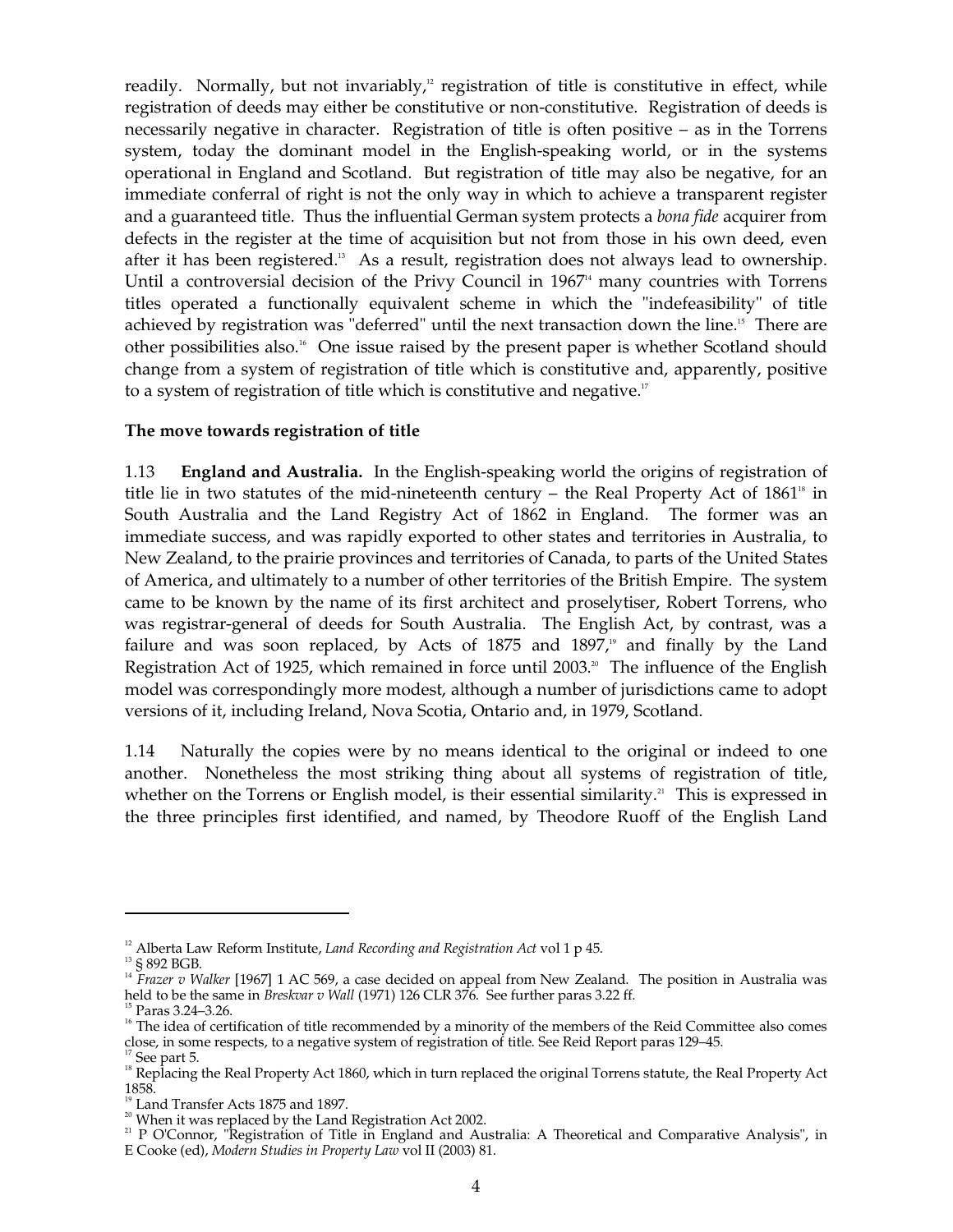readily. Normally, but not invariably,[12] registration of title is constitutive in effect, while registration of deeds may either be constitutive or non-constitutive. Registration of deeds is necessarily negative in character. Registration of title is often positive – as in the Torrens system, today the dominant model in the English-speaking world, or in the systems operational in England and Scotland. But registration of title may also be negative, for an immediate conferral of right is not the only way in which to achieve a transparent register and a guaranteed title. Thus the influential German system protects a *bona fide* acquirer from defects in the register at the time of acquisition but not from those in his own deed, even after it has been registered.[13] As a result, registration does not always lead to ownership. Until a controversial decision of the Privy Council in 1967[14] many countries with Torrens titles operated a functionally equivalent scheme in which the "indefeasibility" of title achieved by registration was "deferred" until the next transaction down the line.[15] There are other possibilities also.[16] One issue raised by the present paper is whether Scotland should change from a system of registration of title which is constitutive and, apparently, positive to a system of registration of title which is constitutive and negative.[17]

**The move towards registration of title**

1.13 **England and Australia.** In the English-speaking world the origins of registration of title lie in two statutes of the mid-nineteenth century – the Real Property Act of 1861[18] in South Australia and the Land Registry Act of 1862 in England. The former was an immediate success, and was rapidly exported to other states and territories in Australia, to New Zealand, to the prairie provinces and territories of Canada, to parts of the United States of America, and ultimately to a number of other territories of the British Empire. The system came to be known by the name of its first architect and proselytiser, Robert Torrens, who was registrar-general of deeds for South Australia. The English Act, by contrast, was a failure and was soon replaced, by Acts of 1875 and 1897,[19] and finally by the Land Registration Act of 1925, which remained in force until 2003.[20] The influence of the English model was correspondingly more modest, although a number of jurisdictions came to adopt versions of it, including Ireland, Nova Scotia, Ontario and, in 1979, Scotland.

1.14 Naturally the copies were by no means identical to the original or indeed to one another. Nonetheless the most striking thing about all systems of registration of title, whether on the Torrens or English model, is their essential similarity.[21] This is expressed in the three principles first identified, and named, by Theodore Ruoff of the English Land

---

[12] Alberta Law Reform Institute, *Land Recording and Registration Act* vol 1 p 45.

[13] § 892 BGB.

[14] *Frazer v Walker* [1967] 1 AC 569, a case decided on appeal from New Zealand. The position in Australia was held to be the same in *Breskvar v Wall* (1971) 126 CLR 376. See further paras 3.22 ff.

[15] Paras 3.24–3.26.

[16] The idea of certification of title recommended by a minority of the members of the Reid Committee also comes close, in some respects, to a negative system of registration of title. See Reid Report paras 129–45.

[17] See part 5.

[18] Replacing the Real Property Act 1860, which in turn replaced the original Torrens statute, the Real Property Act 1858.

[19] Land Transfer Acts 1875 and 1897.

[20] When it was replaced by the Land Registration Act 2002.

[21] P O'Connor, "Registration of Title in England and Australia: A Theoretical and Comparative Analysis", in E Cooke (ed), *Modern Studies in Property Law* vol II (2003) 81.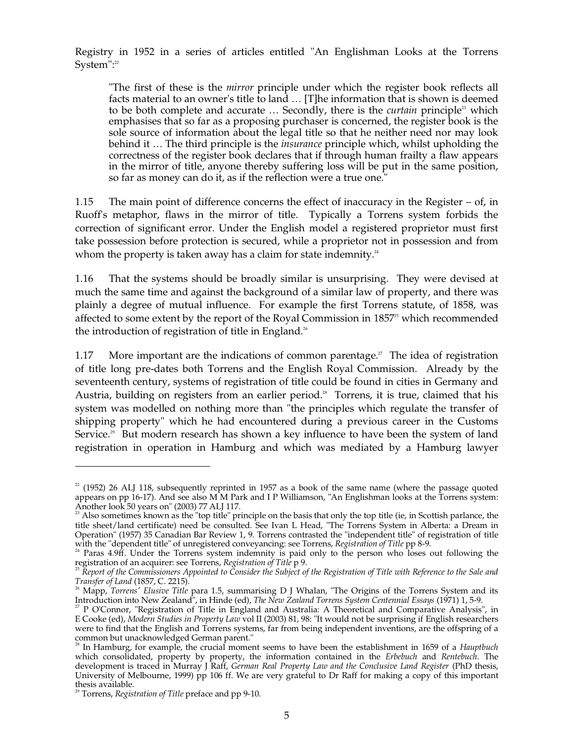Registry in 1952 in a series of articles entitled "An Englishman Looks at the Torrens System":[22]

> "The first of these is the *mirror* principle under which the register book reflects all facts material to an owner's title to land … [T]he information that is shown is deemed to be both complete and accurate … Secondly, there is the *curtain* principle[23] which emphasises that so far as a proposing purchaser is concerned, the register book is the sole source of information about the legal title so that he neither need nor may look behind it … The third principle is the *insurance* principle which, whilst upholding the correctness of the register book declares that if through human frailty a flaw appears in the mirror of title, anyone thereby suffering loss will be put in the same position, so far as money can do it, as if the reflection were a true one."

1.15 The main point of difference concerns the effect of inaccuracy in the Register – of, in Ruoff's metaphor, flaws in the mirror of title. Typically a Torrens system forbids the correction of significant error. Under the English model a registered proprietor must first take possession before protection is secured, while a proprietor not in possession and from whom the property is taken away has a claim for state indemnity.[24]

1.16 That the systems should be broadly similar is unsurprising. They were devised at much the same time and against the background of a similar law of property, and there was plainly a degree of mutual influence. For example the first Torrens statute, of 1858, was affected to some extent by the report of the Royal Commission in 1857[25] which recommended the introduction of registration of title in England.[26]

1.17 More important are the indications of common parentage.[27] The idea of registration of title long pre-dates both Torrens and the English Royal Commission. Already by the seventeenth century, systems of registration of title could be found in cities in Germany and Austria, building on registers from an earlier period.[28] Torrens, it is true, claimed that his system was modelled on nothing more than "the principles which regulate the transfer of shipping property" which he had encountered during a previous career in the Customs Service.[29] But modern research has shown a key influence to have been the system of land registration in operation in Hamburg and which was mediated by a Hamburg lawyer

---

[22] (1952) 26 ALJ 118, subsequently reprinted in 1957 as a book of the same name (where the passage quoted appears on pp 16-17). And see also M M Park and I P Williamson, "An Englishman looks at the Torrens system: Another look 50 years on" (2003) 77 ALJ 117.

[23] Also sometimes known as the "top title" principle on the basis that only the top title (ie, in Scottish parlance, the title sheet/land certificate) need be consulted. See Ivan L Head, "The Torrens System in Alberta: a Dream in Operation" (1957) 35 Canadian Bar Review 1, 9. Torrens contrasted the "independent title" of registration of title with the "dependent title" of unregistered conveyancing: see Torrens, *Registration of Title* pp 8-9.

[24] Paras 4.9ff. Under the Torrens system indemnity is paid only to the person who loses out following the registration of an acquirer: see Torrens, *Registration of Title* p 9.

[25] *Report of the Commissioners Appointed to Consider the Subject of the Registration of Title with Reference to the Sale and Transfer of Land* (1857, C. 2215).

[26] Mapp, *Torrens' Elusive Title* para 1.5, summarising D J Whalan, "The Origins of the Torrens System and its Introduction into New Zealand", in Hinde (ed), *The New Zealand Torrens System Centennial Essays* (1971) 1, 5-9.

[27] P O'Connor, "Registration of Title in England and Australia: A Theoretical and Comparative Analysis", in E Cooke (ed), *Modern Studies in Property Law* vol II (2003) 81, 98: "It would not be surprising if English researchers were to find that the English and Torrens systems, far from being independent inventions, are the offspring of a common but unacknowledged German parent."

[28] In Hamburg, for example, the crucial moment seems to have been the establishment in 1659 of a *Hauptbuch* which consolidated, property by property, the information contained in the *Erbebuch* and *Rentebuch*. The development is traced in Murray J Raff, *German Real Property Law and the Conclusive Land Register* (PhD thesis, University of Melbourne, 1999) pp 106 ff. We are very grateful to Dr Raff for making a copy of this important thesis available.

[29] Torrens, *Registration of Title* preface and pp 9-10.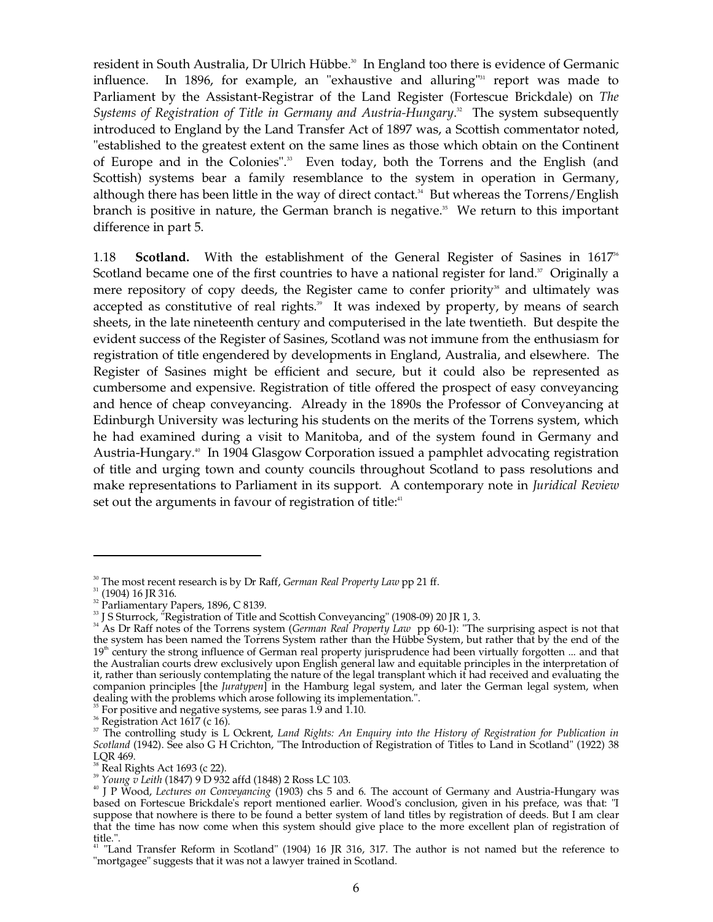resident in South Australia, Dr Ulrich Hübbe.[30] In England too there is evidence of Germanic influence. In 1896, for example, an "exhaustive and alluring"[31] report was made to Parliament by the Assistant-Registrar of the Land Register (Fortescue Brickdale) on *The Systems of Registration of Title in Germany and Austria-Hungary*.[32] The system subsequently introduced to England by the Land Transfer Act of 1897 was, a Scottish commentator noted, "established to the greatest extent on the same lines as those which obtain on the Continent of Europe and in the Colonies".[33] Even today, both the Torrens and the English (and Scottish) systems bear a family resemblance to the system in operation in Germany, although there has been little in the way of direct contact.[34] But whereas the Torrens/English branch is positive in nature, the German branch is negative.[35] We return to this important difference in part 5.

1.18 **Scotland.** With the establishment of the General Register of Sasines in 1617[36] Scotland became one of the first countries to have a national register for land.[37] Originally a mere repository of copy deeds, the Register came to confer priority[38] and ultimately was accepted as constitutive of real rights.[39] It was indexed by property, by means of search sheets, in the late nineteenth century and computerised in the late twentieth. But despite the evident success of the Register of Sasines, Scotland was not immune from the enthusiasm for registration of title engendered by developments in England, Australia, and elsewhere. The Register of Sasines might be efficient and secure, but it could also be represented as cumbersome and expensive. Registration of title offered the prospect of easy conveyancing and hence of cheap conveyancing. Already in the 1890s the Professor of Conveyancing at Edinburgh University was lecturing his students on the merits of the Torrens system, which he had examined during a visit to Manitoba, and of the system found in Germany and Austria-Hungary.[40] In 1904 Glasgow Corporation issued a pamphlet advocating registration of title and urging town and county councils throughout Scotland to pass resolutions and make representations to Parliament in its support. A contemporary note in *Juridical Review* set out the arguments in favour of registration of title:[41]

---

[30] The most recent research is by Dr Raff, *German Real Property Law* pp 21 ff.

[31] (1904) 16 JR 316.

[32] Parliamentary Papers, 1896, C 8139.

[33] J S Sturrock, "Registration of Title and Scottish Conveyancing" (1908-09) 20 JR 1, 3.

[34] As Dr Raff notes of the Torrens system (*German Real Property Law* pp 60-1): "The surprising aspect is not that the system has been named the Torrens System rather than the Hübbe System, but rather that by the end of the 19th century the strong influence of German real property jurisprudence had been virtually forgotten ... and that the Australian courts drew exclusively upon English general law and equitable principles in the interpretation of it, rather than seriously contemplating the nature of the legal transplant which it had received and evaluating the companion principles [the *Juratypen*] in the Hamburg legal system, and later the German legal system, when dealing with the problems which arose following its implementation.".

[35] For positive and negative systems, see paras 1.9 and 1.10.

[36] Registration Act 1617 (c 16).

[37] The controlling study is L Ockrent, *Land Rights: An Enquiry into the History of Registration for Publication in Scotland* (1942). See also G H Crichton, "The Introduction of Registration of Titles to Land in Scotland" (1922) 38 LQR 469.

[38] Real Rights Act 1693 (c 22).

[39] *Young v Leith* (1847) 9 D 932 affd (1848) 2 Ross LC 103.

[40] J P Wood, *Lectures on Conveyancing* (1903) chs 5 and 6. The account of Germany and Austria-Hungary was based on Fortescue Brickdale's report mentioned earlier. Wood's conclusion, given in his preface, was that: "I suppose that nowhere is there to be found a better system of land titles by registration of deeds. But I am clear that the time has now come when this system should give place to the more excellent plan of registration of title.".

[41] "Land Transfer Reform in Scotland" (1904) 16 JR 316, 317. The author is not named but the reference to "mortgagee" suggests that it was not a lawyer trained in Scotland.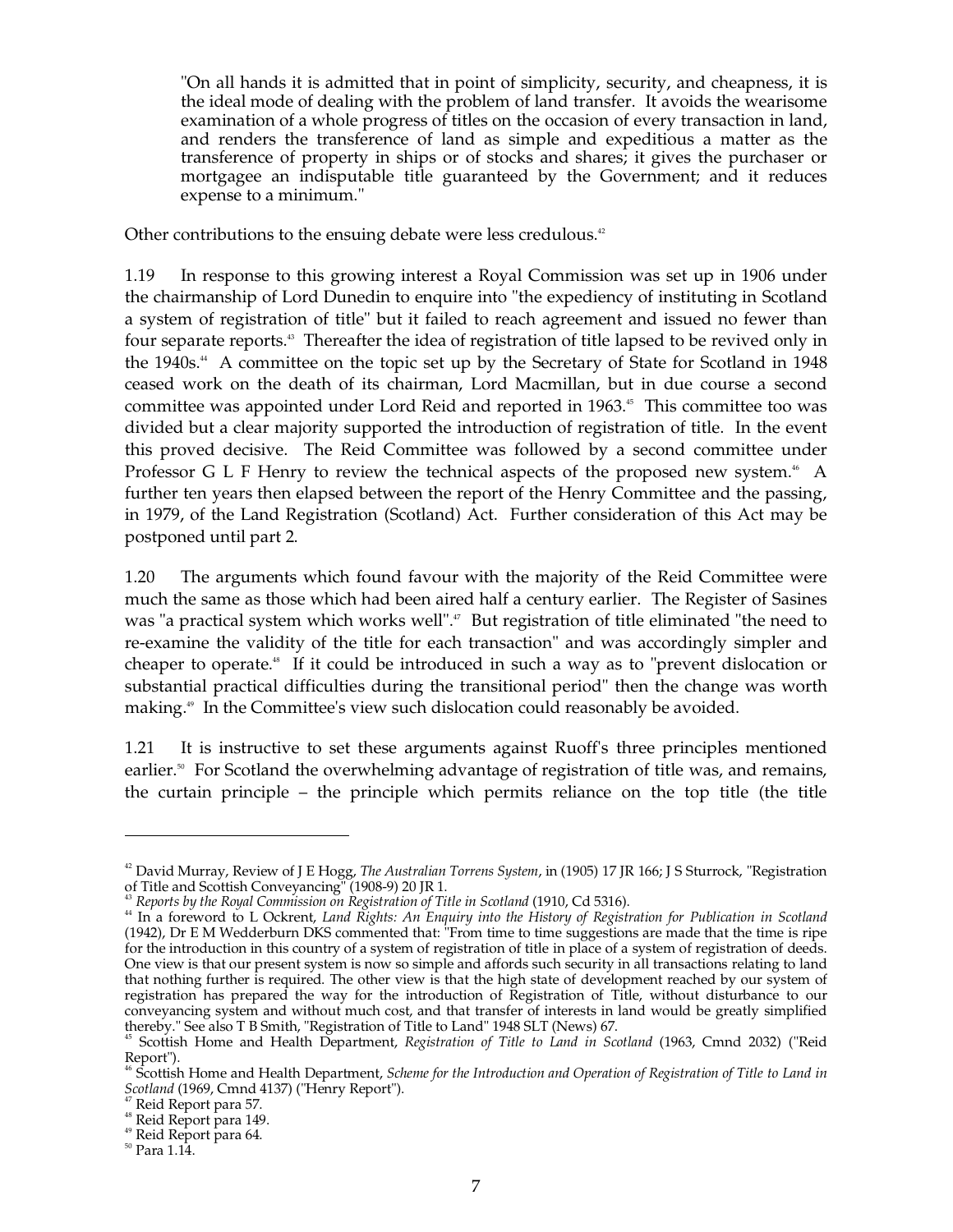> "On all hands it is admitted that in point of simplicity, security, and cheapness, it is the ideal mode of dealing with the problem of land transfer. It avoids the wearisome examination of a whole progress of titles on the occasion of every transaction in land, and renders the transference of land as simple and expeditious a matter as the transference of property in ships or of stocks and shares; it gives the purchaser or mortgagee an indisputable title guaranteed by the Government; and it reduces expense to a minimum."

Other contributions to the ensuing debate were less credulous.[42]

1.19 In response to this growing interest a Royal Commission was set up in 1906 under the chairmanship of Lord Dunedin to enquire into "the expediency of instituting in Scotland a system of registration of title" but it failed to reach agreement and issued no fewer than four separate reports.[43] Thereafter the idea of registration of title lapsed to be revived only in the 1940s.[44] A committee on the topic set up by the Secretary of State for Scotland in 1948 ceased work on the death of its chairman, Lord Macmillan, but in due course a second committee was appointed under Lord Reid and reported in 1963.[45] This committee too was divided but a clear majority supported the introduction of registration of title. In the event this proved decisive. The Reid Committee was followed by a second committee under Professor G L F Henry to review the technical aspects of the proposed new system.[46] A further ten years then elapsed between the report of the Henry Committee and the passing, in 1979, of the Land Registration (Scotland) Act. Further consideration of this Act may be postponed until part 2.

1.20 The arguments which found favour with the majority of the Reid Committee were much the same as those which had been aired half a century earlier. The Register of Sasines was "a practical system which works well".[47] But registration of title eliminated "the need to re-examine the validity of the title for each transaction" and was accordingly simpler and cheaper to operate.[48] If it could be introduced in such a way as to "prevent dislocation or substantial practical difficulties during the transitional period" then the change was worth making.[49] In the Committee's view such dislocation could reasonably be avoided.

1.21 It is instructive to set these arguments against Ruoff's three principles mentioned earlier.[50] For Scotland the overwhelming advantage of registration of title was, and remains, the curtain principle – the principle which permits reliance on the top title (the title

---

[42] David Murray, Review of J E Hogg, *The Australian Torrens System*, in (1905) 17 JR 166; J S Sturrock, "Registration of Title and Scottish Conveyancing" (1908-9) 20 JR 1.

[43] *Reports by the Royal Commission on Registration of Title in Scotland* (1910, Cd 5316).

[44] In a foreword to L Ockrent, *Land Rights: An Enquiry into the History of Registration for Publication in Scotland* (1942), Dr E M Wedderburn DKS commented that: "From time to time suggestions are made that the time is ripe for the introduction in this country of a system of registration of title in place of a system of registration of deeds. One view is that our present system is now so simple and affords such security in all transactions relating to land that nothing further is required. The other view is that the high state of development reached by our system of registration has prepared the way for the introduction of Registration of Title, without disturbance to our conveyancing system and without much cost, and that transfer of interests in land would be greatly simplified thereby." See also T B Smith, "Registration of Title to Land" 1948 SLT (News) 67.

[45] Scottish Home and Health Department, *Registration of Title to Land in Scotland* (1963, Cmnd 2032) ("Reid Report").

[46] Scottish Home and Health Department, *Scheme for the Introduction and Operation of Registration of Title to Land in Scotland* (1969, Cmnd 4137) ("Henry Report").

[47] Reid Report para 57.

[48] Reid Report para 149.

[49] Reid Report para 64.

[50] Para 1.14.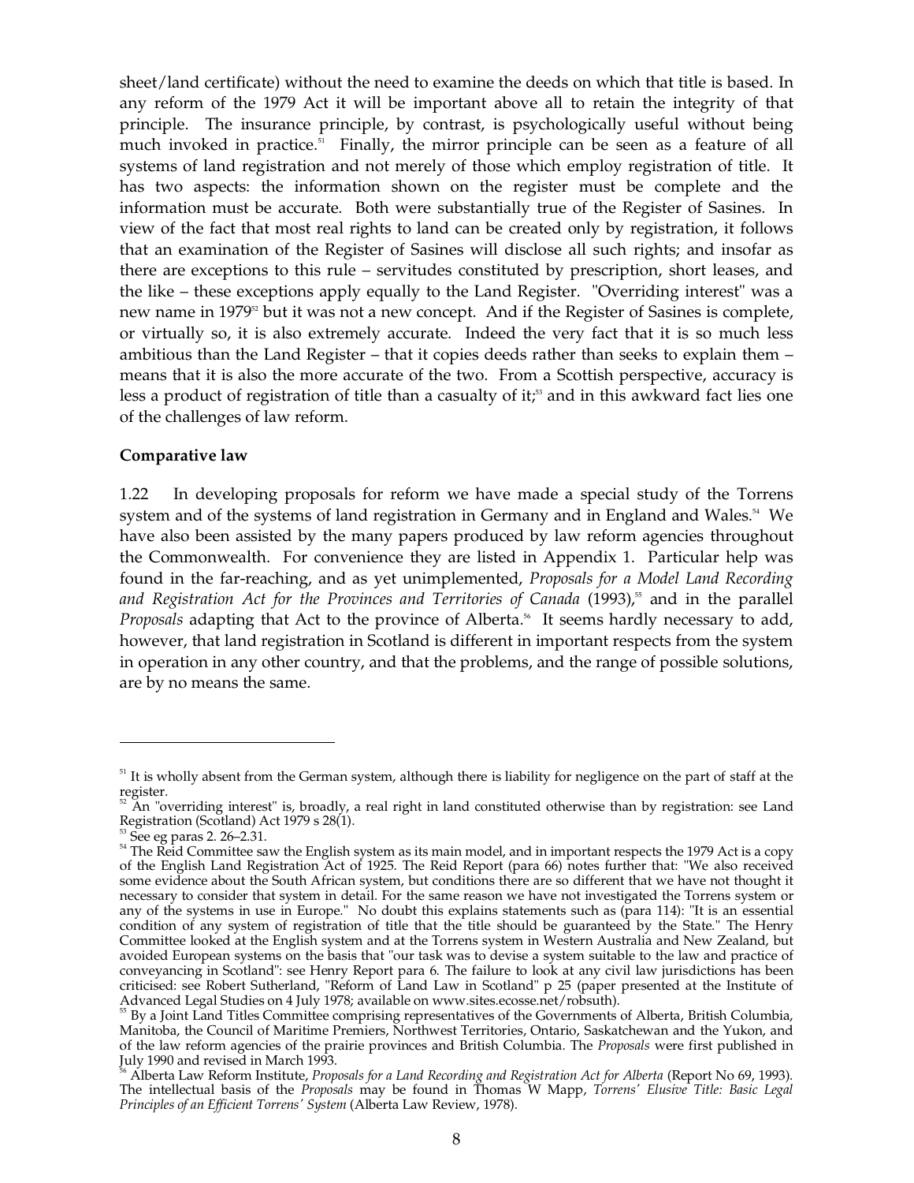sheet/land certificate) without the need to examine the deeds on which that title is based. In any reform of the 1979 Act it will be important above all to retain the integrity of that principle. The insurance principle, by contrast, is psychologically useful without being much invoked in practice.[51] Finally, the mirror principle can be seen as a feature of all systems of land registration and not merely of those which employ registration of title. It has two aspects: the information shown on the register must be complete and the information must be accurate. Both were substantially true of the Register of Sasines. In view of the fact that most real rights to land can be created only by registration, it follows that an examination of the Register of Sasines will disclose all such rights; and insofar as there are exceptions to this rule – servitudes constituted by prescription, short leases, and the like – these exceptions apply equally to the Land Register. "Overriding interest" was a new name in 1979[52] but it was not a new concept. And if the Register of Sasines is complete, or virtually so, it is also extremely accurate. Indeed the very fact that it is so much less ambitious than the Land Register – that it copies deeds rather than seeks to explain them – means that it is also the more accurate of the two. From a Scottish perspective, accuracy is less a product of registration of title than a casualty of it;[53] and in this awkward fact lies one of the challenges of law reform.

**Comparative law**

1.22 In developing proposals for reform we have made a special study of the Torrens system and of the systems of land registration in Germany and in England and Wales.[54] We have also been assisted by the many papers produced by law reform agencies throughout the Commonwealth. For convenience they are listed in Appendix 1. Particular help was found in the far-reaching, and as yet unimplemented, *Proposals for a Model Land Recording and Registration Act for the Provinces and Territories of Canada* (1993),[55] and in the parallel *Proposals* adapting that Act to the province of Alberta.[56] It seems hardly necessary to add, however, that land registration in Scotland is different in important respects from the system in operation in any other country, and that the problems, and the range of possible solutions, are by no means the same.

---

[51] It is wholly absent from the German system, although there is liability for negligence on the part of staff at the register.

[52] An "overriding interest" is, broadly, a real right in land constituted otherwise than by registration: see Land Registration (Scotland) Act 1979 s 28(1).

[53] See eg paras 2. 26–2.31.

[54] The Reid Committee saw the English system as its main model, and in important respects the 1979 Act is a copy of the English Land Registration Act of 1925. The Reid Report (para 66) notes further that: "We also received some evidence about the South African system, but conditions there are so different that we have not thought it necessary to consider that system in detail. For the same reason we have not investigated the Torrens system or any of the systems in use in Europe." No doubt this explains statements such as (para 114): "It is an essential condition of any system of registration of title that the title should be guaranteed by the State." The Henry Committee looked at the English system and at the Torrens system in Western Australia and New Zealand, but avoided European systems on the basis that "our task was to devise a system suitable to the law and practice of conveyancing in Scotland": see Henry Report para 6. The failure to look at any civil law jurisdictions has been criticised: see Robert Sutherland, "Reform of Land Law in Scotland" p 25 (paper presented at the Institute of Advanced Legal Studies on 4 July 1978; available on www.sites.ecosse.net/robsuth).

[55] By a Joint Land Titles Committee comprising representatives of the Governments of Alberta, British Columbia, Manitoba, the Council of Maritime Premiers, Northwest Territories, Ontario, Saskatchewan and the Yukon, and of the law reform agencies of the prairie provinces and British Columbia. The *Proposals* were first published in July 1990 and revised in March 1993.

[56] Alberta Law Reform Institute, *Proposals for a Land Recording and Registration Act for Alberta* (Report No 69, 1993). The intellectual basis of the *Proposals* may be found in Thomas W Mapp, *Torrens' Elusive Title: Basic Legal Principles of an Efficient Torrens' System* (Alberta Law Review, 1978).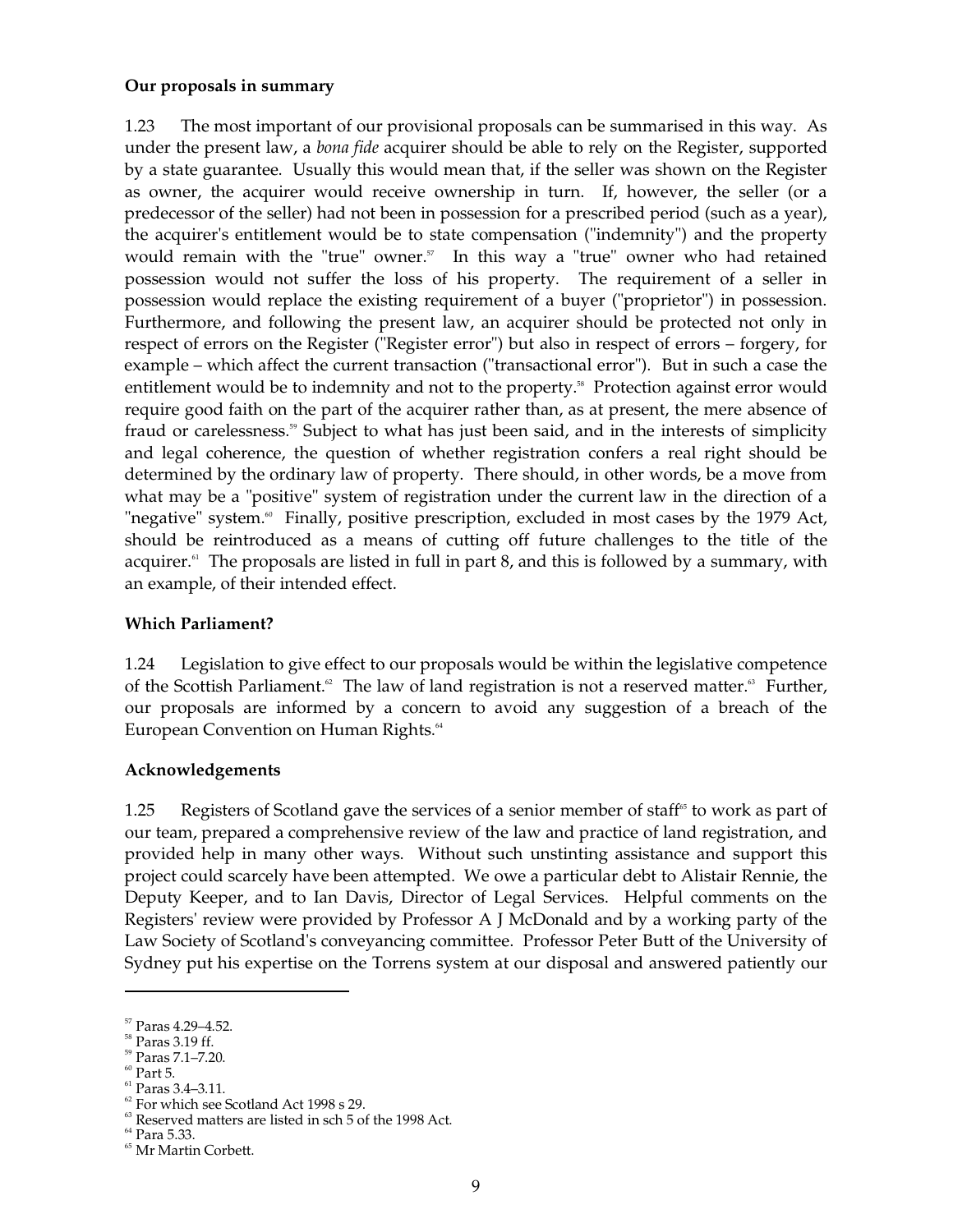**Our proposals in summary**

1.23 The most important of our provisional proposals can be summarised in this way. As under the present law, a *bona fide* acquirer should be able to rely on the Register, supported by a state guarantee. Usually this would mean that, if the seller was shown on the Register as owner, the acquirer would receive ownership in turn. If, however, the seller (or a predecessor of the seller) had not been in possession for a prescribed period (such as a year), the acquirer's entitlement would be to state compensation ("indemnity") and the property would remain with the "true" owner.[57] In this way a "true" owner who had retained possession would not suffer the loss of his property. The requirement of a seller in possession would replace the existing requirement of a buyer ("proprietor") in possession. Furthermore, and following the present law, an acquirer should be protected not only in respect of errors on the Register ("Register error") but also in respect of errors – forgery, for example – which affect the current transaction ("transactional error"). But in such a case the entitlement would be to indemnity and not to the property.[58] Protection against error would require good faith on the part of the acquirer rather than, as at present, the mere absence of fraud or carelessness.[59] Subject to what has just been said, and in the interests of simplicity and legal coherence, the question of whether registration confers a real right should be determined by the ordinary law of property. There should, in other words, be a move from what may be a "positive" system of registration under the current law in the direction of a "negative" system.[60] Finally, positive prescription, excluded in most cases by the 1979 Act, should be reintroduced as a means of cutting off future challenges to the title of the acquirer.[61] The proposals are listed in full in part 8, and this is followed by a summary, with an example, of their intended effect.

**Which Parliament?**

1.24 Legislation to give effect to our proposals would be within the legislative competence of the Scottish Parliament.[62] The law of land registration is not a reserved matter.[63] Further, our proposals are informed by a concern to avoid any suggestion of a breach of the European Convention on Human Rights.[64]

**Acknowledgements**

1.25 Registers of Scotland gave the services of a senior member of staff[65] to work as part of our team, prepared a comprehensive review of the law and practice of land registration, and provided help in many other ways. Without such unstinting assistance and support this project could scarcely have been attempted. We owe a particular debt to Alistair Rennie, the Deputy Keeper, and to Ian Davis, Director of Legal Services. Helpful comments on the Registers' review were provided by Professor A J McDonald and by a working party of the Law Society of Scotland's conveyancing committee. Professor Peter Butt of the University of Sydney put his expertise on the Torrens system at our disposal and answered patiently our

---

[57] Paras 4.29–4.52.

[58] Paras 3.19 ff.

[59] Paras 7.1–7.20.

[60] Part 5.

[61] Paras 3.4–3.11.

[62] For which see Scotland Act 1998 s 29.

[63] Reserved matters are listed in sch 5 of the 1998 Act.

[64] Para 5.33.

[65] Mr Martin Corbett.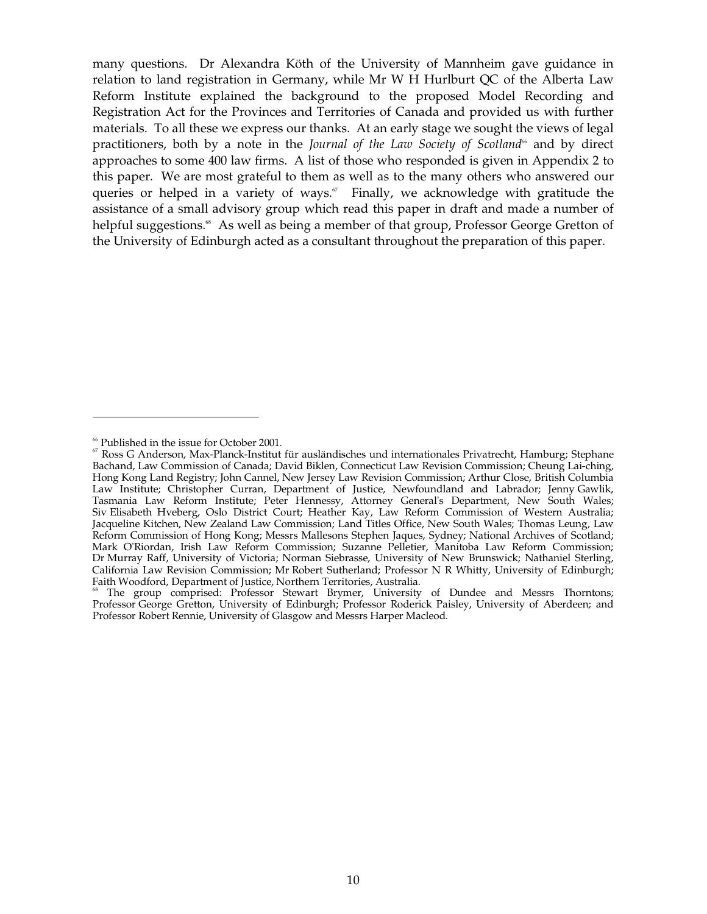many questions. Dr Alexandra Köth of the University of Mannheim gave guidance in relation to land registration in Germany, while Mr W H Hurlburt QC of the Alberta Law Reform Institute explained the background to the proposed Model Recording and Registration Act for the Provinces and Territories of Canada and provided us with further materials. To all these we express our thanks. At an early stage we sought the views of legal practitioners, both by a note in the *Journal of the Law Society of Scotland*[66] and by direct approaches to some 400 law firms. A list of those who responded is given in Appendix 2 to this paper. We are most grateful to them as well as to the many others who answered our queries or helped in a variety of ways.[67] Finally, we acknowledge with gratitude the assistance of a small advisory group which read this paper in draft and made a number of helpful suggestions.[68] As well as being a member of that group, Professor George Gretton of the University of Edinburgh acted as a consultant throughout the preparation of this paper.

---

[66] Published in the issue for October 2001.

[67] Ross G Anderson, Max-Planck-Institut für ausländisches und internationales Privatrecht, Hamburg; Stephane Bachand, Law Commission of Canada; David Biklen, Connecticut Law Revision Commission; Cheung Lai-ching, Hong Kong Land Registry; John Cannel, New Jersey Law Revision Commission; Arthur Close, British Columbia Law Institute; Christopher Curran, Department of Justice, Newfoundland and Labrador; Jenny Gawlik, Tasmania Law Reform Institute; Peter Hennessy, Attorney General's Department, New South Wales; Siv Elisabeth Hveberg, Oslo District Court; Heather Kay, Law Reform Commission of Western Australia; Jacqueline Kitchen, New Zealand Law Commission; Land Titles Office, New South Wales; Thomas Leung, Law Reform Commission of Hong Kong; Messrs Mallesons Stephen Jaques, Sydney; National Archives of Scotland; Mark O'Riordan, Irish Law Reform Commission; Suzanne Pelletier, Manitoba Law Reform Commission; Dr Murray Raff, University of Victoria; Norman Siebrasse, University of New Brunswick; Nathaniel Sterling, California Law Revision Commission; Mr Robert Sutherland; Professor N R Whitty, University of Edinburgh; Faith Woodford, Department of Justice, Northern Territories, Australia.

[68] The group comprised: Professor Stewart Brymer, University of Dundee and Messrs Thorntons; Professor George Gretton, University of Edinburgh; Professor Roderick Paisley, University of Aberdeen; and Professor Robert Rennie, University of Glasgow and Messrs Harper Macleod.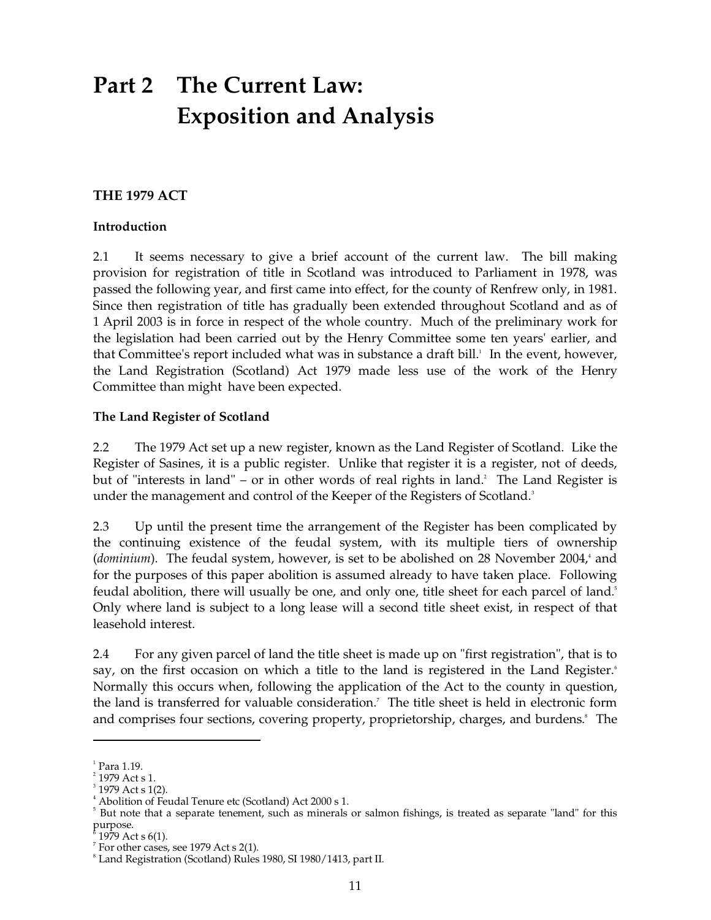# Part 2 The Current Law: Exposition and Analysis

## THE 1979 ACT

### Introduction

2.1 It seems necessary to give a brief account of the current law. The bill making provision for registration of title in Scotland was introduced to Parliament in 1978, was passed the following year, and first came into effect, for the county of Renfrew only, in 1981. Since then registration of title has gradually been extended throughout Scotland and as of 1 April 2003 is in force in respect of the whole country. Much of the preliminary work for the legislation had been carried out by the Henry Committee some ten years' earlier, and that Committee's report included what was in substance a draft bill.[1] In the event, however, the Land Registration (Scotland) Act 1979 made less use of the work of the Henry Committee than might have been expected.

### The Land Register of Scotland

2.2 The 1979 Act set up a new register, known as the Land Register of Scotland. Like the Register of Sasines, it is a public register. Unlike that register it is a register, not of deeds, but of "interests in land" – or in other words of real rights in land.[2] The Land Register is under the management and control of the Keeper of the Registers of Scotland.[3]

2.3 Up until the present time the arrangement of the Register has been complicated by the continuing existence of the feudal system, with its multiple tiers of ownership (*dominium*). The feudal system, however, is set to be abolished on 28 November 2004,[4] and for the purposes of this paper abolition is assumed already to have taken place. Following feudal abolition, there will usually be one, and only one, title sheet for each parcel of land.[5] Only where land is subject to a long lease will a second title sheet exist, in respect of that leasehold interest.

2.4 For any given parcel of land the title sheet is made up on "first registration", that is to say, on the first occasion on which a title to the land is registered in the Land Register.[6] Normally this occurs when, following the application of the Act to the county in question, the land is transferred for valuable consideration.[7] The title sheet is held in electronic form and comprises four sections, covering property, proprietorship, charges, and burdens.[8] The

---

[1] Para 1.19.
[2] 1979 Act s 1.
[3] 1979 Act s 1(2).
[4] Abolition of Feudal Tenure etc (Scotland) Act 2000 s 1.
[5] But note that a separate tenement, such as minerals or salmon fishings, is treated as separate "land" for this purpose.
[6] 1979 Act s 6(1).
[7] For other cases, see 1979 Act s 2(1).
[8] Land Registration (Scotland) Rules 1980, SI 1980/1413, part II.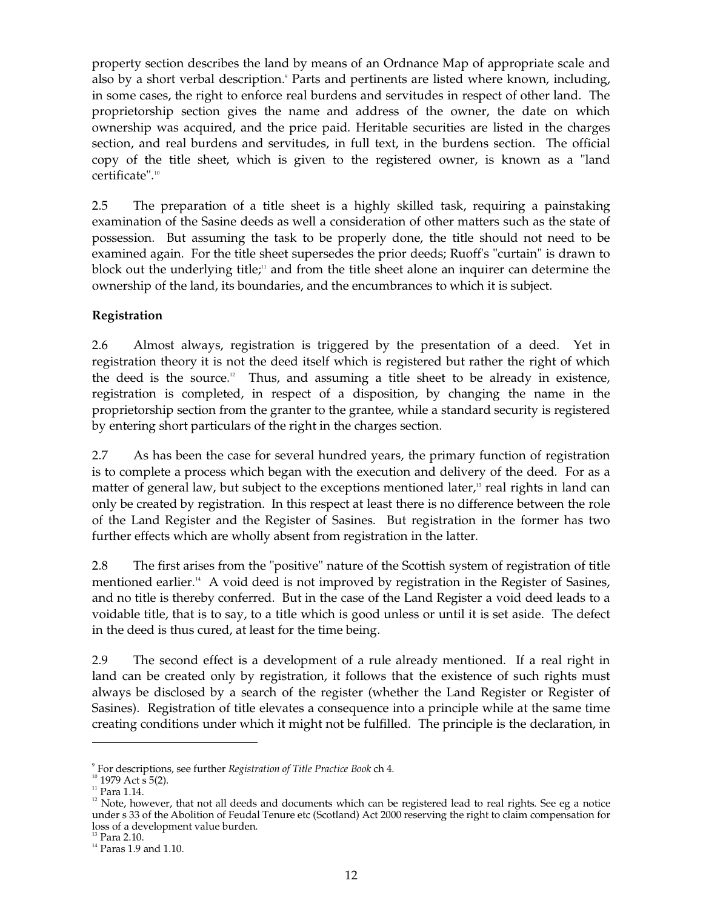property section describes the land by means of an Ordnance Map of appropriate scale and also by a short verbal description.[9] Parts and pertinents are listed where known, including, in some cases, the right to enforce real burdens and servitudes in respect of other land. The proprietorship section gives the name and address of the owner, the date on which ownership was acquired, and the price paid. Heritable securities are listed in the charges section, and real burdens and servitudes, in full text, in the burdens section. The official copy of the title sheet, which is given to the registered owner, is known as a "land certificate".[10]

2.5 The preparation of a title sheet is a highly skilled task, requiring a painstaking examination of the Sasine deeds as well a consideration of other matters such as the state of possession. But assuming the task to be properly done, the title should not need to be examined again. For the title sheet supersedes the prior deeds; Ruoff's "curtain" is drawn to block out the underlying title;[11] and from the title sheet alone an inquirer can determine the ownership of the land, its boundaries, and the encumbrances to which it is subject.

**Registration**

2.6 Almost always, registration is triggered by the presentation of a deed. Yet in registration theory it is not the deed itself which is registered but rather the right of which the deed is the source.[12] Thus, and assuming a title sheet to be already in existence, registration is completed, in respect of a disposition, by changing the name in the proprietorship section from the granter to the grantee, while a standard security is registered by entering short particulars of the right in the charges section.

2.7 As has been the case for several hundred years, the primary function of registration is to complete a process which began with the execution and delivery of the deed. For as a matter of general law, but subject to the exceptions mentioned later,[13] real rights in land can only be created by registration. In this respect at least there is no difference between the role of the Land Register and the Register of Sasines. But registration in the former has two further effects which are wholly absent from registration in the latter.

2.8 The first arises from the "positive" nature of the Scottish system of registration of title mentioned earlier.[14] A void deed is not improved by registration in the Register of Sasines, and no title is thereby conferred. But in the case of the Land Register a void deed leads to a voidable title, that is to say, to a title which is good unless or until it is set aside. The defect in the deed is thus cured, at least for the time being.

2.9 The second effect is a development of a rule already mentioned. If a real right in land can be created only by registration, it follows that the existence of such rights must always be disclosed by a search of the register (whether the Land Register or Register of Sasines). Registration of title elevates a consequence into a principle while at the same time creating conditions under which it might not be fulfilled. The principle is the declaration, in

---

[9] For descriptions, see further *Registration of Title Practice Book* ch 4.

[10] 1979 Act s 5(2).

[11] Para 1.14.

[12] Note, however, that not all deeds and documents which can be registered lead to real rights. See eg a notice under s 33 of the Abolition of Feudal Tenure etc (Scotland) Act 2000 reserving the right to claim compensation for loss of a development value burden.

[13] Para 2.10.

[14] Paras 1.9 and 1.10.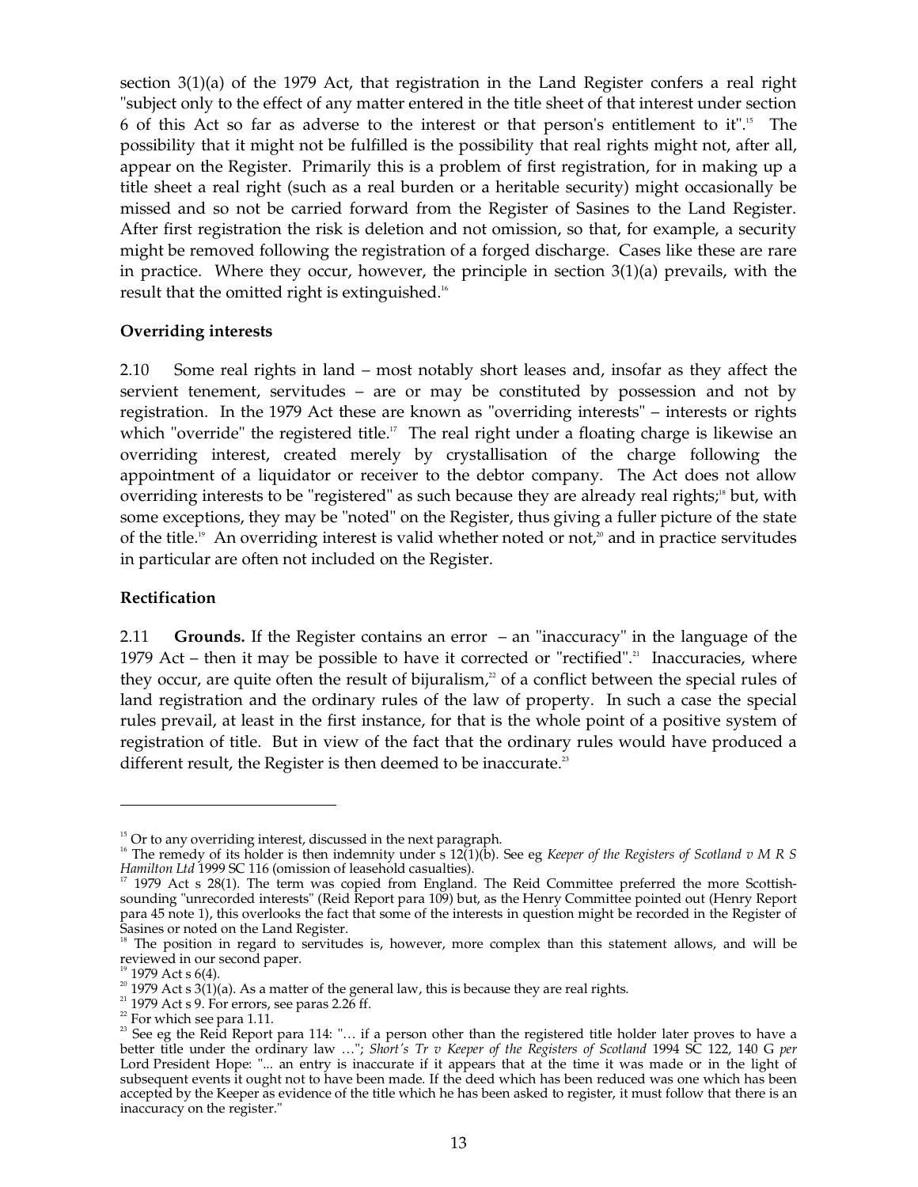section 3(1)(a) of the 1979 Act, that registration in the Land Register confers a real right "subject only to the effect of any matter entered in the title sheet of that interest under section 6 of this Act so far as adverse to the interest or that person's entitlement to it".[15] The possibility that it might not be fulfilled is the possibility that real rights might not, after all, appear on the Register. Primarily this is a problem of first registration, for in making up a title sheet a real right (such as a real burden or a heritable security) might occasionally be missed and so not be carried forward from the Register of Sasines to the Land Register. After first registration the risk is deletion and not omission, so that, for example, a security might be removed following the registration of a forged discharge. Cases like these are rare in practice. Where they occur, however, the principle in section 3(1)(a) prevails, with the result that the omitted right is extinguished.[16]

**Overriding interests**

2.10 Some real rights in land – most notably short leases and, insofar as they affect the servient tenement, servitudes – are or may be constituted by possession and not by registration. In the 1979 Act these are known as "overriding interests" – interests or rights which "override" the registered title.[17] The real right under a floating charge is likewise an overriding interest, created merely by crystallisation of the charge following the appointment of a liquidator or receiver to the debtor company. The Act does not allow overriding interests to be "registered" as such because they are already real rights;[18] but, with some exceptions, they may be "noted" on the Register, thus giving a fuller picture of the state of the title.[19] An overriding interest is valid whether noted or not,[20] and in practice servitudes in particular are often not included on the Register.

**Rectification**

2.11 **Grounds.** If the Register contains an error – an "inaccuracy" in the language of the 1979 Act – then it may be possible to have it corrected or "rectified".[21] Inaccuracies, where they occur, are quite often the result of bijuralism,[22] of a conflict between the special rules of land registration and the ordinary rules of the law of property. In such a case the special rules prevail, at least in the first instance, for that is the whole point of a positive system of registration of title. But in view of the fact that the ordinary rules would have produced a different result, the Register is then deemed to be inaccurate.[23]

---

[15] Or to any overriding interest, discussed in the next paragraph.

[16] The remedy of its holder is then indemnity under s 12(1)(b). See eg *Keeper of the Registers of Scotland v M R S Hamilton Ltd* 1999 SC 116 (omission of leasehold casualties).

[17] 1979 Act s 28(1). The term was copied from England. The Reid Committee preferred the more Scottish-sounding "unrecorded interests" (Reid Report para 109) but, as the Henry Committee pointed out (Henry Report para 45 note 1), this overlooks the fact that some of the interests in question might be recorded in the Register of Sasines or noted on the Land Register.

[18] The position in regard to servitudes is, however, more complex than this statement allows, and will be reviewed in our second paper.

[19] 1979 Act s 6(4).

[20] 1979 Act s 3(1)(a). As a matter of the general law, this is because they are real rights.

[21] 1979 Act s 9. For errors, see paras 2.26 ff.

[22] For which see para 1.11.

[23] See eg the Reid Report para 114: "… if a person other than the registered title holder later proves to have a better title under the ordinary law …"; *Short's Tr v Keeper of the Registers of Scotland* 1994 SC 122, 140 G *per* Lord President Hope: "... an entry is inaccurate if it appears that at the time it was made or in the light of subsequent events it ought not to have been made. If the deed which has been reduced was one which has been accepted by the Keeper as evidence of the title which he has been asked to register, it must follow that there is an inaccuracy on the register."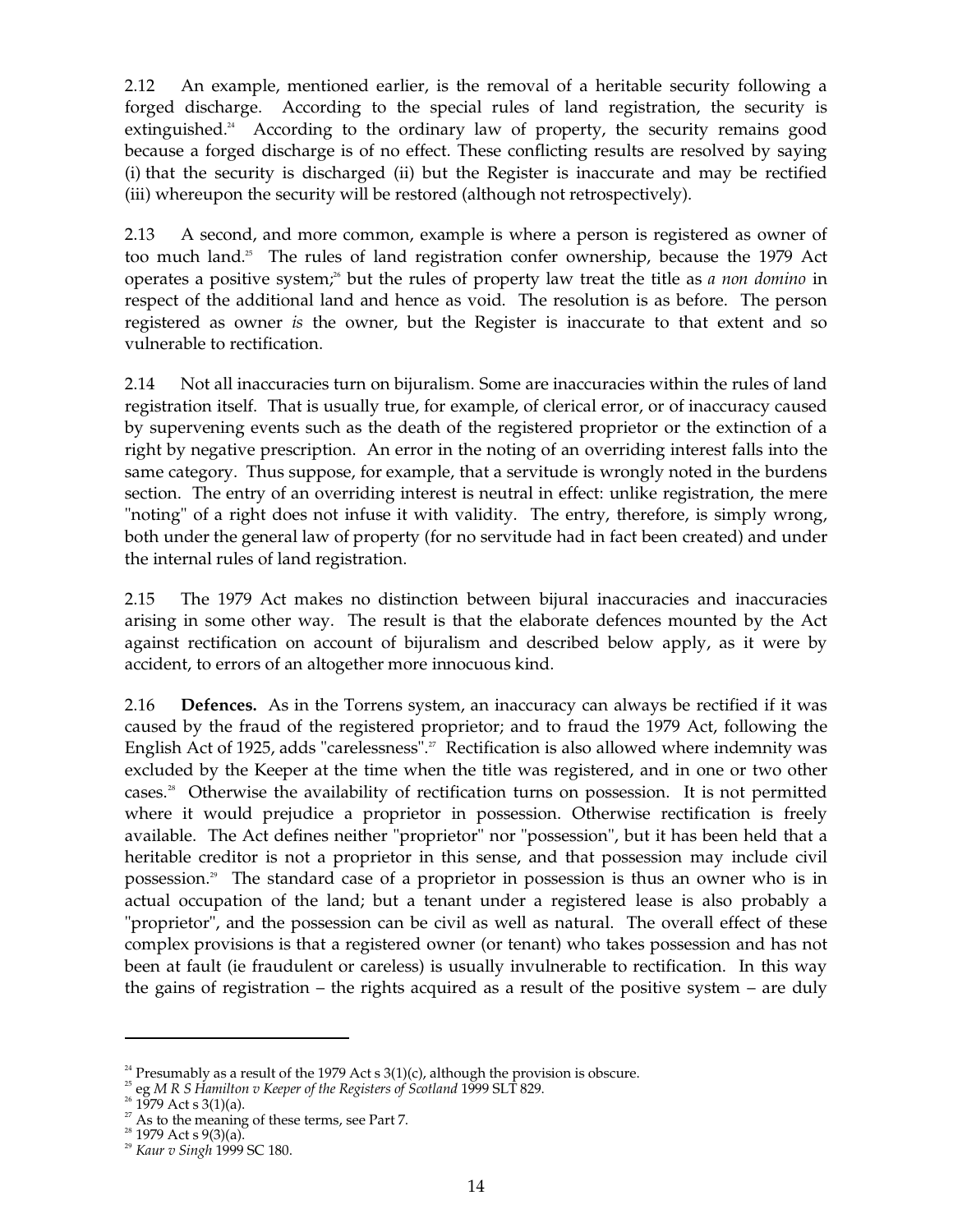2.12 An example, mentioned earlier, is the removal of a heritable security following a forged discharge. According to the special rules of land registration, the security is extinguished.[24] According to the ordinary law of property, the security remains good because a forged discharge is of no effect. These conflicting results are resolved by saying (i) that the security is discharged (ii) but the Register is inaccurate and may be rectified (iii) whereupon the security will be restored (although not retrospectively).

2.13 A second, and more common, example is where a person is registered as owner of too much land.[25] The rules of land registration confer ownership, because the 1979 Act operates a positive system;[26] but the rules of property law treat the title as *a non domino* in respect of the additional land and hence as void. The resolution is as before. The person registered as owner *is* the owner, but the Register is inaccurate to that extent and so vulnerable to rectification.

2.14 Not all inaccuracies turn on bijuralism. Some are inaccuracies within the rules of land registration itself. That is usually true, for example, of clerical error, or of inaccuracy caused by supervening events such as the death of the registered proprietor or the extinction of a right by negative prescription. An error in the noting of an overriding interest falls into the same category. Thus suppose, for example, that a servitude is wrongly noted in the burdens section. The entry of an overriding interest is neutral in effect: unlike registration, the mere "noting" of a right does not infuse it with validity. The entry, therefore, is simply wrong, both under the general law of property (for no servitude had in fact been created) and under the internal rules of land registration.

2.15 The 1979 Act makes no distinction between bijural inaccuracies and inaccuracies arising in some other way. The result is that the elaborate defences mounted by the Act against rectification on account of bijuralism and described below apply, as it were by accident, to errors of an altogether more innocuous kind.

2.16 **Defences.** As in the Torrens system, an inaccuracy can always be rectified if it was caused by the fraud of the registered proprietor; and to fraud the 1979 Act, following the English Act of 1925, adds "carelessness".[27] Rectification is also allowed where indemnity was excluded by the Keeper at the time when the title was registered, and in one or two other cases.[28] Otherwise the availability of rectification turns on possession. It is not permitted where it would prejudice a proprietor in possession. Otherwise rectification is freely available. The Act defines neither "proprietor" nor "possession", but it has been held that a heritable creditor is not a proprietor in this sense, and that possession may include civil possession.[29] The standard case of a proprietor in possession is thus an owner who is in actual occupation of the land; but a tenant under a registered lease is also probably a "proprietor", and the possession can be civil as well as natural. The overall effect of these complex provisions is that a registered owner (or tenant) who takes possession and has not been at fault (ie fraudulent or careless) is usually invulnerable to rectification. In this way the gains of registration – the rights acquired as a result of the positive system – are duly

---

[24] Presumably as a result of the 1979 Act s 3(1)(c), although the provision is obscure.

[25] eg *M R S Hamilton v Keeper of the Registers of Scotland* 1999 SLT 829.

[26] 1979 Act s 3(1)(a).

[27] As to the meaning of these terms, see Part 7.

[28] 1979 Act s 9(3)(a).

[29] *Kaur v Singh* 1999 SC 180.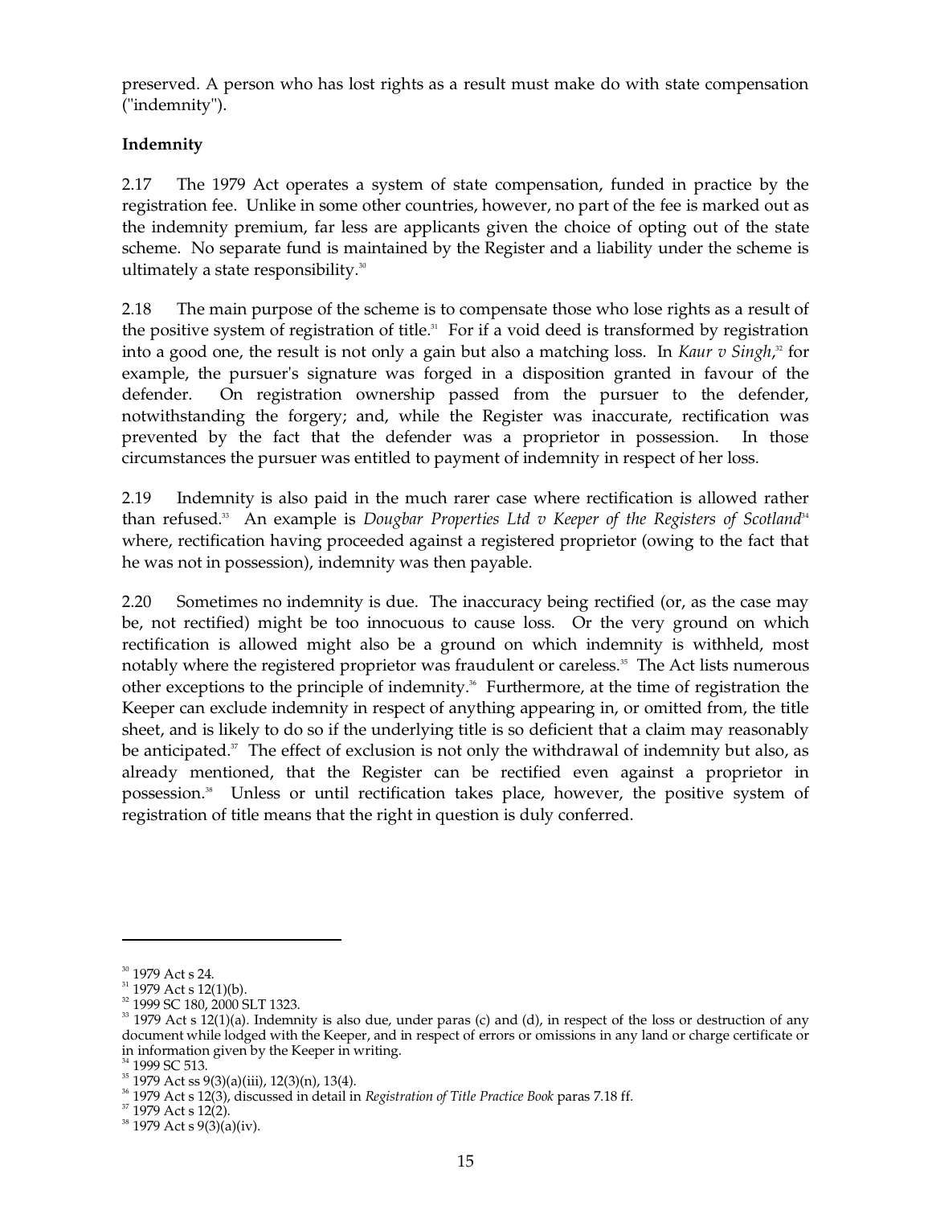preserved. A person who has lost rights as a result must make do with state compensation ("indemnity").

**Indemnity**

2.17 The 1979 Act operates a system of state compensation, funded in practice by the registration fee. Unlike in some other countries, however, no part of the fee is marked out as the indemnity premium, far less are applicants given the choice of opting out of the state scheme. No separate fund is maintained by the Register and a liability under the scheme is ultimately a state responsibility.[30]

2.18 The main purpose of the scheme is to compensate those who lose rights as a result of the positive system of registration of title.[31] For if a void deed is transformed by registration into a good one, the result is not only a gain but also a matching loss. In *Kaur v Singh*,[32] for example, the pursuer's signature was forged in a disposition granted in favour of the defender. On registration ownership passed from the pursuer to the defender, notwithstanding the forgery; and, while the Register was inaccurate, rectification was prevented by the fact that the defender was a proprietor in possession. In those circumstances the pursuer was entitled to payment of indemnity in respect of her loss.

2.19 Indemnity is also paid in the much rarer case where rectification is allowed rather than refused.[33] An example is *Dougbar Properties Ltd v Keeper of the Registers of Scotland*[34] where, rectification having proceeded against a registered proprietor (owing to the fact that he was not in possession), indemnity was then payable.

2.20 Sometimes no indemnity is due. The inaccuracy being rectified (or, as the case may be, not rectified) might be too innocuous to cause loss. Or the very ground on which rectification is allowed might also be a ground on which indemnity is withheld, most notably where the registered proprietor was fraudulent or careless.[35] The Act lists numerous other exceptions to the principle of indemnity.[36] Furthermore, at the time of registration the Keeper can exclude indemnity in respect of anything appearing in, or omitted from, the title sheet, and is likely to do so if the underlying title is so deficient that a claim may reasonably be anticipated.[37] The effect of exclusion is not only the withdrawal of indemnity but also, as already mentioned, that the Register can be rectified even against a proprietor in possession.[38] Unless or until rectification takes place, however, the positive system of registration of title means that the right in question is duly conferred.

---

[30] 1979 Act s 24.

[31] 1979 Act s 12(1)(b).

[32] 1999 SC 180, 2000 SLT 1323.

[33] 1979 Act s 12(1)(a). Indemnity is also due, under paras (c) and (d), in respect of the loss or destruction of any document while lodged with the Keeper, and in respect of errors or omissions in any land or charge certificate or in information given by the Keeper in writing.

[34] 1999 SC 513.

[35] 1979 Act ss 9(3)(a)(iii), 12(3)(n), 13(4).

[36] 1979 Act s 12(3), discussed in detail in *Registration of Title Practice Book* paras 7.18 ff.

[37] 1979 Act s 12(2).

[38] 1979 Act s 9(3)(a)(iv).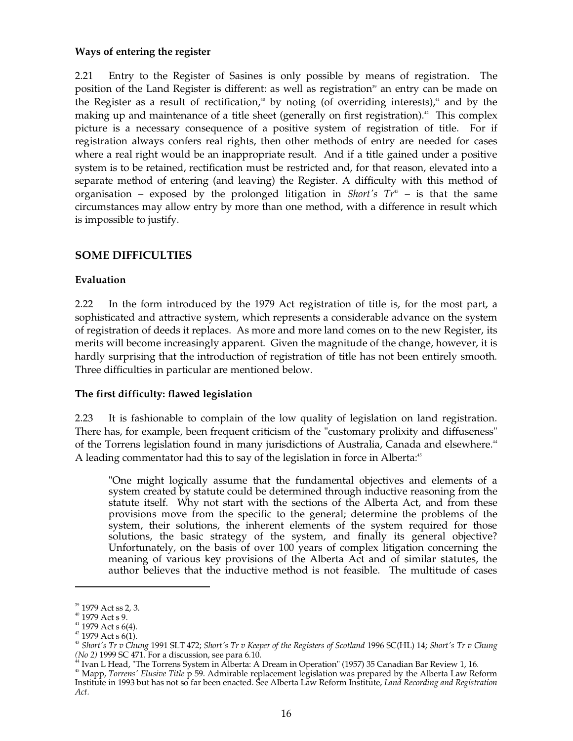**Ways of entering the register**

2.21 Entry to the Register of Sasines is only possible by means of registration. The position of the Land Register is different: as well as registration[39] an entry can be made on the Register as a result of rectification,[40] by noting (of overriding interests),[41] and by the making up and maintenance of a title sheet (generally on first registration).[42] This complex picture is a necessary consequence of a positive system of registration of title. For if registration always confers real rights, then other methods of entry are needed for cases where a real right would be an inappropriate result. And if a title gained under a positive system is to be retained, rectification must be restricted and, for that reason, elevated into a separate method of entering (and leaving) the Register. A difficulty with this method of organisation – exposed by the prolonged litigation in *Short's Tr*[43] – is that the same circumstances may allow entry by more than one method, with a difference in result which is impossible to justify.

## SOME DIFFICULTIES

**Evaluation**

2.22 In the form introduced by the 1979 Act registration of title is, for the most part, a sophisticated and attractive system, which represents a considerable advance on the system of registration of deeds it replaces. As more and more land comes on to the new Register, its merits will become increasingly apparent. Given the magnitude of the change, however, it is hardly surprising that the introduction of registration of title has not been entirely smooth. Three difficulties in particular are mentioned below.

**The first difficulty: flawed legislation**

2.23 It is fashionable to complain of the low quality of legislation on land registration. There has, for example, been frequent criticism of the "customary prolixity and diffuseness" of the Torrens legislation found in many jurisdictions of Australia, Canada and elsewhere.[44] A leading commentator had this to say of the legislation in force in Alberta:[45]

> "One might logically assume that the fundamental objectives and elements of a system created by statute could be determined through inductive reasoning from the statute itself. Why not start with the sections of the Alberta Act, and from these provisions move from the specific to the general; determine the problems of the system, their solutions, the inherent elements of the system required for those solutions, the basic strategy of the system, and finally its general objective? Unfortunately, on the basis of over 100 years of complex litigation concerning the meaning of various key provisions of the Alberta Act and of similar statutes, the author believes that the inductive method is not feasible. The multitude of cases

---

[39] 1979 Act ss 2, 3.

[40] 1979 Act s 9.

[41] 1979 Act s 6(4).

[42] 1979 Act s 6(1).

[43] *Short's Tr v Chung* 1991 SLT 472; *Short's Tr v Keeper of the Registers of Scotland* 1996 SC(HL) 14; *Short's Tr v Chung (No 2)* 1999 SC 471. For a discussion, see para 6.10.

[44] Ivan L Head, "The Torrens System in Alberta: A Dream in Operation" (1957) 35 Canadian Bar Review 1, 16.

[45] Mapp, *Torrens' Elusive Title* p 59. Admirable replacement legislation was prepared by the Alberta Law Reform Institute in 1993 but has not so far been enacted. See Alberta Law Reform Institute, *Land Recording and Registration Act*.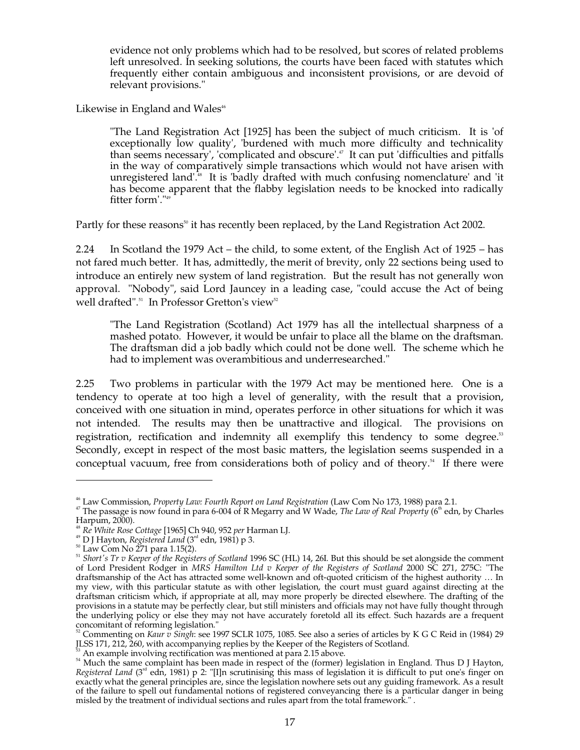evidence not only problems which had to be resolved, but scores of related problems left unresolved. In seeking solutions, the courts have been faced with statutes which frequently either contain ambiguous and inconsistent provisions, or are devoid of relevant provisions."

Likewise in England and Wales[46]

> "The Land Registration Act [1925] has been the subject of much criticism. It is 'of exceptionally low quality', 'burdened with much more difficulty and technicality than seems necessary', 'complicated and obscure'.[47] It can put 'difficulties and pitfalls in the way of comparatively simple transactions which would not have arisen with unregistered land'.[48] It is 'badly drafted with much confusing nomenclature' and 'it has become apparent that the flabby legislation needs to be knocked into radically fitter form'."[49]

Partly for these reasons[50] it has recently been replaced, by the Land Registration Act 2002.

2.24 In Scotland the 1979 Act – the child, to some extent, of the English Act of 1925 – has not fared much better. It has, admittedly, the merit of brevity, only 22 sections being used to introduce an entirely new system of land registration. But the result has not generally won approval. "Nobody", said Lord Jauncey in a leading case, "could accuse the Act of being well drafted".[51] In Professor Gretton's view[52]

> "The Land Registration (Scotland) Act 1979 has all the intellectual sharpness of a mashed potato. However, it would be unfair to place all the blame on the draftsman. The draftsman did a job badly which could not be done well. The scheme which he had to implement was overambitious and underresearched."

2.25 Two problems in particular with the 1979 Act may be mentioned here. One is a tendency to operate at too high a level of generality, with the result that a provision, conceived with one situation in mind, operates perforce in other situations for which it was not intended. The results may then be unattractive and illogical. The provisions on registration, rectification and indemnity all exemplify this tendency to some degree.[53] Secondly, except in respect of the most basic matters, the legislation seems suspended in a conceptual vacuum, free from considerations both of policy and of theory.[54] If there were

---

[46] Law Commission, *Property Law: Fourth Report on Land Registration* (Law Com No 173, 1988) para 2.1.

[47] The passage is now found in para 6-004 of R Megarry and W Wade, *The Law of Real Property* (6th edn, by Charles Harpum, 2000).

[48] *Re White Rose Cottage* [1965] Ch 940, 952 *per* Harman LJ.

[49] D J Hayton, *Registered Land* (3rd edn, 1981) p 3.

[50] Law Com No 271 para 1.15(2).

[51] *Short's Tr v Keeper of the Registers of Scotland* 1996 SC (HL) 14, 26I. But this should be set alongside the comment of Lord President Rodger in *MRS Hamilton Ltd v Keeper of the Registers of Scotland* 2000 SC 271, 275C: "The draftsmanship of the Act has attracted some well-known and oft-quoted criticism of the highest authority … In my view, with this particular statute as with other legislation, the court must guard against directing at the draftsman criticism which, if appropriate at all, may more properly be directed elsewhere. The drafting of the provisions in a statute may be perfectly clear, but still ministers and officials may not have fully thought through the underlying policy or else they may not have accurately foretold all its effect. Such hazards are a frequent concomitant of reforming legislation."

[52] Commenting on *Kaur v Singh*: see 1997 SCLR 1075, 1085. See also a series of articles by K G C Reid in (1984) 29 JLSS 171, 212, 260, with accompanying replies by the Keeper of the Registers of Scotland.

[53] An example involving rectification was mentioned at para 2.15 above.

[54] Much the same complaint has been made in respect of the (former) legislation in England. Thus D J Hayton, *Registered Land* (3rd edn, 1981) p 2: "[I]n scrutinising this mass of legislation it is difficult to put one's finger on exactly what the general principles are, since the legislation nowhere sets out any guiding framework. As a result of the failure to spell out fundamental notions of registered conveyancing there is a particular danger in being misled by the treatment of individual sections and rules apart from the total framework." .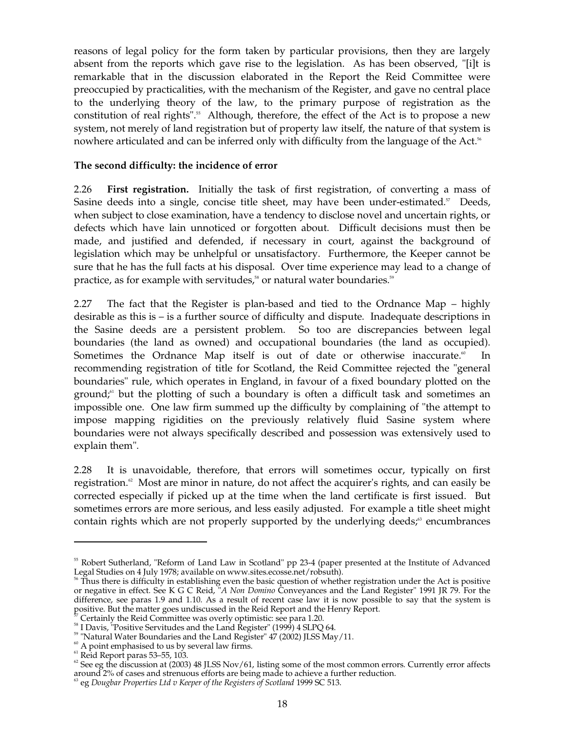reasons of legal policy for the form taken by particular provisions, then they are largely absent from the reports which gave rise to the legislation. As has been observed, "[i]t is remarkable that in the discussion elaborated in the Report the Reid Committee were preoccupied by practicalities, with the mechanism of the Register, and gave no central place to the underlying theory of the law, to the primary purpose of registration as the constitution of real rights".[55] Although, therefore, the effect of the Act is to propose a new system, not merely of land registration but of property law itself, the nature of that system is nowhere articulated and can be inferred only with difficulty from the language of the Act.[56]

**The second difficulty: the incidence of error**

2.26 **First registration.** Initially the task of first registration, of converting a mass of Sasine deeds into a single, concise title sheet, may have been under-estimated.[57] Deeds, when subject to close examination, have a tendency to disclose novel and uncertain rights, or defects which have lain unnoticed or forgotten about. Difficult decisions must then be made, and justified and defended, if necessary in court, against the background of legislation which may be unhelpful or unsatisfactory. Furthermore, the Keeper cannot be sure that he has the full facts at his disposal. Over time experience may lead to a change of practice, as for example with servitudes,[58] or natural water boundaries.[59]

2.27 The fact that the Register is plan-based and tied to the Ordnance Map – highly desirable as this is – is a further source of difficulty and dispute. Inadequate descriptions in the Sasine deeds are a persistent problem. So too are discrepancies between legal boundaries (the land as owned) and occupational boundaries (the land as occupied). Sometimes the Ordnance Map itself is out of date or otherwise inaccurate.[60] In recommending registration of title for Scotland, the Reid Committee rejected the "general boundaries" rule, which operates in England, in favour of a fixed boundary plotted on the ground;[61] but the plotting of such a boundary is often a difficult task and sometimes an impossible one. One law firm summed up the difficulty by complaining of "the attempt to impose mapping rigidities on the previously relatively fluid Sasine system where boundaries were not always specifically described and possession was extensively used to explain them".

2.28 It is unavoidable, therefore, that errors will sometimes occur, typically on first registration.[62] Most are minor in nature, do not affect the acquirer's rights, and can easily be corrected especially if picked up at the time when the land certificate is first issued. But sometimes errors are more serious, and less easily adjusted. For example a title sheet might contain rights which are not properly supported by the underlying deeds;[63] encumbrances

---

[55] Robert Sutherland, "Reform of Land Law in Scotland" pp 23-4 (paper presented at the Institute of Advanced Legal Studies on 4 July 1978; available on www.sites.ecosse.net/robsuth).

[56] Thus there is difficulty in establishing even the basic question of whether registration under the Act is positive or negative in effect. See K G C Reid, "*A Non Domino* Conveyances and the Land Register" 1991 JR 79. For the difference, see paras 1.9 and 1.10. As a result of recent case law it is now possible to say that the system is positive. But the matter goes undiscussed in the Reid Report and the Henry Report.

[57] Certainly the Reid Committee was overly optimistic: see para 1.20.

[58] I Davis, "Positive Servitudes and the Land Register" (1999) 4 SLPQ 64.

[59] "Natural Water Boundaries and the Land Register" 47 (2002) JLSS May/11.

[60] A point emphasised to us by several law firms.

[61] Reid Report paras 53–55, 103.

[62] See eg the discussion at (2003) 48 JLSS Nov/61, listing some of the most common errors. Currently error affects around 2% of cases and strenuous efforts are being made to achieve a further reduction.

[63] eg *Dougbar Properties Ltd v Keeper of the Registers of Scotland* 1999 SC 513.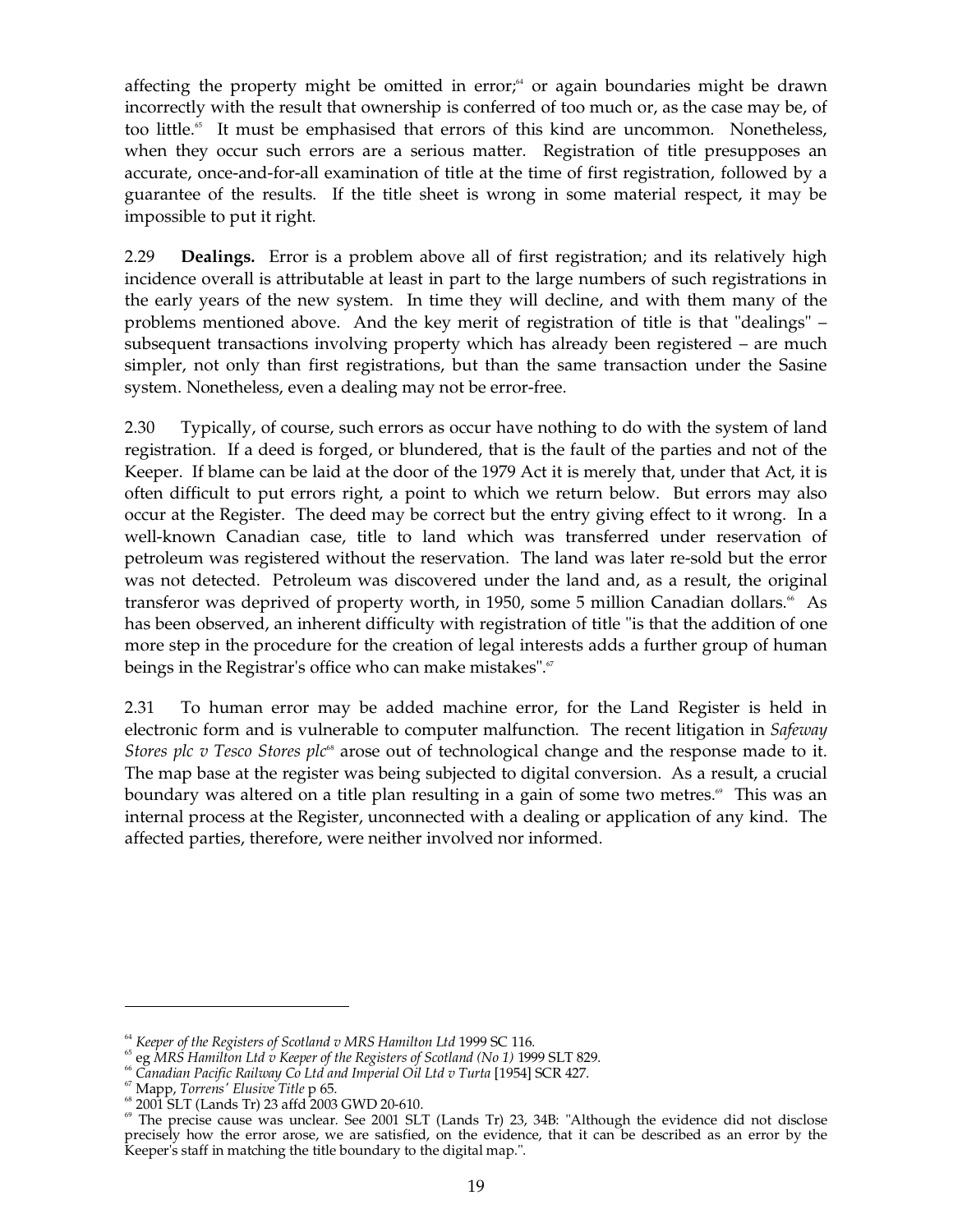affecting the property might be omitted in error;[64] or again boundaries might be drawn incorrectly with the result that ownership is conferred of too much or, as the case may be, of too little.[65] It must be emphasised that errors of this kind are uncommon. Nonetheless, when they occur such errors are a serious matter. Registration of title presupposes an accurate, once-and-for-all examination of title at the time of first registration, followed by a guarantee of the results. If the title sheet is wrong in some material respect, it may be impossible to put it right.

2.29 **Dealings.** Error is a problem above all of first registration; and its relatively high incidence overall is attributable at least in part to the large numbers of such registrations in the early years of the new system. In time they will decline, and with them many of the problems mentioned above. And the key merit of registration of title is that "dealings" – subsequent transactions involving property which has already been registered – are much simpler, not only than first registrations, but than the same transaction under the Sasine system. Nonetheless, even a dealing may not be error-free.

2.30 Typically, of course, such errors as occur have nothing to do with the system of land registration. If a deed is forged, or blundered, that is the fault of the parties and not of the Keeper. If blame can be laid at the door of the 1979 Act it is merely that, under that Act, it is often difficult to put errors right, a point to which we return below. But errors may also occur at the Register. The deed may be correct but the entry giving effect to it wrong. In a well-known Canadian case, title to land which was transferred under reservation of petroleum was registered without the reservation. The land was later re-sold but the error was not detected. Petroleum was discovered under the land and, as a result, the original transferor was deprived of property worth, in 1950, some 5 million Canadian dollars.[66] As has been observed, an inherent difficulty with registration of title "is that the addition of one more step in the procedure for the creation of legal interests adds a further group of human beings in the Registrar's office who can make mistakes".[67]

2.31 To human error may be added machine error, for the Land Register is held in electronic form and is vulnerable to computer malfunction. The recent litigation in *Safeway Stores plc v Tesco Stores plc*[68] arose out of technological change and the response made to it. The map base at the register was being subjected to digital conversion. As a result, a crucial boundary was altered on a title plan resulting in a gain of some two metres.[69] This was an internal process at the Register, unconnected with a dealing or application of any kind. The affected parties, therefore, were neither involved nor informed.

---

[64] *Keeper of the Registers of Scotland v MRS Hamilton Ltd* 1999 SC 116.

[65] eg *MRS Hamilton Ltd v Keeper of the Registers of Scotland (No 1)* 1999 SLT 829.

[66] *Canadian Pacific Railway Co Ltd and Imperial Oil Ltd v Turta* [1954] SCR 427.

[67] Mapp, *Torrens' Elusive Title* p 65.

[68] 2001 SLT (Lands Tr) 23 affd 2003 GWD 20-610.

[69] The precise cause was unclear. See 2001 SLT (Lands Tr) 23, 34B: "Although the evidence did not disclose precisely how the error arose, we are satisfied, on the evidence, that it can be described as an error by the Keeper's staff in matching the title boundary to the digital map.".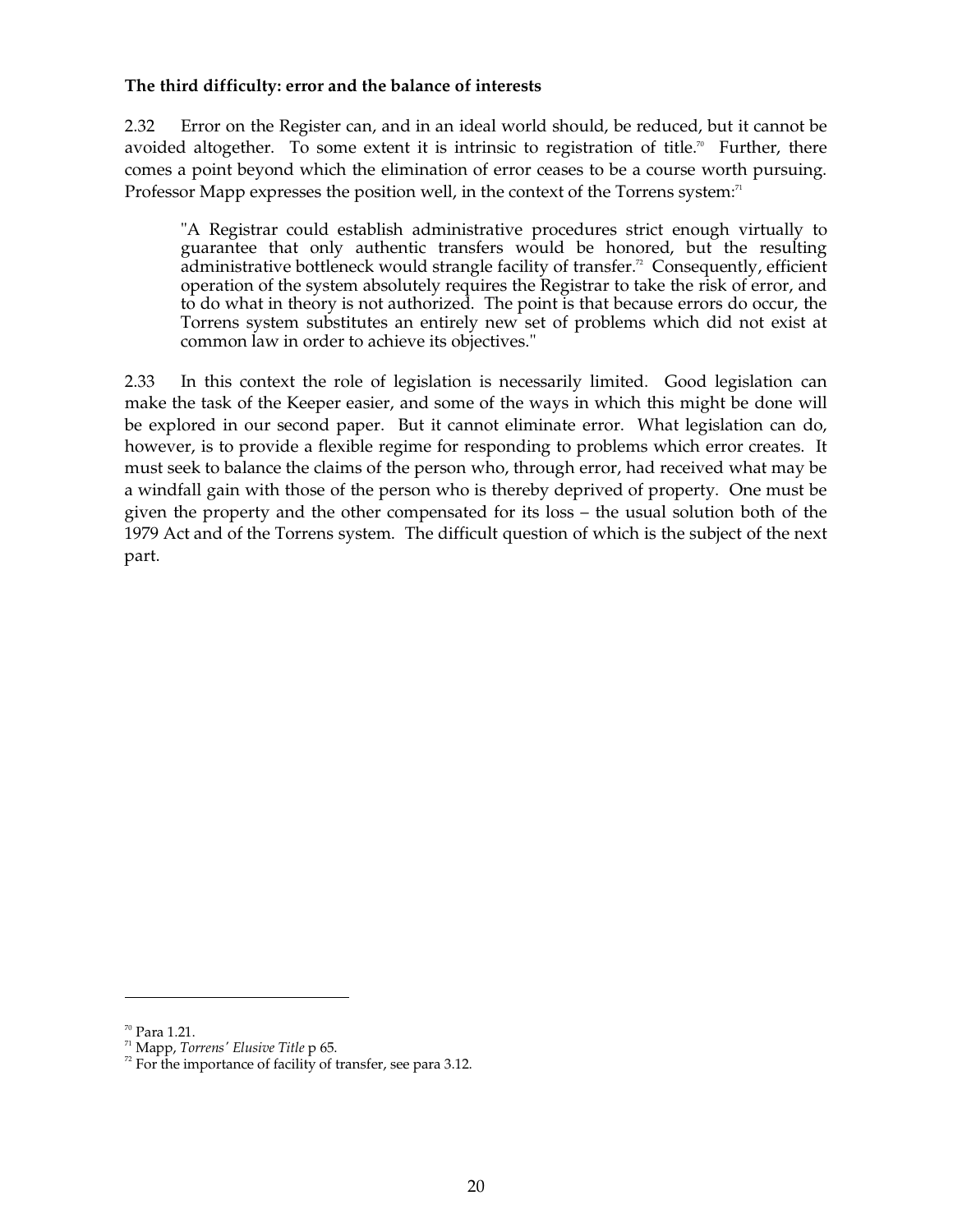**The third difficulty: error and the balance of interests**

2.32 Error on the Register can, and in an ideal world should, be reduced, but it cannot be avoided altogether. To some extent it is intrinsic to registration of title.[70] Further, there comes a point beyond which the elimination of error ceases to be a course worth pursuing. Professor Mapp expresses the position well, in the context of the Torrens system:[71]

> "A Registrar could establish administrative procedures strict enough virtually to guarantee that only authentic transfers would be honored, but the resulting administrative bottleneck would strangle facility of transfer.[72] Consequently, efficient operation of the system absolutely requires the Registrar to take the risk of error, and to do what in theory is not authorized. The point is that because errors do occur, the Torrens system substitutes an entirely new set of problems which did not exist at common law in order to achieve its objectives."

2.33 In this context the role of legislation is necessarily limited. Good legislation can make the task of the Keeper easier, and some of the ways in which this might be done will be explored in our second paper. But it cannot eliminate error. What legislation can do, however, is to provide a flexible regime for responding to problems which error creates. It must seek to balance the claims of the person who, through error, had received what may be a windfall gain with those of the person who is thereby deprived of property. One must be given the property and the other compensated for its loss – the usual solution both of the 1979 Act and of the Torrens system. The difficult question of which is the subject of the next part.

---

[70] Para 1.21.

[71] Mapp, *Torrens' Elusive Title* p 65.

[72] For the importance of facility of transfer, see para 3.12.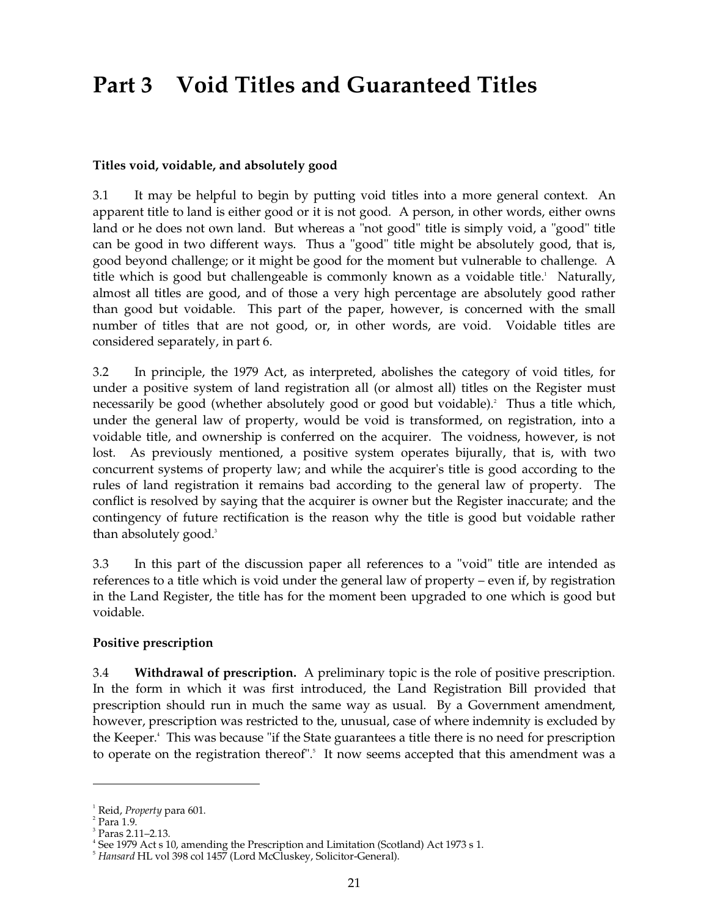# Part 3 Void Titles and Guaranteed Titles

**Titles void, voidable, and absolutely good**

3.1 It may be helpful to begin by putting void titles into a more general context. An apparent title to land is either good or it is not good. A person, in other words, either owns land or he does not own land. But whereas a "not good" title is simply void, a "good" title can be good in two different ways. Thus a "good" title might be absolutely good, that is, good beyond challenge; or it might be good for the moment but vulnerable to challenge. A title which is good but challengeable is commonly known as a voidable title.[1] Naturally, almost all titles are good, and of those a very high percentage are absolutely good rather than good but voidable. This part of the paper, however, is concerned with the small number of titles that are not good, or, in other words, are void. Voidable titles are considered separately, in part 6.

3.2 In principle, the 1979 Act, as interpreted, abolishes the category of void titles, for under a positive system of land registration all (or almost all) titles on the Register must necessarily be good (whether absolutely good or good but voidable).[2] Thus a title which, under the general law of property, would be void is transformed, on registration, into a voidable title, and ownership is conferred on the acquirer. The voidness, however, is not lost. As previously mentioned, a positive system operates bijurally, that is, with two concurrent systems of property law; and while the acquirer's title is good according to the rules of land registration it remains bad according to the general law of property. The conflict is resolved by saying that the acquirer is owner but the Register inaccurate; and the contingency of future rectification is the reason why the title is good but voidable rather than absolutely good.[3]

3.3 In this part of the discussion paper all references to a "void" title are intended as references to a title which is void under the general law of property – even if, by registration in the Land Register, the title has for the moment been upgraded to one which is good but voidable.

**Positive prescription**

3.4 **Withdrawal of prescription.** A preliminary topic is the role of positive prescription. In the form in which it was first introduced, the Land Registration Bill provided that prescription should run in much the same way as usual. By a Government amendment, however, prescription was restricted to the, unusual, case of where indemnity is excluded by the Keeper.[4] This was because "if the State guarantees a title there is no need for prescription to operate on the registration thereof".[5] It now seems accepted that this amendment was a

---

[1] Reid, *Property* para 601.
[2] Para 1.9.
[3] Paras 2.11–2.13.
[4] See 1979 Act s 10, amending the Prescription and Limitation (Scotland) Act 1973 s 1.
[5] *Hansard* HL vol 398 col 1457 (Lord McCluskey, Solicitor-General).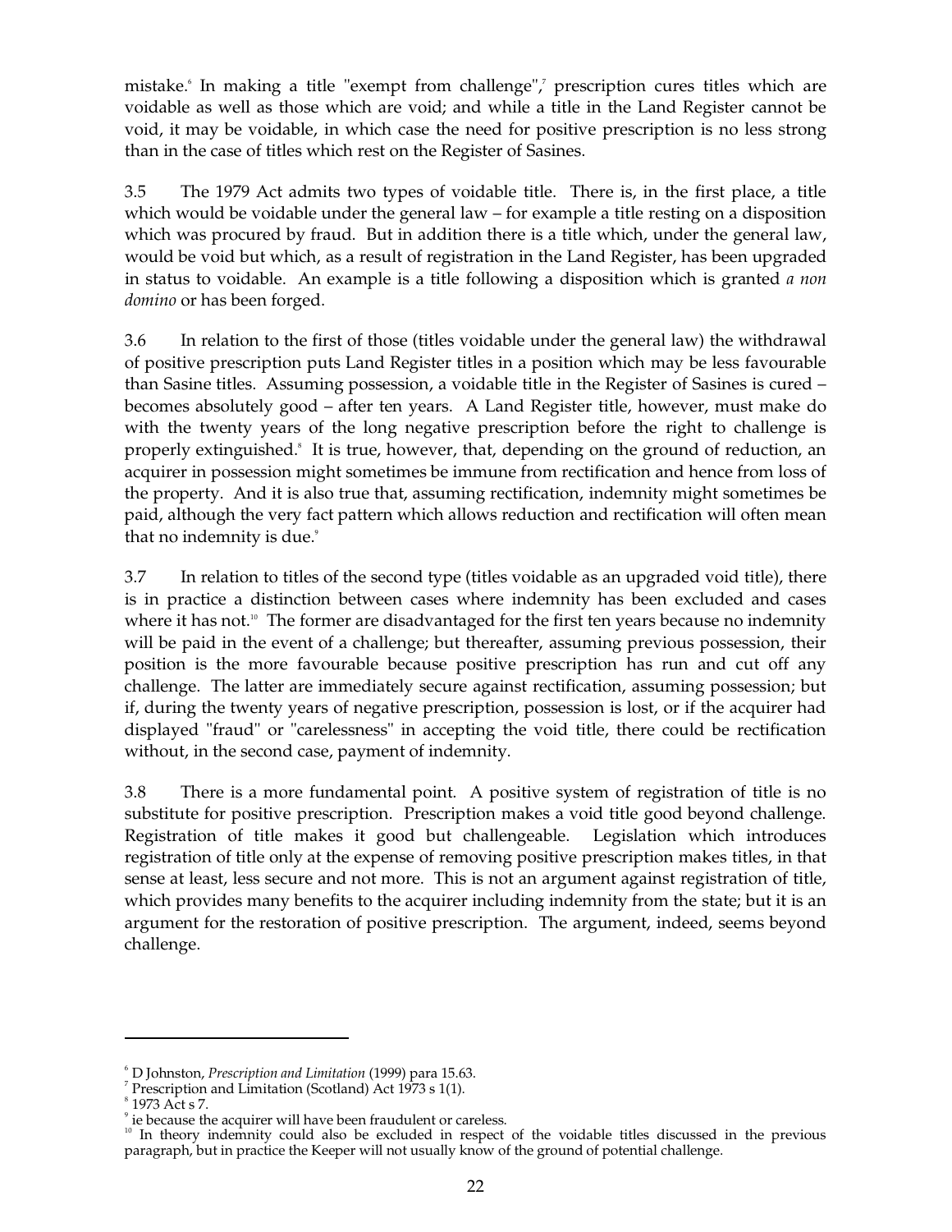mistake.[6] In making a title "exempt from challenge",[7] prescription cures titles which are voidable as well as those which are void; and while a title in the Land Register cannot be void, it may be voidable, in which case the need for positive prescription is no less strong than in the case of titles which rest on the Register of Sasines.

3.5 The 1979 Act admits two types of voidable title. There is, in the first place, a title which would be voidable under the general law – for example a title resting on a disposition which was procured by fraud. But in addition there is a title which, under the general law, would be void but which, as a result of registration in the Land Register, has been upgraded in status to voidable. An example is a title following a disposition which is granted *a non domino* or has been forged.

3.6 In relation to the first of those (titles voidable under the general law) the withdrawal of positive prescription puts Land Register titles in a position which may be less favourable than Sasine titles. Assuming possession, a voidable title in the Register of Sasines is cured – becomes absolutely good – after ten years. A Land Register title, however, must make do with the twenty years of the long negative prescription before the right to challenge is properly extinguished.[8] It is true, however, that, depending on the ground of reduction, an acquirer in possession might sometimes be immune from rectification and hence from loss of the property. And it is also true that, assuming rectification, indemnity might sometimes be paid, although the very fact pattern which allows reduction and rectification will often mean that no indemnity is due.[9]

3.7 In relation to titles of the second type (titles voidable as an upgraded void title), there is in practice a distinction between cases where indemnity has been excluded and cases where it has not.[10] The former are disadvantaged for the first ten years because no indemnity will be paid in the event of a challenge; but thereafter, assuming previous possession, their position is the more favourable because positive prescription has run and cut off any challenge. The latter are immediately secure against rectification, assuming possession; but if, during the twenty years of negative prescription, possession is lost, or if the acquirer had displayed "fraud" or "carelessness" in accepting the void title, there could be rectification without, in the second case, payment of indemnity.

3.8 There is a more fundamental point. A positive system of registration of title is no substitute for positive prescription. Prescription makes a void title good beyond challenge. Registration of title makes it good but challengeable. Legislation which introduces registration of title only at the expense of removing positive prescription makes titles, in that sense at least, less secure and not more. This is not an argument against registration of title, which provides many benefits to the acquirer including indemnity from the state; but it is an argument for the restoration of positive prescription. The argument, indeed, seems beyond challenge.

---

[6] D Johnston, *Prescription and Limitation* (1999) para 15.63.

[7] Prescription and Limitation (Scotland) Act 1973 s 1(1).

[8] 1973 Act s 7.

[9] ie because the acquirer will have been fraudulent or careless.

[10] In theory indemnity could also be excluded in respect of the voidable titles discussed in the previous paragraph, but in practice the Keeper will not usually know of the ground of potential challenge.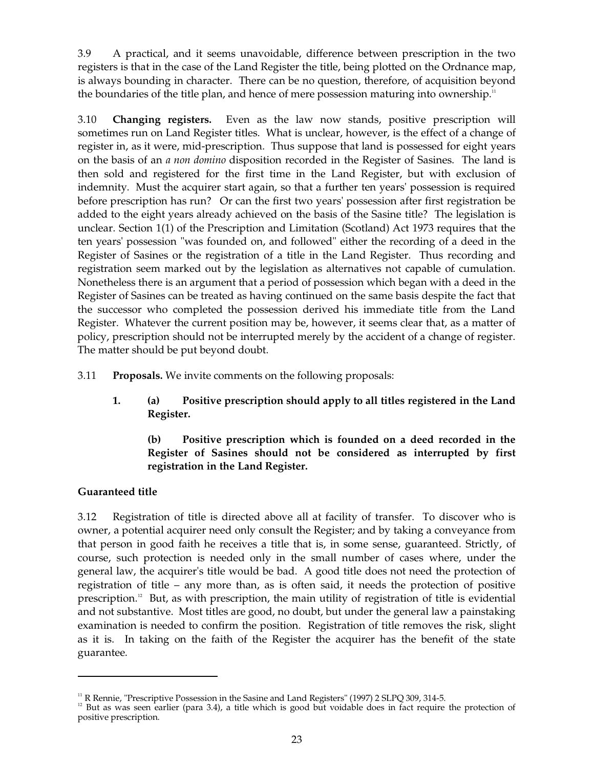3.9 A practical, and it seems unavoidable, difference between prescription in the two registers is that in the case of the Land Register the title, being plotted on the Ordnance map, is always bounding in character. There can be no question, therefore, of acquisition beyond the boundaries of the title plan, and hence of mere possession maturing into ownership.[11]

3.10 **Changing registers.** Even as the law now stands, positive prescription will sometimes run on Land Register titles. What is unclear, however, is the effect of a change of register in, as it were, mid-prescription. Thus suppose that land is possessed for eight years on the basis of an *a non domino* disposition recorded in the Register of Sasines. The land is then sold and registered for the first time in the Land Register, but with exclusion of indemnity. Must the acquirer start again, so that a further ten years' possession is required before prescription has run? Or can the first two years' possession after first registration be added to the eight years already achieved on the basis of the Sasine title? The legislation is unclear. Section 1(1) of the Prescription and Limitation (Scotland) Act 1973 requires that the ten years' possession "was founded on, and followed" either the recording of a deed in the Register of Sasines or the registration of a title in the Land Register. Thus recording and registration seem marked out by the legislation as alternatives not capable of cumulation. Nonetheless there is an argument that a period of possession which began with a deed in the Register of Sasines can be treated as having continued on the same basis despite the fact that the successor who completed the possession derived his immediate title from the Land Register. Whatever the current position may be, however, it seems clear that, as a matter of policy, prescription should not be interrupted merely by the accident of a change of register. The matter should be put beyond doubt.

3.11 **Proposals.** We invite comments on the following proposals:

> **1. (a) Positive prescription should apply to all titles registered in the Land Register.**
>
> **(b) Positive prescription which is founded on a deed recorded in the Register of Sasines should not be considered as interrupted by first registration in the Land Register.**

**Guaranteed title**

3.12 Registration of title is directed above all at facility of transfer. To discover who is owner, a potential acquirer need only consult the Register; and by taking a conveyance from that person in good faith he receives a title that is, in some sense, guaranteed. Strictly, of course, such protection is needed only in the small number of cases where, under the general law, the acquirer's title would be bad. A good title does not need the protection of registration of title – any more than, as is often said, it needs the protection of positive prescription.[12] But, as with prescription, the main utility of registration of title is evidential and not substantive. Most titles are good, no doubt, but under the general law a painstaking examination is needed to confirm the position. Registration of title removes the risk, slight as it is. In taking on the faith of the Register the acquirer has the benefit of the state guarantee.

---

[11] R Rennie, "Prescriptive Possession in the Sasine and Land Registers" (1997) 2 SLPQ 309, 314-5.

[12] But as was seen earlier (para 3.4), a title which is good but voidable does in fact require the protection of positive prescription.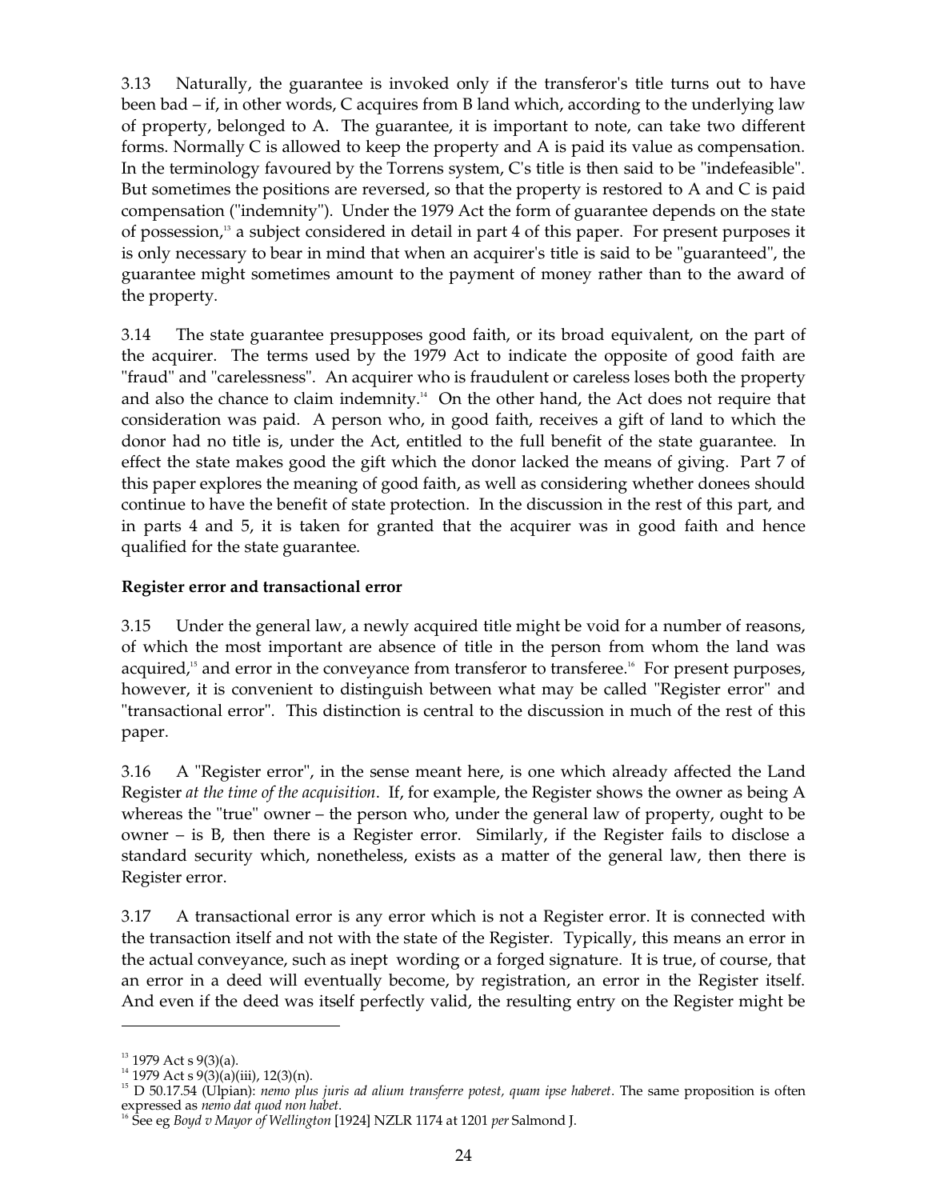3.13 Naturally, the guarantee is invoked only if the transferor's title turns out to have been bad – if, in other words, C acquires from B land which, according to the underlying law of property, belonged to A. The guarantee, it is important to note, can take two different forms. Normally C is allowed to keep the property and A is paid its value as compensation. In the terminology favoured by the Torrens system, C's title is then said to be "indefeasible". But sometimes the positions are reversed, so that the property is restored to A and C is paid compensation ("indemnity"). Under the 1979 Act the form of guarantee depends on the state of possession,[13] a subject considered in detail in part 4 of this paper. For present purposes it is only necessary to bear in mind that when an acquirer's title is said to be "guaranteed", the guarantee might sometimes amount to the payment of money rather than to the award of the property.

3.14 The state guarantee presupposes good faith, or its broad equivalent, on the part of the acquirer. The terms used by the 1979 Act to indicate the opposite of good faith are "fraud" and "carelessness". An acquirer who is fraudulent or careless loses both the property and also the chance to claim indemnity.[14] On the other hand, the Act does not require that consideration was paid. A person who, in good faith, receives a gift of land to which the donor had no title is, under the Act, entitled to the full benefit of the state guarantee. In effect the state makes good the gift which the donor lacked the means of giving. Part 7 of this paper explores the meaning of good faith, as well as considering whether donees should continue to have the benefit of state protection. In the discussion in the rest of this part, and in parts 4 and 5, it is taken for granted that the acquirer was in good faith and hence qualified for the state guarantee.

**Register error and transactional error**

3.15 Under the general law, a newly acquired title might be void for a number of reasons, of which the most important are absence of title in the person from whom the land was acquired,[15] and error in the conveyance from transferor to transferee.[16] For present purposes, however, it is convenient to distinguish between what may be called "Register error" and "transactional error". This distinction is central to the discussion in much of the rest of this paper.

3.16 A "Register error", in the sense meant here, is one which already affected the Land Register *at the time of the acquisition*. If, for example, the Register shows the owner as being A whereas the "true" owner – the person who, under the general law of property, ought to be owner – is B, then there is a Register error. Similarly, if the Register fails to disclose a standard security which, nonetheless, exists as a matter of the general law, then there is Register error.

3.17 A transactional error is any error which is not a Register error. It is connected with the transaction itself and not with the state of the Register. Typically, this means an error in the actual conveyance, such as inept wording or a forged signature. It is true, of course, that an error in a deed will eventually become, by registration, an error in the Register itself. And even if the deed was itself perfectly valid, the resulting entry on the Register might be

---

[13] 1979 Act s 9(3)(a).

[14] 1979 Act s 9(3)(a)(iii), 12(3)(n).

[15] D 50.17.54 (Ulpian): *nemo plus juris ad alium transferre potest, quam ipse haberet*. The same proposition is often expressed as *nemo dat quod non habet*.

[16] See eg *Boyd v Mayor of Wellington* [1924] NZLR 1174 at 1201 *per* Salmond J.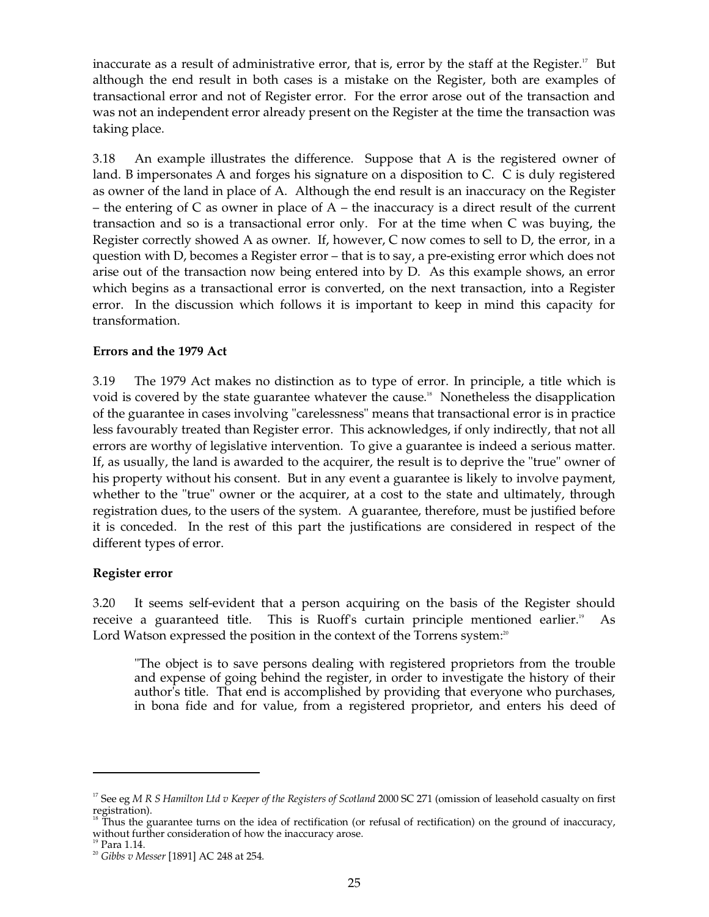inaccurate as a result of administrative error, that is, error by the staff at the Register.[17] But although the end result in both cases is a mistake on the Register, both are examples of transactional error and not of Register error. For the error arose out of the transaction and was not an independent error already present on the Register at the time the transaction was taking place.

3.18 An example illustrates the difference. Suppose that A is the registered owner of land. B impersonates A and forges his signature on a disposition to C. C is duly registered as owner of the land in place of A. Although the end result is an inaccuracy on the Register – the entering of C as owner in place of A – the inaccuracy is a direct result of the current transaction and so is a transactional error only. For at the time when C was buying, the Register correctly showed A as owner. If, however, C now comes to sell to D, the error, in a question with D, becomes a Register error – that is to say, a pre-existing error which does not arise out of the transaction now being entered into by D. As this example shows, an error which begins as a transactional error is converted, on the next transaction, into a Register error. In the discussion which follows it is important to keep in mind this capacity for transformation.

### Errors and the 1979 Act

3.19 The 1979 Act makes no distinction as to type of error. In principle, a title which is void is covered by the state guarantee whatever the cause.[18] Nonetheless the disapplication of the guarantee in cases involving "carelessness" means that transactional error is in practice less favourably treated than Register error. This acknowledges, if only indirectly, that not all errors are worthy of legislative intervention. To give a guarantee is indeed a serious matter. If, as usually, the land is awarded to the acquirer, the result is to deprive the "true" owner of his property without his consent. But in any event a guarantee is likely to involve payment, whether to the "true" owner or the acquirer, at a cost to the state and ultimately, through registration dues, to the users of the system. A guarantee, therefore, must be justified before it is conceded. In the rest of this part the justifications are considered in respect of the different types of error.

### Register error

3.20 It seems self-evident that a person acquiring on the basis of the Register should receive a guaranteed title. This is Ruoff's curtain principle mentioned earlier.[19] As Lord Watson expressed the position in the context of the Torrens system:[20]

> "The object is to save persons dealing with registered proprietors from the trouble and expense of going behind the register, in order to investigate the history of their author's title. That end is accomplished by providing that everyone who purchases, in bona fide and for value, from a registered proprietor, and enters his deed of

---

[17] See eg *M R S Hamilton Ltd v Keeper of the Registers of Scotland* 2000 SC 271 (omission of leasehold casualty on first registration).

[18] Thus the guarantee turns on the idea of rectification (or refusal of rectification) on the ground of inaccuracy, without further consideration of how the inaccuracy arose.

[19] Para 1.14.

[20] *Gibbs v Messer* [1891] AC 248 at 254.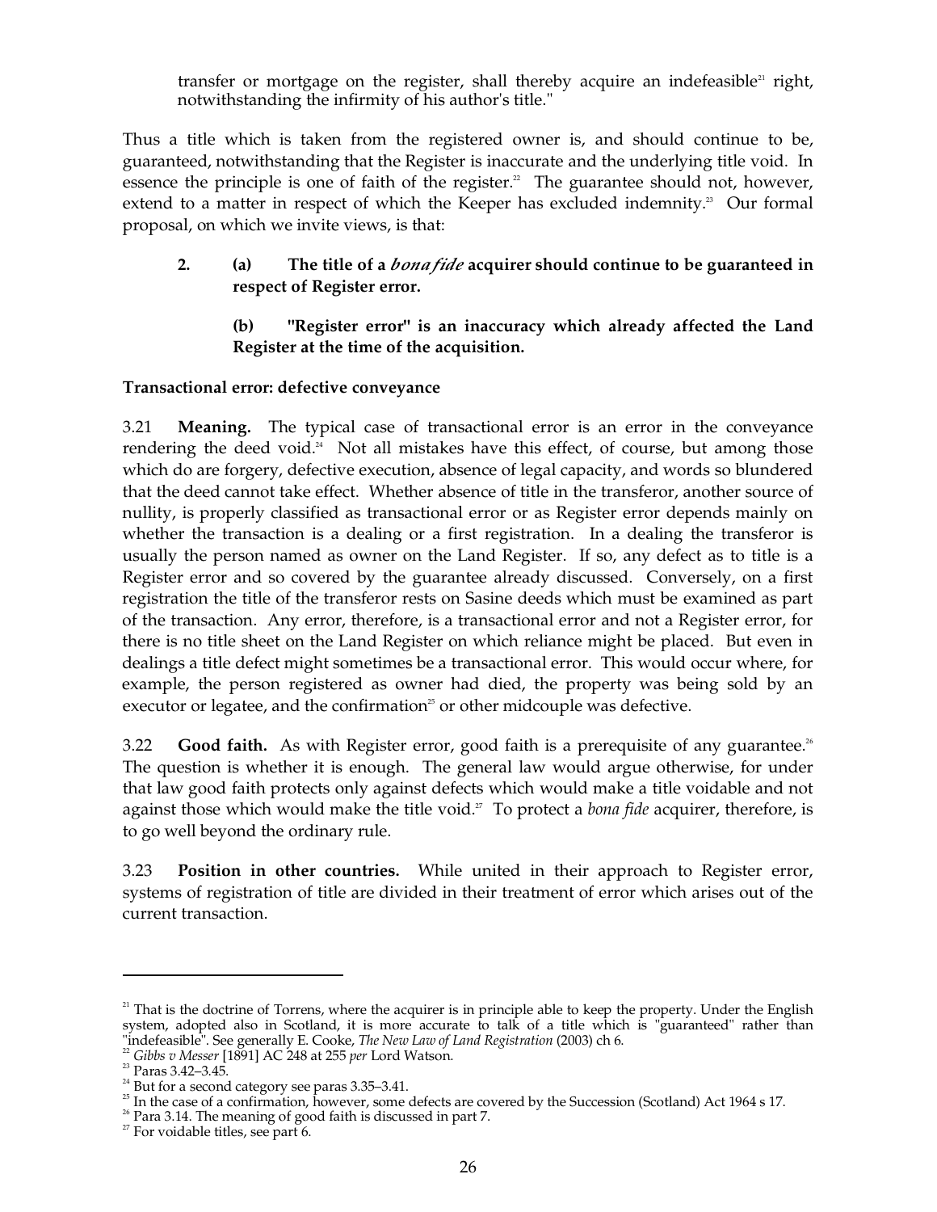transfer or mortgage on the register, shall thereby acquire an indefeasible[21] right, notwithstanding the infirmity of his author's title."

Thus a title which is taken from the registered owner is, and should continue to be, guaranteed, notwithstanding that the Register is inaccurate and the underlying title void. In essence the principle is one of faith of the register.[22] The guarantee should not, however, extend to a matter in respect of which the Keeper has excluded indemnity.[23] Our formal proposal, on which we invite views, is that:

> **2. (a) The title of a *bona fide* acquirer should continue to be guaranteed in respect of Register error.**
>
> **(b) "Register error" is an inaccuracy which already affected the Land Register at the time of the acquisition.**

**Transactional error: defective conveyance**

3.21 **Meaning.** The typical case of transactional error is an error in the conveyance rendering the deed void.[24] Not all mistakes have this effect, of course, but among those which do are forgery, defective execution, absence of legal capacity, and words so blundered that the deed cannot take effect. Whether absence of title in the transferor, another source of nullity, is properly classified as transactional error or as Register error depends mainly on whether the transaction is a dealing or a first registration. In a dealing the transferor is usually the person named as owner on the Land Register. If so, any defect as to title is a Register error and so covered by the guarantee already discussed. Conversely, on a first registration the title of the transferor rests on Sasine deeds which must be examined as part of the transaction. Any error, therefore, is a transactional error and not a Register error, for there is no title sheet on the Land Register on which reliance might be placed. But even in dealings a title defect might sometimes be a transactional error. This would occur where, for example, the person registered as owner had died, the property was being sold by an executor or legatee, and the confirmation[25] or other midcouple was defective.

3.22 **Good faith.** As with Register error, good faith is a prerequisite of any guarantee.[26] The question is whether it is enough. The general law would argue otherwise, for under that law good faith protects only against defects which would make a title voidable and not against those which would make the title void.[27] To protect a *bona fide* acquirer, therefore, is to go well beyond the ordinary rule.

3.23 **Position in other countries.** While united in their approach to Register error, systems of registration of title are divided in their treatment of error which arises out of the current transaction.

---

[21] That is the doctrine of Torrens, where the acquirer is in principle able to keep the property. Under the English system, adopted also in Scotland, it is more accurate to talk of a title which is "guaranteed" rather than "indefeasible". See generally E. Cooke, *The New Law of Land Registration* (2003) ch 6.

[22] *Gibbs v Messer* [1891] AC 248 at 255 *per* Lord Watson.

[23] Paras 3.42–3.45.

[24] But for a second category see paras 3.35–3.41.

[25] In the case of a confirmation, however, some defects are covered by the Succession (Scotland) Act 1964 s 17.

[26] Para 3.14. The meaning of good faith is discussed in part 7.

[27] For voidable titles, see part 6.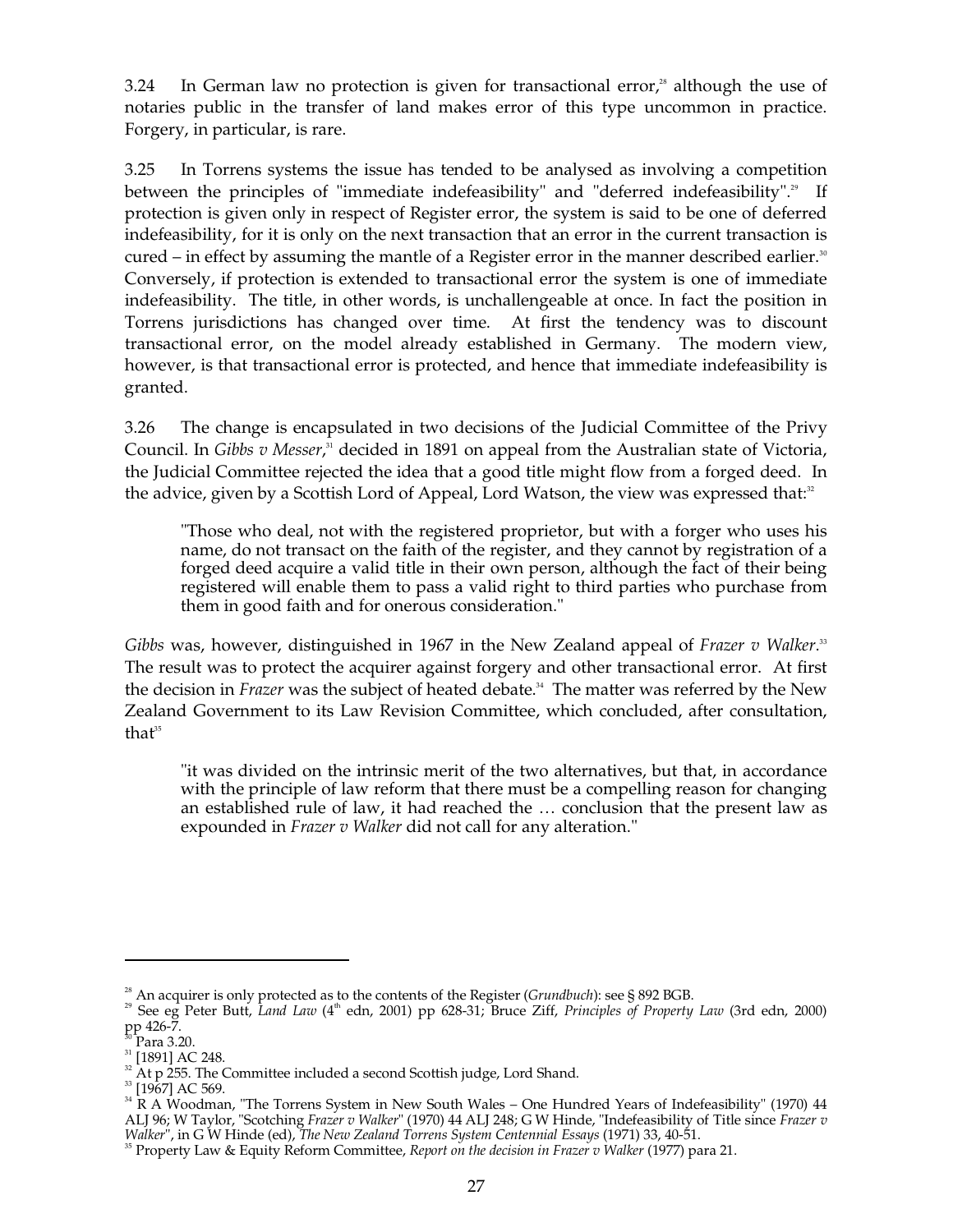3.24 In German law no protection is given for transactional error,[28] although the use of notaries public in the transfer of land makes error of this type uncommon in practice. Forgery, in particular, is rare.

3.25 In Torrens systems the issue has tended to be analysed as involving a competition between the principles of "immediate indefeasibility" and "deferred indefeasibility".[29] If protection is given only in respect of Register error, the system is said to be one of deferred indefeasibility, for it is only on the next transaction that an error in the current transaction is cured – in effect by assuming the mantle of a Register error in the manner described earlier.[30] Conversely, if protection is extended to transactional error the system is one of immediate indefeasibility. The title, in other words, is unchallengeable at once. In fact the position in Torrens jurisdictions has changed over time. At first the tendency was to discount transactional error, on the model already established in Germany. The modern view, however, is that transactional error is protected, and hence that immediate indefeasibility is granted.

3.26 The change is encapsulated in two decisions of the Judicial Committee of the Privy Council. In *Gibbs v Messer*,[31] decided in 1891 on appeal from the Australian state of Victoria, the Judicial Committee rejected the idea that a good title might flow from a forged deed. In the advice, given by a Scottish Lord of Appeal, Lord Watson, the view was expressed that:[32]

> "Those who deal, not with the registered proprietor, but with a forger who uses his name, do not transact on the faith of the register, and they cannot by registration of a forged deed acquire a valid title in their own person, although the fact of their being registered will enable them to pass a valid right to third parties who purchase from them in good faith and for onerous consideration."

*Gibbs* was, however, distinguished in 1967 in the New Zealand appeal of *Frazer v Walker*.[33] The result was to protect the acquirer against forgery and other transactional error. At first the decision in *Frazer* was the subject of heated debate.[34] The matter was referred by the New Zealand Government to its Law Revision Committee, which concluded, after consultation, that[35]

> "it was divided on the intrinsic merit of the two alternatives, but that, in accordance with the principle of law reform that there must be a compelling reason for changing an established rule of law, it had reached the … conclusion that the present law as expounded in *Frazer v Walker* did not call for any alteration."

---

[28] An acquirer is only protected as to the contents of the Register (*Grundbuch*): see § 892 BGB.

[29] See eg Peter Butt, *Land Law* (4th edn, 2001) pp 628-31; Bruce Ziff, *Principles of Property Law* (3rd edn, 2000) pp 426-7.

[30] Para 3.20.

[31] [1891] AC 248.

[32] At p 255. The Committee included a second Scottish judge, Lord Shand.

[33] [1967] AC 569.

[34] R A Woodman, "The Torrens System in New South Wales – One Hundred Years of Indefeasibility" (1970) 44 ALJ 96; W Taylor, "Scotching *Frazer v Walker*" (1970) 44 ALJ 248; G W Hinde, "Indefeasibility of Title since *Frazer v Walker*", in G W Hinde (ed), *The New Zealand Torrens System Centennial Essays* (1971) 33, 40-51.

[35] Property Law & Equity Reform Committee, *Report on the decision in Frazer v Walker* (1977) para 21.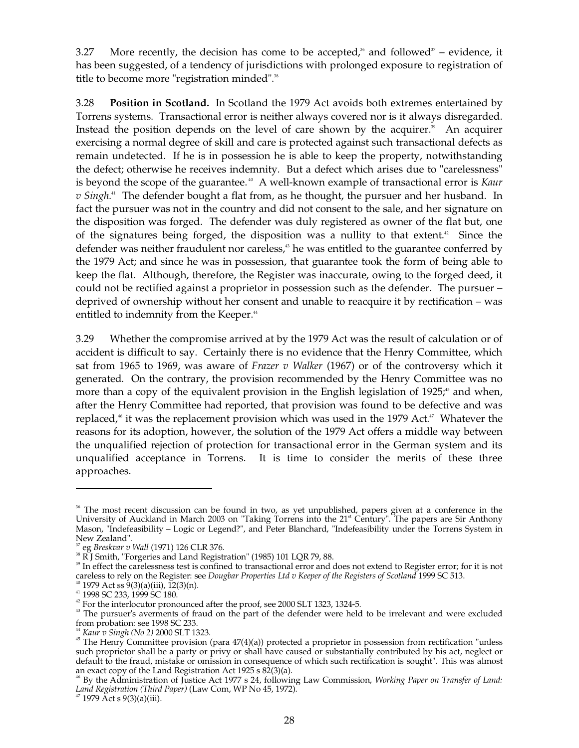3.27 More recently, the decision has come to be accepted,[36] and followed[37] – evidence, it has been suggested, of a tendency of jurisdictions with prolonged exposure to registration of title to become more "registration minded".[38]

3.28 **Position in Scotland.** In Scotland the 1979 Act avoids both extremes entertained by Torrens systems. Transactional error is neither always covered nor is it always disregarded. Instead the position depends on the level of care shown by the acquirer.[39] An acquirer exercising a normal degree of skill and care is protected against such transactional defects as remain undetected. If he is in possession he is able to keep the property, notwithstanding the defect; otherwise he receives indemnity. But a defect which arises due to "carelessness" is beyond the scope of the guarantee.[40] A well-known example of transactional error is *Kaur v Singh*.[41] The defender bought a flat from, as he thought, the pursuer and her husband. In fact the pursuer was not in the country and did not consent to the sale, and her signature on the disposition was forged. The defender was duly registered as owner of the flat but, one of the signatures being forged, the disposition was a nullity to that extent.[42] Since the defender was neither fraudulent nor careless,[43] he was entitled to the guarantee conferred by the 1979 Act; and since he was in possession, that guarantee took the form of being able to keep the flat. Although, therefore, the Register was inaccurate, owing to the forged deed, it could not be rectified against a proprietor in possession such as the defender. The pursuer – deprived of ownership without her consent and unable to reacquire it by rectification – was entitled to indemnity from the Keeper.[44]

3.29 Whether the compromise arrived at by the 1979 Act was the result of calculation or of accident is difficult to say. Certainly there is no evidence that the Henry Committee, which sat from 1965 to 1969, was aware of *Frazer v Walker* (1967) or of the controversy which it generated. On the contrary, the provision recommended by the Henry Committee was no more than a copy of the equivalent provision in the English legislation of 1925;[45] and when, after the Henry Committee had reported, that provision was found to be defective and was replaced,[46] it was the replacement provision which was used in the 1979 Act.[47] Whatever the reasons for its adoption, however, the solution of the 1979 Act offers a middle way between the unqualified rejection of protection for transactional error in the German system and its unqualified acceptance in Torrens. It is time to consider the merits of these three approaches.

---

[36] The most recent discussion can be found in two, as yet unpublished, papers given at a conference in the University of Auckland in March 2003 on "Taking Torrens into the 21st Century". The papers are Sir Anthony Mason, "Indefeasibility – Logic or Legend?", and Peter Blanchard, "Indefeasibility under the Torrens System in New Zealand".

[37] eg *Breskvar v Wall* (1971) 126 CLR 376.

[38] R J Smith, "Forgeries and Land Registration" (1985) 101 LQR 79, 88.

[39] In effect the carelessness test is confined to transactional error and does not extend to Register error; for it is not careless to rely on the Register: see *Dougbar Properties Ltd v Keeper of the Registers of Scotland* 1999 SC 513.

[40] 1979 Act ss 9(3)(a)(iii), 12(3)(n).

[41] 1998 SC 233, 1999 SC 180.

[42] For the interlocutor pronounced after the proof, see 2000 SLT 1323, 1324-5.

[43] The pursuer's averments of fraud on the part of the defender were held to be irrelevant and were excluded from probation: see 1998 SC 233.

[44] *Kaur v Singh (No 2)* 2000 SLT 1323.

[45] The Henry Committee provision (para 47(4)(a)) protected a proprietor in possession from rectification "unless such proprietor shall be a party or privy or shall have caused or substantially contributed by his act, neglect or default to the fraud, mistake or omission in consequence of which such rectification is sought". This was almost an exact copy of the Land Registration Act 1925 s 82(3)(a).

[46] By the Administration of Justice Act 1977 s 24, following Law Commission, *Working Paper on Transfer of Land: Land Registration (Third Paper)* (Law Com, WP No 45, 1972).

[47] 1979 Act s 9(3)(a)(iii).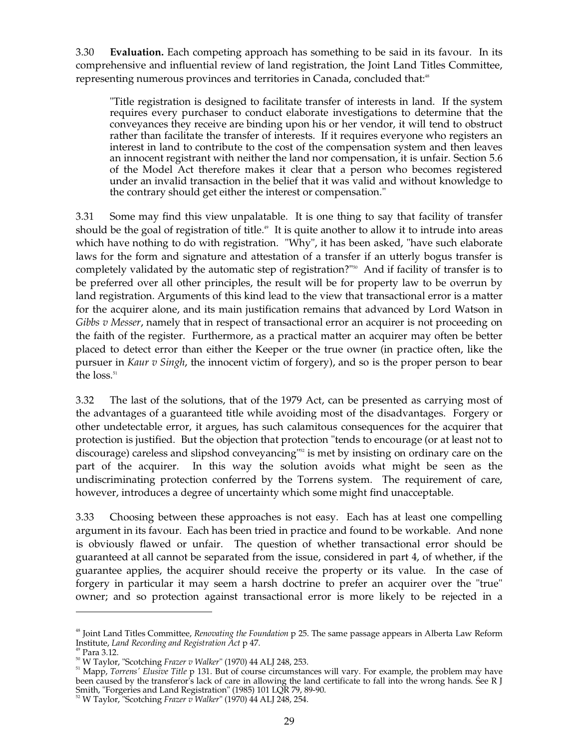3.30 **Evaluation.** Each competing approach has something to be said in its favour. In its comprehensive and influential review of land registration, the Joint Land Titles Committee, representing numerous provinces and territories in Canada, concluded that:[48]

> "Title registration is designed to facilitate transfer of interests in land. If the system requires every purchaser to conduct elaborate investigations to determine that the conveyances they receive are binding upon his or her vendor, it will tend to obstruct rather than facilitate the transfer of interests. If it requires everyone who registers an interest in land to contribute to the cost of the compensation system and then leaves an innocent registrant with neither the land nor compensation, it is unfair. Section 5.6 of the Model Act therefore makes it clear that a person who becomes registered under an invalid transaction in the belief that it was valid and without knowledge to the contrary should get either the interest or compensation."

3.31 Some may find this view unpalatable. It is one thing to say that facility of transfer should be the goal of registration of title.[49] It is quite another to allow it to intrude into areas which have nothing to do with registration. "Why", it has been asked, "have such elaborate laws for the form and signature and attestation of a transfer if an utterly bogus transfer is completely validated by the automatic step of registration?"[50] And if facility of transfer is to be preferred over all other principles, the result will be for property law to be overrun by land registration. Arguments of this kind lead to the view that transactional error is a matter for the acquirer alone, and its main justification remains that advanced by Lord Watson in *Gibbs v Messer*, namely that in respect of transactional error an acquirer is not proceeding on the faith of the register. Furthermore, as a practical matter an acquirer may often be better placed to detect error than either the Keeper or the true owner (in practice often, like the pursuer in *Kaur v Singh*, the innocent victim of forgery), and so is the proper person to bear the loss.[51]

3.32 The last of the solutions, that of the 1979 Act, can be presented as carrying most of the advantages of a guaranteed title while avoiding most of the disadvantages. Forgery or other undetectable error, it argues, has such calamitous consequences for the acquirer that protection is justified. But the objection that protection "tends to encourage (or at least not to discourage) careless and slipshod conveyancing"[52] is met by insisting on ordinary care on the part of the acquirer. In this way the solution avoids what might be seen as the undiscriminating protection conferred by the Torrens system. The requirement of care, however, introduces a degree of uncertainty which some might find unacceptable.

3.33 Choosing between these approaches is not easy. Each has at least one compelling argument in its favour. Each has been tried in practice and found to be workable. And none is obviously flawed or unfair. The question of whether transactional error should be guaranteed at all cannot be separated from the issue, considered in part 4, of whether, if the guarantee applies, the acquirer should receive the property or its value. In the case of forgery in particular it may seem a harsh doctrine to prefer an acquirer over the "true" owner; and so protection against transactional error is more likely to be rejected in a

---

[48] Joint Land Titles Committee, *Renovating the Foundation* p 25. The same passage appears in Alberta Law Reform Institute, *Land Recording and Registration Act* p 47.

[49] Para 3.12.

[50] W Taylor, "Scotching *Frazer v Walker*" (1970) 44 ALJ 248, 253.

[51] Mapp, *Torrens' Elusive Title* p 131. But of course circumstances will vary. For example, the problem may have been caused by the transferor's lack of care in allowing the land certificate to fall into the wrong hands. See R J Smith, "Forgeries and Land Registration" (1985) 101 LQR 79, 89-90.

[52] W Taylor, "Scotching *Frazer v Walker*" (1970) 44 ALJ 248, 254.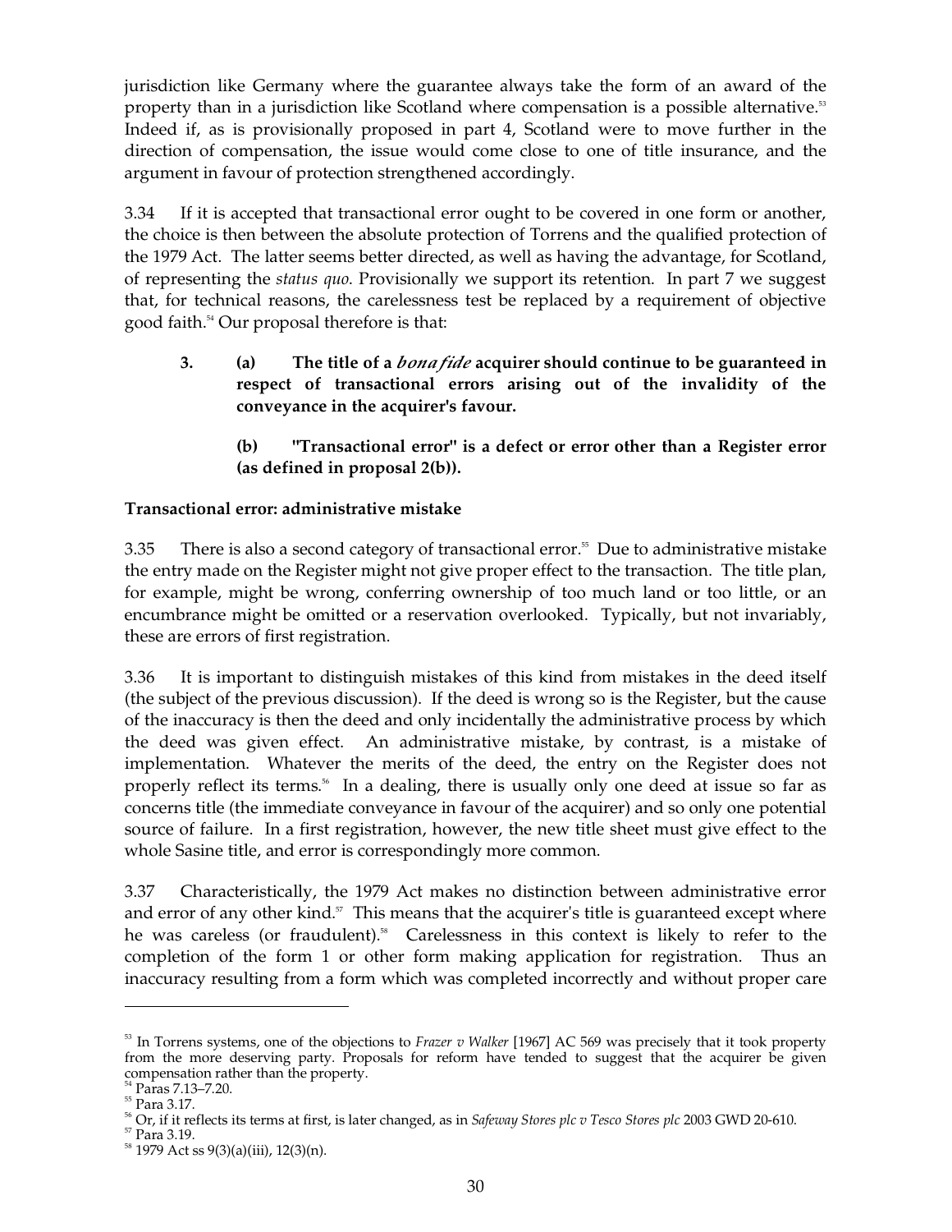jurisdiction like Germany where the guarantee always take the form of an award of the property than in a jurisdiction like Scotland where compensation is a possible alternative.[53] Indeed if, as is provisionally proposed in part 4, Scotland were to move further in the direction of compensation, the issue would come close to one of title insurance, and the argument in favour of protection strengthened accordingly.

3.34 If it is accepted that transactional error ought to be covered in one form or another, the choice is then between the absolute protection of Torrens and the qualified protection of the 1979 Act. The latter seems better directed, as well as having the advantage, for Scotland, of representing the *status quo*. Provisionally we support its retention. In part 7 we suggest that, for technical reasons, the carelessness test be replaced by a requirement of objective good faith.[54] Our proposal therefore is that:

> **3. (a) The title of a *bona fide* acquirer should continue to be guaranteed in respect of transactional errors arising out of the invalidity of the conveyance in the acquirer's favour.**
>
> **(b) "Transactional error" is a defect or error other than a Register error (as defined in proposal 2(b)).**

**Transactional error: administrative mistake**

3.35 There is also a second category of transactional error.[55] Due to administrative mistake the entry made on the Register might not give proper effect to the transaction. The title plan, for example, might be wrong, conferring ownership of too much land or too little, or an encumbrance might be omitted or a reservation overlooked. Typically, but not invariably, these are errors of first registration.

3.36 It is important to distinguish mistakes of this kind from mistakes in the deed itself (the subject of the previous discussion). If the deed is wrong so is the Register, but the cause of the inaccuracy is then the deed and only incidentally the administrative process by which the deed was given effect. An administrative mistake, by contrast, is a mistake of implementation. Whatever the merits of the deed, the entry on the Register does not properly reflect its terms.[56] In a dealing, there is usually only one deed at issue so far as concerns title (the immediate conveyance in favour of the acquirer) and so only one potential source of failure. In a first registration, however, the new title sheet must give effect to the whole Sasine title, and error is correspondingly more common.

3.37 Characteristically, the 1979 Act makes no distinction between administrative error and error of any other kind.[57] This means that the acquirer's title is guaranteed except where he was careless (or fraudulent).[58] Carelessness in this context is likely to refer to the completion of the form 1 or other form making application for registration. Thus an inaccuracy resulting from a form which was completed incorrectly and without proper care

---

[53] In Torrens systems, one of the objections to *Frazer v Walker* [1967] AC 569 was precisely that it took property from the more deserving party. Proposals for reform have tended to suggest that the acquirer be given compensation rather than the property.

[54] Paras 7.13–7.20.

[55] Para 3.17.

[56] Or, if it reflects its terms at first, is later changed, as in *Safeway Stores plc v Tesco Stores plc* 2003 GWD 20-610.

[57] Para 3.19.

[58] 1979 Act ss 9(3)(a)(iii), 12(3)(n).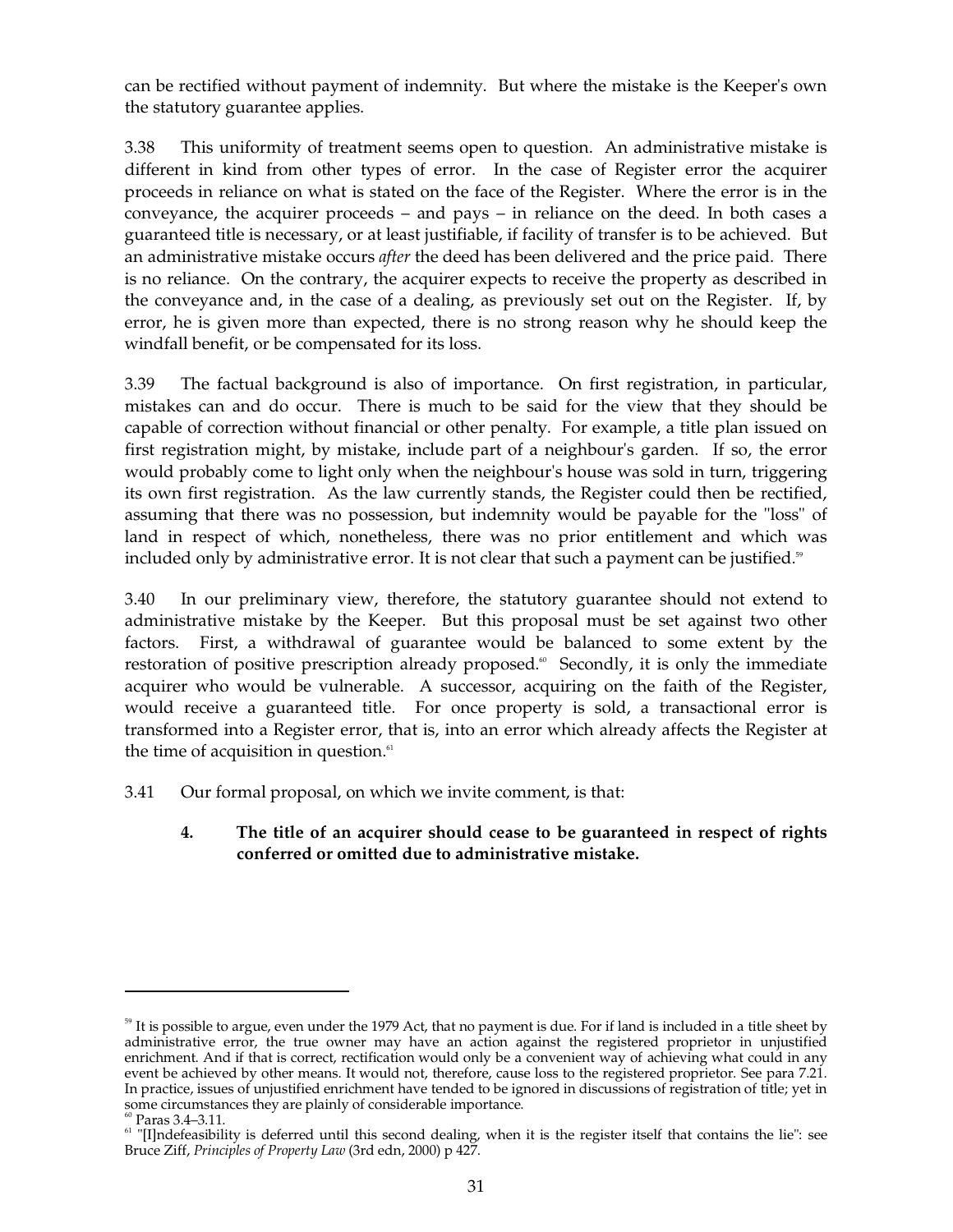can be rectified without payment of indemnity. But where the mistake is the Keeper's own the statutory guarantee applies.

3.38 This uniformity of treatment seems open to question. An administrative mistake is different in kind from other types of error. In the case of Register error the acquirer proceeds in reliance on what is stated on the face of the Register. Where the error is in the conveyance, the acquirer proceeds – and pays – in reliance on the deed. In both cases a guaranteed title is necessary, or at least justifiable, if facility of transfer is to be achieved. But an administrative mistake occurs *after* the deed has been delivered and the price paid. There is no reliance. On the contrary, the acquirer expects to receive the property as described in the conveyance and, in the case of a dealing, as previously set out on the Register. If, by error, he is given more than expected, there is no strong reason why he should keep the windfall benefit, or be compensated for its loss.

3.39 The factual background is also of importance. On first registration, in particular, mistakes can and do occur. There is much to be said for the view that they should be capable of correction without financial or other penalty. For example, a title plan issued on first registration might, by mistake, include part of a neighbour's garden. If so, the error would probably come to light only when the neighbour's house was sold in turn, triggering its own first registration. As the law currently stands, the Register could then be rectified, assuming that there was no possession, but indemnity would be payable for the "loss" of land in respect of which, nonetheless, there was no prior entitlement and which was included only by administrative error. It is not clear that such a payment can be justified.[59]

3.40 In our preliminary view, therefore, the statutory guarantee should not extend to administrative mistake by the Keeper. But this proposal must be set against two other factors. First, a withdrawal of guarantee would be balanced to some extent by the restoration of positive prescription already proposed.[60] Secondly, it is only the immediate acquirer who would be vulnerable. A successor, acquiring on the faith of the Register, would receive a guaranteed title. For once property is sold, a transactional error is transformed into a Register error, that is, into an error which already affects the Register at the time of acquisition in question.[61]

3.41 Our formal proposal, on which we invite comment, is that:

> **4. The title of an acquirer should cease to be guaranteed in respect of rights conferred or omitted due to administrative mistake.**

---

[59] It is possible to argue, even under the 1979 Act, that no payment is due. For if land is included in a title sheet by administrative error, the true owner may have an action against the registered proprietor in unjustified enrichment. And if that is correct, rectification would only be a convenient way of achieving what could in any event be achieved by other means. It would not, therefore, cause loss to the registered proprietor. See para 7.21. In practice, issues of unjustified enrichment have tended to be ignored in discussions of registration of title; yet in some circumstances they are plainly of considerable importance.

[60] Paras 3.4–3.11.

[61] "[I]ndefeasibility is deferred until this second dealing, when it is the register itself that contains the lie": see Bruce Ziff, *Principles of Property Law* (3rd edn, 2000) p 427.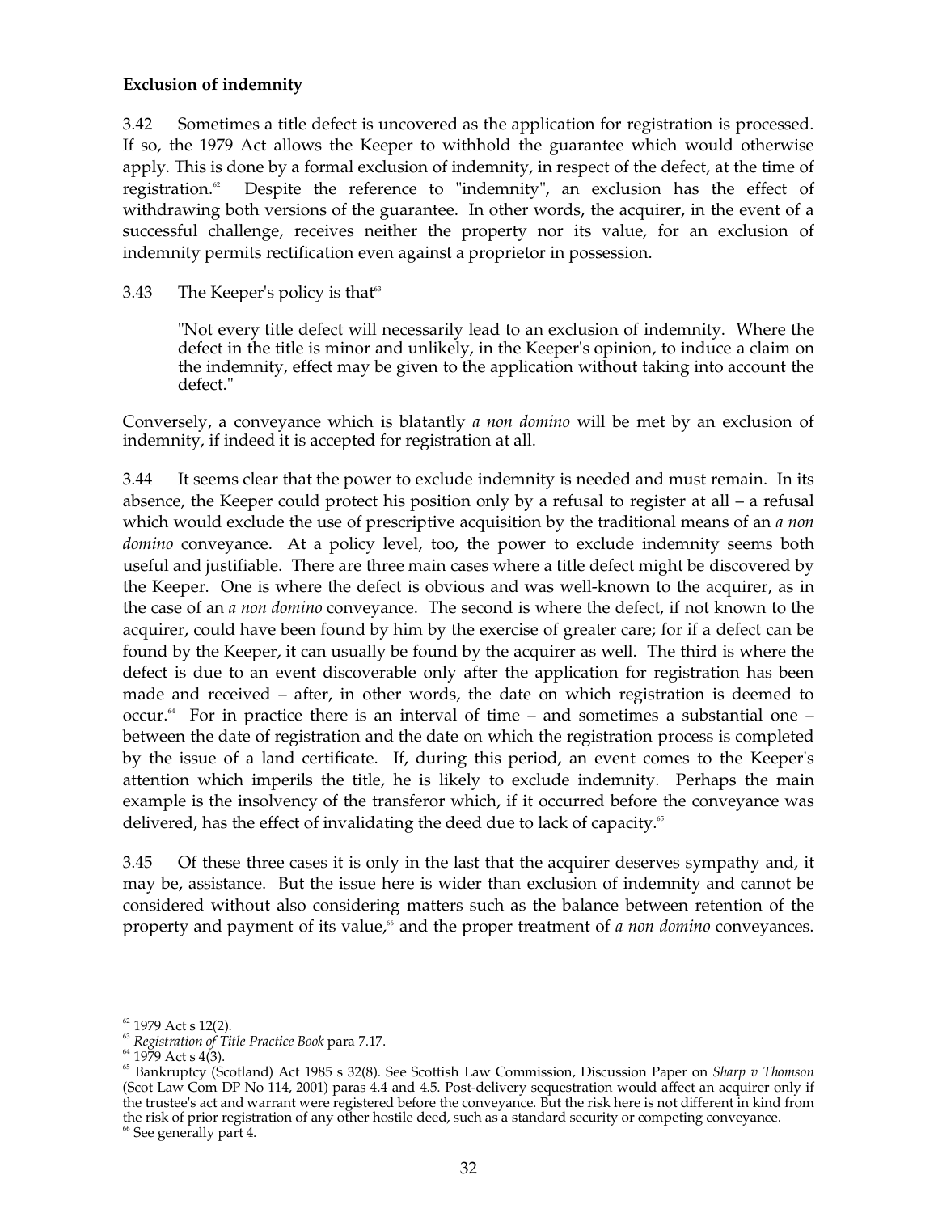**Exclusion of indemnity**

3.42 Sometimes a title defect is uncovered as the application for registration is processed. If so, the 1979 Act allows the Keeper to withhold the guarantee which would otherwise apply. This is done by a formal exclusion of indemnity, in respect of the defect, at the time of registration.[62] Despite the reference to "indemnity", an exclusion has the effect of withdrawing both versions of the guarantee. In other words, the acquirer, in the event of a successful challenge, receives neither the property nor its value, for an exclusion of indemnity permits rectification even against a proprietor in possession.

3.43 The Keeper's policy is that[63]

> "Not every title defect will necessarily lead to an exclusion of indemnity. Where the defect in the title is minor and unlikely, in the Keeper's opinion, to induce a claim on the indemnity, effect may be given to the application without taking into account the defect."

Conversely, a conveyance which is blatantly *a non domino* will be met by an exclusion of indemnity, if indeed it is accepted for registration at all.

3.44 It seems clear that the power to exclude indemnity is needed and must remain. In its absence, the Keeper could protect his position only by a refusal to register at all – a refusal which would exclude the use of prescriptive acquisition by the traditional means of an *a non domino* conveyance. At a policy level, too, the power to exclude indemnity seems both useful and justifiable. There are three main cases where a title defect might be discovered by the Keeper. One is where the defect is obvious and was well-known to the acquirer, as in the case of an *a non domino* conveyance. The second is where the defect, if not known to the acquirer, could have been found by him by the exercise of greater care; for if a defect can be found by the Keeper, it can usually be found by the acquirer as well. The third is where the defect is due to an event discoverable only after the application for registration has been made and received – after, in other words, the date on which registration is deemed to occur.[64] For in practice there is an interval of time – and sometimes a substantial one – between the date of registration and the date on which the registration process is completed by the issue of a land certificate. If, during this period, an event comes to the Keeper's attention which imperils the title, he is likely to exclude indemnity. Perhaps the main example is the insolvency of the transferor which, if it occurred before the conveyance was delivered, has the effect of invalidating the deed due to lack of capacity.[65]

3.45 Of these three cases it is only in the last that the acquirer deserves sympathy and, it may be, assistance. But the issue here is wider than exclusion of indemnity and cannot be considered without also considering matters such as the balance between retention of the property and payment of its value,[66] and the proper treatment of *a non domino* conveyances.

---

[62] 1979 Act s 12(2).

[63] *Registration of Title Practice Book* para 7.17.

[64] 1979 Act s 4(3).

[65] Bankruptcy (Scotland) Act 1985 s 32(8). See Scottish Law Commission, Discussion Paper on *Sharp v Thomson* (Scot Law Com DP No 114, 2001) paras 4.4 and 4.5. Post-delivery sequestration would affect an acquirer only if the trustee's act and warrant were registered before the conveyance. But the risk here is not different in kind from the risk of prior registration of any other hostile deed, such as a standard security or competing conveyance.

[66] See generally part 4.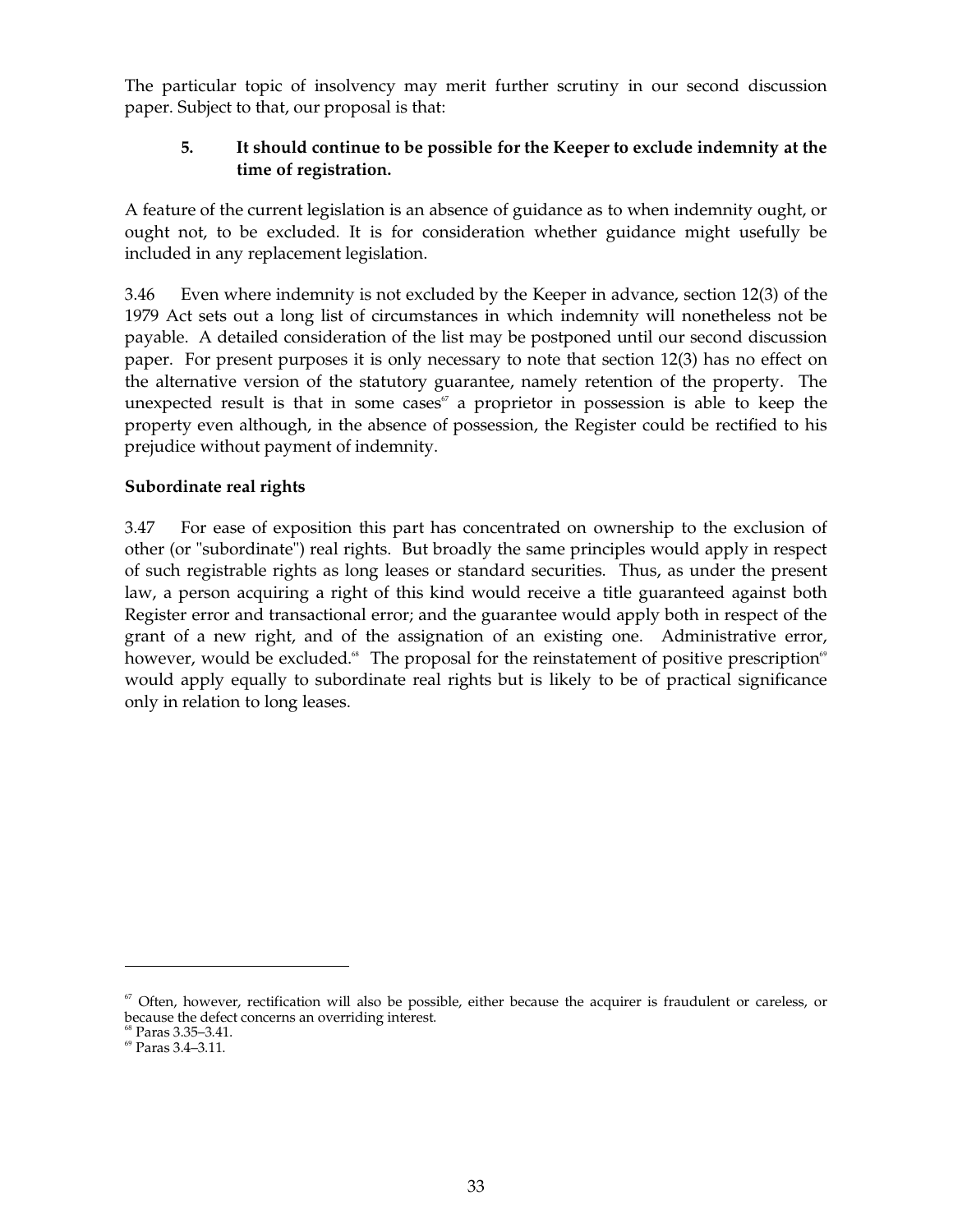The particular topic of insolvency may merit further scrutiny in our second discussion paper. Subject to that, our proposal is that:

> **5. It should continue to be possible for the Keeper to exclude indemnity at the time of registration.**

A feature of the current legislation is an absence of guidance as to when indemnity ought, or ought not, to be excluded. It is for consideration whether guidance might usefully be included in any replacement legislation.

3.46 Even where indemnity is not excluded by the Keeper in advance, section 12(3) of the 1979 Act sets out a long list of circumstances in which indemnity will nonetheless not be payable. A detailed consideration of the list may be postponed until our second discussion paper. For present purposes it is only necessary to note that section 12(3) has no effect on the alternative version of the statutory guarantee, namely retention of the property. The unexpected result is that in some cases[67] a proprietor in possession is able to keep the property even although, in the absence of possession, the Register could be rectified to his prejudice without payment of indemnity.

**Subordinate real rights**

3.47 For ease of exposition this part has concentrated on ownership to the exclusion of other (or "subordinate") real rights. But broadly the same principles would apply in respect of such registrable rights as long leases or standard securities. Thus, as under the present law, a person acquiring a right of this kind would receive a title guaranteed against both Register error and transactional error; and the guarantee would apply both in respect of the grant of a new right, and of the assignation of an existing one. Administrative error, however, would be excluded.[68] The proposal for the reinstatement of positive prescription[69] would apply equally to subordinate real rights but is likely to be of practical significance only in relation to long leases.

---

[67] Often, however, rectification will also be possible, either because the acquirer is fraudulent or careless, or because the defect concerns an overriding interest.

[68] Paras 3.35–3.41.

[69] Paras 3.4–3.11.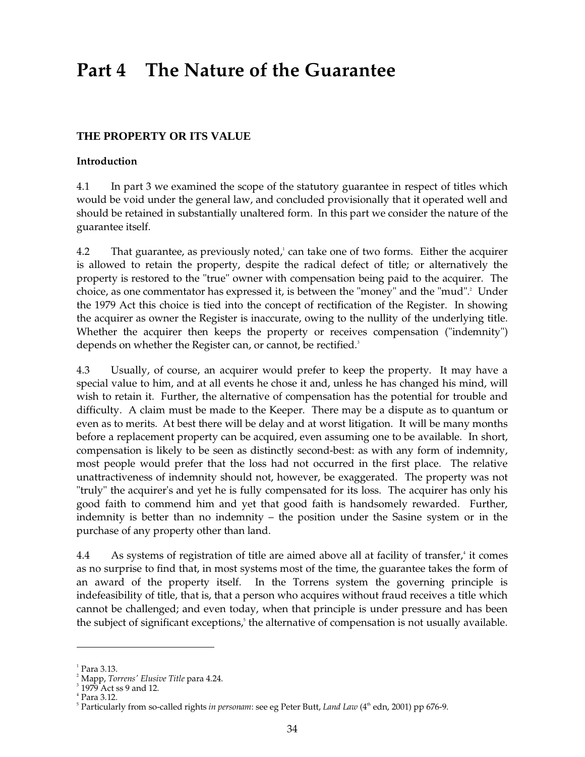# Part 4 The Nature of the Guarantee

## THE PROPERTY OR ITS VALUE

### Introduction

4.1 In part 3 we examined the scope of the statutory guarantee in respect of titles which would be void under the general law, and concluded provisionally that it operated well and should be retained in substantially unaltered form. In this part we consider the nature of the guarantee itself.

4.2 That guarantee, as previously noted,[1] can take one of two forms. Either the acquirer is allowed to retain the property, despite the radical defect of title; or alternatively the property is restored to the "true" owner with compensation being paid to the acquirer. The choice, as one commentator has expressed it, is between the "money" and the "mud".[2] Under the 1979 Act this choice is tied into the concept of rectification of the Register. In showing the acquirer as owner the Register is inaccurate, owing to the nullity of the underlying title. Whether the acquirer then keeps the property or receives compensation ("indemnity") depends on whether the Register can, or cannot, be rectified.[3]

4.3 Usually, of course, an acquirer would prefer to keep the property. It may have a special value to him, and at all events he chose it and, unless he has changed his mind, will wish to retain it. Further, the alternative of compensation has the potential for trouble and difficulty. A claim must be made to the Keeper. There may be a dispute as to quantum or even as to merits. At best there will be delay and at worst litigation. It will be many months before a replacement property can be acquired, even assuming one to be available. In short, compensation is likely to be seen as distinctly second-best: as with any form of indemnity, most people would prefer that the loss had not occurred in the first place. The relative unattractiveness of indemnity should not, however, be exaggerated. The property was not "truly" the acquirer's and yet he is fully compensated for its loss. The acquirer has only his good faith to commend him and yet that good faith is handsomely rewarded. Further, indemnity is better than no indemnity – the position under the Sasine system or in the purchase of any property other than land.

4.4 As systems of registration of title are aimed above all at facility of transfer,[4] it comes as no surprise to find that, in most systems most of the time, the guarantee takes the form of an award of the property itself. In the Torrens system the governing principle is indefeasibility of title, that is, that a person who acquires without fraud receives a title which cannot be challenged; and even today, when that principle is under pressure and has been the subject of significant exceptions,[5] the alternative of compensation is not usually available.

---

[1] Para 3.13.

[2] Mapp, *Torrens' Elusive Title* para 4.24.

[3] 1979 Act ss 9 and 12.

[4] Para 3.12.

[5] Particularly from so-called rights *in personam*: see eg Peter Butt, *Land Law* (4th edn, 2001) pp 676-9.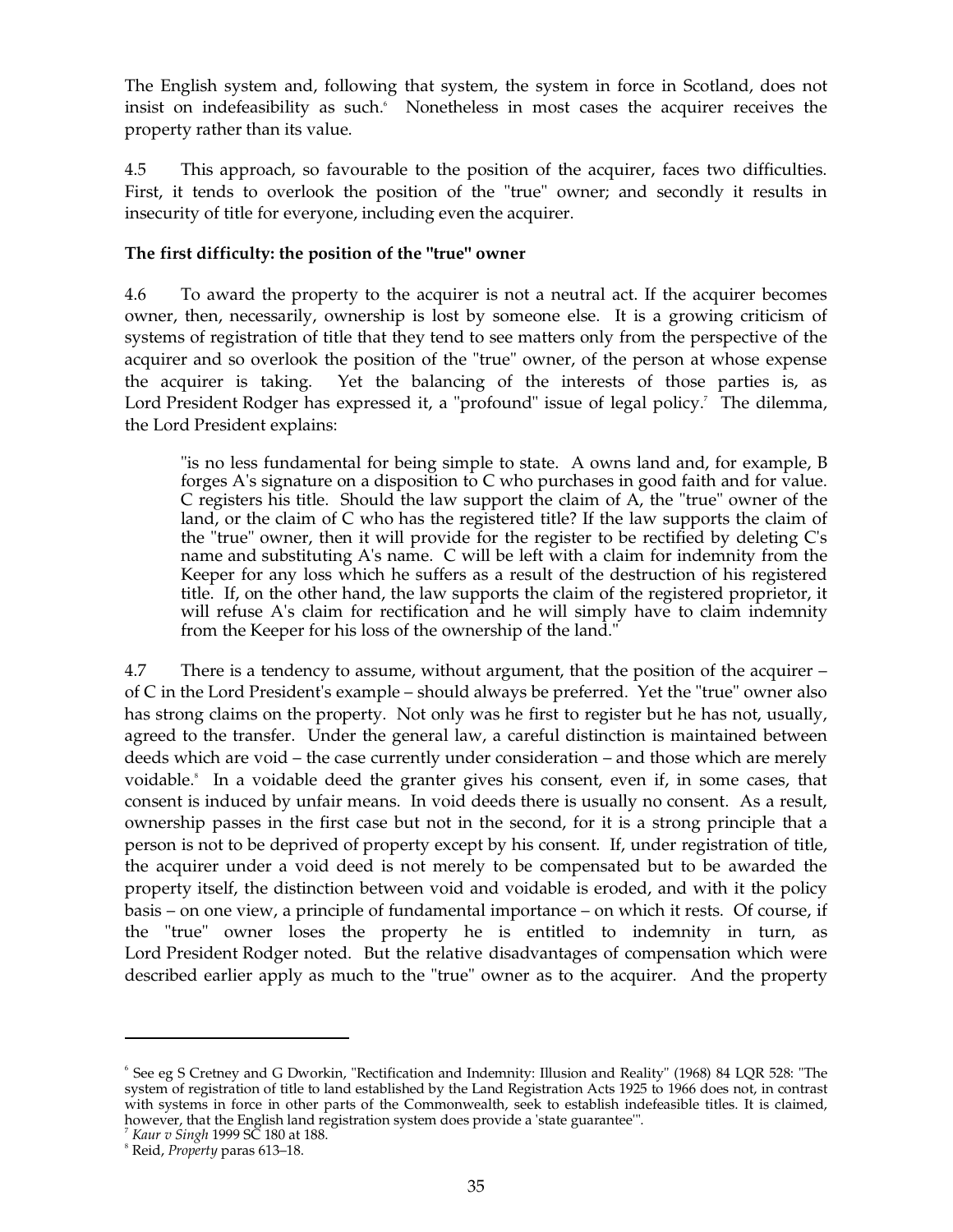The English system and, following that system, the system in force in Scotland, does not insist on indefeasibility as such.[6] Nonetheless in most cases the acquirer receives the property rather than its value.

4.5 This approach, so favourable to the position of the acquirer, faces two difficulties. First, it tends to overlook the position of the "true" owner; and secondly it results in insecurity of title for everyone, including even the acquirer.

**The first difficulty: the position of the "true" owner**

4.6 To award the property to the acquirer is not a neutral act. If the acquirer becomes owner, then, necessarily, ownership is lost by someone else. It is a growing criticism of systems of registration of title that they tend to see matters only from the perspective of the acquirer and so overlook the position of the "true" owner, of the person at whose expense the acquirer is taking. Yet the balancing of the interests of those parties is, as Lord President Rodger has expressed it, a "profound" issue of legal policy.[7] The dilemma, the Lord President explains:

> "is no less fundamental for being simple to state. A owns land and, for example, B forges A's signature on a disposition to C who purchases in good faith and for value. C registers his title. Should the law support the claim of A, the "true" owner of the land, or the claim of C who has the registered title? If the law supports the claim of the "true" owner, then it will provide for the register to be rectified by deleting C's name and substituting A's name. C will be left with a claim for indemnity from the Keeper for any loss which he suffers as a result of the destruction of his registered title. If, on the other hand, the law supports the claim of the registered proprietor, it will refuse A's claim for rectification and he will simply have to claim indemnity from the Keeper for his loss of the ownership of the land."

4.7 There is a tendency to assume, without argument, that the position of the acquirer – of C in the Lord President's example – should always be preferred. Yet the "true" owner also has strong claims on the property. Not only was he first to register but he has not, usually, agreed to the transfer. Under the general law, a careful distinction is maintained between deeds which are void – the case currently under consideration – and those which are merely voidable.[8] In a voidable deed the granter gives his consent, even if, in some cases, that consent is induced by unfair means. In void deeds there is usually no consent. As a result, ownership passes in the first case but not in the second, for it is a strong principle that a person is not to be deprived of property except by his consent. If, under registration of title, the acquirer under a void deed is not merely to be compensated but to be awarded the property itself, the distinction between void and voidable is eroded, and with it the policy basis – on one view, a principle of fundamental importance – on which it rests. Of course, if the "true" owner loses the property he is entitled to indemnity in turn, as Lord President Rodger noted. But the relative disadvantages of compensation which were described earlier apply as much to the "true" owner as to the acquirer. And the property

---

[6] See eg S Cretney and G Dworkin, "Rectification and Indemnity: Illusion and Reality" (1968) 84 LQR 528: "The system of registration of title to land established by the Land Registration Acts 1925 to 1966 does not, in contrast with systems in force in other parts of the Commonwealth, seek to establish indefeasible titles. It is claimed, however, that the English land registration system does provide a 'state guarantee'".

[7] *Kaur v Singh* 1999 SC 180 at 188.

[8] Reid, *Property* paras 613–18.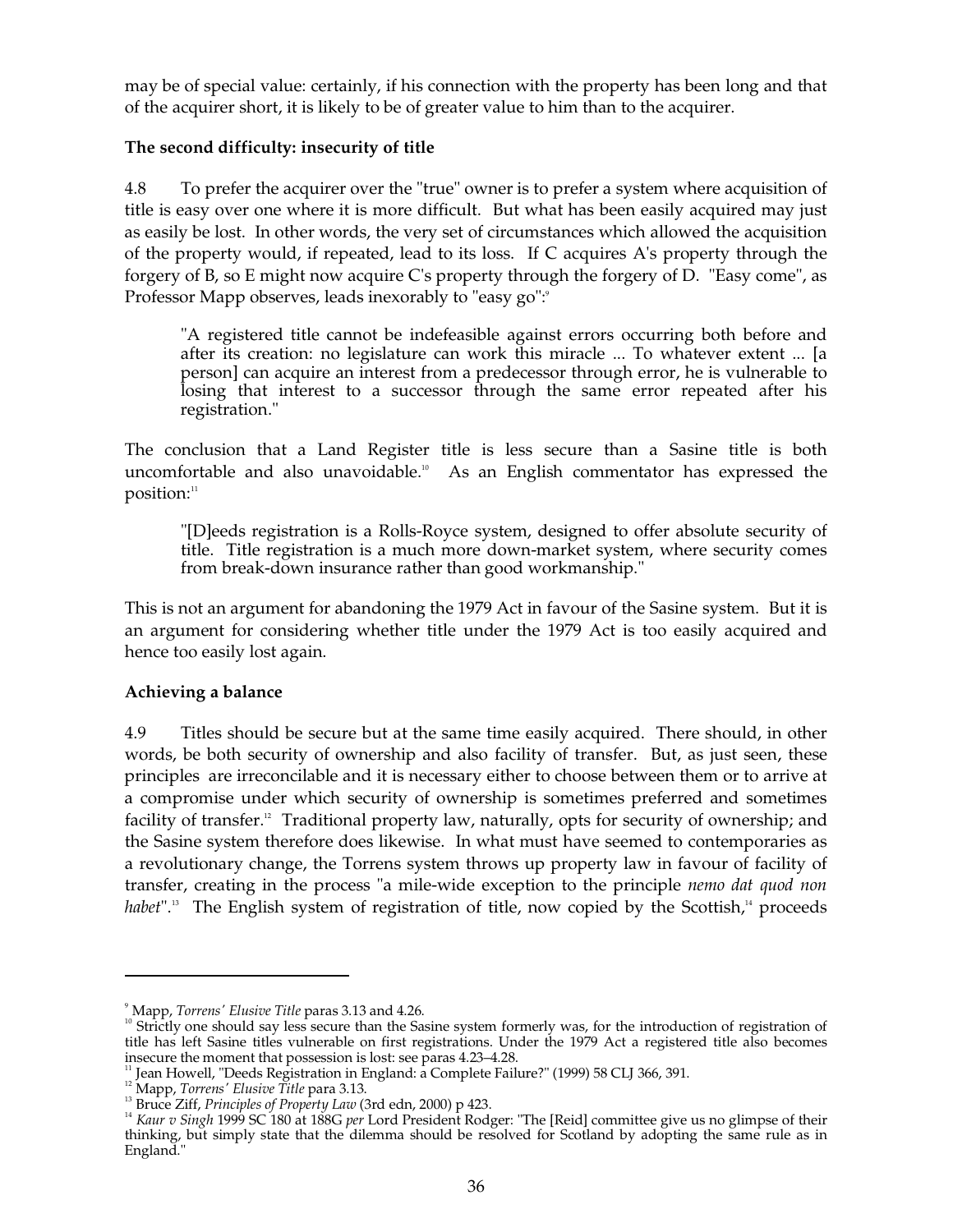may be of special value: certainly, if his connection with the property has been long and that of the acquirer short, it is likely to be of greater value to him than to the acquirer.

**The second difficulty: insecurity of title**

4.8 To prefer the acquirer over the "true" owner is to prefer a system where acquisition of title is easy over one where it is more difficult. But what has been easily acquired may just as easily be lost. In other words, the very set of circumstances which allowed the acquisition of the property would, if repeated, lead to its loss. If C acquires A's property through the forgery of B, so E might now acquire C's property through the forgery of D. "Easy come", as Professor Mapp observes, leads inexorably to "easy go":[9]

> "A registered title cannot be indefeasible against errors occurring both before and after its creation: no legislature can work this miracle ... To whatever extent ... [a person] can acquire an interest from a predecessor through error, he is vulnerable to losing that interest to a successor through the same error repeated after his registration."

The conclusion that a Land Register title is less secure than a Sasine title is both uncomfortable and also unavoidable.[10] As an English commentator has expressed the position:[11]

> "[D]eeds registration is a Rolls-Royce system, designed to offer absolute security of title. Title registration is a much more down-market system, where security comes from break-down insurance rather than good workmanship."

This is not an argument for abandoning the 1979 Act in favour of the Sasine system. But it is an argument for considering whether title under the 1979 Act is too easily acquired and hence too easily lost again.

**Achieving a balance**

4.9 Titles should be secure but at the same time easily acquired. There should, in other words, be both security of ownership and also facility of transfer. But, as just seen, these principles are irreconcilable and it is necessary either to choose between them or to arrive at a compromise under which security of ownership is sometimes preferred and sometimes facility of transfer.[12] Traditional property law, naturally, opts for security of ownership; and the Sasine system therefore does likewise. In what must have seemed to contemporaries as a revolutionary change, the Torrens system throws up property law in favour of facility of transfer, creating in the process "a mile-wide exception to the principle *nemo dat quod non habet*".[13] The English system of registration of title, now copied by the Scottish,[14] proceeds

---

[9] Mapp, *Torrens' Elusive Title* paras 3.13 and 4.26.

[10] Strictly one should say less secure than the Sasine system formerly was, for the introduction of registration of title has left Sasine titles vulnerable on first registrations. Under the 1979 Act a registered title also becomes insecure the moment that possession is lost: see paras 4.23–4.28.

[11] Jean Howell, "Deeds Registration in England: a Complete Failure?" (1999) 58 CLJ 366, 391.

[12] Mapp, *Torrens' Elusive Title* para 3.13.

[13] Bruce Ziff, *Principles of Property Law* (3rd edn, 2000) p 423.

[14] *Kaur v Singh* 1999 SC 180 at 188G *per* Lord President Rodger: "The [Reid] committee give us no glimpse of their thinking, but simply state that the dilemma should be resolved for Scotland by adopting the same rule as in England."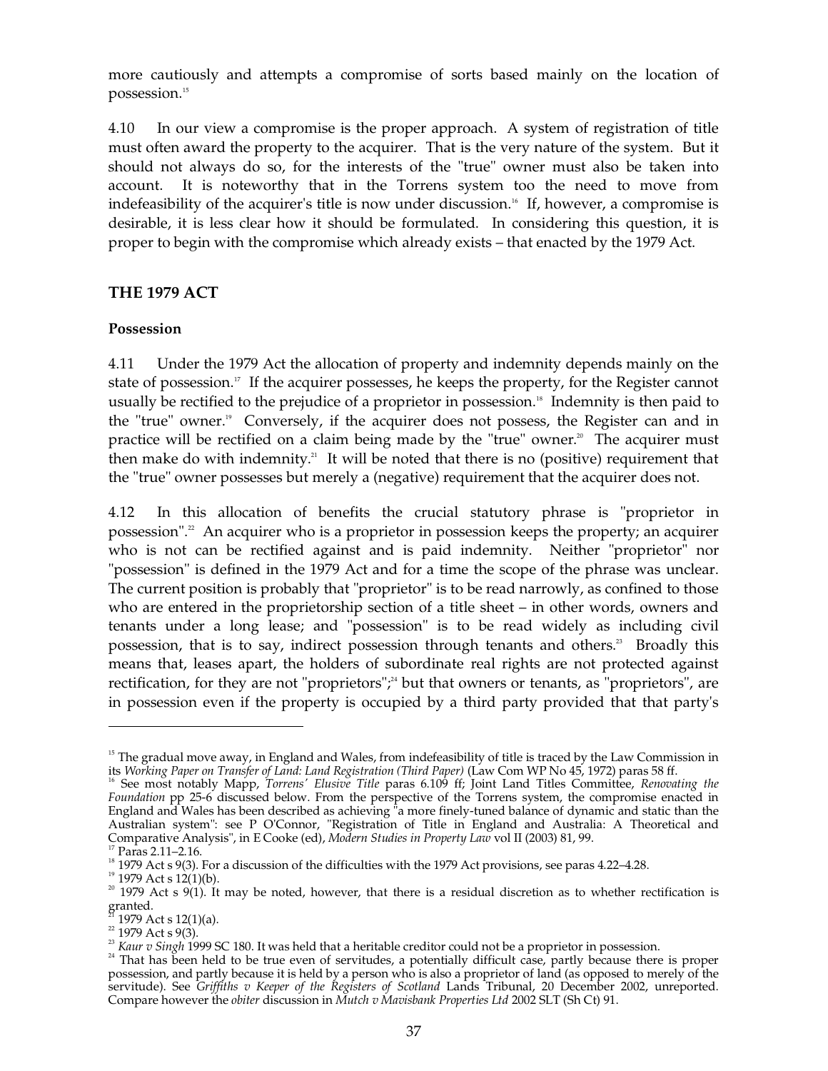more cautiously and attempts a compromise of sorts based mainly on the location of possession.[15]

4.10 In our view a compromise is the proper approach. A system of registration of title must often award the property to the acquirer. That is the very nature of the system. But it should not always do so, for the interests of the "true" owner must also be taken into account. It is noteworthy that in the Torrens system too the need to move from indefeasibility of the acquirer's title is now under discussion.[16] If, however, a compromise is desirable, it is less clear how it should be formulated. In considering this question, it is proper to begin with the compromise which already exists – that enacted by the 1979 Act.

## THE 1979 ACT

### Possession

4.11 Under the 1979 Act the allocation of property and indemnity depends mainly on the state of possession.[17] If the acquirer possesses, he keeps the property, for the Register cannot usually be rectified to the prejudice of a proprietor in possession.[18] Indemnity is then paid to the "true" owner.[19] Conversely, if the acquirer does not possess, the Register can and in practice will be rectified on a claim being made by the "true" owner.[20] The acquirer must then make do with indemnity.[21] It will be noted that there is no (positive) requirement that the "true" owner possesses but merely a (negative) requirement that the acquirer does not.

4.12 In this allocation of benefits the crucial statutory phrase is "proprietor in possession".[22] An acquirer who is a proprietor in possession keeps the property; an acquirer who is not can be rectified against and is paid indemnity. Neither "proprietor" nor "possession" is defined in the 1979 Act and for a time the scope of the phrase was unclear. The current position is probably that "proprietor" is to be read narrowly, as confined to those who are entered in the proprietorship section of a title sheet – in other words, owners and tenants under a long lease; and "possession" is to be read widely as including civil possession, that is to say, indirect possession through tenants and others.[23] Broadly this means that, leases apart, the holders of subordinate real rights are not protected against rectification, for they are not "proprietors";[24] but that owners or tenants, as "proprietors", are in possession even if the property is occupied by a third party provided that that party's

---

[15] The gradual move away, in England and Wales, from indefeasibility of title is traced by the Law Commission in its *Working Paper on Transfer of Land: Land Registration (Third Paper)* (Law Com WP No 45, 1972) paras 58 ff.

[16] See most notably Mapp, *Torrens' Elusive Title* paras 6.109 ff; Joint Land Titles Committee, *Renovating the Foundation* pp 25-6 discussed below. From the perspective of the Torrens system, the compromise enacted in England and Wales has been described as achieving "a more finely-tuned balance of dynamic and static than the Australian system": see P O'Connor, "Registration of Title in England and Australia: A Theoretical and Comparative Analysis", in E Cooke (ed), *Modern Studies in Property Law* vol II (2003) 81, 99.

[17] Paras 2.11–2.16.

[18] 1979 Act s 9(3). For a discussion of the difficulties with the 1979 Act provisions, see paras 4.22–4.28.

[19] 1979 Act s 12(1)(b).

[20] 1979 Act s 9(1). It may be noted, however, that there is a residual discretion as to whether rectification is granted.

[21] 1979 Act s 12(1)(a).

[22] 1979 Act s 9(3).

[23] *Kaur v Singh* 1999 SC 180. It was held that a heritable creditor could not be a proprietor in possession.

[24] That has been held to be true even of servitudes, a potentially difficult case, partly because there is proper possession, and partly because it is held by a person who is also a proprietor of land (as opposed to merely of the servitude). See *Griffiths v Keeper of the Registers of Scotland* Lands Tribunal, 20 December 2002, unreported. Compare however the *obiter* discussion in *Mutch v Mavisbank Properties Ltd* 2002 SLT (Sh Ct) 91.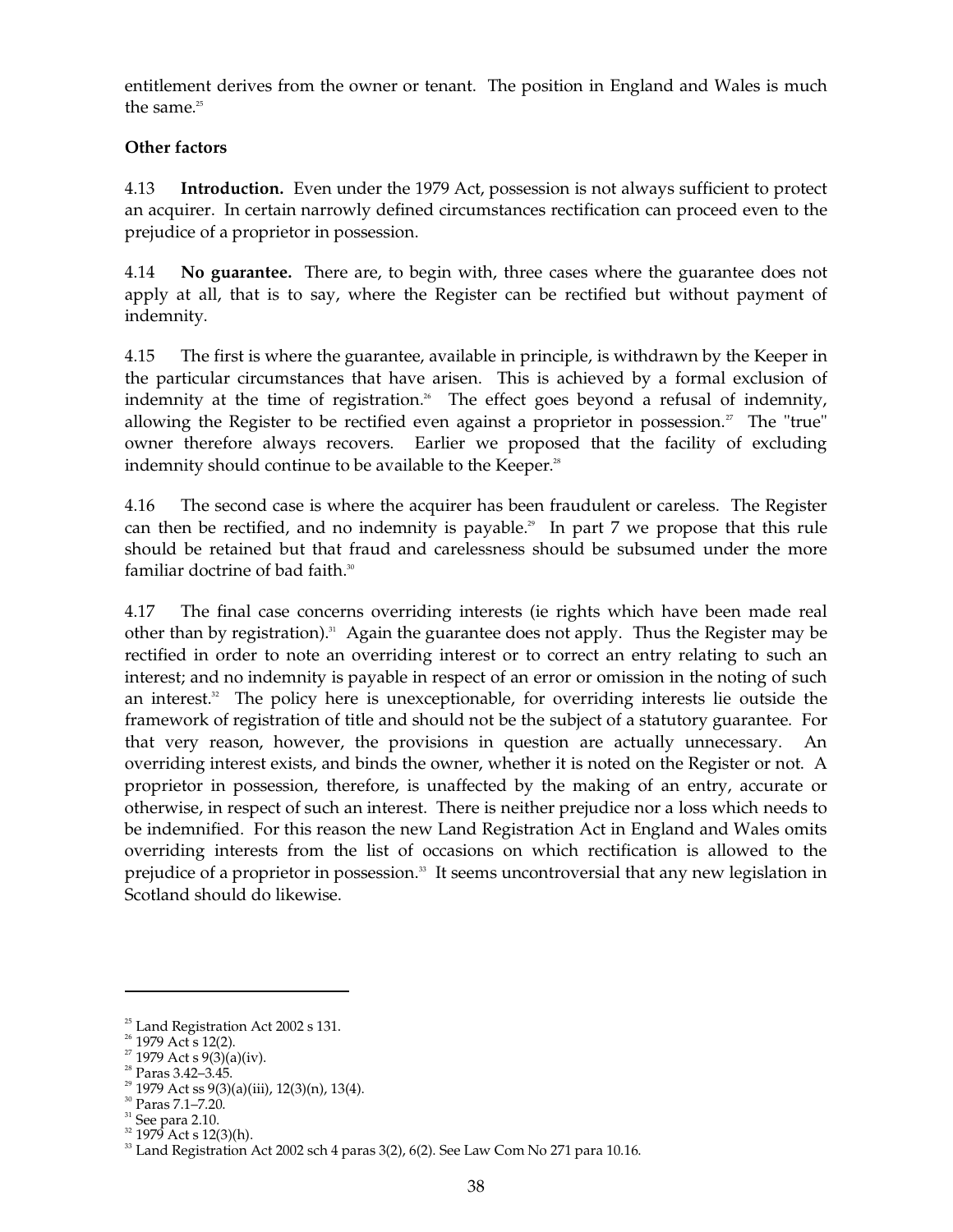entitlement derives from the owner or tenant. The position in England and Wales is much the same.[25]

**Other factors**

4.13 **Introduction.** Even under the 1979 Act, possession is not always sufficient to protect an acquirer. In certain narrowly defined circumstances rectification can proceed even to the prejudice of a proprietor in possession.

4.14 **No guarantee.** There are, to begin with, three cases where the guarantee does not apply at all, that is to say, where the Register can be rectified but without payment of indemnity.

4.15 The first is where the guarantee, available in principle, is withdrawn by the Keeper in the particular circumstances that have arisen. This is achieved by a formal exclusion of indemnity at the time of registration.[26] The effect goes beyond a refusal of indemnity, allowing the Register to be rectified even against a proprietor in possession.[27] The "true" owner therefore always recovers. Earlier we proposed that the facility of excluding indemnity should continue to be available to the Keeper.[28]

4.16 The second case is where the acquirer has been fraudulent or careless. The Register can then be rectified, and no indemnity is payable.[29] In part 7 we propose that this rule should be retained but that fraud and carelessness should be subsumed under the more familiar doctrine of bad faith.[30]

4.17 The final case concerns overriding interests (ie rights which have been made real other than by registration).[31] Again the guarantee does not apply. Thus the Register may be rectified in order to note an overriding interest or to correct an entry relating to such an interest; and no indemnity is payable in respect of an error or omission in the noting of such an interest.[32] The policy here is unexceptionable, for overriding interests lie outside the framework of registration of title and should not be the subject of a statutory guarantee. For that very reason, however, the provisions in question are actually unnecessary. An overriding interest exists, and binds the owner, whether it is noted on the Register or not. A proprietor in possession, therefore, is unaffected by the making of an entry, accurate or otherwise, in respect of such an interest. There is neither prejudice nor a loss which needs to be indemnified. For this reason the new Land Registration Act in England and Wales omits overriding interests from the list of occasions on which rectification is allowed to the prejudice of a proprietor in possession.[33] It seems uncontroversial that any new legislation in Scotland should do likewise.

---

[25] Land Registration Act 2002 s 131.
[26] 1979 Act s 12(2).
[27] 1979 Act s 9(3)(a)(iv).
[28] Paras 3.42–3.45.
[29] 1979 Act ss 9(3)(a)(iii), 12(3)(n), 13(4).
[30] Paras 7.1–7.20.
[31] See para 2.10.
[32] 1979 Act s 12(3)(h).
[33] Land Registration Act 2002 sch 4 paras 3(2), 6(2). See Law Com No 271 para 10.16.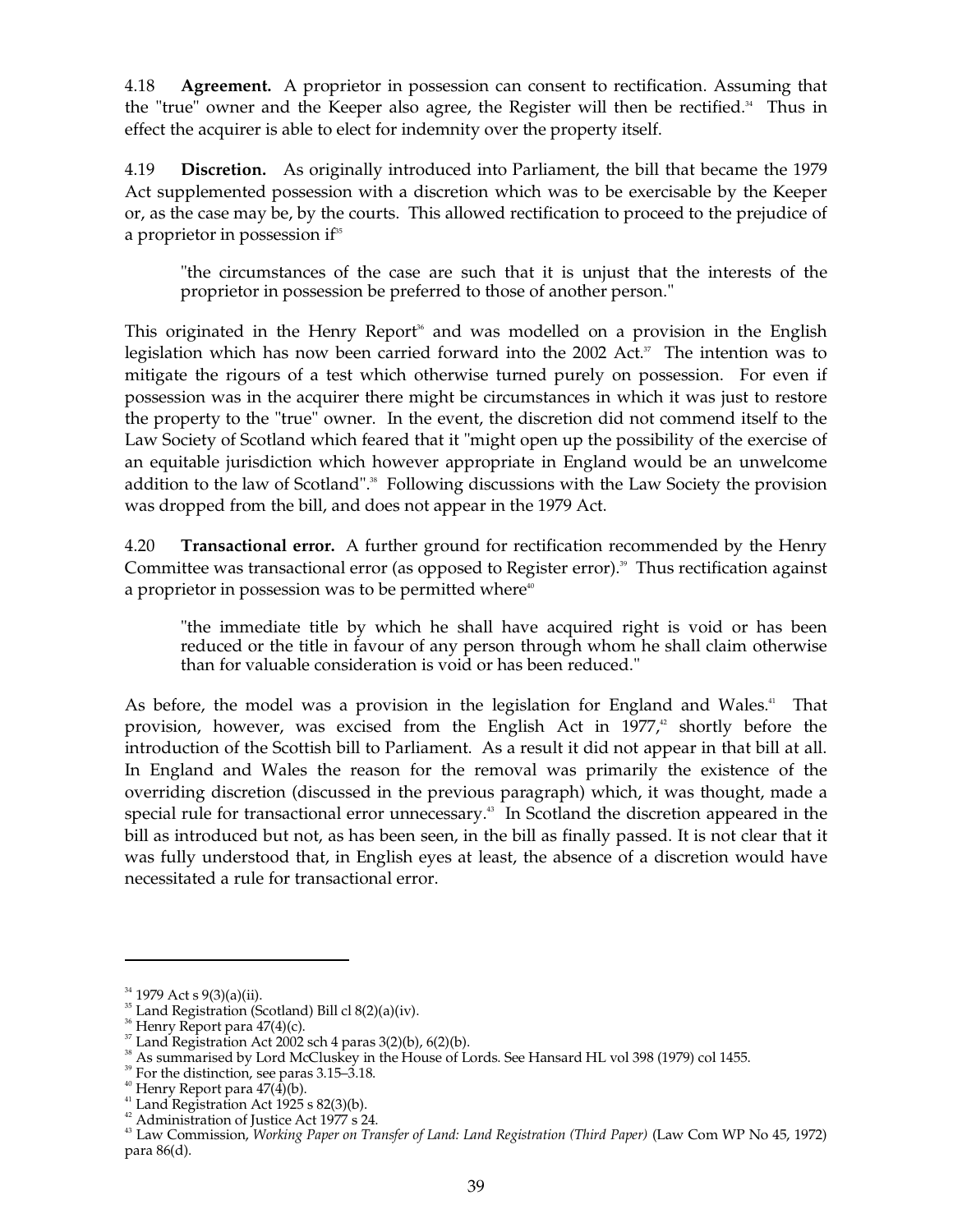4.18 **Agreement.** A proprietor in possession can consent to rectification. Assuming that the "true" owner and the Keeper also agree, the Register will then be rectified.[34] Thus in effect the acquirer is able to elect for indemnity over the property itself.

4.19 **Discretion.** As originally introduced into Parliament, the bill that became the 1979 Act supplemented possession with a discretion which was to be exercisable by the Keeper or, as the case may be, by the courts. This allowed rectification to proceed to the prejudice of a proprietor in possession if[35]

> "the circumstances of the case are such that it is unjust that the interests of the proprietor in possession be preferred to those of another person."

This originated in the Henry Report[36] and was modelled on a provision in the English legislation which has now been carried forward into the 2002 Act.[37] The intention was to mitigate the rigours of a test which otherwise turned purely on possession. For even if possession was in the acquirer there might be circumstances in which it was just to restore the property to the "true" owner. In the event, the discretion did not commend itself to the Law Society of Scotland which feared that it "might open up the possibility of the exercise of an equitable jurisdiction which however appropriate in England would be an unwelcome addition to the law of Scotland".[38] Following discussions with the Law Society the provision was dropped from the bill, and does not appear in the 1979 Act.

4.20 **Transactional error.** A further ground for rectification recommended by the Henry Committee was transactional error (as opposed to Register error).[39] Thus rectification against a proprietor in possession was to be permitted where[40]

> "the immediate title by which he shall have acquired right is void or has been reduced or the title in favour of any person through whom he shall claim otherwise than for valuable consideration is void or has been reduced."

As before, the model was a provision in the legislation for England and Wales.[41] That provision, however, was excised from the English Act in 1977,[42] shortly before the introduction of the Scottish bill to Parliament. As a result it did not appear in that bill at all. In England and Wales the reason for the removal was primarily the existence of the overriding discretion (discussed in the previous paragraph) which, it was thought, made a special rule for transactional error unnecessary.[43] In Scotland the discretion appeared in the bill as introduced but not, as has been seen, in the bill as finally passed. It is not clear that it was fully understood that, in English eyes at least, the absence of a discretion would have necessitated a rule for transactional error.

---

[34] 1979 Act s 9(3)(a)(ii).

[35] Land Registration (Scotland) Bill cl 8(2)(a)(iv).

[36] Henry Report para 47(4)(c).

[37] Land Registration Act 2002 sch 4 paras 3(2)(b), 6(2)(b).

[38] As summarised by Lord McCluskey in the House of Lords. See Hansard HL vol 398 (1979) col 1455.

[39] For the distinction, see paras 3.15–3.18.

[40] Henry Report para 47(4)(b).

[41] Land Registration Act 1925 s 82(3)(b).

[42] Administration of Justice Act 1977 s 24.

[43] Law Commission, *Working Paper on Transfer of Land: Land Registration (Third Paper)* (Law Com WP No 45, 1972) para 86(d).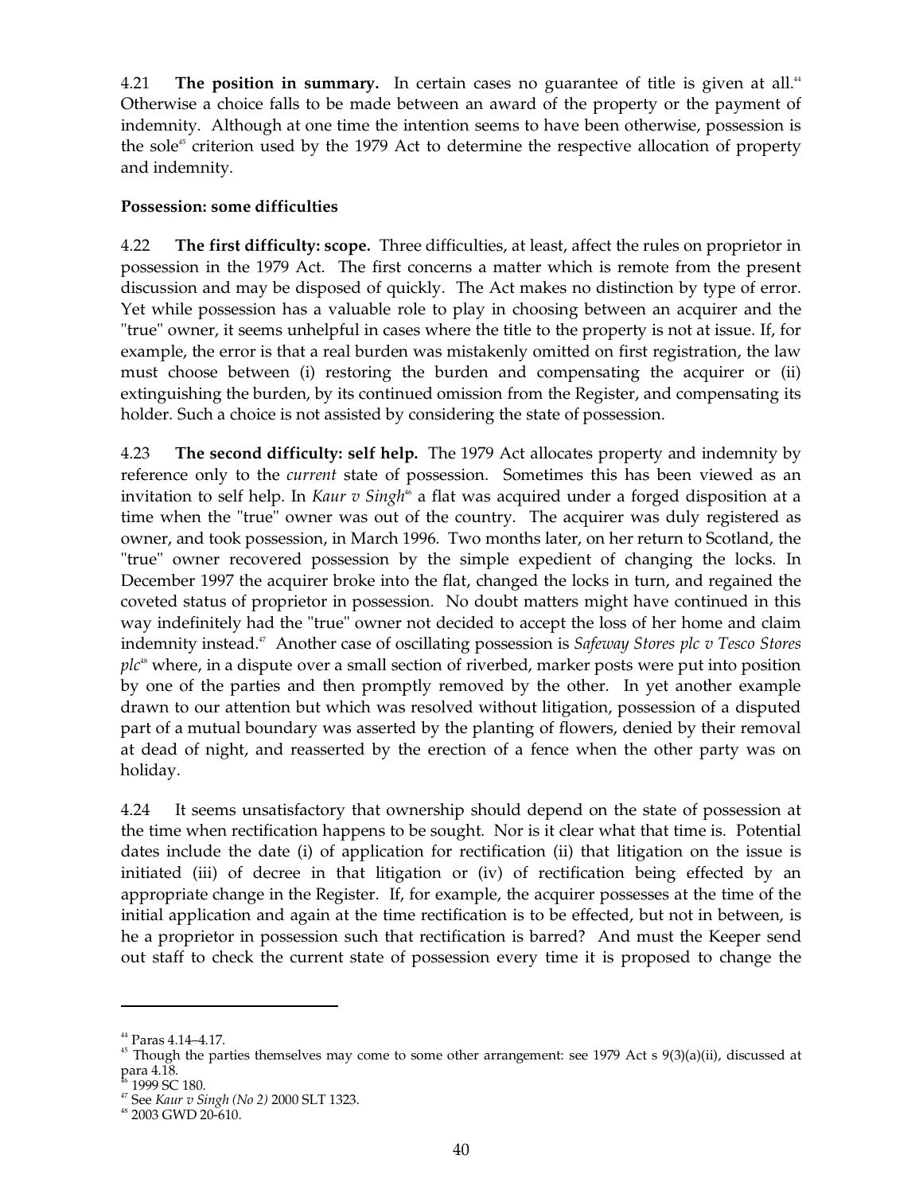4.21 **The position in summary.** In certain cases no guarantee of title is given at all.[44] Otherwise a choice falls to be made between an award of the property or the payment of indemnity. Although at one time the intention seems to have been otherwise, possession is the sole[45] criterion used by the 1979 Act to determine the respective allocation of property and indemnity.

**Possession: some difficulties**

4.22 **The first difficulty: scope.** Three difficulties, at least, affect the rules on proprietor in possession in the 1979 Act. The first concerns a matter which is remote from the present discussion and may be disposed of quickly. The Act makes no distinction by type of error. Yet while possession has a valuable role to play in choosing between an acquirer and the "true" owner, it seems unhelpful in cases where the title to the property is not at issue. If, for example, the error is that a real burden was mistakenly omitted on first registration, the law must choose between (i) restoring the burden and compensating the acquirer or (ii) extinguishing the burden, by its continued omission from the Register, and compensating its holder. Such a choice is not assisted by considering the state of possession.

4.23 **The second difficulty: self help.** The 1979 Act allocates property and indemnity by reference only to the *current* state of possession. Sometimes this has been viewed as an invitation to self help. In *Kaur v Singh*[46] a flat was acquired under a forged disposition at a time when the "true" owner was out of the country. The acquirer was duly registered as owner, and took possession, in March 1996. Two months later, on her return to Scotland, the "true" owner recovered possession by the simple expedient of changing the locks. In December 1997 the acquirer broke into the flat, changed the locks in turn, and regained the coveted status of proprietor in possession. No doubt matters might have continued in this way indefinitely had the "true" owner not decided to accept the loss of her home and claim indemnity instead.[47] Another case of oscillating possession is *Safeway Stores plc v Tesco Stores plc*[48] where, in a dispute over a small section of riverbed, marker posts were put into position by one of the parties and then promptly removed by the other. In yet another example drawn to our attention but which was resolved without litigation, possession of a disputed part of a mutual boundary was asserted by the planting of flowers, denied by their removal at dead of night, and reasserted by the erection of a fence when the other party was on holiday.

4.24 It seems unsatisfactory that ownership should depend on the state of possession at the time when rectification happens to be sought. Nor is it clear what that time is. Potential dates include the date (i) of application for rectification (ii) that litigation on the issue is initiated (iii) of decree in that litigation or (iv) of rectification being effected by an appropriate change in the Register. If, for example, the acquirer possesses at the time of the initial application and again at the time rectification is to be effected, but not in between, is he a proprietor in possession such that rectification is barred? And must the Keeper send out staff to check the current state of possession every time it is proposed to change the

---

[44] Paras 4.14–4.17.

[45] Though the parties themselves may come to some other arrangement: see 1979 Act s 9(3)(a)(ii), discussed at para 4.18.

[46] 1999 SC 180.

[47] See *Kaur v Singh (No 2)* 2000 SLT 1323.

[48] 2003 GWD 20-610.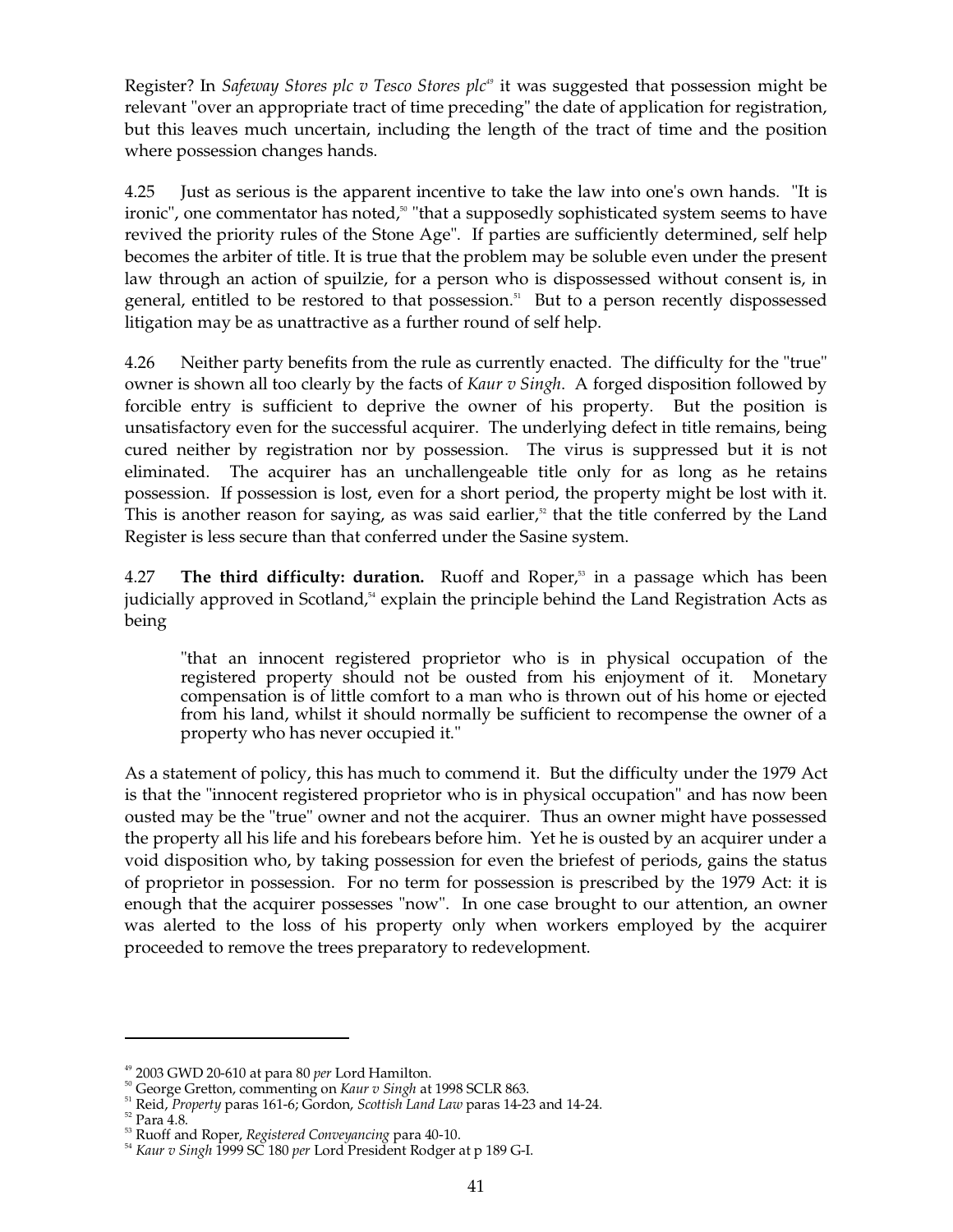Register? In *Safeway Stores plc v Tesco Stores plc*[49] it was suggested that possession might be relevant "over an appropriate tract of time preceding" the date of application for registration, but this leaves much uncertain, including the length of the tract of time and the position where possession changes hands.

4.25 Just as serious is the apparent incentive to take the law into one's own hands. "It is ironic", one commentator has noted,[50] "that a supposedly sophisticated system seems to have revived the priority rules of the Stone Age". If parties are sufficiently determined, self help becomes the arbiter of title. It is true that the problem may be soluble even under the present law through an action of spuilzie, for a person who is dispossessed without consent is, in general, entitled to be restored to that possession.[51] But to a person recently dispossessed litigation may be as unattractive as a further round of self help.

4.26 Neither party benefits from the rule as currently enacted. The difficulty for the "true" owner is shown all too clearly by the facts of *Kaur v Singh*. A forged disposition followed by forcible entry is sufficient to deprive the owner of his property. But the position is unsatisfactory even for the successful acquirer. The underlying defect in title remains, being cured neither by registration nor by possession. The virus is suppressed but it is not eliminated. The acquirer has an unchallengeable title only for as long as he retains possession. If possession is lost, even for a short period, the property might be lost with it. This is another reason for saying, as was said earlier,[52] that the title conferred by the Land Register is less secure than that conferred under the Sasine system.

4.27 **The third difficulty: duration.** Ruoff and Roper,[53] in a passage which has been judicially approved in Scotland,[54] explain the principle behind the Land Registration Acts as being

> "that an innocent registered proprietor who is in physical occupation of the registered property should not be ousted from his enjoyment of it. Monetary compensation is of little comfort to a man who is thrown out of his home or ejected from his land, whilst it should normally be sufficient to recompense the owner of a property who has never occupied it."

As a statement of policy, this has much to commend it. But the difficulty under the 1979 Act is that the "innocent registered proprietor who is in physical occupation" and has now been ousted may be the "true" owner and not the acquirer. Thus an owner might have possessed the property all his life and his forebears before him. Yet he is ousted by an acquirer under a void disposition who, by taking possession for even the briefest of periods, gains the status of proprietor in possession. For no term for possession is prescribed by the 1979 Act: it is enough that the acquirer possesses "now". In one case brought to our attention, an owner was alerted to the loss of his property only when workers employed by the acquirer proceeded to remove the trees preparatory to redevelopment.

---

[49] 2003 GWD 20-610 at para 80 *per* Lord Hamilton.

[50] George Gretton, commenting on *Kaur v Singh* at 1998 SCLR 863.

[51] Reid, *Property* paras 161-6; Gordon, *Scottish Land Law* paras 14-23 and 14-24.

[52] Para 4.8.

[53] Ruoff and Roper, *Registered Conveyancing* para 40-10.

[54] *Kaur v Singh* 1999 SC 180 *per* Lord President Rodger at p 189 G-I.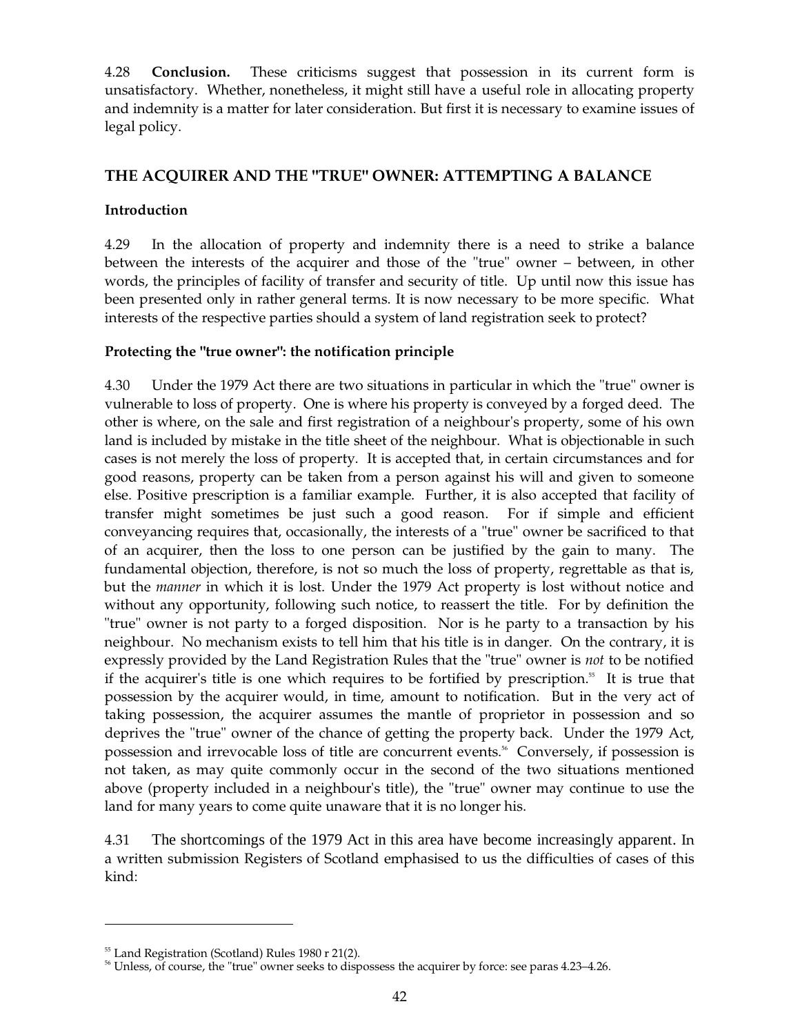4.28 **Conclusion.** These criticisms suggest that possession in its current form is unsatisfactory. Whether, nonetheless, it might still have a useful role in allocating property and indemnity is a matter for later consideration. But first it is necessary to examine issues of legal policy.

## THE ACQUIRER AND THE "TRUE" OWNER: ATTEMPTING A BALANCE

### Introduction

4.29 In the allocation of property and indemnity there is a need to strike a balance between the interests of the acquirer and those of the "true" owner – between, in other words, the principles of facility of transfer and security of title. Up until now this issue has been presented only in rather general terms. It is now necessary to be more specific. What interests of the respective parties should a system of land registration seek to protect?

### Protecting the "true owner": the notification principle

4.30 Under the 1979 Act there are two situations in particular in which the "true" owner is vulnerable to loss of property. One is where his property is conveyed by a forged deed. The other is where, on the sale and first registration of a neighbour's property, some of his own land is included by mistake in the title sheet of the neighbour. What is objectionable in such cases is not merely the loss of property. It is accepted that, in certain circumstances and for good reasons, property can be taken from a person against his will and given to someone else. Positive prescription is a familiar example. Further, it is also accepted that facility of transfer might sometimes be just such a good reason. For if simple and efficient conveyancing requires that, occasionally, the interests of a "true" owner be sacrificed to that of an acquirer, then the loss to one person can be justified by the gain to many. The fundamental objection, therefore, is not so much the loss of property, regrettable as that is, but the *manner* in which it is lost. Under the 1979 Act property is lost without notice and without any opportunity, following such notice, to reassert the title. For by definition the "true" owner is not party to a forged disposition. Nor is he party to a transaction by his neighbour. No mechanism exists to tell him that his title is in danger. On the contrary, it is expressly provided by the Land Registration Rules that the "true" owner is *not* to be notified if the acquirer's title is one which requires to be fortified by prescription.[55] It is true that possession by the acquirer would, in time, amount to notification. But in the very act of taking possession, the acquirer assumes the mantle of proprietor in possession and so deprives the "true" owner of the chance of getting the property back. Under the 1979 Act, possession and irrevocable loss of title are concurrent events.[56] Conversely, if possession is not taken, as may quite commonly occur in the second of the two situations mentioned above (property included in a neighbour's title), the "true" owner may continue to use the land for many years to come quite unaware that it is no longer his.

4.31 The shortcomings of the 1979 Act in this area have become increasingly apparent. In a written submission Registers of Scotland emphasised to us the difficulties of cases of this kind:

---

[55] Land Registration (Scotland) Rules 1980 r 21(2).

[56] Unless, of course, the "true" owner seeks to dispossess the acquirer by force: see paras 4.23–4.26.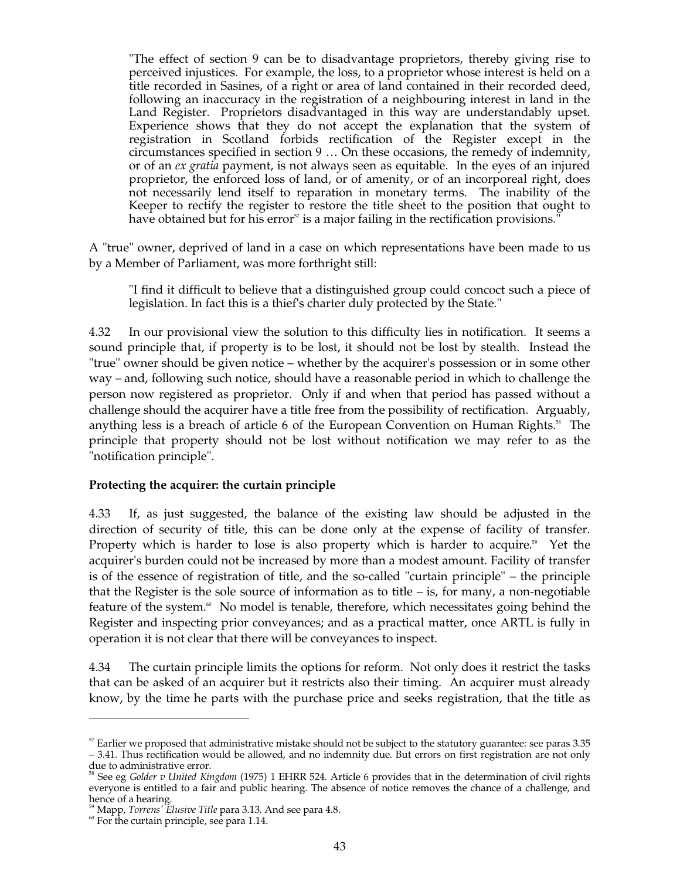> "The effect of section 9 can be to disadvantage proprietors, thereby giving rise to perceived injustices. For example, the loss, to a proprietor whose interest is held on a title recorded in Sasines, of a right or area of land contained in their recorded deed, following an inaccuracy in the registration of a neighbouring interest in land in the Land Register. Proprietors disadvantaged in this way are understandably upset. Experience shows that they do not accept the explanation that the system of registration in Scotland forbids rectification of the Register except in the circumstances specified in section 9 … On these occasions, the remedy of indemnity, or of an *ex gratia* payment, is not always seen as equitable. In the eyes of an injured proprietor, the enforced loss of land, or of amenity, or of an incorporeal right, does not necessarily lend itself to reparation in monetary terms. The inability of the Keeper to rectify the register to restore the title sheet to the position that ought to have obtained but for his error[57] is a major failing in the rectification provisions."

A "true" owner, deprived of land in a case on which representations have been made to us by a Member of Parliament, was more forthright still:

> "I find it difficult to believe that a distinguished group could concoct such a piece of legislation. In fact this is a thief's charter duly protected by the State."

4.32 In our provisional view the solution to this difficulty lies in notification. It seems a sound principle that, if property is to be lost, it should not be lost by stealth. Instead the "true" owner should be given notice – whether by the acquirer's possession or in some other way – and, following such notice, should have a reasonable period in which to challenge the person now registered as proprietor. Only if and when that period has passed without a challenge should the acquirer have a title free from the possibility of rectification. Arguably, anything less is a breach of article 6 of the European Convention on Human Rights.[58] The principle that property should not be lost without notification we may refer to as the "notification principle".

**Protecting the acquirer: the curtain principle**

4.33 If, as just suggested, the balance of the existing law should be adjusted in the direction of security of title, this can be done only at the expense of facility of transfer. Property which is harder to lose is also property which is harder to acquire.[59] Yet the acquirer's burden could not be increased by more than a modest amount. Facility of transfer is of the essence of registration of title, and the so-called "curtain principle" – the principle that the Register is the sole source of information as to title – is, for many, a non-negotiable feature of the system.[60] No model is tenable, therefore, which necessitates going behind the Register and inspecting prior conveyances; and as a practical matter, once ARTL is fully in operation it is not clear that there will be conveyances to inspect.

4.34 The curtain principle limits the options for reform. Not only does it restrict the tasks that can be asked of an acquirer but it restricts also their timing. An acquirer must already know, by the time he parts with the purchase price and seeks registration, that the title as

---

[57] Earlier we proposed that administrative mistake should not be subject to the statutory guarantee: see paras 3.35 – 3.41. Thus rectification would be allowed, and no indemnity due. But errors on first registration are not only due to administrative error.

[58] See eg *Golder v United Kingdom* (1975) 1 EHRR 524. Article 6 provides that in the determination of civil rights everyone is entitled to a fair and public hearing. The absence of notice removes the chance of a challenge, and hence of a hearing.

[59] Mapp, *Torrens' Elusive Title* para 3.13. And see para 4.8.

[60] For the curtain principle, see para 1.14.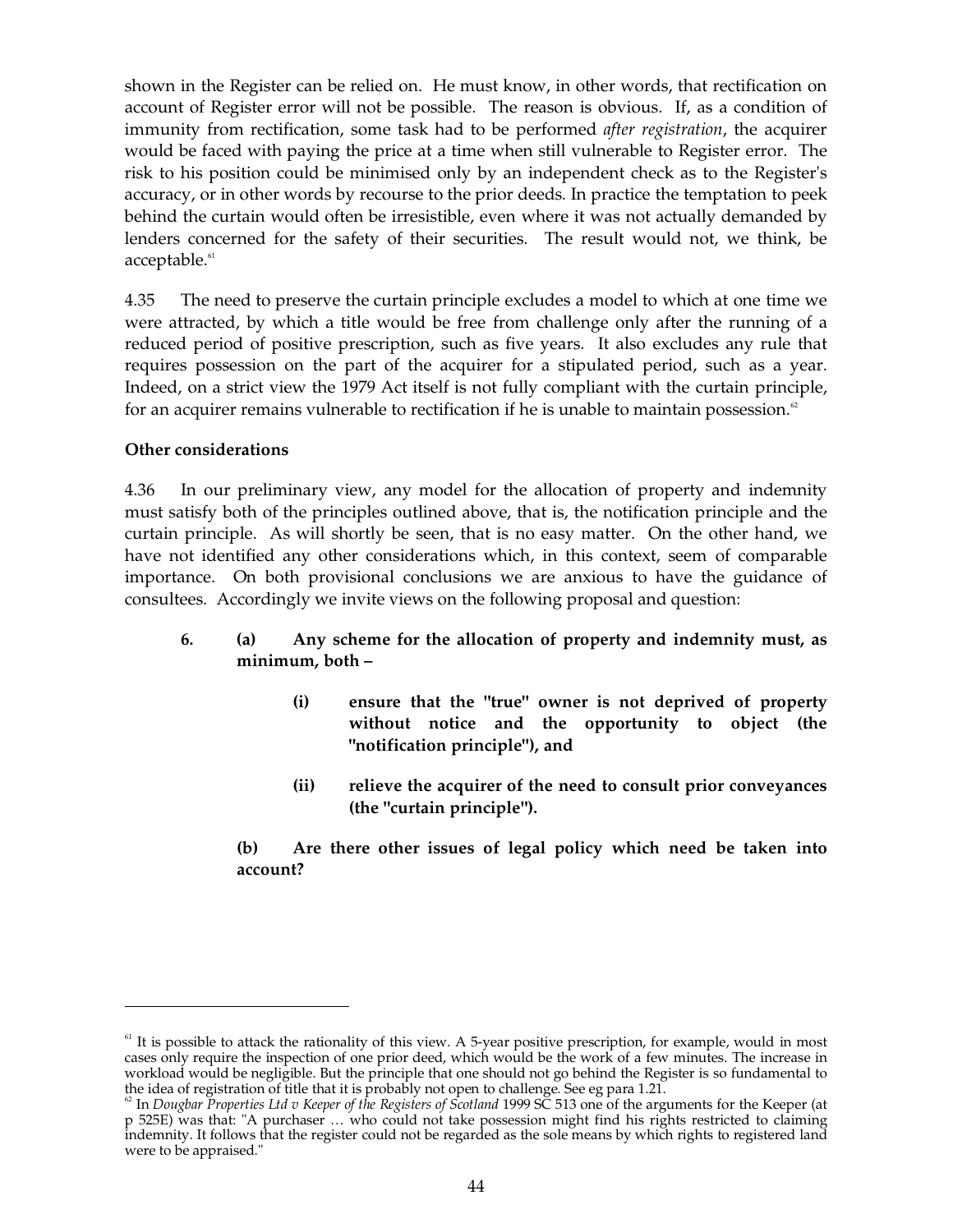shown in the Register can be relied on. He must know, in other words, that rectification on account of Register error will not be possible. The reason is obvious. If, as a condition of immunity from rectification, some task had to be performed *after registration*, the acquirer would be faced with paying the price at a time when still vulnerable to Register error. The risk to his position could be minimised only by an independent check as to the Register's accuracy, or in other words by recourse to the prior deeds. In practice the temptation to peek behind the curtain would often be irresistible, even where it was not actually demanded by lenders concerned for the safety of their securities. The result would not, we think, be acceptable.[61]

4.35 The need to preserve the curtain principle excludes a model to which at one time we were attracted, by which a title would be free from challenge only after the running of a reduced period of positive prescription, such as five years. It also excludes any rule that requires possession on the part of the acquirer for a stipulated period, such as a year. Indeed, on a strict view the 1979 Act itself is not fully compliant with the curtain principle, for an acquirer remains vulnerable to rectification if he is unable to maintain possession.[62]

**Other considerations**

4.36 In our preliminary view, any model for the allocation of property and indemnity must satisfy both of the principles outlined above, that is, the notification principle and the curtain principle. As will shortly be seen, that is no easy matter. On the other hand, we have not identified any other considerations which, in this context, seem of comparable importance. On both provisional conclusions we are anxious to have the guidance of consultees. Accordingly we invite views on the following proposal and question:

> **6. (a) Any scheme for the allocation of property and indemnity must, as minimum, both –**
>
> > **(i) ensure that the "true" owner is not deprived of property without notice and the opportunity to object (the "notification principle"), and**
> >
> > **(ii) relieve the acquirer of the need to consult prior conveyances (the "curtain principle").**
>
> **(b) Are there other issues of legal policy which need be taken into account?**

---

[61] It is possible to attack the rationality of this view. A 5-year positive prescription, for example, would in most cases only require the inspection of one prior deed, which would be the work of a few minutes. The increase in workload would be negligible. But the principle that one should not go behind the Register is so fundamental to the idea of registration of title that it is probably not open to challenge. See eg para 1.21.

[62] In *Dougbar Properties Ltd v Keeper of the Registers of Scotland* 1999 SC 513 one of the arguments for the Keeper (at p 525E) was that: "A purchaser … who could not take possession might find his rights restricted to claiming indemnity. It follows that the register could not be regarded as the sole means by which rights to registered land were to be appraised."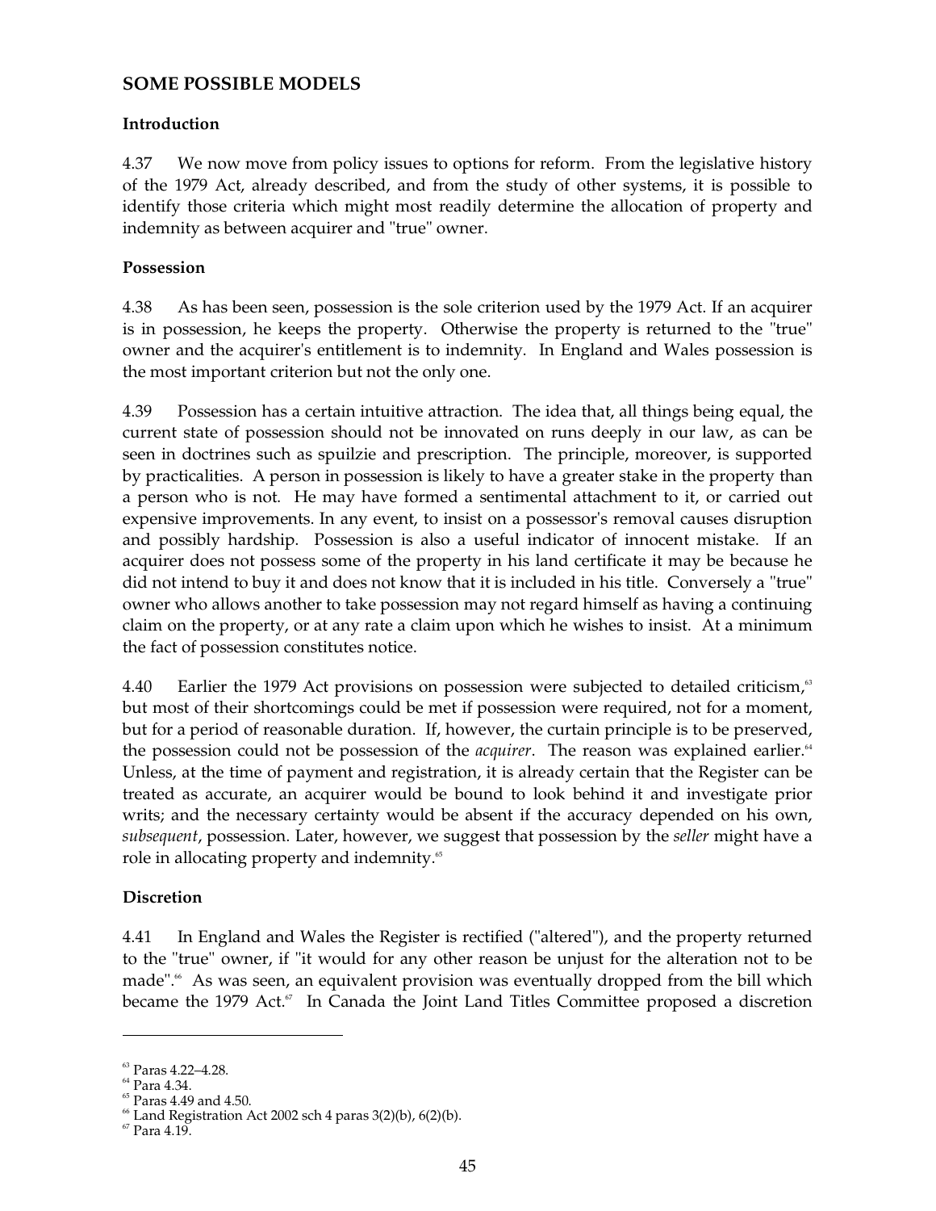## SOME POSSIBLE MODELS

### Introduction

4.37 We now move from policy issues to options for reform. From the legislative history of the 1979 Act, already described, and from the study of other systems, it is possible to identify those criteria which might most readily determine the allocation of property and indemnity as between acquirer and "true" owner.

### Possession

4.38 As has been seen, possession is the sole criterion used by the 1979 Act. If an acquirer is in possession, he keeps the property. Otherwise the property is returned to the "true" owner and the acquirer's entitlement is to indemnity. In England and Wales possession is the most important criterion but not the only one.

4.39 Possession has a certain intuitive attraction. The idea that, all things being equal, the current state of possession should not be innovated on runs deeply in our law, as can be seen in doctrines such as spuilzie and prescription. The principle, moreover, is supported by practicalities. A person in possession is likely to have a greater stake in the property than a person who is not. He may have formed a sentimental attachment to it, or carried out expensive improvements. In any event, to insist on a possessor's removal causes disruption and possibly hardship. Possession is also a useful indicator of innocent mistake. If an acquirer does not possess some of the property in his land certificate it may be because he did not intend to buy it and does not know that it is included in his title. Conversely a "true" owner who allows another to take possession may not regard himself as having a continuing claim on the property, or at any rate a claim upon which he wishes to insist. At a minimum the fact of possession constitutes notice.

4.40 Earlier the 1979 Act provisions on possession were subjected to detailed criticism,[63] but most of their shortcomings could be met if possession were required, not for a moment, but for a period of reasonable duration. If, however, the curtain principle is to be preserved, the possession could not be possession of the *acquirer*. The reason was explained earlier.[64] Unless, at the time of payment and registration, it is already certain that the Register can be treated as accurate, an acquirer would be bound to look behind it and investigate prior writs; and the necessary certainty would be absent if the accuracy depended on his own, *subsequent*, possession. Later, however, we suggest that possession by the *seller* might have a role in allocating property and indemnity.[65]

### Discretion

4.41 In England and Wales the Register is rectified ("altered"), and the property returned to the "true" owner, if "it would for any other reason be unjust for the alteration not to be made".[66] As was seen, an equivalent provision was eventually dropped from the bill which became the 1979 Act.[67] In Canada the Joint Land Titles Committee proposed a discretion

---

[63] Paras 4.22–4.28.

[64] Para 4.34.

[65] Paras 4.49 and 4.50.

[66] Land Registration Act 2002 sch 4 paras 3(2)(b), 6(2)(b).

[67] Para 4.19.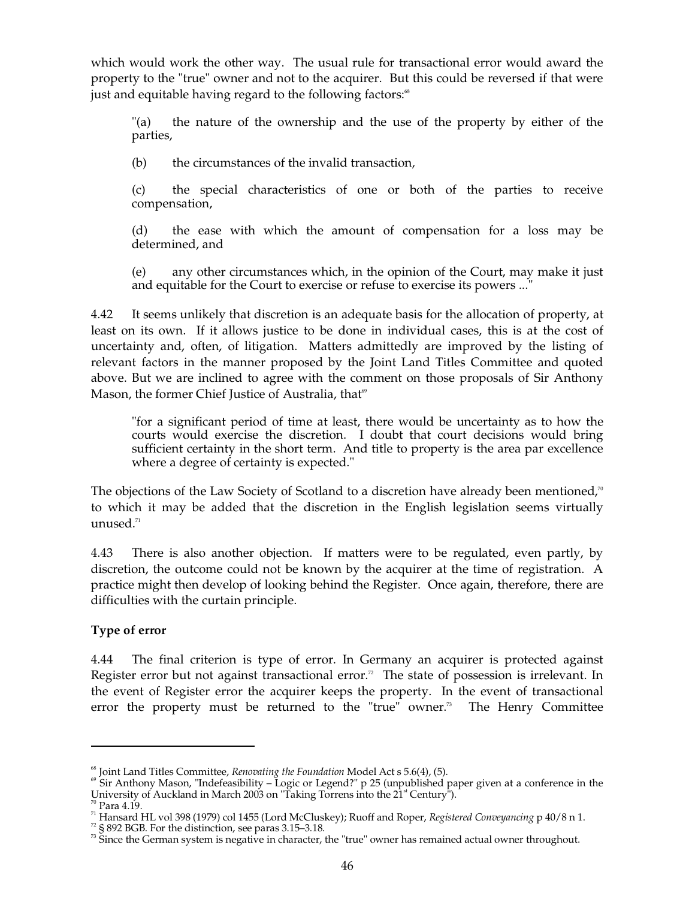which would work the other way. The usual rule for transactional error would award the property to the "true" owner and not to the acquirer. But this could be reversed if that were just and equitable having regard to the following factors:[68]

> "(a) the nature of the ownership and the use of the property by either of the parties,
>
> (b) the circumstances of the invalid transaction,
>
> (c) the special characteristics of one or both of the parties to receive compensation,
>
> (d) the ease with which the amount of compensation for a loss may be determined, and
>
> (e) any other circumstances which, in the opinion of the Court, may make it just and equitable for the Court to exercise or refuse to exercise its powers ..."

4.42 It seems unlikely that discretion is an adequate basis for the allocation of property, at least on its own. If it allows justice to be done in individual cases, this is at the cost of uncertainty and, often, of litigation. Matters admittedly are improved by the listing of relevant factors in the manner proposed by the Joint Land Titles Committee and quoted above. But we are inclined to agree with the comment on those proposals of Sir Anthony Mason, the former Chief Justice of Australia, that[69]

> "for a significant period of time at least, there would be uncertainty as to how the courts would exercise the discretion. I doubt that court decisions would bring sufficient certainty in the short term. And title to property is the area par excellence where a degree of certainty is expected."

The objections of the Law Society of Scotland to a discretion have already been mentioned,[70] to which it may be added that the discretion in the English legislation seems virtually unused.[71]

4.43 There is also another objection. If matters were to be regulated, even partly, by discretion, the outcome could not be known by the acquirer at the time of registration. A practice might then develop of looking behind the Register. Once again, therefore, there are difficulties with the curtain principle.

**Type of error**

4.44 The final criterion is type of error. In Germany an acquirer is protected against Register error but not against transactional error.[72] The state of possession is irrelevant. In the event of Register error the acquirer keeps the property. In the event of transactional error the property must be returned to the "true" owner.[73] The Henry Committee

---

[68] Joint Land Titles Committee, *Renovating the Foundation* Model Act s 5.6(4), (5).

[69] Sir Anthony Mason, "Indefeasibility – Logic or Legend?" p 25 (unpublished paper given at a conference in the University of Auckland in March 2003 on "Taking Torrens into the 21st Century").

[70] Para 4.19.

[71] Hansard HL vol 398 (1979) col 1455 (Lord McCluskey); Ruoff and Roper, *Registered Conveyancing* p 40/8 n 1.

[72] § 892 BGB. For the distinction, see paras 3.15–3.18.

[73] Since the German system is negative in character, the "true" owner has remained actual owner throughout.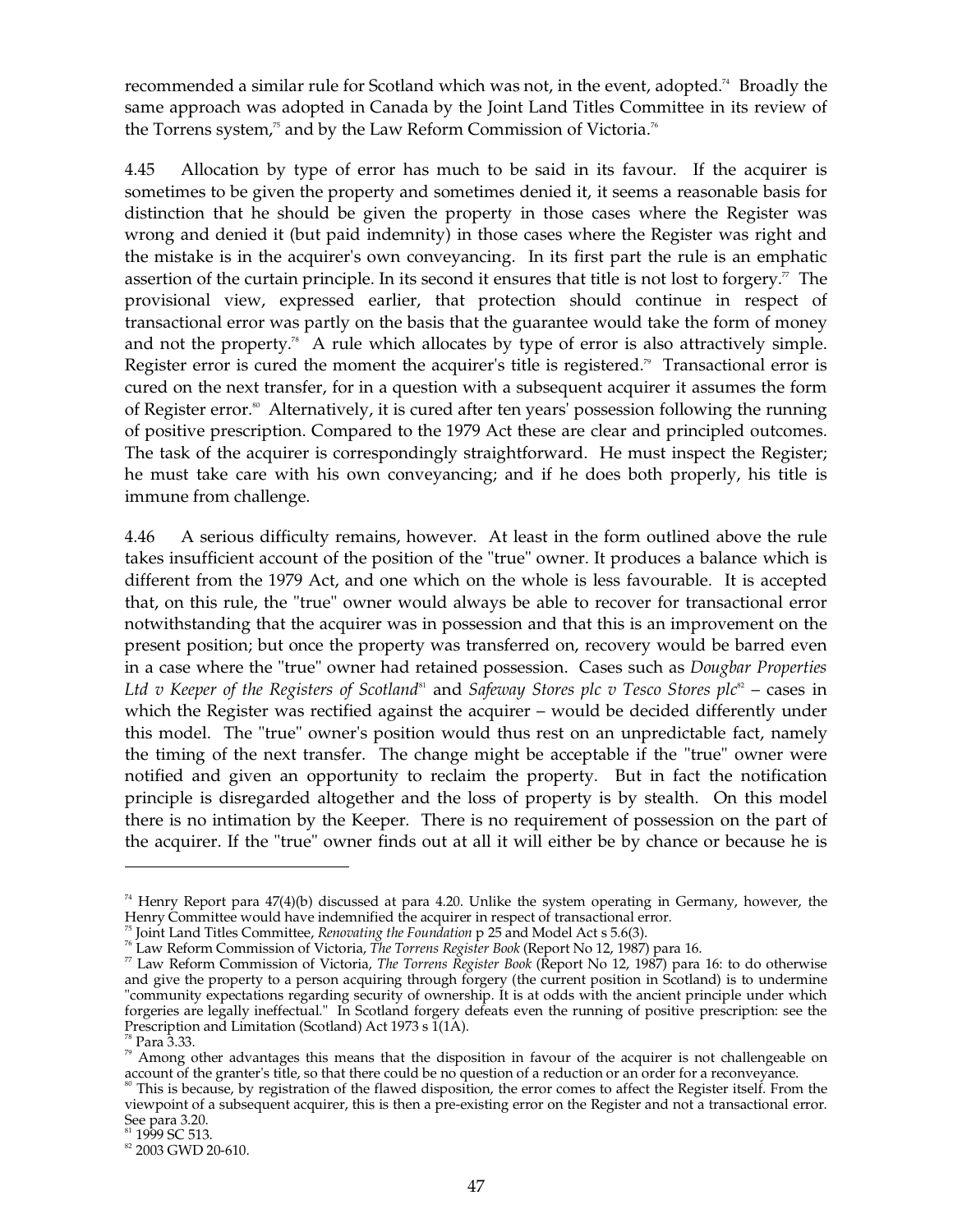recommended a similar rule for Scotland which was not, in the event, adopted.[74] Broadly the same approach was adopted in Canada by the Joint Land Titles Committee in its review of the Torrens system,[75] and by the Law Reform Commission of Victoria.[76]

4.45 Allocation by type of error has much to be said in its favour. If the acquirer is sometimes to be given the property and sometimes denied it, it seems a reasonable basis for distinction that he should be given the property in those cases where the Register was wrong and denied it (but paid indemnity) in those cases where the Register was right and the mistake is in the acquirer's own conveyancing. In its first part the rule is an emphatic assertion of the curtain principle. In its second it ensures that title is not lost to forgery.[77] The provisional view, expressed earlier, that protection should continue in respect of transactional error was partly on the basis that the guarantee would take the form of money and not the property.[78] A rule which allocates by type of error is also attractively simple. Register error is cured the moment the acquirer's title is registered.[79] Transactional error is cured on the next transfer, for in a question with a subsequent acquirer it assumes the form of Register error.[80] Alternatively, it is cured after ten years' possession following the running of positive prescription. Compared to the 1979 Act these are clear and principled outcomes. The task of the acquirer is correspondingly straightforward. He must inspect the Register; he must take care with his own conveyancing; and if he does both properly, his title is immune from challenge.

4.46 A serious difficulty remains, however. At least in the form outlined above the rule takes insufficient account of the position of the "true" owner. It produces a balance which is different from the 1979 Act, and one which on the whole is less favourable. It is accepted that, on this rule, the "true" owner would always be able to recover for transactional error notwithstanding that the acquirer was in possession and that this is an improvement on the present position; but once the property was transferred on, recovery would be barred even in a case where the "true" owner had retained possession. Cases such as *Dougbar Properties Ltd v Keeper of the Registers of Scotland*[81] and *Safeway Stores plc v Tesco Stores plc*[82] – cases in which the Register was rectified against the acquirer – would be decided differently under this model. The "true" owner's position would thus rest on an unpredictable fact, namely the timing of the next transfer. The change might be acceptable if the "true" owner were notified and given an opportunity to reclaim the property. But in fact the notification principle is disregarded altogether and the loss of property is by stealth. On this model there is no intimation by the Keeper. There is no requirement of possession on the part of the acquirer. If the "true" owner finds out at all it will either be by chance or because he is

---

[74] Henry Report para 47(4)(b) discussed at para 4.20. Unlike the system operating in Germany, however, the Henry Committee would have indemnified the acquirer in respect of transactional error.

[75] Joint Land Titles Committee, *Renovating the Foundation* p 25 and Model Act s 5.6(3).

[76] Law Reform Commission of Victoria, *The Torrens Register Book* (Report No 12, 1987) para 16.

[77] Law Reform Commission of Victoria, *The Torrens Register Book* (Report No 12, 1987) para 16: to do otherwise and give the property to a person acquiring through forgery (the current position in Scotland) is to undermine "community expectations regarding security of ownership. It is at odds with the ancient principle under which forgeries are legally ineffectual." In Scotland forgery defeats even the running of positive prescription: see the Prescription and Limitation (Scotland) Act 1973 s 1(1A).

[78] Para 3.33.

[79] Among other advantages this means that the disposition in favour of the acquirer is not challengeable on account of the granter's title, so that there could be no question of a reduction or an order for a reconveyance.

[80] This is because, by registration of the flawed disposition, the error comes to affect the Register itself. From the viewpoint of a subsequent acquirer, this is then a pre-existing error on the Register and not a transactional error. See para 3.20.

[81] 1999 SC 513.

[82] 2003 GWD 20-610.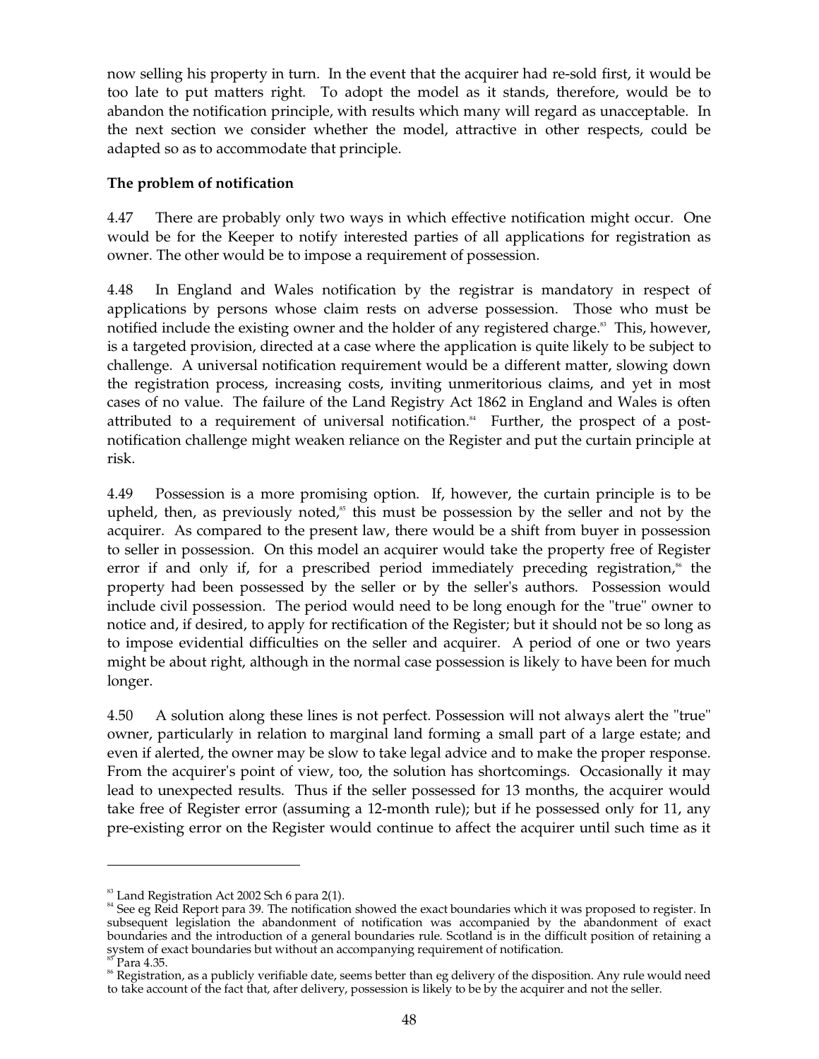now selling his property in turn. In the event that the acquirer had re-sold first, it would be too late to put matters right. To adopt the model as it stands, therefore, would be to abandon the notification principle, with results which many will regard as unacceptable. In the next section we consider whether the model, attractive in other respects, could be adapted so as to accommodate that principle.

**The problem of notification**

4.47 There are probably only two ways in which effective notification might occur. One would be for the Keeper to notify interested parties of all applications for registration as owner. The other would be to impose a requirement of possession.

4.48 In England and Wales notification by the registrar is mandatory in respect of applications by persons whose claim rests on adverse possession. Those who must be notified include the existing owner and the holder of any registered charge.[83] This, however, is a targeted provision, directed at a case where the application is quite likely to be subject to challenge. A universal notification requirement would be a different matter, slowing down the registration process, increasing costs, inviting unmeritorious claims, and yet in most cases of no value. The failure of the Land Registry Act 1862 in England and Wales is often attributed to a requirement of universal notification.[84] Further, the prospect of a post-notification challenge might weaken reliance on the Register and put the curtain principle at risk.

4.49 Possession is a more promising option. If, however, the curtain principle is to be upheld, then, as previously noted,[85] this must be possession by the seller and not by the acquirer. As compared to the present law, there would be a shift from buyer in possession to seller in possession. On this model an acquirer would take the property free of Register error if and only if, for a prescribed period immediately preceding registration,[86] the property had been possessed by the seller or by the seller's authors. Possession would include civil possession. The period would need to be long enough for the "true" owner to notice and, if desired, to apply for rectification of the Register; but it should not be so long as to impose evidential difficulties on the seller and acquirer. A period of one or two years might be about right, although in the normal case possession is likely to have been for much longer.

4.50 A solution along these lines is not perfect. Possession will not always alert the "true" owner, particularly in relation to marginal land forming a small part of a large estate; and even if alerted, the owner may be slow to take legal advice and to make the proper response. From the acquirer's point of view, too, the solution has shortcomings. Occasionally it may lead to unexpected results. Thus if the seller possessed for 13 months, the acquirer would take free of Register error (assuming a 12-month rule); but if he possessed only for 11, any pre-existing error on the Register would continue to affect the acquirer until such time as it

---

[83] Land Registration Act 2002 Sch 6 para 2(1).

[84] See eg Reid Report para 39. The notification showed the exact boundaries which it was proposed to register. In subsequent legislation the abandonment of notification was accompanied by the abandonment of exact boundaries and the introduction of a general boundaries rule. Scotland is in the difficult position of retaining a system of exact boundaries but without an accompanying requirement of notification.

[85] Para 4.35.

[86] Registration, as a publicly verifiable date, seems better than eg delivery of the disposition. Any rule would need to take account of the fact that, after delivery, possession is likely to be by the acquirer and not the seller.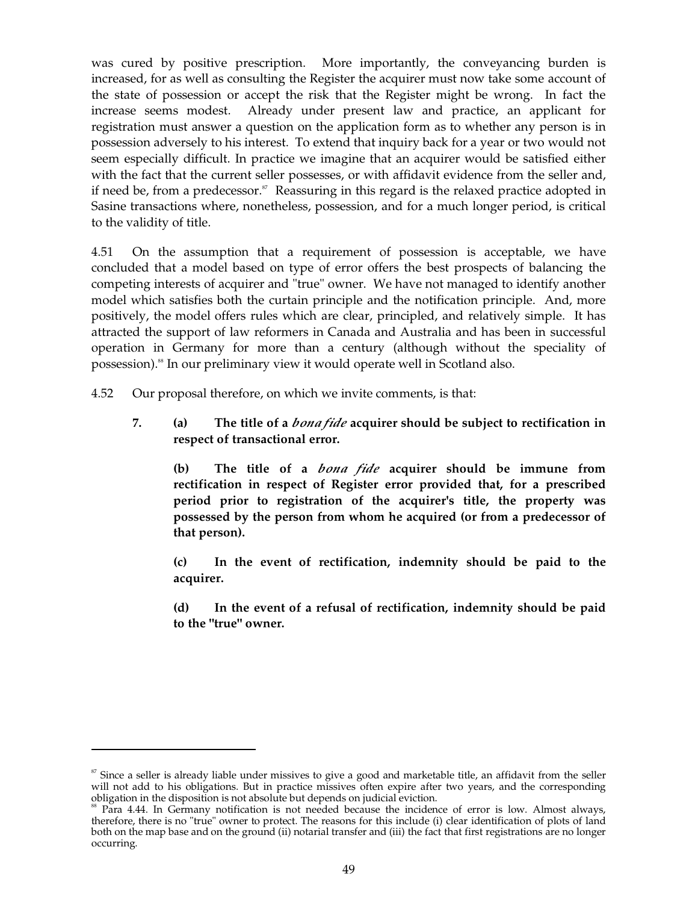was cured by positive prescription. More importantly, the conveyancing burden is increased, for as well as consulting the Register the acquirer must now take some account of the state of possession or accept the risk that the Register might be wrong. In fact the increase seems modest. Already under present law and practice, an applicant for registration must answer a question on the application form as to whether any person is in possession adversely to his interest. To extend that inquiry back for a year or two would not seem especially difficult. In practice we imagine that an acquirer would be satisfied either with the fact that the current seller possesses, or with affidavit evidence from the seller and, if need be, from a predecessor.[87] Reassuring in this regard is the relaxed practice adopted in Sasine transactions where, nonetheless, possession, and for a much longer period, is critical to the validity of title.

4.51 On the assumption that a requirement of possession is acceptable, we have concluded that a model based on type of error offers the best prospects of balancing the competing interests of acquirer and "true" owner. We have not managed to identify another model which satisfies both the curtain principle and the notification principle. And, more positively, the model offers rules which are clear, principled, and relatively simple. It has attracted the support of law reformers in Canada and Australia and has been in successful operation in Germany for more than a century (although without the speciality of possession).[88] In our preliminary view it would operate well in Scotland also.

4.52 Our proposal therefore, on which we invite comments, is that:

**7. (a) The title of a *bona fide* acquirer should be subject to rectification in respect of transactional error.**

**(b) The title of a *bona fide* acquirer should be immune from rectification in respect of Register error provided that, for a prescribed period prior to registration of the acquirer's title, the property was possessed by the person from whom he acquired (or from a predecessor of that person).**

**(c) In the event of rectification, indemnity should be paid to the acquirer.**

**(d) In the event of a refusal of rectification, indemnity should be paid to the "true" owner.**

---

[87] Since a seller is already liable under missives to give a good and marketable title, an affidavit from the seller will not add to his obligations. But in practice missives often expire after two years, and the corresponding obligation in the disposition is not absolute but depends on judicial eviction.

[88] Para 4.44. In Germany notification is not needed because the incidence of error is low. Almost always, therefore, there is no "true" owner to protect. The reasons for this include (i) clear identification of plots of land both on the map base and on the ground (ii) notarial transfer and (iii) the fact that first registrations are no longer occurring.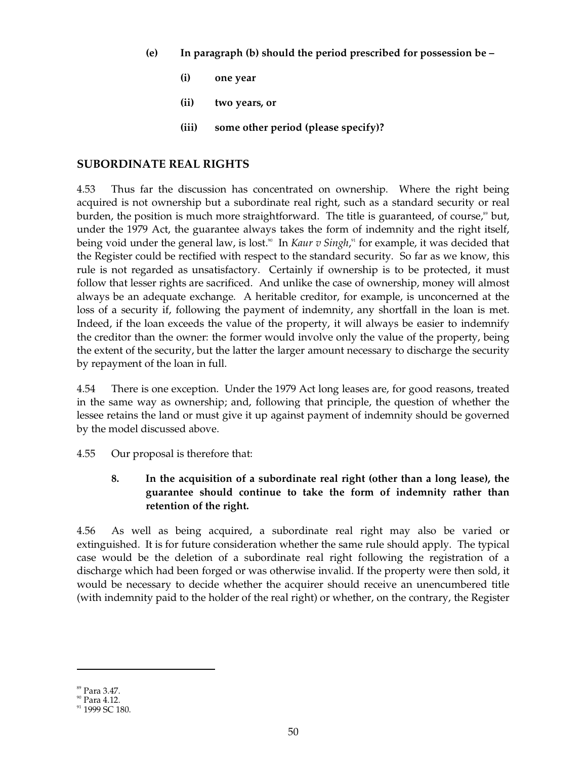**(e) In paragraph (b) should the period prescribed for possession be –**

**(i) one year**

**(ii) two years, or**

**(iii) some other period (please specify)?**

## SUBORDINATE REAL RIGHTS

4.53 Thus far the discussion has concentrated on ownership. Where the right being acquired is not ownership but a subordinate real right, such as a standard security or real burden, the position is much more straightforward. The title is guaranteed, of course,[89] but, under the 1979 Act, the guarantee always takes the form of indemnity and the right itself, being void under the general law, is lost.[90] In *Kaur v Singh*,[91] for example, it was decided that the Register could be rectified with respect to the standard security. So far as we know, this rule is not regarded as unsatisfactory. Certainly if ownership is to be protected, it must follow that lesser rights are sacrificed. And unlike the case of ownership, money will almost always be an adequate exchange. A heritable creditor, for example, is unconcerned at the loss of a security if, following the payment of indemnity, any shortfall in the loan is met. Indeed, if the loan exceeds the value of the property, it will always be easier to indemnify the creditor than the owner: the former would involve only the value of the property, being the extent of the security, but the latter the larger amount necessary to discharge the security by repayment of the loan in full.

4.54 There is one exception. Under the 1979 Act long leases are, for good reasons, treated in the same way as ownership; and, following that principle, the question of whether the lessee retains the land or must give it up against payment of indemnity should be governed by the model discussed above.

4.55 Our proposal is therefore that:

**8. In the acquisition of a subordinate real right (other than a long lease), the guarantee should continue to take the form of indemnity rather than retention of the right.**

4.56 As well as being acquired, a subordinate real right may also be varied or extinguished. It is for future consideration whether the same rule should apply. The typical case would be the deletion of a subordinate real right following the registration of a discharge which had been forged or was otherwise invalid. If the property were then sold, it would be necessary to decide whether the acquirer should receive an unencumbered title (with indemnity paid to the holder of the real right) or whether, on the contrary, the Register

---

[89] Para 3.47.

[90] Para 4.12.

[91] 1999 SC 180.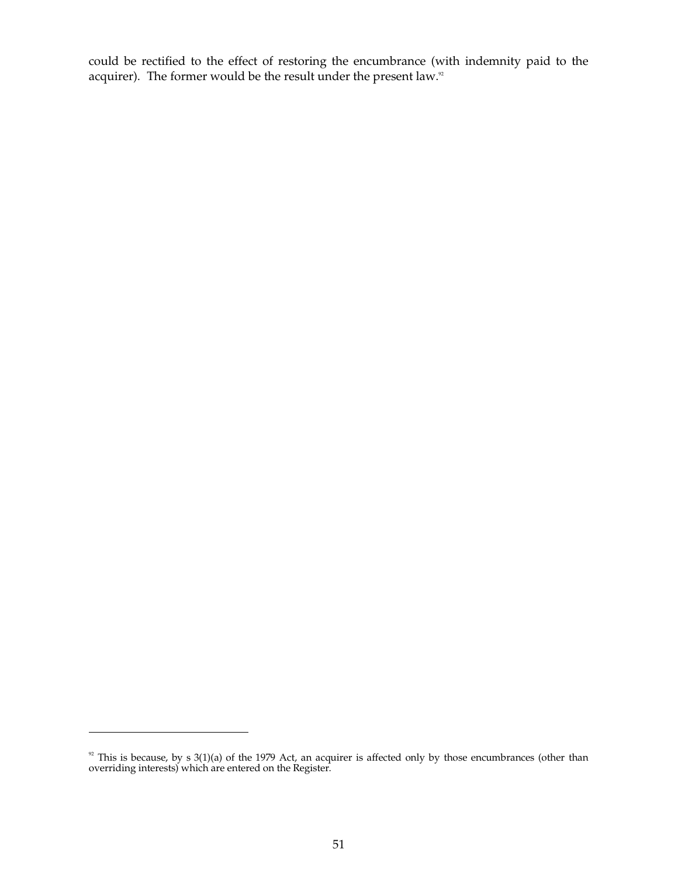could be rectified to the effect of restoring the encumbrance (with indemnity paid to the acquirer). The former would be the result under the present law.[92]

---

[92] This is because, by s 3(1)(a) of the 1979 Act, an acquirer is affected only by those encumbrances (other than overriding interests) which are entered on the Register.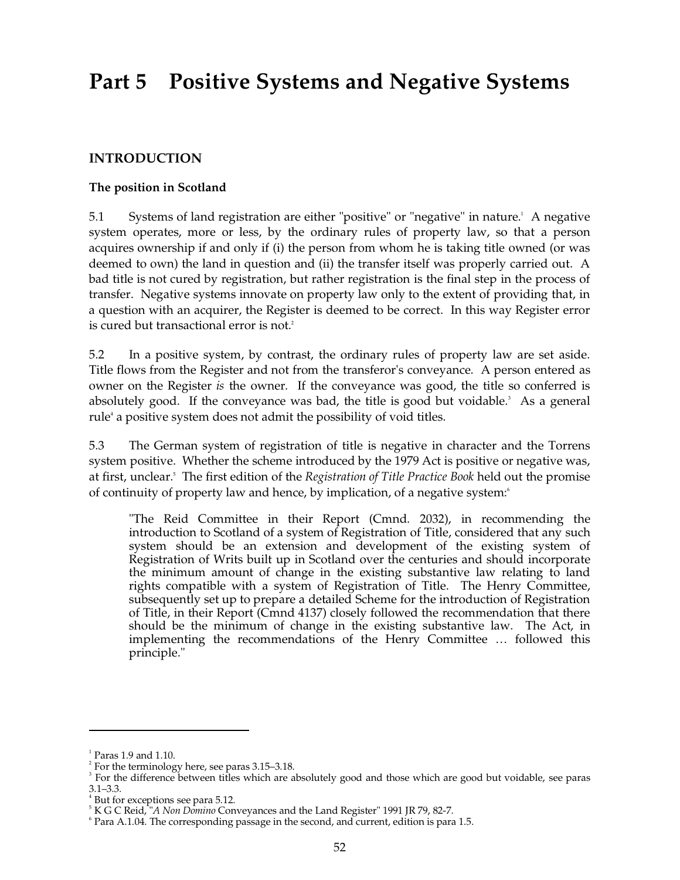# Part 5 Positive Systems and Negative Systems

## INTRODUCTION

### The position in Scotland

5.1 Systems of land registration are either "positive" or "negative" in nature.[1] A negative system operates, more or less, by the ordinary rules of property law, so that a person acquires ownership if and only if (i) the person from whom he is taking title owned (or was deemed to own) the land in question and (ii) the transfer itself was properly carried out. A bad title is not cured by registration, but rather registration is the final step in the process of transfer. Negative systems innovate on property law only to the extent of providing that, in a question with an acquirer, the Register is deemed to be correct. In this way Register error is cured but transactional error is not.[2]

5.2 In a positive system, by contrast, the ordinary rules of property law are set aside. Title flows from the Register and not from the transferor's conveyance. A person entered as owner on the Register *is* the owner. If the conveyance was good, the title so conferred is absolutely good. If the conveyance was bad, the title is good but voidable.[3] As a general rule[4] a positive system does not admit the possibility of void titles.

5.3 The German system of registration of title is negative in character and the Torrens system positive. Whether the scheme introduced by the 1979 Act is positive or negative was, at first, unclear.[5] The first edition of the *Registration of Title Practice Book* held out the promise of continuity of property law and hence, by implication, of a negative system:[6]

> "The Reid Committee in their Report (Cmnd. 2032), in recommending the introduction to Scotland of a system of Registration of Title, considered that any such system should be an extension and development of the existing system of Registration of Writs built up in Scotland over the centuries and should incorporate the minimum amount of change in the existing substantive law relating to land rights compatible with a system of Registration of Title. The Henry Committee, subsequently set up to prepare a detailed Scheme for the introduction of Registration of Title, in their Report (Cmnd 4137) closely followed the recommendation that there should be the minimum of change in the existing substantive law. The Act, in implementing the recommendations of the Henry Committee … followed this principle."

---

[1] Paras 1.9 and 1.10.

[2] For the terminology here, see paras 3.15–3.18.

[3] For the difference between titles which are absolutely good and those which are good but voidable, see paras 3.1–3.3.

[4] But for exceptions see para 5.12.

[5] K G C Reid, "*A Non Domino* Conveyances and the Land Register" 1991 JR 79, 82-7.

[6] Para A.1.04. The corresponding passage in the second, and current, edition is para 1.5.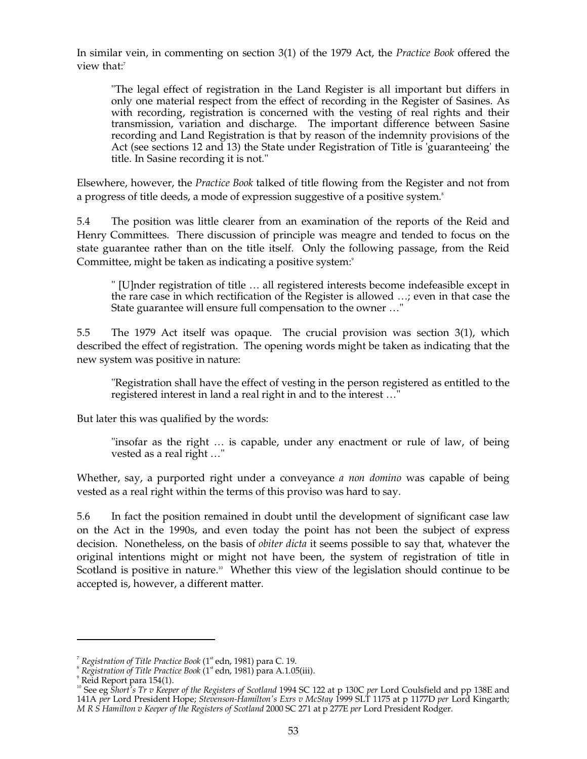In similar vein, in commenting on section 3(1) of the 1979 Act, the *Practice Book* offered the view that:[7]

> "The legal effect of registration in the Land Register is all important but differs in only one material respect from the effect of recording in the Register of Sasines. As with recording, registration is concerned with the vesting of real rights and their transmission, variation and discharge. The important difference between Sasine recording and Land Registration is that by reason of the indemnity provisions of the Act (see sections 12 and 13) the State under Registration of Title is 'guaranteeing' the title. In Sasine recording it is not."

Elsewhere, however, the *Practice Book* talked of title flowing from the Register and not from a progress of title deeds, a mode of expression suggestive of a positive system.[8]

5.4 The position was little clearer from an examination of the reports of the Reid and Henry Committees. There discussion of principle was meagre and tended to focus on the state guarantee rather than on the title itself. Only the following passage, from the Reid Committee, might be taken as indicating a positive system:[9]

> " [U]nder registration of title … all registered interests become indefeasible except in the rare case in which rectification of the Register is allowed …; even in that case the State guarantee will ensure full compensation to the owner …"

5.5 The 1979 Act itself was opaque. The crucial provision was section 3(1), which described the effect of registration. The opening words might be taken as indicating that the new system was positive in nature:

> "Registration shall have the effect of vesting in the person registered as entitled to the registered interest in land a real right in and to the interest …"

But later this was qualified by the words:

> "insofar as the right … is capable, under any enactment or rule of law, of being vested as a real right …"

Whether, say, a purported right under a conveyance *a non domino* was capable of being vested as a real right within the terms of this proviso was hard to say.

5.6 In fact the position remained in doubt until the development of significant case law on the Act in the 1990s, and even today the point has not been the subject of express decision. Nonetheless, on the basis of *obiter dicta* it seems possible to say that, whatever the original intentions might or might not have been, the system of registration of title in Scotland is positive in nature.[10] Whether this view of the legislation should continue to be accepted is, however, a different matter.

---

[7] *Registration of Title Practice Book* (1st edn, 1981) para C. 19.

[8] *Registration of Title Practice Book* (1st edn, 1981) para A.1.05(iii).

[9] Reid Report para 154(1).

[10] See eg *Short's Tr v Keeper of the Registers of Scotland* 1994 SC 122 at p 130C *per* Lord Coulsfield and pp 138E and 141A *per* Lord President Hope; *Stevenson-Hamilton's Exrs v McStay* 1999 SLT 1175 at p 1177D *per* Lord Kingarth; *M R S Hamilton v Keeper of the Registers of Scotland* 2000 SC 271 at p 277E *per* Lord President Rodger.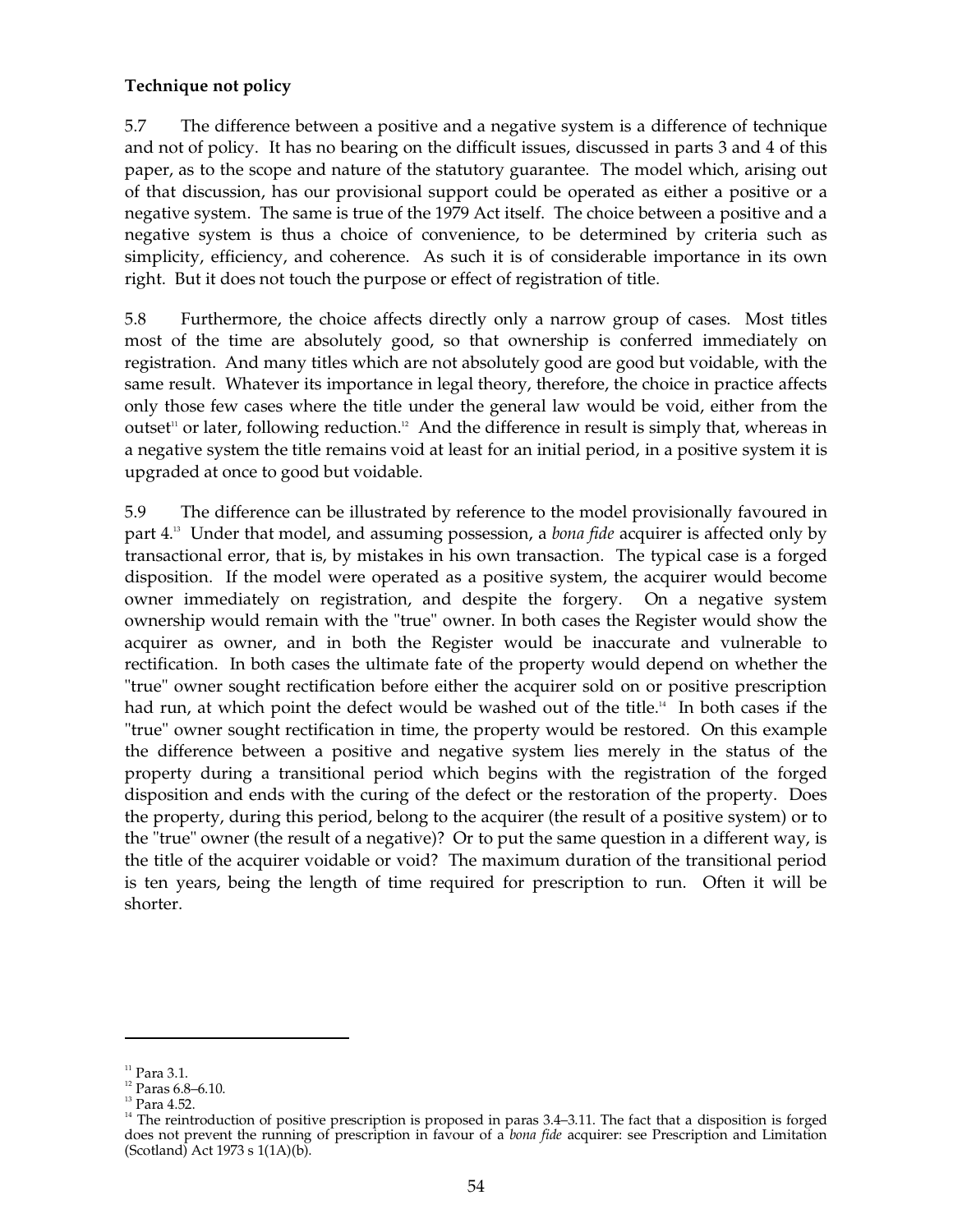**Technique not policy**

5.7 The difference between a positive and a negative system is a difference of technique and not of policy. It has no bearing on the difficult issues, discussed in parts 3 and 4 of this paper, as to the scope and nature of the statutory guarantee. The model which, arising out of that discussion, has our provisional support could be operated as either a positive or a negative system. The same is true of the 1979 Act itself. The choice between a positive and a negative system is thus a choice of convenience, to be determined by criteria such as simplicity, efficiency, and coherence. As such it is of considerable importance in its own right. But it does not touch the purpose or effect of registration of title.

5.8 Furthermore, the choice affects directly only a narrow group of cases. Most titles most of the time are absolutely good, so that ownership is conferred immediately on registration. And many titles which are not absolutely good are good but voidable, with the same result. Whatever its importance in legal theory, therefore, the choice in practice affects only those few cases where the title under the general law would be void, either from the outset[11] or later, following reduction.[12] And the difference in result is simply that, whereas in a negative system the title remains void at least for an initial period, in a positive system it is upgraded at once to good but voidable.

5.9 The difference can be illustrated by reference to the model provisionally favoured in part 4.[13] Under that model, and assuming possession, a *bona fide* acquirer is affected only by transactional error, that is, by mistakes in his own transaction. The typical case is a forged disposition. If the model were operated as a positive system, the acquirer would become owner immediately on registration, and despite the forgery. On a negative system ownership would remain with the "true" owner. In both cases the Register would show the acquirer as owner, and in both the Register would be inaccurate and vulnerable to rectification. In both cases the ultimate fate of the property would depend on whether the "true" owner sought rectification before either the acquirer sold on or positive prescription had run, at which point the defect would be washed out of the title.[14] In both cases if the "true" owner sought rectification in time, the property would be restored. On this example the difference between a positive and negative system lies merely in the status of the property during a transitional period which begins with the registration of the forged disposition and ends with the curing of the defect or the restoration of the property. Does the property, during this period, belong to the acquirer (the result of a positive system) or to the "true" owner (the result of a negative)? Or to put the same question in a different way, is the title of the acquirer voidable or void? The maximum duration of the transitional period is ten years, being the length of time required for prescription to run. Often it will be shorter.

---

[11] Para 3.1.

[12] Paras 6.8–6.10.

[13] Para 4.52.

[14] The reintroduction of positive prescription is proposed in paras 3.4–3.11. The fact that a disposition is forged does not prevent the running of prescription in favour of a *bona fide* acquirer: see Prescription and Limitation (Scotland) Act 1973 s 1(1A)(b).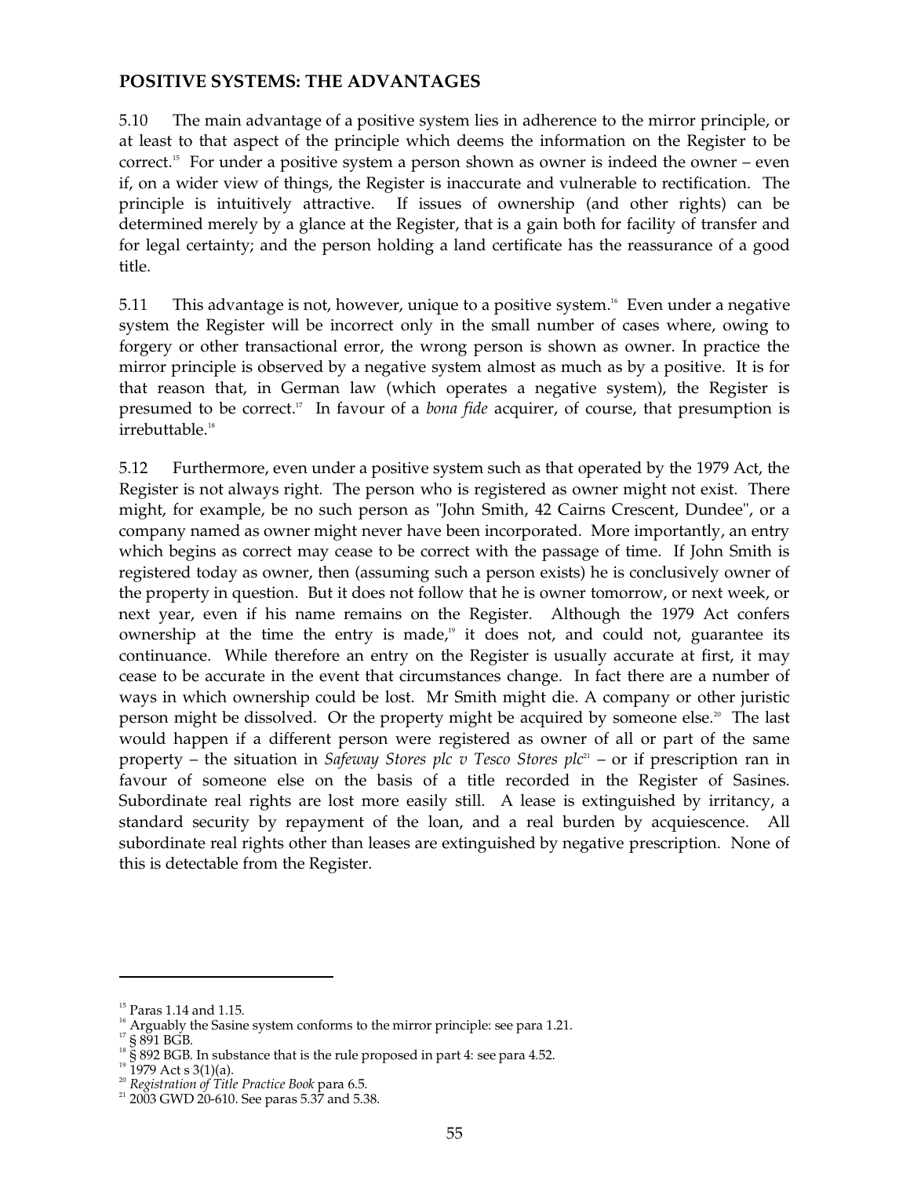## POSITIVE SYSTEMS: THE ADVANTAGES

5.10 The main advantage of a positive system lies in adherence to the mirror principle, or at least to that aspect of the principle which deems the information on the Register to be correct.[15] For under a positive system a person shown as owner is indeed the owner – even if, on a wider view of things, the Register is inaccurate and vulnerable to rectification. The principle is intuitively attractive. If issues of ownership (and other rights) can be determined merely by a glance at the Register, that is a gain both for facility of transfer and for legal certainty; and the person holding a land certificate has the reassurance of a good title.

5.11 This advantage is not, however, unique to a positive system.[16] Even under a negative system the Register will be incorrect only in the small number of cases where, owing to forgery or other transactional error, the wrong person is shown as owner. In practice the mirror principle is observed by a negative system almost as much as by a positive. It is for that reason that, in German law (which operates a negative system), the Register is presumed to be correct.[17] In favour of a *bona fide* acquirer, of course, that presumption is irrebuttable.[18]

5.12 Furthermore, even under a positive system such as that operated by the 1979 Act, the Register is not always right. The person who is registered as owner might not exist. There might, for example, be no such person as "John Smith, 42 Cairns Crescent, Dundee", or a company named as owner might never have been incorporated. More importantly, an entry which begins as correct may cease to be correct with the passage of time. If John Smith is registered today as owner, then (assuming such a person exists) he is conclusively owner of the property in question. But it does not follow that he is owner tomorrow, or next week, or next year, even if his name remains on the Register. Although the 1979 Act confers ownership at the time the entry is made,[19] it does not, and could not, guarantee its continuance. While therefore an entry on the Register is usually accurate at first, it may cease to be accurate in the event that circumstances change. In fact there are a number of ways in which ownership could be lost. Mr Smith might die. A company or other juristic person might be dissolved. Or the property might be acquired by someone else.[20] The last would happen if a different person were registered as owner of all or part of the same property – the situation in *Safeway Stores plc v Tesco Stores plc*[21] – or if prescription ran in favour of someone else on the basis of a title recorded in the Register of Sasines. Subordinate real rights are lost more easily still. A lease is extinguished by irritancy, a standard security by repayment of the loan, and a real burden by acquiescence. All subordinate real rights other than leases are extinguished by negative prescription. None of this is detectable from the Register.

---

[15] Paras 1.14 and 1.15.

[16] Arguably the Sasine system conforms to the mirror principle: see para 1.21.

[17] § 891 BGB.

[18] § 892 BGB. In substance that is the rule proposed in part 4: see para 4.52.

[19] 1979 Act s 3(1)(a).

[20] *Registration of Title Practice Book* para 6.5.

[21] 2003 GWD 20-610. See paras 5.37 and 5.38.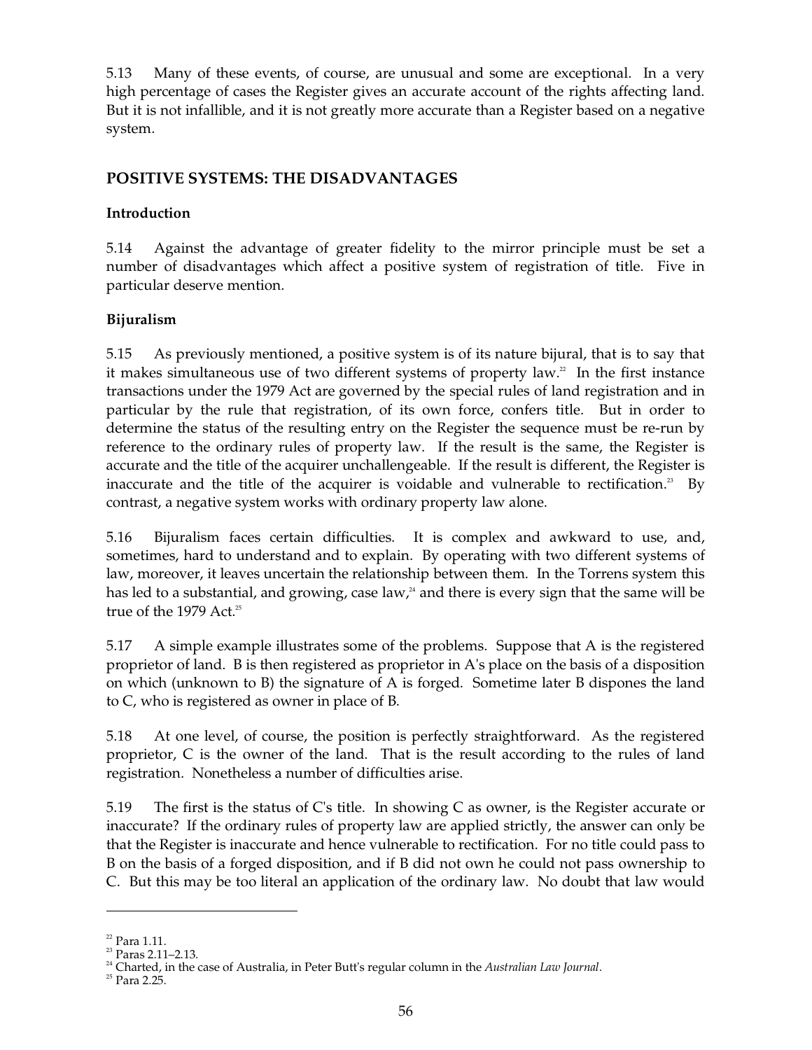5.13 Many of these events, of course, are unusual and some are exceptional. In a very high percentage of cases the Register gives an accurate account of the rights affecting land. But it is not infallible, and it is not greatly more accurate than a Register based on a negative system.

## POSITIVE SYSTEMS: THE DISADVANTAGES

### Introduction

5.14 Against the advantage of greater fidelity to the mirror principle must be set a number of disadvantages which affect a positive system of registration of title. Five in particular deserve mention.

### Bijuralism

5.15 As previously mentioned, a positive system is of its nature bijural, that is to say that it makes simultaneous use of two different systems of property law.[22] In the first instance transactions under the 1979 Act are governed by the special rules of land registration and in particular by the rule that registration, of its own force, confers title. But in order to determine the status of the resulting entry on the Register the sequence must be re-run by reference to the ordinary rules of property law. If the result is the same, the Register is accurate and the title of the acquirer unchallengeable. If the result is different, the Register is inaccurate and the title of the acquirer is voidable and vulnerable to rectification.[23] By contrast, a negative system works with ordinary property law alone.

5.16 Bijuralism faces certain difficulties. It is complex and awkward to use, and, sometimes, hard to understand and to explain. By operating with two different systems of law, moreover, it leaves uncertain the relationship between them. In the Torrens system this has led to a substantial, and growing, case law,[24] and there is every sign that the same will be true of the 1979 Act.[25]

5.17 A simple example illustrates some of the problems. Suppose that A is the registered proprietor of land. B is then registered as proprietor in A's place on the basis of a disposition on which (unknown to B) the signature of A is forged. Sometime later B dispones the land to C, who is registered as owner in place of B.

5.18 At one level, of course, the position is perfectly straightforward. As the registered proprietor, C is the owner of the land. That is the result according to the rules of land registration. Nonetheless a number of difficulties arise.

5.19 The first is the status of C's title. In showing C as owner, is the Register accurate or inaccurate? If the ordinary rules of property law are applied strictly, the answer can only be that the Register is inaccurate and hence vulnerable to rectification. For no title could pass to B on the basis of a forged disposition, and if B did not own he could not pass ownership to C. But this may be too literal an application of the ordinary law. No doubt that law would

---

[22] Para 1.11.

[23] Paras 2.11–2.13.

[24] Charted, in the case of Australia, in Peter Butt's regular column in the *Australian Law Journal*.

[25] Para 2.25.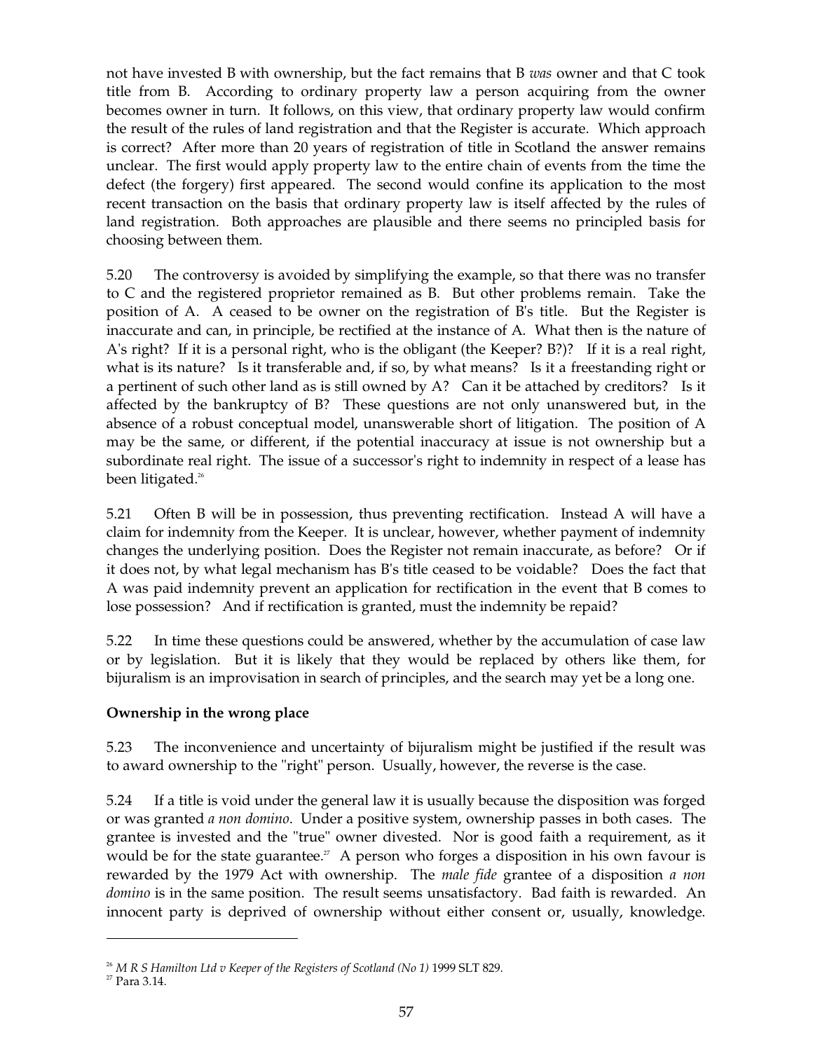not have invested B with ownership, but the fact remains that B *was* owner and that C took title from B. According to ordinary property law a person acquiring from the owner becomes owner in turn. It follows, on this view, that ordinary property law would confirm the result of the rules of land registration and that the Register is accurate. Which approach is correct? After more than 20 years of registration of title in Scotland the answer remains unclear. The first would apply property law to the entire chain of events from the time the defect (the forgery) first appeared. The second would confine its application to the most recent transaction on the basis that ordinary property law is itself affected by the rules of land registration. Both approaches are plausible and there seems no principled basis for choosing between them.

5.20 The controversy is avoided by simplifying the example, so that there was no transfer to C and the registered proprietor remained as B. But other problems remain. Take the position of A. A ceased to be owner on the registration of B's title. But the Register is inaccurate and can, in principle, be rectified at the instance of A. What then is the nature of A's right? If it is a personal right, who is the obligant (the Keeper? B?)? If it is a real right, what is its nature? Is it transferable and, if so, by what means? Is it a freestanding right or a pertinent of such other land as is still owned by A? Can it be attached by creditors? Is it affected by the bankruptcy of B? These questions are not only unanswered but, in the absence of a robust conceptual model, unanswerable short of litigation. The position of A may be the same, or different, if the potential inaccuracy at issue is not ownership but a subordinate real right. The issue of a successor's right to indemnity in respect of a lease has been litigated.[26]

5.21 Often B will be in possession, thus preventing rectification. Instead A will have a claim for indemnity from the Keeper. It is unclear, however, whether payment of indemnity changes the underlying position. Does the Register not remain inaccurate, as before? Or if it does not, by what legal mechanism has B's title ceased to be voidable? Does the fact that A was paid indemnity prevent an application for rectification in the event that B comes to lose possession? And if rectification is granted, must the indemnity be repaid?

5.22 In time these questions could be answered, whether by the accumulation of case law or by legislation. But it is likely that they would be replaced by others like them, for bijuralism is an improvisation in search of principles, and the search may yet be a long one.

**Ownership in the wrong place**

5.23 The inconvenience and uncertainty of bijuralism might be justified if the result was to award ownership to the "right" person. Usually, however, the reverse is the case.

5.24 If a title is void under the general law it is usually because the disposition was forged or was granted *a non domino*. Under a positive system, ownership passes in both cases. The grantee is invested and the "true" owner divested. Nor is good faith a requirement, as it would be for the state guarantee.[27] A person who forges a disposition in his own favour is rewarded by the 1979 Act with ownership. The *male fide* grantee of a disposition *a non domino* is in the same position. The result seems unsatisfactory. Bad faith is rewarded. An innocent party is deprived of ownership without either consent or, usually, knowledge.

---

[26] *M R S Hamilton Ltd v Keeper of the Registers of Scotland (No 1)* 1999 SLT 829.

[27] Para 3.14.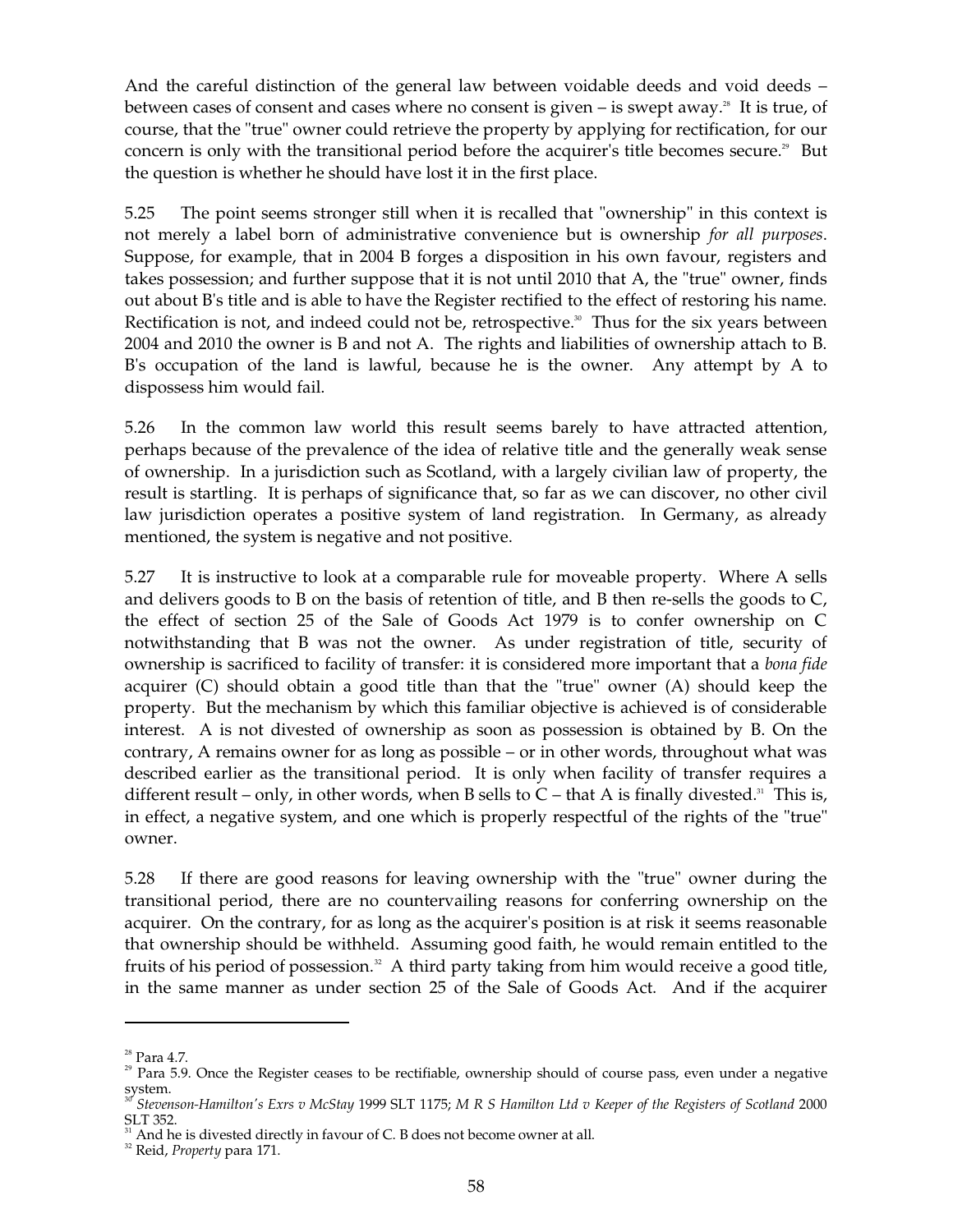And the careful distinction of the general law between voidable deeds and void deeds – between cases of consent and cases where no consent is given – is swept away.[28] It is true, of course, that the "true" owner could retrieve the property by applying for rectification, for our concern is only with the transitional period before the acquirer's title becomes secure.[29] But the question is whether he should have lost it in the first place.

5.25 The point seems stronger still when it is recalled that "ownership" in this context is not merely a label born of administrative convenience but is ownership *for all purposes*. Suppose, for example, that in 2004 B forges a disposition in his own favour, registers and takes possession; and further suppose that it is not until 2010 that A, the "true" owner, finds out about B's title and is able to have the Register rectified to the effect of restoring his name. Rectification is not, and indeed could not be, retrospective.[30] Thus for the six years between 2004 and 2010 the owner is B and not A. The rights and liabilities of ownership attach to B. B's occupation of the land is lawful, because he is the owner. Any attempt by A to dispossess him would fail.

5.26 In the common law world this result seems barely to have attracted attention, perhaps because of the prevalence of the idea of relative title and the generally weak sense of ownership. In a jurisdiction such as Scotland, with a largely civilian law of property, the result is startling. It is perhaps of significance that, so far as we can discover, no other civil law jurisdiction operates a positive system of land registration. In Germany, as already mentioned, the system is negative and not positive.

5.27 It is instructive to look at a comparable rule for moveable property. Where A sells and delivers goods to B on the basis of retention of title, and B then re-sells the goods to C, the effect of section 25 of the Sale of Goods Act 1979 is to confer ownership on C notwithstanding that B was not the owner. As under registration of title, security of ownership is sacrificed to facility of transfer: it is considered more important that a *bona fide* acquirer (C) should obtain a good title than that the "true" owner (A) should keep the property. But the mechanism by which this familiar objective is achieved is of considerable interest. A is not divested of ownership as soon as possession is obtained by B. On the contrary, A remains owner for as long as possible – or in other words, throughout what was described earlier as the transitional period. It is only when facility of transfer requires a different result – only, in other words, when B sells to C – that A is finally divested.[31] This is, in effect, a negative system, and one which is properly respectful of the rights of the "true" owner.

5.28 If there are good reasons for leaving ownership with the "true" owner during the transitional period, there are no countervailing reasons for conferring ownership on the acquirer. On the contrary, for as long as the acquirer's position is at risk it seems reasonable that ownership should be withheld. Assuming good faith, he would remain entitled to the fruits of his period of possession.[32] A third party taking from him would receive a good title, in the same manner as under section 25 of the Sale of Goods Act. And if the acquirer

---

[28] Para 4.7.

[29] Para 5.9. Once the Register ceases to be rectifiable, ownership should of course pass, even under a negative system.

[30] *Stevenson-Hamilton's Exrs v McStay* 1999 SLT 1175; *M R S Hamilton Ltd v Keeper of the Registers of Scotland* 2000 SLT 352.

[31] And he is divested directly in favour of C. B does not become owner at all.

[32] Reid, *Property* para 171.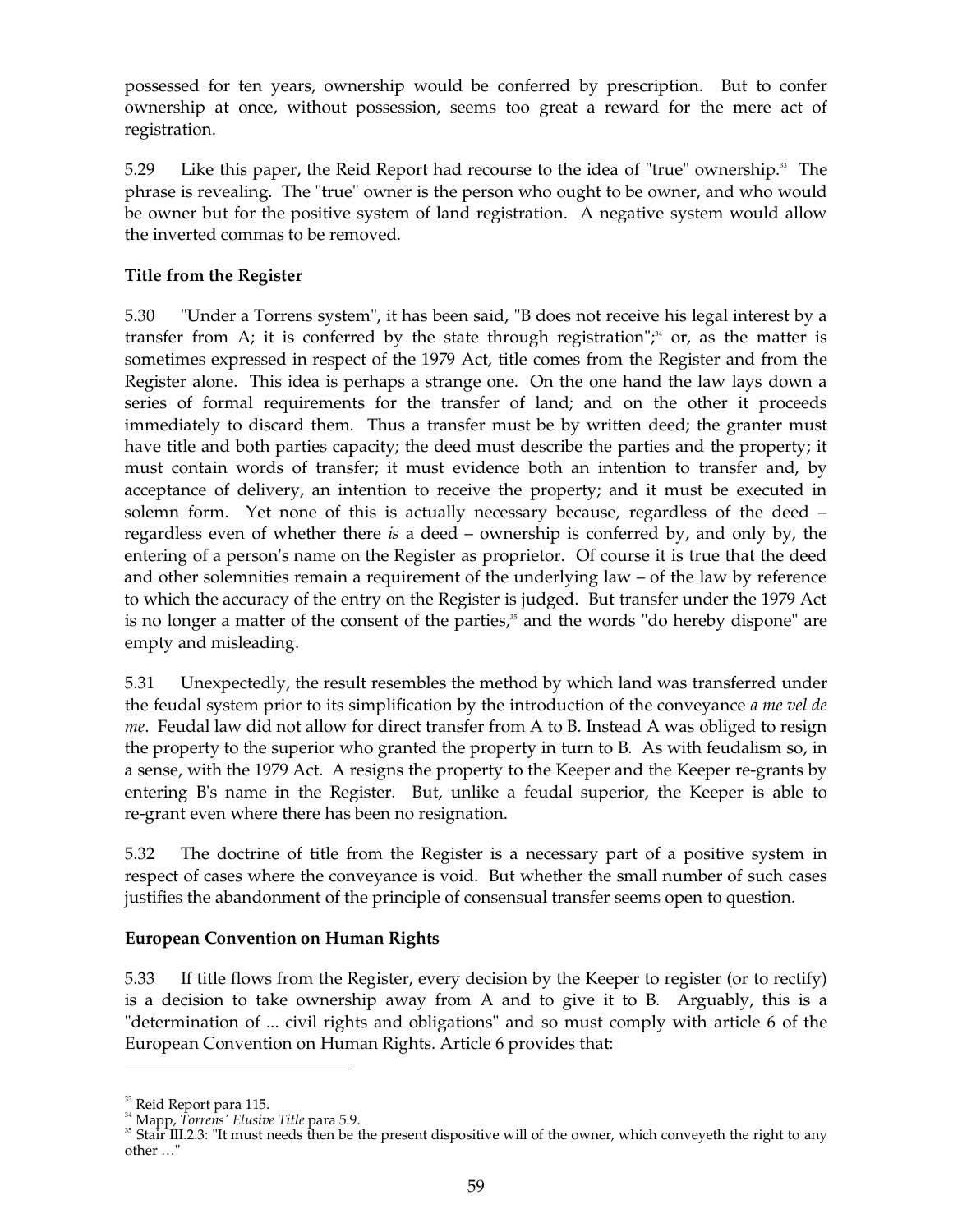possessed for ten years, ownership would be conferred by prescription. But to confer ownership at once, without possession, seems too great a reward for the mere act of registration.

5.29 Like this paper, the Reid Report had recourse to the idea of "true" ownership.[33] The phrase is revealing. The "true" owner is the person who ought to be owner, and who would be owner but for the positive system of land registration. A negative system would allow the inverted commas to be removed.

**Title from the Register**

5.30 "Under a Torrens system", it has been said, "B does not receive his legal interest by a transfer from A; it is conferred by the state through registration";[34] or, as the matter is sometimes expressed in respect of the 1979 Act, title comes from the Register and from the Register alone. This idea is perhaps a strange one. On the one hand the law lays down a series of formal requirements for the transfer of land; and on the other it proceeds immediately to discard them. Thus a transfer must be by written deed; the granter must have title and both parties capacity; the deed must describe the parties and the property; it must contain words of transfer; it must evidence both an intention to transfer and, by acceptance of delivery, an intention to receive the property; and it must be executed in solemn form. Yet none of this is actually necessary because, regardless of the deed – regardless even of whether there *is* a deed – ownership is conferred by, and only by, the entering of a person's name on the Register as proprietor. Of course it is true that the deed and other solemnities remain a requirement of the underlying law – of the law by reference to which the accuracy of the entry on the Register is judged. But transfer under the 1979 Act is no longer a matter of the consent of the parties,[35] and the words "do hereby dispone" are empty and misleading.

5.31 Unexpectedly, the result resembles the method by which land was transferred under the feudal system prior to its simplification by the introduction of the conveyance *a me vel de me*. Feudal law did not allow for direct transfer from A to B. Instead A was obliged to resign the property to the superior who granted the property in turn to B. As with feudalism so, in a sense, with the 1979 Act. A resigns the property to the Keeper and the Keeper re-grants by entering B's name in the Register. But, unlike a feudal superior, the Keeper is able to re-grant even where there has been no resignation.

5.32 The doctrine of title from the Register is a necessary part of a positive system in respect of cases where the conveyance is void. But whether the small number of such cases justifies the abandonment of the principle of consensual transfer seems open to question.

**European Convention on Human Rights**

5.33 If title flows from the Register, every decision by the Keeper to register (or to rectify) is a decision to take ownership away from A and to give it to B. Arguably, this is a "determination of ... civil rights and obligations" and so must comply with article 6 of the European Convention on Human Rights. Article 6 provides that:

---

[33] Reid Report para 115.

[34] Mapp, *Torrens' Elusive Title* para 5.9.

[35] Stair III.2.3: "It must needs then be the present dispositive will of the owner, which conveyeth the right to any other …"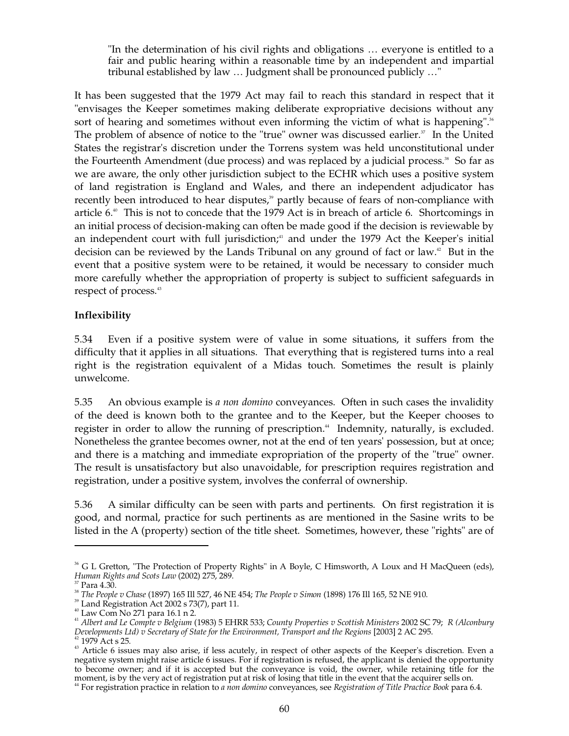> "In the determination of his civil rights and obligations … everyone is entitled to a fair and public hearing within a reasonable time by an independent and impartial tribunal established by law … Judgment shall be pronounced publicly …"

It has been suggested that the 1979 Act may fail to reach this standard in respect that it "envisages the Keeper sometimes making deliberate expropriative decisions without any sort of hearing and sometimes without even informing the victim of what is happening".[36] The problem of absence of notice to the "true" owner was discussed earlier.[37] In the United States the registrar's discretion under the Torrens system was held unconstitutional under the Fourteenth Amendment (due process) and was replaced by a judicial process.[38] So far as we are aware, the only other jurisdiction subject to the ECHR which uses a positive system of land registration is England and Wales, and there an independent adjudicator has recently been introduced to hear disputes,[39] partly because of fears of non-compliance with article 6.[40] This is not to concede that the 1979 Act is in breach of article 6. Shortcomings in an initial process of decision-making can often be made good if the decision is reviewable by an independent court with full jurisdiction;[41] and under the 1979 Act the Keeper's initial decision can be reviewed by the Lands Tribunal on any ground of fact or law.[42] But in the event that a positive system were to be retained, it would be necessary to consider much more carefully whether the appropriation of property is subject to sufficient safeguards in respect of process.[43]

**Inflexibility**

5.34 Even if a positive system were of value in some situations, it suffers from the difficulty that it applies in all situations. That everything that is registered turns into a real right is the registration equivalent of a Midas touch. Sometimes the result is plainly unwelcome.

5.35 An obvious example is *a non domino* conveyances. Often in such cases the invalidity of the deed is known both to the grantee and to the Keeper, but the Keeper chooses to register in order to allow the running of prescription.[44] Indemnity, naturally, is excluded. Nonetheless the grantee becomes owner, not at the end of ten years' possession, but at once; and there is a matching and immediate expropriation of the property of the "true" owner. The result is unsatisfactory but also unavoidable, for prescription requires registration and registration, under a positive system, involves the conferral of ownership.

5.36 A similar difficulty can be seen with parts and pertinents. On first registration it is good, and normal, practice for such pertinents as are mentioned in the Sasine writs to be listed in the A (property) section of the title sheet. Sometimes, however, these "rights" are of

---

[36] G L Gretton, "The Protection of Property Rights" in A Boyle, C Himsworth, A Loux and H MacQueen (eds), *Human Rights and Scots Law* (2002) 275, 289.

[37] Para 4.30.

[38] *The People v Chase* (1897) 165 Ill 527, 46 NE 454; *The People v Simon* (1898) 176 Ill 165, 52 NE 910.

[39] Land Registration Act 2002 s 73(7), part 11.

[40] Law Com No 271 para 16.1 n 2.

[41] *Albert and Le Compte v Belgium* (1983) 5 EHRR 533; *County Properties v Scottish Ministers* 2002 SC 79; *R (Alconbury Developments Ltd) v Secretary of State for the Environment, Transport and the Regions* [2003] 2 AC 295.

[42] 1979 Act s 25.

[43] Article 6 issues may also arise, if less acutely, in respect of other aspects of the Keeper's discretion. Even a negative system might raise article 6 issues. For if registration is refused, the applicant is denied the opportunity to become owner; and if it is accepted but the conveyance is void, the owner, while retaining title for the moment, is by the very act of registration put at risk of losing that title in the event that the acquirer sells on.

[44] For registration practice in relation to *a non domino* conveyances, see *Registration of Title Practice Book* para 6.4.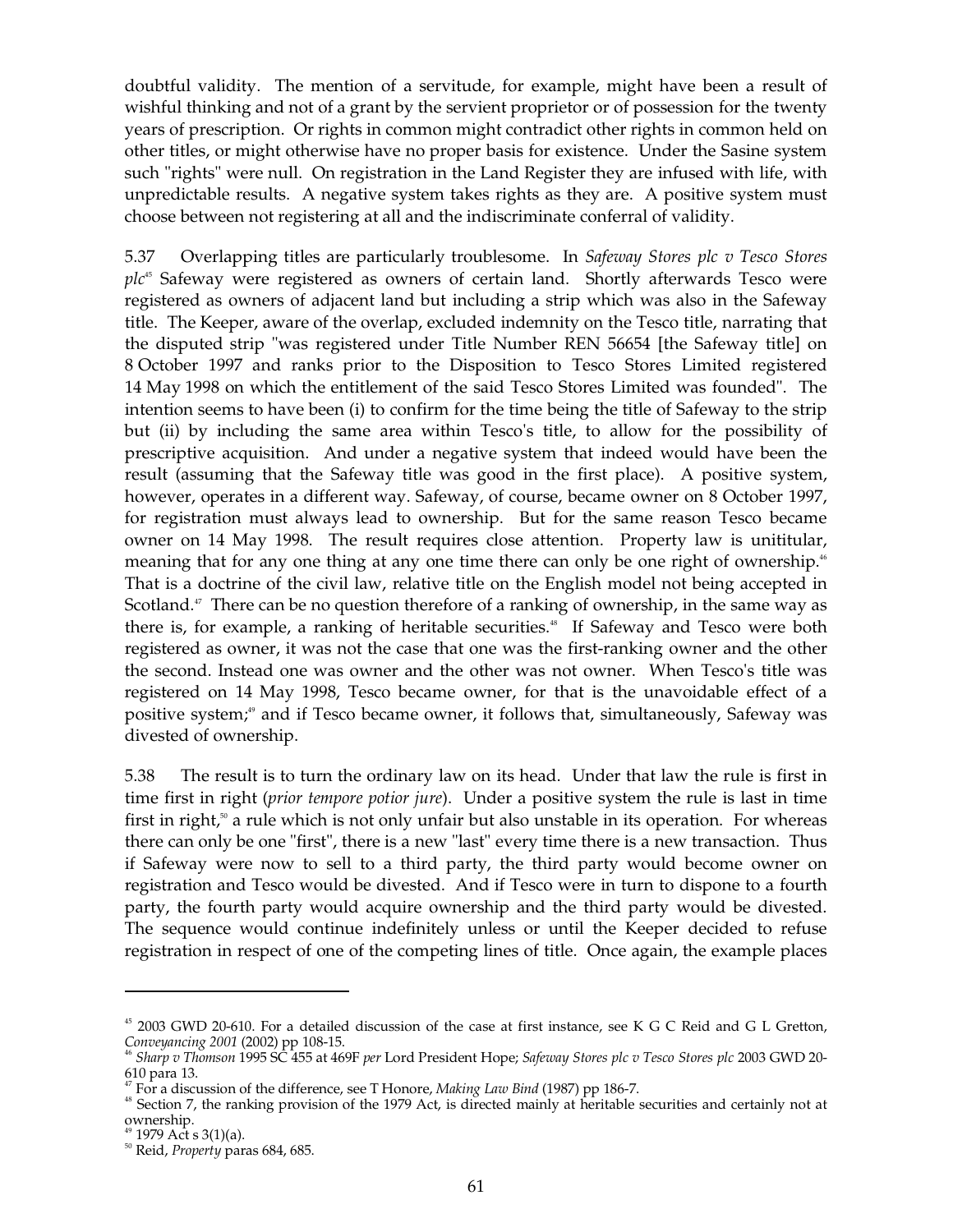doubtful validity. The mention of a servitude, for example, might have been a result of wishful thinking and not of a grant by the servient proprietor or of possession for the twenty years of prescription. Or rights in common might contradict other rights in common held on other titles, or might otherwise have no proper basis for existence. Under the Sasine system such "rights" were null. On registration in the Land Register they are infused with life, with unpredictable results. A negative system takes rights as they are. A positive system must choose between not registering at all and the indiscriminate conferral of validity.

5.37 Overlapping titles are particularly troublesome. In *Safeway Stores plc v Tesco Stores plc*[45] Safeway were registered as owners of certain land. Shortly afterwards Tesco were registered as owners of adjacent land but including a strip which was also in the Safeway title. The Keeper, aware of the overlap, excluded indemnity on the Tesco title, narrating that the disputed strip "was registered under Title Number REN 56654 [the Safeway title] on 8 October 1997 and ranks prior to the Disposition to Tesco Stores Limited registered 14 May 1998 on which the entitlement of the said Tesco Stores Limited was founded". The intention seems to have been (i) to confirm for the time being the title of Safeway to the strip but (ii) by including the same area within Tesco's title, to allow for the possibility of prescriptive acquisition. And under a negative system that indeed would have been the result (assuming that the Safeway title was good in the first place). A positive system, however, operates in a different way. Safeway, of course, became owner on 8 October 1997, for registration must always lead to ownership. But for the same reason Tesco became owner on 14 May 1998. The result requires close attention. Property law is unititular, meaning that for any one thing at any one time there can only be one right of ownership.[46] That is a doctrine of the civil law, relative title on the English model not being accepted in Scotland.[47] There can be no question therefore of a ranking of ownership, in the same way as there is, for example, a ranking of heritable securities.[48] If Safeway and Tesco were both registered as owner, it was not the case that one was the first-ranking owner and the other the second. Instead one was owner and the other was not owner. When Tesco's title was registered on 14 May 1998, Tesco became owner, for that is the unavoidable effect of a positive system;[49] and if Tesco became owner, it follows that, simultaneously, Safeway was divested of ownership.

5.38 The result is to turn the ordinary law on its head. Under that law the rule is first in time first in right (*prior tempore potior jure*). Under a positive system the rule is last in time first in right,[50] a rule which is not only unfair but also unstable in its operation. For whereas there can only be one "first", there is a new "last" every time there is a new transaction. Thus if Safeway were now to sell to a third party, the third party would become owner on registration and Tesco would be divested. And if Tesco were in turn to dispone to a fourth party, the fourth party would acquire ownership and the third party would be divested. The sequence would continue indefinitely unless or until the Keeper decided to refuse registration in respect of one of the competing lines of title. Once again, the example places

---

[45] 2003 GWD 20-610. For a detailed discussion of the case at first instance, see K G C Reid and G L Gretton, *Conveyancing 2001* (2002) pp 108-15.

[46] *Sharp v Thomson* 1995 SC 455 at 469F *per* Lord President Hope; *Safeway Stores plc v Tesco Stores plc* 2003 GWD 20-610 para 13.

[47] For a discussion of the difference, see T Honore, *Making Law Bind* (1987) pp 186-7.

[48] Section 7, the ranking provision of the 1979 Act, is directed mainly at heritable securities and certainly not at ownership.

[49] 1979 Act s 3(1)(a).

[50] Reid, *Property* paras 684, 685.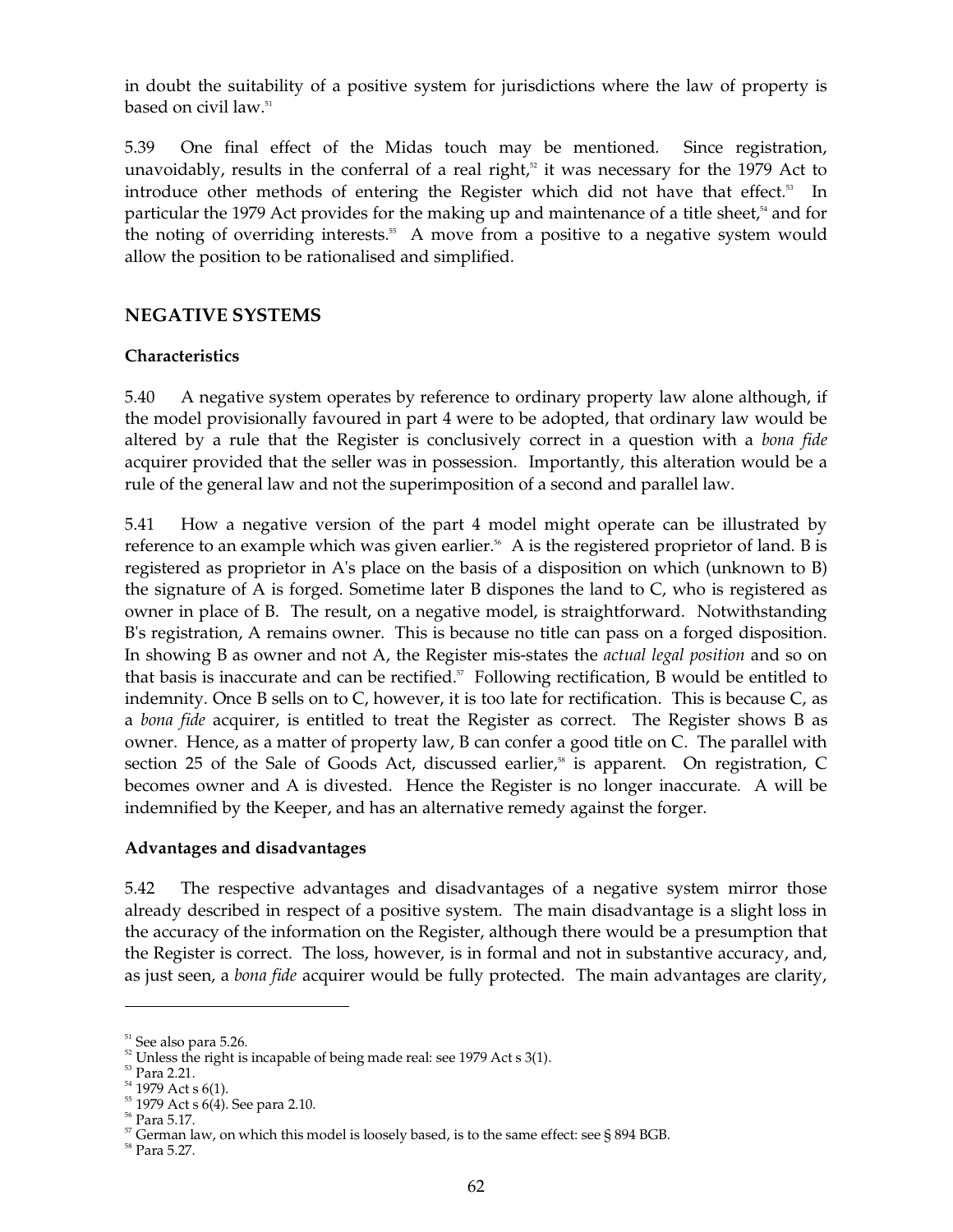in doubt the suitability of a positive system for jurisdictions where the law of property is based on civil law.[51]

5.39 One final effect of the Midas touch may be mentioned. Since registration, unavoidably, results in the conferral of a real right,[52] it was necessary for the 1979 Act to introduce other methods of entering the Register which did not have that effect.[53] In particular the 1979 Act provides for the making up and maintenance of a title sheet,[54] and for the noting of overriding interests.[55] A move from a positive to a negative system would allow the position to be rationalised and simplified.

## NEGATIVE SYSTEMS

### Characteristics

5.40 A negative system operates by reference to ordinary property law alone although, if the model provisionally favoured in part 4 were to be adopted, that ordinary law would be altered by a rule that the Register is conclusively correct in a question with a *bona fide* acquirer provided that the seller was in possession. Importantly, this alteration would be a rule of the general law and not the superimposition of a second and parallel law.

5.41 How a negative version of the part 4 model might operate can be illustrated by reference to an example which was given earlier.[56] A is the registered proprietor of land. B is registered as proprietor in A's place on the basis of a disposition on which (unknown to B) the signature of A is forged. Sometime later B dispones the land to C, who is registered as owner in place of B. The result, on a negative model, is straightforward. Notwithstanding B's registration, A remains owner. This is because no title can pass on a forged disposition. In showing B as owner and not A, the Register mis-states the *actual legal position* and so on that basis is inaccurate and can be rectified.[57] Following rectification, B would be entitled to indemnity. Once B sells on to C, however, it is too late for rectification. This is because C, as a *bona fide* acquirer, is entitled to treat the Register as correct. The Register shows B as owner. Hence, as a matter of property law, B can confer a good title on C. The parallel with section 25 of the Sale of Goods Act, discussed earlier,[58] is apparent. On registration, C becomes owner and A is divested. Hence the Register is no longer inaccurate. A will be indemnified by the Keeper, and has an alternative remedy against the forger.

### Advantages and disadvantages

5.42 The respective advantages and disadvantages of a negative system mirror those already described in respect of a positive system. The main disadvantage is a slight loss in the accuracy of the information on the Register, although there would be a presumption that the Register is correct. The loss, however, is in formal and not in substantive accuracy, and, as just seen, a *bona fide* acquirer would be fully protected. The main advantages are clarity,

---

[51] See also para 5.26.
[52] Unless the right is incapable of being made real: see 1979 Act s 3(1).
[53] Para 2.21.
[54] 1979 Act s 6(1).
[55] 1979 Act s 6(4). See para 2.10.
[56] Para 5.17.
[57] German law, on which this model is loosely based, is to the same effect: see § 894 BGB.
[58] Para 5.27.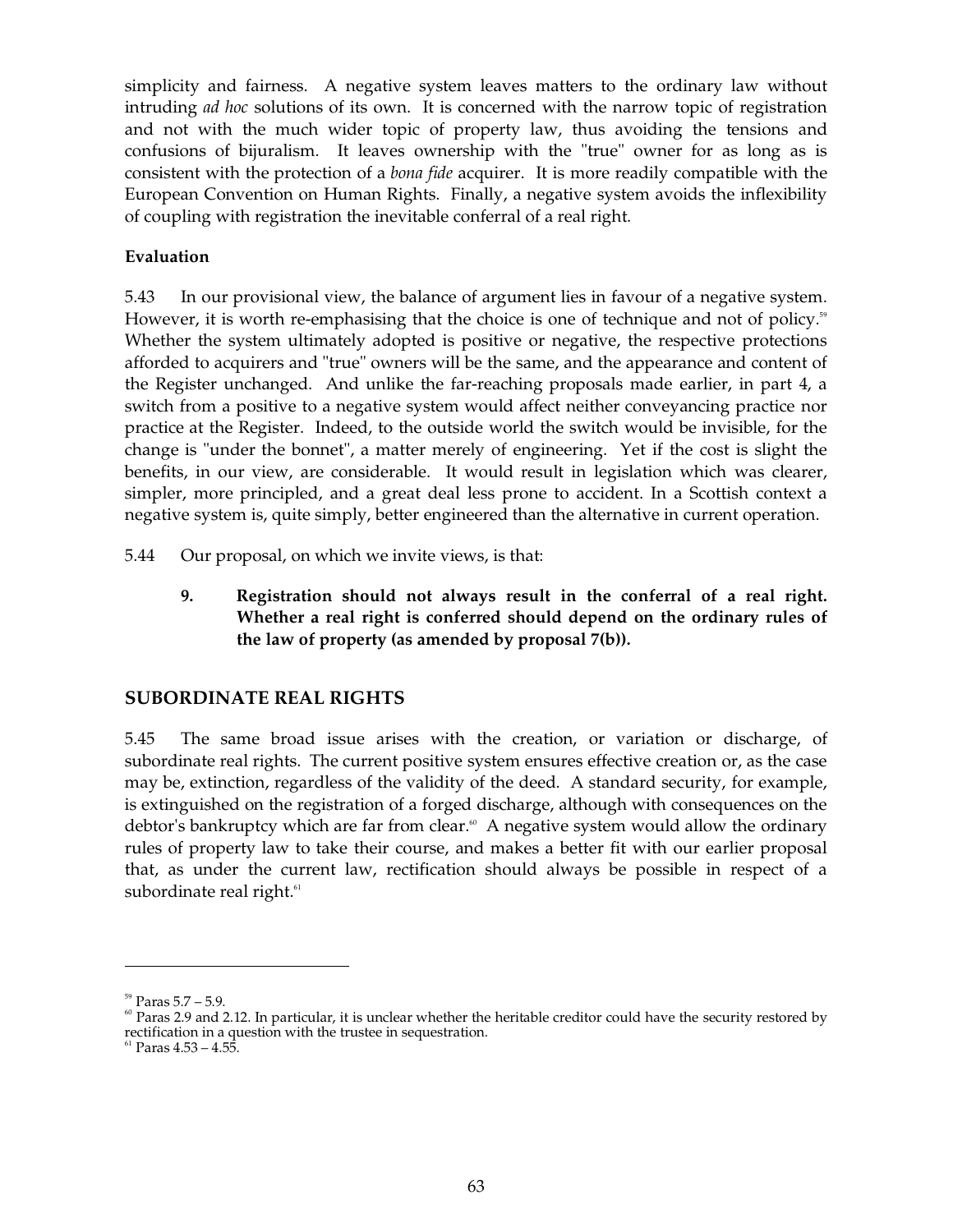simplicity and fairness. A negative system leaves matters to the ordinary law without intruding *ad hoc* solutions of its own. It is concerned with the narrow topic of registration and not with the much wider topic of property law, thus avoiding the tensions and confusions of bijuralism. It leaves ownership with the "true" owner for as long as is consistent with the protection of a *bona fide* acquirer. It is more readily compatible with the European Convention on Human Rights. Finally, a negative system avoids the inflexibility of coupling with registration the inevitable conferral of a real right.

**Evaluation**

5.43 In our provisional view, the balance of argument lies in favour of a negative system. However, it is worth re-emphasising that the choice is one of technique and not of policy.[59] Whether the system ultimately adopted is positive or negative, the respective protections afforded to acquirers and "true" owners will be the same, and the appearance and content of the Register unchanged. And unlike the far-reaching proposals made earlier, in part 4, a switch from a positive to a negative system would affect neither conveyancing practice nor practice at the Register. Indeed, to the outside world the switch would be invisible, for the change is "under the bonnet", a matter merely of engineering. Yet if the cost is slight the benefits, in our view, are considerable. It would result in legislation which was clearer, simpler, more principled, and a great deal less prone to accident. In a Scottish context a negative system is, quite simply, better engineered than the alternative in current operation.

5.44 Our proposal, on which we invite views, is that:

> **9. Registration should not always result in the conferral of a real right. Whether a real right is conferred should depend on the ordinary rules of the law of property (as amended by proposal 7(b)).**

## SUBORDINATE REAL RIGHTS

5.45 The same broad issue arises with the creation, or variation or discharge, of subordinate real rights. The current positive system ensures effective creation or, as the case may be, extinction, regardless of the validity of the deed. A standard security, for example, is extinguished on the registration of a forged discharge, although with consequences on the debtor's bankruptcy which are far from clear.[60] A negative system would allow the ordinary rules of property law to take their course, and makes a better fit with our earlier proposal that, as under the current law, rectification should always be possible in respect of a subordinate real right.[61]

---

[59] Paras 5.7 – 5.9.

[60] Paras 2.9 and 2.12. In particular, it is unclear whether the heritable creditor could have the security restored by rectification in a question with the trustee in sequestration.

[61] Paras 4.53 – 4.55.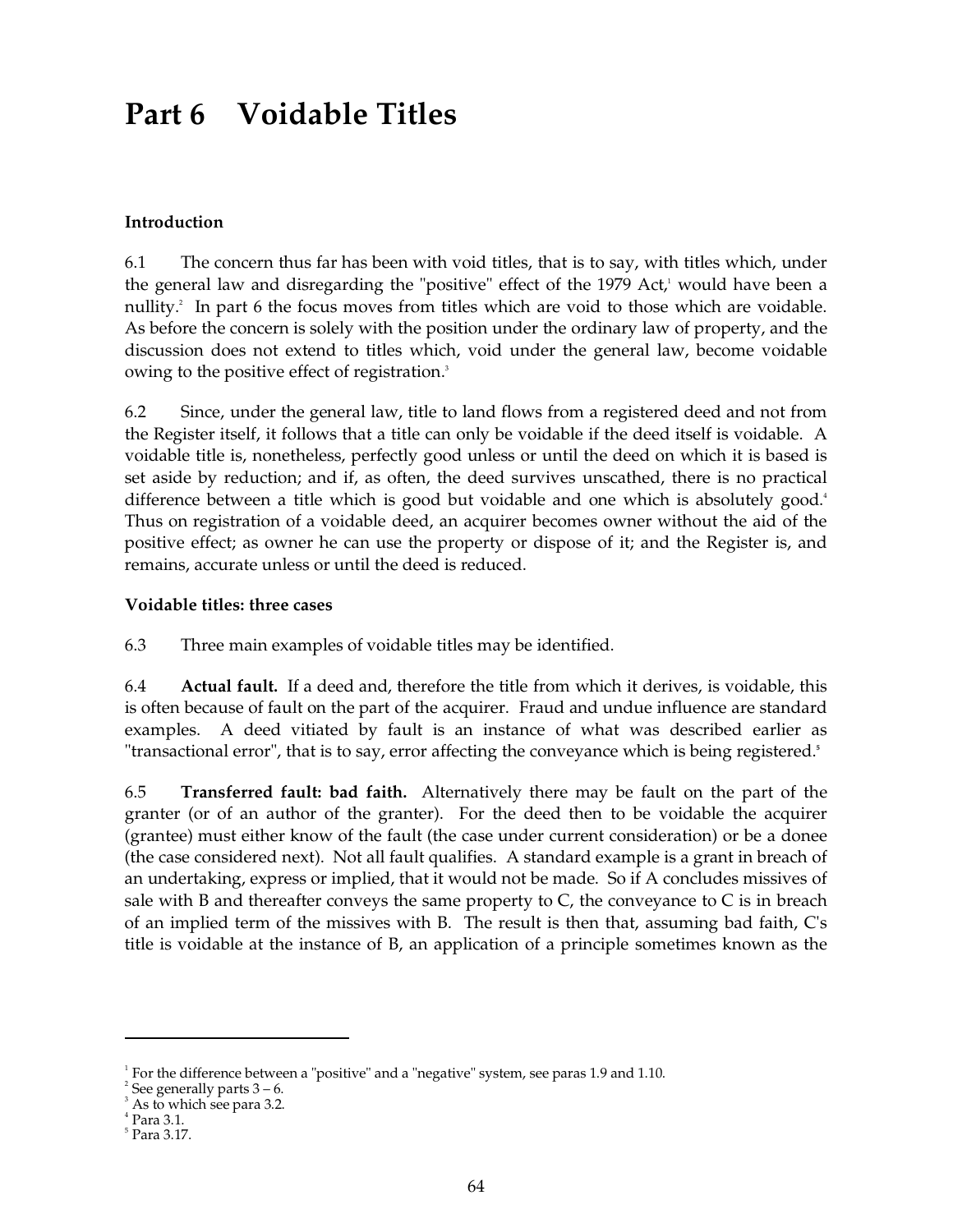# Part 6 Voidable Titles

### Introduction

6.1 The concern thus far has been with void titles, that is to say, with titles which, under the general law and disregarding the "positive" effect of the 1979 Act,[1] would have been a nullity.[2] In part 6 the focus moves from titles which are void to those which are voidable. As before the concern is solely with the position under the ordinary law of property, and the discussion does not extend to titles which, void under the general law, become voidable owing to the positive effect of registration.[3]

6.2 Since, under the general law, title to land flows from a registered deed and not from the Register itself, it follows that a title can only be voidable if the deed itself is voidable. A voidable title is, nonetheless, perfectly good unless or until the deed on which it is based is set aside by reduction; and if, as often, the deed survives unscathed, there is no practical difference between a title which is good but voidable and one which is absolutely good.[4] Thus on registration of a voidable deed, an acquirer becomes owner without the aid of the positive effect; as owner he can use the property or dispose of it; and the Register is, and remains, accurate unless or until the deed is reduced.

### Voidable titles: three cases

6.3 Three main examples of voidable titles may be identified.

6.4 **Actual fault.** If a deed and, therefore the title from which it derives, is voidable, this is often because of fault on the part of the acquirer. Fraud and undue influence are standard examples. A deed vitiated by fault is an instance of what was described earlier as "transactional error", that is to say, error affecting the conveyance which is being registered.[5]

6.5 **Transferred fault: bad faith.** Alternatively there may be fault on the part of the granter (or of an author of the granter). For the deed then to be voidable the acquirer (grantee) must either know of the fault (the case under current consideration) or be a donee (the case considered next). Not all fault qualifies. A standard example is a grant in breach of an undertaking, express or implied, that it would not be made. So if A concludes missives of sale with B and thereafter conveys the same property to C, the conveyance to C is in breach of an implied term of the missives with B. The result is then that, assuming bad faith, C's title is voidable at the instance of B, an application of a principle sometimes known as the

---

[1] For the difference between a "positive" and a "negative" system, see paras 1.9 and 1.10.

[2] See generally parts 3 – 6.

[3] As to which see para 3.2.

[4] Para 3.1.

[5] Para 3.17.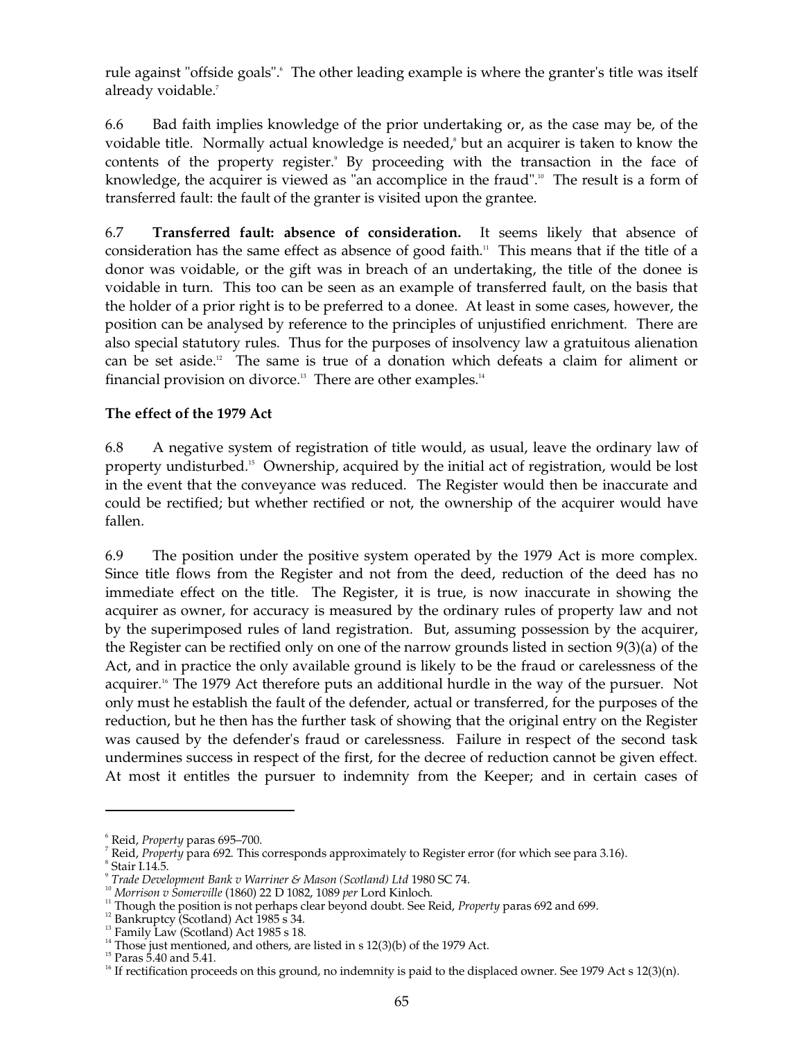rule against "offside goals".[6] The other leading example is where the granter's title was itself already voidable.[7]

6.6 Bad faith implies knowledge of the prior undertaking or, as the case may be, of the voidable title. Normally actual knowledge is needed,[8] but an acquirer is taken to know the contents of the property register.[9] By proceeding with the transaction in the face of knowledge, the acquirer is viewed as "an accomplice in the fraud".[10] The result is a form of transferred fault: the fault of the granter is visited upon the grantee.

6.7 **Transferred fault: absence of consideration.** It seems likely that absence of consideration has the same effect as absence of good faith.[11] This means that if the title of a donor was voidable, or the gift was in breach of an undertaking, the title of the donee is voidable in turn. This too can be seen as an example of transferred fault, on the basis that the holder of a prior right is to be preferred to a donee. At least in some cases, however, the position can be analysed by reference to the principles of unjustified enrichment. There are also special statutory rules. Thus for the purposes of insolvency law a gratuitous alienation can be set aside.[12] The same is true of a donation which defeats a claim for aliment or financial provision on divorce.[13] There are other examples.[14]

**The effect of the 1979 Act**

6.8 A negative system of registration of title would, as usual, leave the ordinary law of property undisturbed.[15] Ownership, acquired by the initial act of registration, would be lost in the event that the conveyance was reduced. The Register would then be inaccurate and could be rectified; but whether rectified or not, the ownership of the acquirer would have fallen.

6.9 The position under the positive system operated by the 1979 Act is more complex. Since title flows from the Register and not from the deed, reduction of the deed has no immediate effect on the title. The Register, it is true, is now inaccurate in showing the acquirer as owner, for accuracy is measured by the ordinary rules of property law and not by the superimposed rules of land registration. But, assuming possession by the acquirer, the Register can be rectified only on one of the narrow grounds listed in section 9(3)(a) of the Act, and in practice the only available ground is likely to be the fraud or carelessness of the acquirer.[16] The 1979 Act therefore puts an additional hurdle in the way of the pursuer. Not only must he establish the fault of the defender, actual or transferred, for the purposes of the reduction, but he then has the further task of showing that the original entry on the Register was caused by the defender's fraud or carelessness. Failure in respect of the second task undermines success in respect of the first, for the decree of reduction cannot be given effect. At most it entitles the pursuer to indemnity from the Keeper; and in certain cases of

---

[6] Reid, *Property* paras 695–700.

[7] Reid, *Property* para 692. This corresponds approximately to Register error (for which see para 3.16).

[8] Stair I.14.5.

[9] *Trade Development Bank v Warriner & Mason (Scotland) Ltd* 1980 SC 74.

[10] *Morrison v Somerville* (1860) 22 D 1082, 1089 *per* Lord Kinloch.

[11] Though the position is not perhaps clear beyond doubt. See Reid, *Property* paras 692 and 699.

[12] Bankruptcy (Scotland) Act 1985 s 34.

[13] Family Law (Scotland) Act 1985 s 18.

[14] Those just mentioned, and others, are listed in s 12(3)(b) of the 1979 Act.

[15] Paras 5.40 and 5.41.

[16] If rectification proceeds on this ground, no indemnity is paid to the displaced owner. See 1979 Act s 12(3)(n).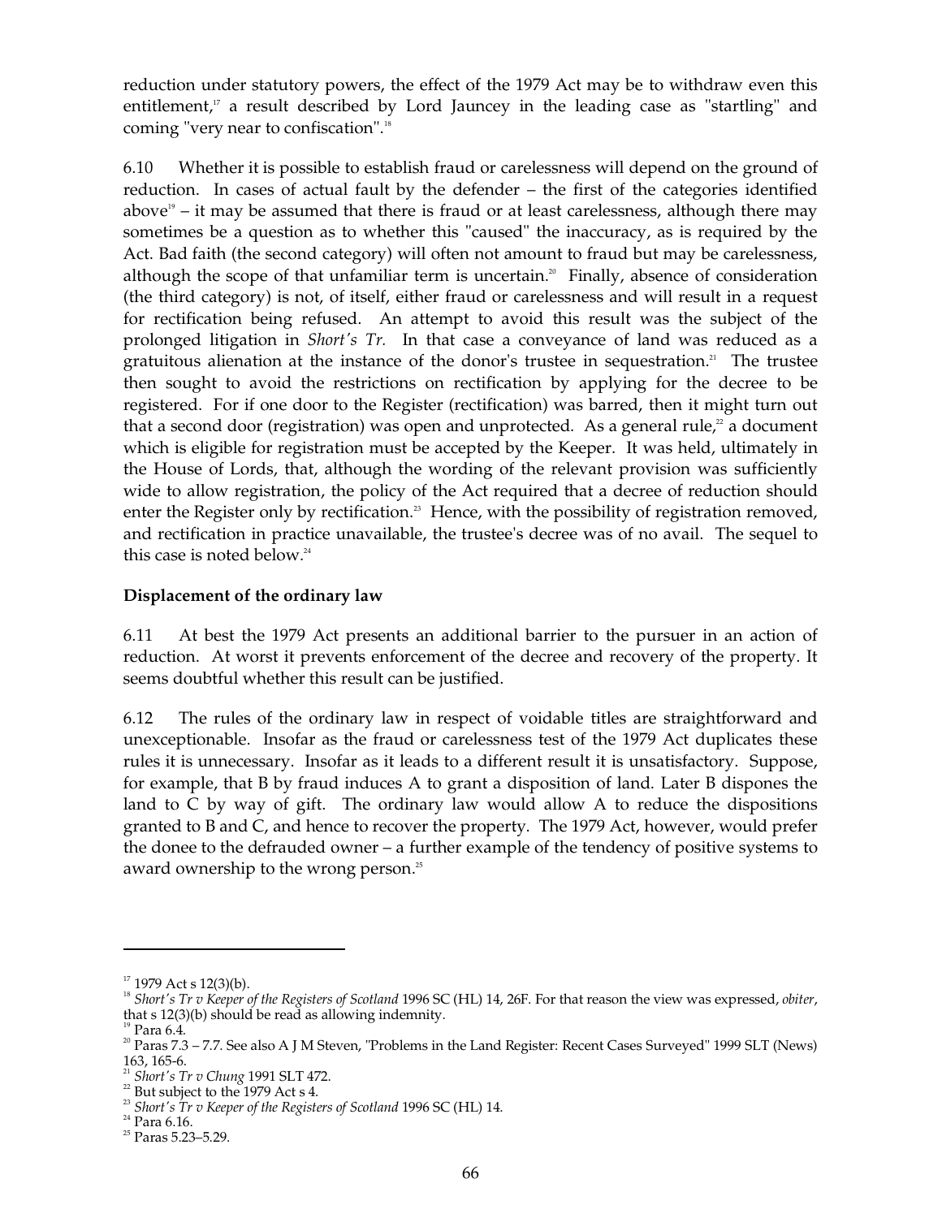reduction under statutory powers, the effect of the 1979 Act may be to withdraw even this entitlement,[17] a result described by Lord Jauncey in the leading case as "startling" and coming "very near to confiscation".[18]

6.10 Whether it is possible to establish fraud or carelessness will depend on the ground of reduction. In cases of actual fault by the defender – the first of the categories identified above[19] – it may be assumed that there is fraud or at least carelessness, although there may sometimes be a question as to whether this "caused" the inaccuracy, as is required by the Act. Bad faith (the second category) will often not amount to fraud but may be carelessness, although the scope of that unfamiliar term is uncertain.[20] Finally, absence of consideration (the third category) is not, of itself, either fraud or carelessness and will result in a request for rectification being refused. An attempt to avoid this result was the subject of the prolonged litigation in *Short's Tr.* In that case a conveyance of land was reduced as a gratuitous alienation at the instance of the donor's trustee in sequestration.[21] The trustee then sought to avoid the restrictions on rectification by applying for the decree to be registered. For if one door to the Register (rectification) was barred, then it might turn out that a second door (registration) was open and unprotected. As a general rule,[22] a document which is eligible for registration must be accepted by the Keeper. It was held, ultimately in the House of Lords, that, although the wording of the relevant provision was sufficiently wide to allow registration, the policy of the Act required that a decree of reduction should enter the Register only by rectification.[23] Hence, with the possibility of registration removed, and rectification in practice unavailable, the trustee's decree was of no avail. The sequel to this case is noted below.[24]

**Displacement of the ordinary law**

6.11 At best the 1979 Act presents an additional barrier to the pursuer in an action of reduction. At worst it prevents enforcement of the decree and recovery of the property. It seems doubtful whether this result can be justified.

6.12 The rules of the ordinary law in respect of voidable titles are straightforward and unexceptionable. Insofar as the fraud or carelessness test of the 1979 Act duplicates these rules it is unnecessary. Insofar as it leads to a different result it is unsatisfactory. Suppose, for example, that B by fraud induces A to grant a disposition of land. Later B dispones the land to C by way of gift. The ordinary law would allow A to reduce the dispositions granted to B and C, and hence to recover the property. The 1979 Act, however, would prefer the donee to the defrauded owner – a further example of the tendency of positive systems to award ownership to the wrong person.[25]

---

[17] 1979 Act s 12(3)(b).

[18] *Short's Tr v Keeper of the Registers of Scotland* 1996 SC (HL) 14, 26F. For that reason the view was expressed, *obiter*, that s 12(3)(b) should be read as allowing indemnity.

[19] Para 6.4.

[20] Paras 7.3 – 7.7. See also A J M Steven, "Problems in the Land Register: Recent Cases Surveyed" 1999 SLT (News) 163, 165-6.

[21] *Short's Tr v Chung* 1991 SLT 472.

[22] But subject to the 1979 Act s 4.

[23] *Short's Tr v Keeper of the Registers of Scotland* 1996 SC (HL) 14.

[24] Para 6.16.

[25] Paras 5.23–5.29.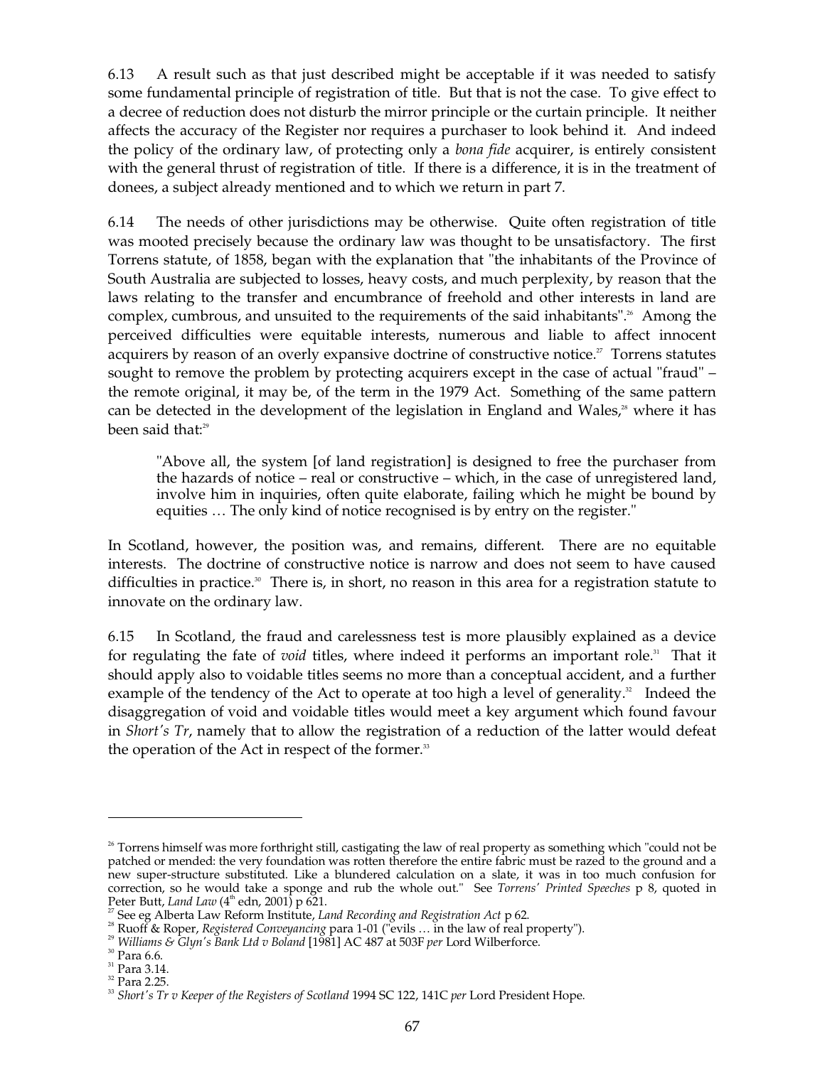6.13 A result such as that just described might be acceptable if it was needed to satisfy some fundamental principle of registration of title. But that is not the case. To give effect to a decree of reduction does not disturb the mirror principle or the curtain principle. It neither affects the accuracy of the Register nor requires a purchaser to look behind it. And indeed the policy of the ordinary law, of protecting only a *bona fide* acquirer, is entirely consistent with the general thrust of registration of title. If there is a difference, it is in the treatment of donees, a subject already mentioned and to which we return in part 7.

6.14 The needs of other jurisdictions may be otherwise. Quite often registration of title was mooted precisely because the ordinary law was thought to be unsatisfactory. The first Torrens statute, of 1858, began with the explanation that "the inhabitants of the Province of South Australia are subjected to losses, heavy costs, and much perplexity, by reason that the laws relating to the transfer and encumbrance of freehold and other interests in land are complex, cumbrous, and unsuited to the requirements of the said inhabitants".[26] Among the perceived difficulties were equitable interests, numerous and liable to affect innocent acquirers by reason of an overly expansive doctrine of constructive notice.[27] Torrens statutes sought to remove the problem by protecting acquirers except in the case of actual "fraud" – the remote original, it may be, of the term in the 1979 Act. Something of the same pattern can be detected in the development of the legislation in England and Wales,[28] where it has been said that:[29]

> "Above all, the system [of land registration] is designed to free the purchaser from the hazards of notice – real or constructive – which, in the case of unregistered land, involve him in inquiries, often quite elaborate, failing which he might be bound by equities … The only kind of notice recognised is by entry on the register."

In Scotland, however, the position was, and remains, different. There are no equitable interests. The doctrine of constructive notice is narrow and does not seem to have caused difficulties in practice.[30] There is, in short, no reason in this area for a registration statute to innovate on the ordinary law.

6.15 In Scotland, the fraud and carelessness test is more plausibly explained as a device for regulating the fate of *void* titles, where indeed it performs an important role.[31] That it should apply also to voidable titles seems no more than a conceptual accident, and a further example of the tendency of the Act to operate at too high a level of generality.[32] Indeed the disaggregation of void and voidable titles would meet a key argument which found favour in *Short's Tr*, namely that to allow the registration of a reduction of the latter would defeat the operation of the Act in respect of the former.[33]

---

[26] Torrens himself was more forthright still, castigating the law of real property as something which "could not be patched or mended: the very foundation was rotten therefore the entire fabric must be razed to the ground and a new super-structure substituted. Like a blundered calculation on a slate, it was in too much confusion for correction, so he would take a sponge and rub the whole out." See *Torrens' Printed Speeches* p 8, quoted in Peter Butt, *Land Law* (4th edn, 2001) p 621.

[27] See eg Alberta Law Reform Institute, *Land Recording and Registration Act* p 62.

[28] Ruoff & Roper, *Registered Conveyancing* para 1-01 ("evils … in the law of real property").

[29] *Williams & Glyn's Bank Ltd v Boland* [1981] AC 487 at 503F *per* Lord Wilberforce.

[30] Para 6.6.

[31] Para 3.14.

[32] Para 2.25.

[33] *Short's Tr v Keeper of the Registers of Scotland* 1994 SC 122, 141C *per* Lord President Hope.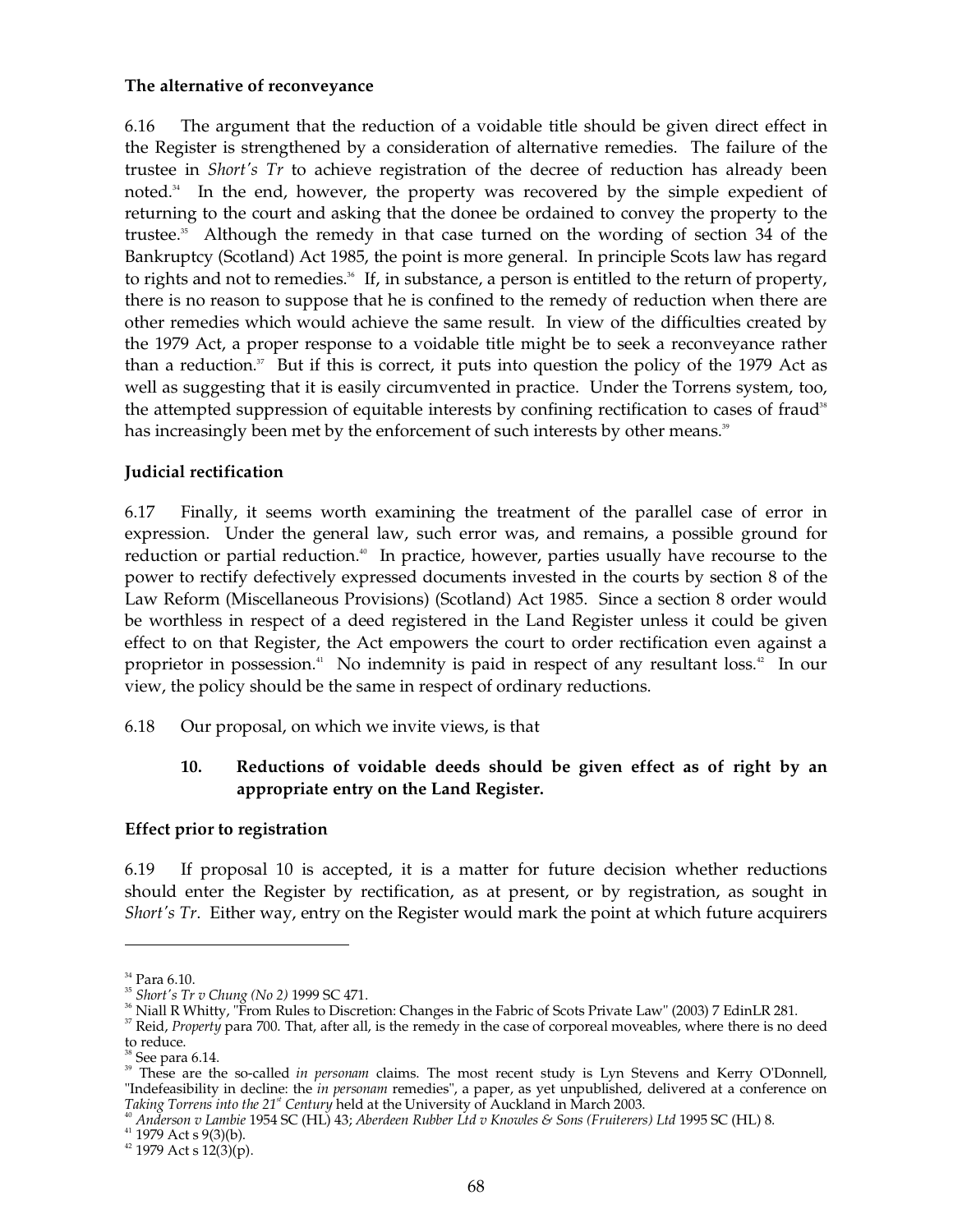**The alternative of reconveyance**

6.16 The argument that the reduction of a voidable title should be given direct effect in the Register is strengthened by a consideration of alternative remedies. The failure of the trustee in *Short's Tr* to achieve registration of the decree of reduction has already been noted.[34] In the end, however, the property was recovered by the simple expedient of returning to the court and asking that the donee be ordained to convey the property to the trustee.[35] Although the remedy in that case turned on the wording of section 34 of the Bankruptcy (Scotland) Act 1985, the point is more general. In principle Scots law has regard to rights and not to remedies.[36] If, in substance, a person is entitled to the return of property, there is no reason to suppose that he is confined to the remedy of reduction when there are other remedies which would achieve the same result. In view of the difficulties created by the 1979 Act, a proper response to a voidable title might be to seek a reconveyance rather than a reduction.[37] But if this is correct, it puts into question the policy of the 1979 Act as well as suggesting that it is easily circumvented in practice. Under the Torrens system, too, the attempted suppression of equitable interests by confining rectification to cases of fraud[38] has increasingly been met by the enforcement of such interests by other means.[39]

**Judicial rectification**

6.17 Finally, it seems worth examining the treatment of the parallel case of error in expression. Under the general law, such error was, and remains, a possible ground for reduction or partial reduction.[40] In practice, however, parties usually have recourse to the power to rectify defectively expressed documents invested in the courts by section 8 of the Law Reform (Miscellaneous Provisions) (Scotland) Act 1985. Since a section 8 order would be worthless in respect of a deed registered in the Land Register unless it could be given effect to on that Register, the Act empowers the court to order rectification even against a proprietor in possession.[41] No indemnity is paid in respect of any resultant loss.[42] In our view, the policy should be the same in respect of ordinary reductions.

6.18 Our proposal, on which we invite views, is that

> **10. Reductions of voidable deeds should be given effect as of right by an appropriate entry on the Land Register.**

**Effect prior to registration**

6.19 If proposal 10 is accepted, it is a matter for future decision whether reductions should enter the Register by rectification, as at present, or by registration, as sought in *Short's Tr*. Either way, entry on the Register would mark the point at which future acquirers

---

[34] Para 6.10.

[35] *Short's Tr v Chung (No 2)* 1999 SC 471.

[36] Niall R Whitty, "From Rules to Discretion: Changes in the Fabric of Scots Private Law" (2003) 7 EdinLR 281.

[37] Reid, *Property* para 700. That, after all, is the remedy in the case of corporeal moveables, where there is no deed to reduce.

[38] See para 6.14.

[39] These are the so-called *in personam* claims. The most recent study is Lyn Stevens and Kerry O'Donnell, "Indefeasibility in decline: the *in personam* remedies", a paper, as yet unpublished, delivered at a conference on *Taking Torrens into the 21st Century* held at the University of Auckland in March 2003.

[40] *Anderson v Lambie* 1954 SC (HL) 43; *Aberdeen Rubber Ltd v Knowles & Sons (Fruiterers) Ltd* 1995 SC (HL) 8.

[41] 1979 Act s 9(3)(b).

[42] 1979 Act s 12(3)(p).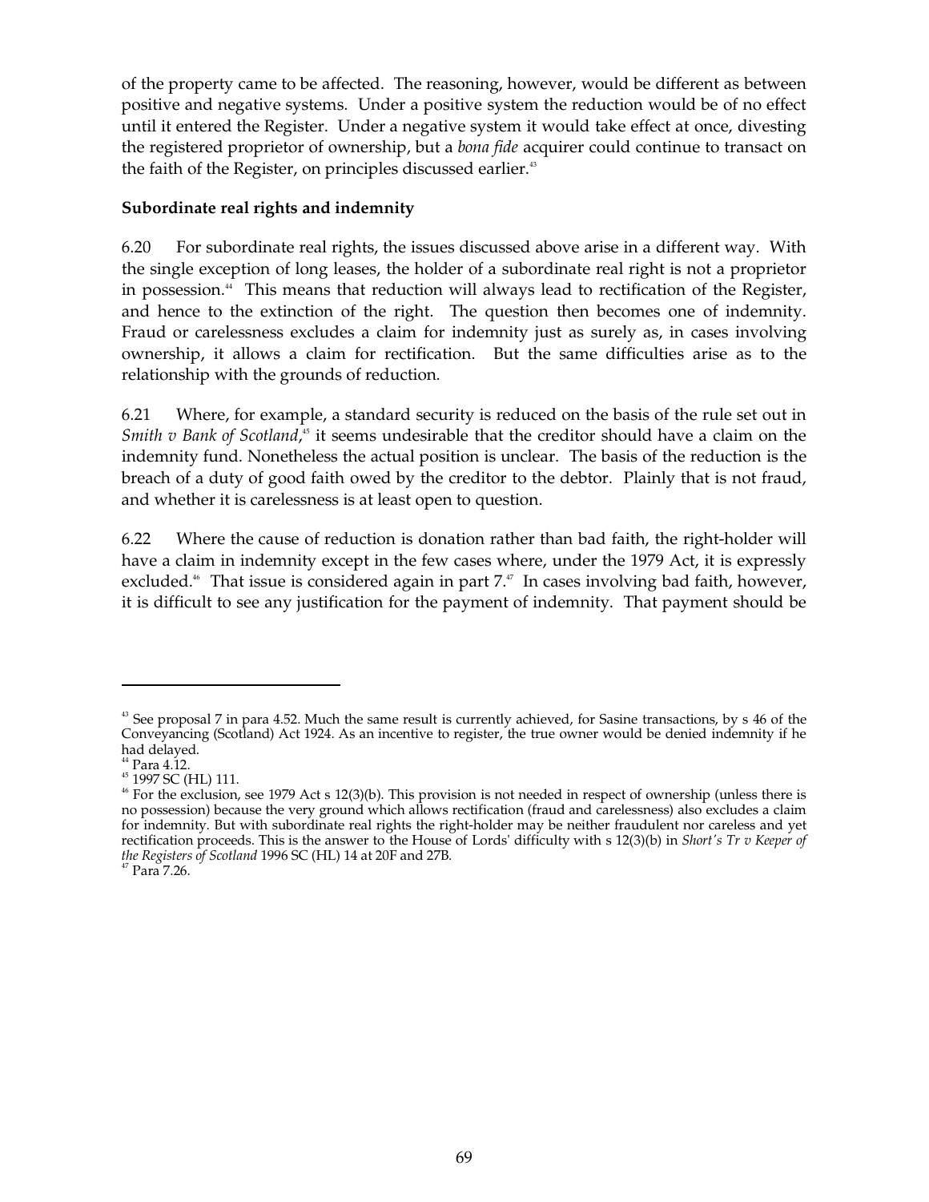of the property came to be affected. The reasoning, however, would be different as between positive and negative systems. Under a positive system the reduction would be of no effect until it entered the Register. Under a negative system it would take effect at once, divesting the registered proprietor of ownership, but a *bona fide* acquirer could continue to transact on the faith of the Register, on principles discussed earlier.[43]

**Subordinate real rights and indemnity**

6.20 For subordinate real rights, the issues discussed above arise in a different way. With the single exception of long leases, the holder of a subordinate real right is not a proprietor in possession.[44] This means that reduction will always lead to rectification of the Register, and hence to the extinction of the right. The question then becomes one of indemnity. Fraud or carelessness excludes a claim for indemnity just as surely as, in cases involving ownership, it allows a claim for rectification. But the same difficulties arise as to the relationship with the grounds of reduction.

6.21 Where, for example, a standard security is reduced on the basis of the rule set out in *Smith v Bank of Scotland*,[45] it seems undesirable that the creditor should have a claim on the indemnity fund. Nonetheless the actual position is unclear. The basis of the reduction is the breach of a duty of good faith owed by the creditor to the debtor. Plainly that is not fraud, and whether it is carelessness is at least open to question.

6.22 Where the cause of reduction is donation rather than bad faith, the right-holder will have a claim in indemnity except in the few cases where, under the 1979 Act, it is expressly excluded.[46] That issue is considered again in part 7.[47] In cases involving bad faith, however, it is difficult to see any justification for the payment of indemnity. That payment should be

---

[43] See proposal 7 in para 4.52. Much the same result is currently achieved, for Sasine transactions, by s 46 of the Conveyancing (Scotland) Act 1924. As an incentive to register, the true owner would be denied indemnity if he had delayed.

[44] Para 4.12.

[45] 1997 SC (HL) 111.

[46] For the exclusion, see 1979 Act s 12(3)(b). This provision is not needed in respect of ownership (unless there is no possession) because the very ground which allows rectification (fraud and carelessness) also excludes a claim for indemnity. But with subordinate real rights the right-holder may be neither fraudulent nor careless and yet rectification proceeds. This is the answer to the House of Lords' difficulty with s 12(3)(b) in *Short's Tr v Keeper of the Registers of Scotland* 1996 SC (HL) 14 at 20F and 27B.

[47] Para 7.26.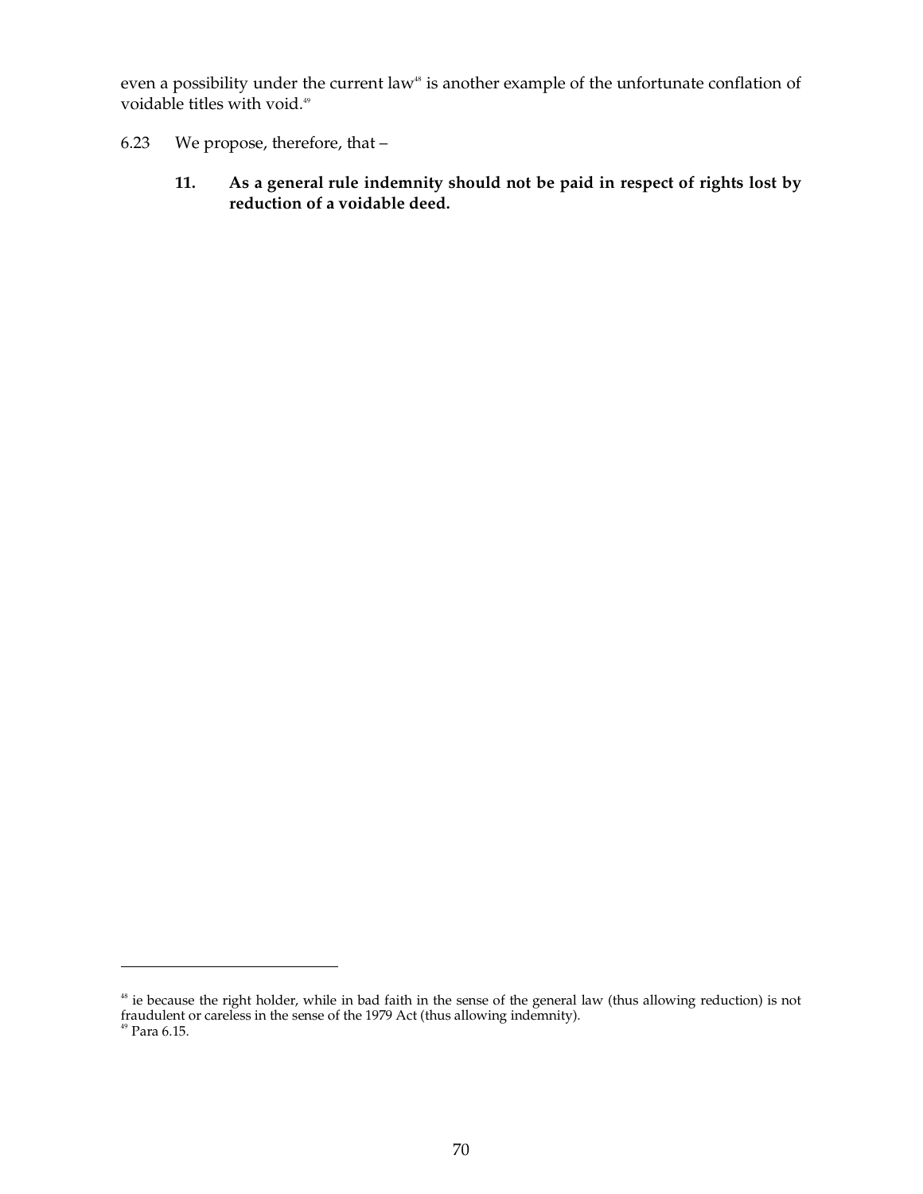even a possibility under the current law[48] is another example of the unfortunate conflation of voidable titles with void.[49]

6.23 We propose, therefore, that –

> **11. As a general rule indemnity should not be paid in respect of rights lost by reduction of a voidable deed.**

---

[48] ie because the right holder, while in bad faith in the sense of the general law (thus allowing reduction) is not fraudulent or careless in the sense of the 1979 Act (thus allowing indemnity).

[49] Para 6.15.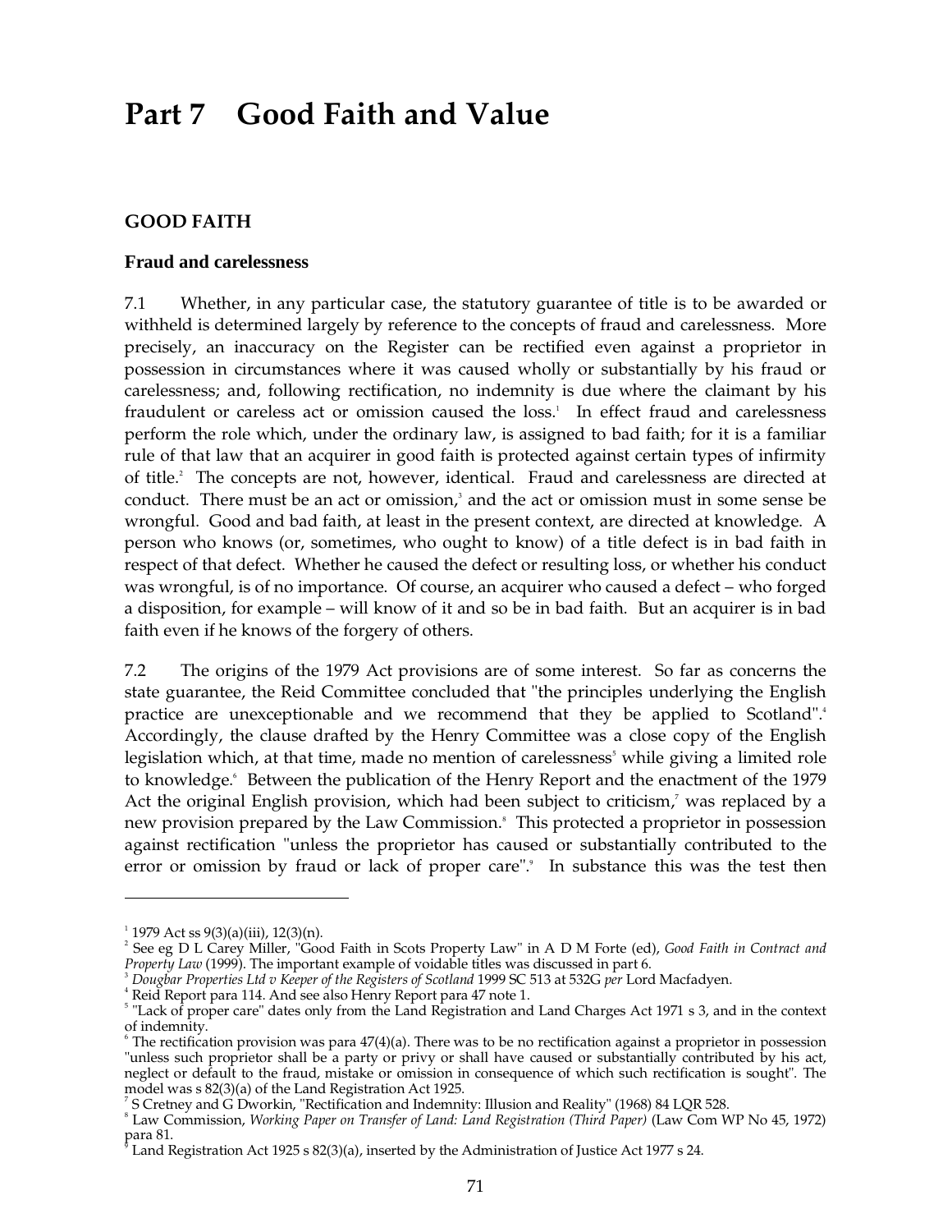# Part 7 Good Faith and Value

## GOOD FAITH

### Fraud and carelessness

7.1 Whether, in any particular case, the statutory guarantee of title is to be awarded or withheld is determined largely by reference to the concepts of fraud and carelessness. More precisely, an inaccuracy on the Register can be rectified even against a proprietor in possession in circumstances where it was caused wholly or substantially by his fraud or carelessness; and, following rectification, no indemnity is due where the claimant by his fraudulent or careless act or omission caused the loss.[1] In effect fraud and carelessness perform the role which, under the ordinary law, is assigned to bad faith; for it is a familiar rule of that law that an acquirer in good faith is protected against certain types of infirmity of title.[2] The concepts are not, however, identical. Fraud and carelessness are directed at conduct. There must be an act or omission,[3] and the act or omission must in some sense be wrongful. Good and bad faith, at least in the present context, are directed at knowledge. A person who knows (or, sometimes, who ought to know) of a title defect is in bad faith in respect of that defect. Whether he caused the defect or resulting loss, or whether his conduct was wrongful, is of no importance. Of course, an acquirer who caused a defect – who forged a disposition, for example – will know of it and so be in bad faith. But an acquirer is in bad faith even if he knows of the forgery of others.

7.2 The origins of the 1979 Act provisions are of some interest. So far as concerns the state guarantee, the Reid Committee concluded that "the principles underlying the English practice are unexceptionable and we recommend that they be applied to Scotland".[4] Accordingly, the clause drafted by the Henry Committee was a close copy of the English legislation which, at that time, made no mention of carelessness[5] while giving a limited role to knowledge.[6] Between the publication of the Henry Report and the enactment of the 1979 Act the original English provision, which had been subject to criticism,[7] was replaced by a new provision prepared by the Law Commission.[8] This protected a proprietor in possession against rectification "unless the proprietor has caused or substantially contributed to the error or omission by fraud or lack of proper care".[9] In substance this was the test then

---

[1] 1979 Act ss 9(3)(a)(iii), 12(3)(n).

[2] See eg D L Carey Miller, "Good Faith in Scots Property Law" in A D M Forte (ed), *Good Faith in Contract and Property Law* (1999). The important example of voidable titles was discussed in part 6.

[3] *Dougbar Properties Ltd v Keeper of the Registers of Scotland* 1999 SC 513 at 532G *per* Lord Macfadyen.

[4] Reid Report para 114. And see also Henry Report para 47 note 1.

[5] "Lack of proper care" dates only from the Land Registration and Land Charges Act 1971 s 3, and in the context of indemnity.

[6] The rectification provision was para 47(4)(a). There was to be no rectification against a proprietor in possession "unless such proprietor shall be a party or privy or shall have caused or substantially contributed by his act, neglect or default to the fraud, mistake or omission in consequence of which such rectification is sought". The model was s 82(3)(a) of the Land Registration Act 1925.

[7] S Cretney and G Dworkin, "Rectification and Indemnity: Illusion and Reality" (1968) 84 LQR 528.

[8] Law Commission, *Working Paper on Transfer of Land: Land Registration (Third Paper)* (Law Com WP No 45, 1972) para 81.

[9] Land Registration Act 1925 s 82(3)(a), inserted by the Administration of Justice Act 1977 s 24.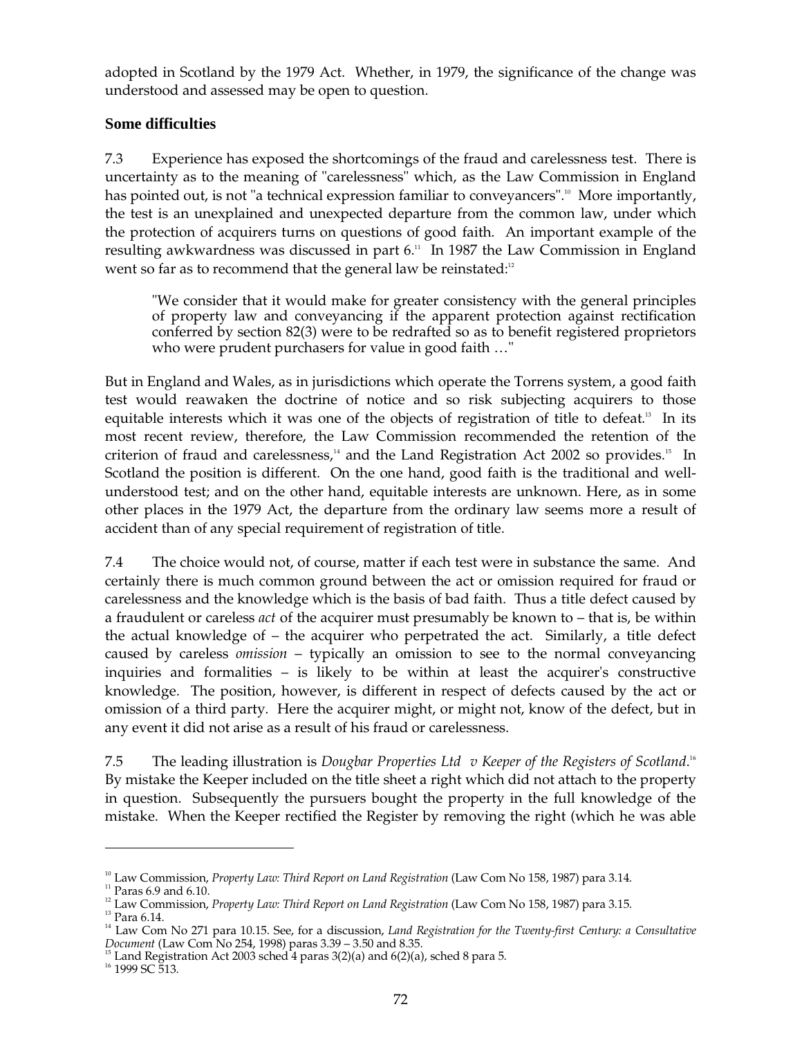adopted in Scotland by the 1979 Act. Whether, in 1979, the significance of the change was understood and assessed may be open to question.

### Some difficulties

7.3 Experience has exposed the shortcomings of the fraud and carelessness test. There is uncertainty as to the meaning of "carelessness" which, as the Law Commission in England has pointed out, is not "a technical expression familiar to conveyancers".[10] More importantly, the test is an unexplained and unexpected departure from the common law, under which the protection of acquirers turns on questions of good faith. An important example of the resulting awkwardness was discussed in part 6.[11] In 1987 the Law Commission in England went so far as to recommend that the general law be reinstated:[12]

> "We consider that it would make for greater consistency with the general principles of property law and conveyancing if the apparent protection against rectification conferred by section 82(3) were to be redrafted so as to benefit registered proprietors who were prudent purchasers for value in good faith …"

But in England and Wales, as in jurisdictions which operate the Torrens system, a good faith test would reawaken the doctrine of notice and so risk subjecting acquirers to those equitable interests which it was one of the objects of registration of title to defeat.[13] In its most recent review, therefore, the Law Commission recommended the retention of the criterion of fraud and carelessness,[14] and the Land Registration Act 2002 so provides.[15] In Scotland the position is different. On the one hand, good faith is the traditional and well-understood test; and on the other hand, equitable interests are unknown. Here, as in some other places in the 1979 Act, the departure from the ordinary law seems more a result of accident than of any special requirement of registration of title.

7.4 The choice would not, of course, matter if each test were in substance the same. And certainly there is much common ground between the act or omission required for fraud or carelessness and the knowledge which is the basis of bad faith. Thus a title defect caused by a fraudulent or careless *act* of the acquirer must presumably be known to – that is, be within the actual knowledge of – the acquirer who perpetrated the act. Similarly, a title defect caused by careless *omission* – typically an omission to see to the normal conveyancing inquiries and formalities – is likely to be within at least the acquirer's constructive knowledge. The position, however, is different in respect of defects caused by the act or omission of a third party. Here the acquirer might, or might not, know of the defect, but in any event it did not arise as a result of his fraud or carelessness.

7.5 The leading illustration is *Dougbar Properties Ltd v Keeper of the Registers of Scotland*.[16] By mistake the Keeper included on the title sheet a right which did not attach to the property in question. Subsequently the pursuers bought the property in the full knowledge of the mistake. When the Keeper rectified the Register by removing the right (which he was able

---

[10] Law Commission, *Property Law: Third Report on Land Registration* (Law Com No 158, 1987) para 3.14.
[11] Paras 6.9 and 6.10.
[12] Law Commission, *Property Law: Third Report on Land Registration* (Law Com No 158, 1987) para 3.15.
[13] Para 6.14.
[14] Law Com No 271 para 10.15. See, for a discussion, *Land Registration for the Twenty-first Century: a Consultative Document* (Law Com No 254, 1998) paras 3.39 – 3.50 and 8.35.
[15] Land Registration Act 2003 sched 4 paras 3(2)(a) and 6(2)(a), sched 8 para 5.
[16] 1999 SC 513.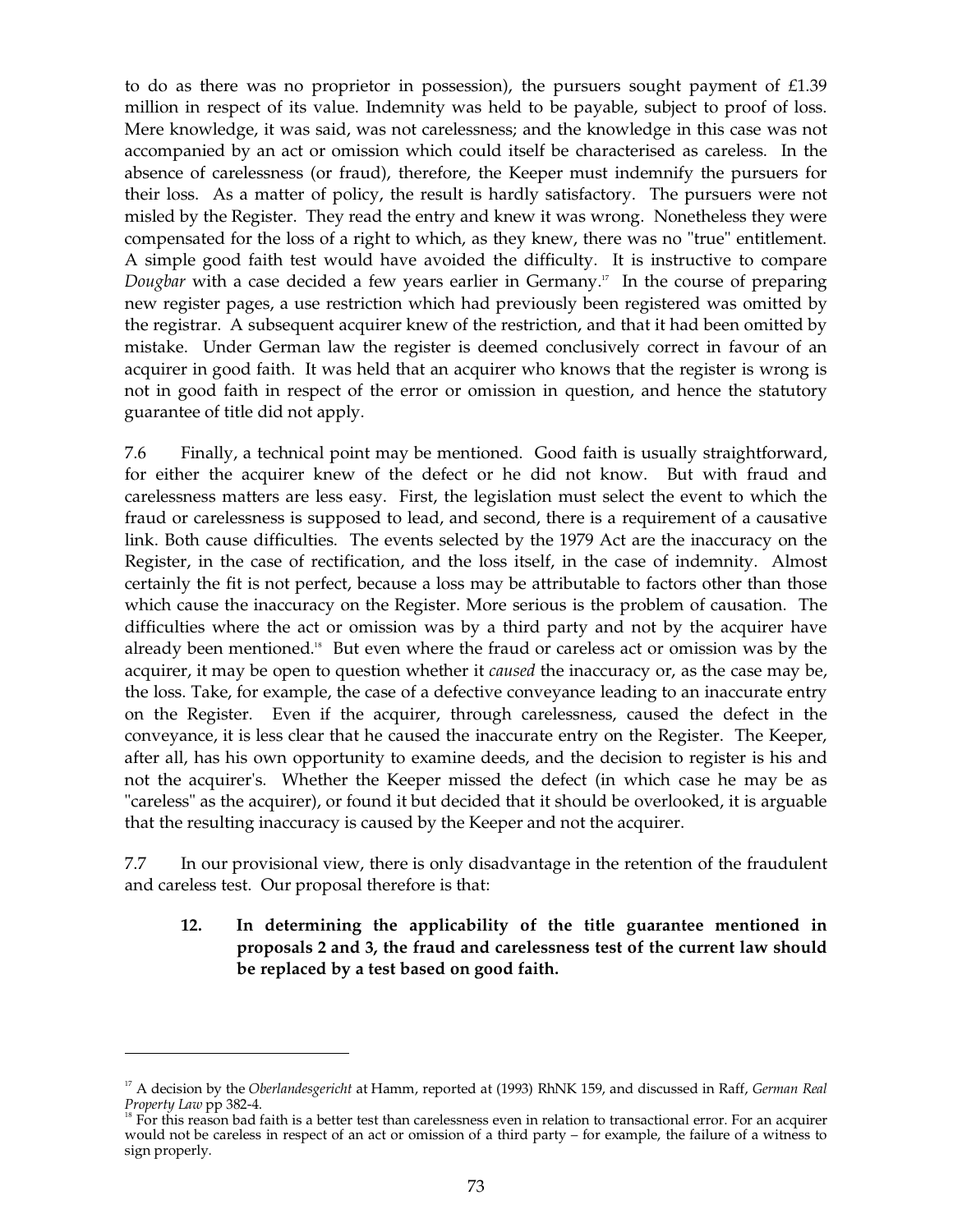to do as there was no proprietor in possession), the pursuers sought payment of £1.39 million in respect of its value. Indemnity was held to be payable, subject to proof of loss. Mere knowledge, it was said, was not carelessness; and the knowledge in this case was not accompanied by an act or omission which could itself be characterised as careless. In the absence of carelessness (or fraud), therefore, the Keeper must indemnify the pursuers for their loss. As a matter of policy, the result is hardly satisfactory. The pursuers were not misled by the Register. They read the entry and knew it was wrong. Nonetheless they were compensated for the loss of a right to which, as they knew, there was no "true" entitlement. A simple good faith test would have avoided the difficulty. It is instructive to compare *Dougbar* with a case decided a few years earlier in Germany.[17] In the course of preparing new register pages, a use restriction which had previously been registered was omitted by the registrar. A subsequent acquirer knew of the restriction, and that it had been omitted by mistake. Under German law the register is deemed conclusively correct in favour of an acquirer in good faith. It was held that an acquirer who knows that the register is wrong is not in good faith in respect of the error or omission in question, and hence the statutory guarantee of title did not apply.

7.6 Finally, a technical point may be mentioned. Good faith is usually straightforward, for either the acquirer knew of the defect or he did not know. But with fraud and carelessness matters are less easy. First, the legislation must select the event to which the fraud or carelessness is supposed to lead, and second, there is a requirement of a causative link. Both cause difficulties. The events selected by the 1979 Act are the inaccuracy on the Register, in the case of rectification, and the loss itself, in the case of indemnity. Almost certainly the fit is not perfect, because a loss may be attributable to factors other than those which cause the inaccuracy on the Register. More serious is the problem of causation. The difficulties where the act or omission was by a third party and not by the acquirer have already been mentioned.[18] But even where the fraud or careless act or omission was by the acquirer, it may be open to question whether it *caused* the inaccuracy or, as the case may be, the loss. Take, for example, the case of a defective conveyance leading to an inaccurate entry on the Register. Even if the acquirer, through carelessness, caused the defect in the conveyance, it is less clear that he caused the inaccurate entry on the Register. The Keeper, after all, has his own opportunity to examine deeds, and the decision to register is his and not the acquirer's. Whether the Keeper missed the defect (in which case he may be as "careless" as the acquirer), or found it but decided that it should be overlooked, it is arguable that the resulting inaccuracy is caused by the Keeper and not the acquirer.

7.7 In our provisional view, there is only disadvantage in the retention of the fraudulent and careless test. Our proposal therefore is that:

> **12. In determining the applicability of the title guarantee mentioned in proposals 2 and 3, the fraud and carelessness test of the current law should be replaced by a test based on good faith.**

---

[17] A decision by the *Oberlandesgericht* at Hamm, reported at (1993) RhNK 159, and discussed in Raff, *German Real Property Law* pp 382-4.

[18] For this reason bad faith is a better test than carelessness even in relation to transactional error. For an acquirer would not be careless in respect of an act or omission of a third party – for example, the failure of a witness to sign properly.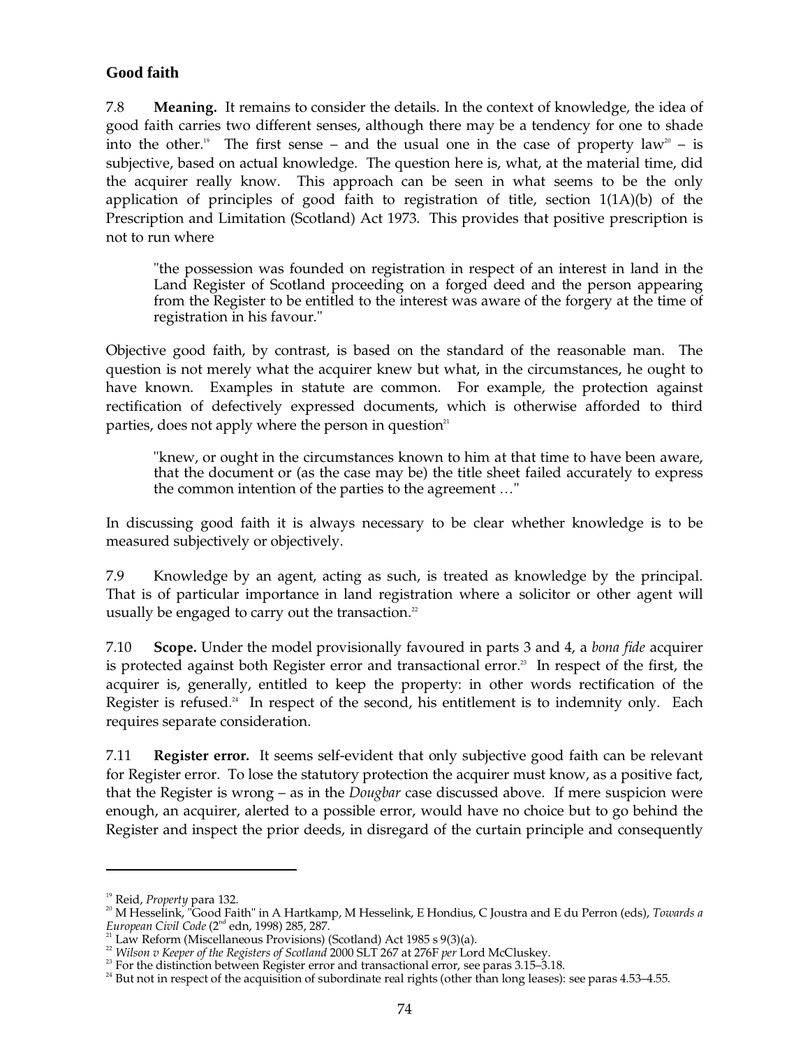## Good faith

7.8 **Meaning.** It remains to consider the details. In the context of knowledge, the idea of good faith carries two different senses, although there may be a tendency for one to shade into the other.[19] The first sense – and the usual one in the case of property law[20] – is subjective, based on actual knowledge. The question here is, what, at the material time, did the acquirer really know. This approach can be seen in what seems to be the only application of principles of good faith to registration of title, section 1(1A)(b) of the Prescription and Limitation (Scotland) Act 1973. This provides that positive prescription is not to run where

> "the possession was founded on registration in respect of an interest in land in the Land Register of Scotland proceeding on a forged deed and the person appearing from the Register to be entitled to the interest was aware of the forgery at the time of registration in his favour."

Objective good faith, by contrast, is based on the standard of the reasonable man. The question is not merely what the acquirer knew but what, in the circumstances, he ought to have known. Examples in statute are common. For example, the protection against rectification of defectively expressed documents, which is otherwise afforded to third parties, does not apply where the person in question[21]

> "knew, or ought in the circumstances known to him at that time to have been aware, that the document or (as the case may be) the title sheet failed accurately to express the common intention of the parties to the agreement …"

In discussing good faith it is always necessary to be clear whether knowledge is to be measured subjectively or objectively.

7.9 Knowledge by an agent, acting as such, is treated as knowledge by the principal. That is of particular importance in land registration where a solicitor or other agent will usually be engaged to carry out the transaction.[22]

7.10 **Scope.** Under the model provisionally favoured in parts 3 and 4, a *bona fide* acquirer is protected against both Register error and transactional error.[23] In respect of the first, the acquirer is, generally, entitled to keep the property: in other words rectification of the Register is refused.[24] In respect of the second, his entitlement is to indemnity only. Each requires separate consideration.

7.11 **Register error.** It seems self-evident that only subjective good faith can be relevant for Register error. To lose the statutory protection the acquirer must know, as a positive fact, that the Register is wrong – as in the *Dougbar* case discussed above. If mere suspicion were enough, an acquirer, alerted to a possible error, would have no choice but to go behind the Register and inspect the prior deeds, in disregard of the curtain principle and consequently

---

[19] Reid, *Property* para 132.

[20] M Hesselink, "Good Faith" in A Hartkamp, M Hesselink, E Hondius, C Joustra and E du Perron (eds), *Towards a European Civil Code* (2nd edn, 1998) 285, 287.

[21] Law Reform (Miscellaneous Provisions) (Scotland) Act 1985 s 9(3)(a).

[22] *Wilson v Keeper of the Registers of Scotland* 2000 SLT 267 at 276F *per* Lord McCluskey.

[23] For the distinction between Register error and transactional error, see paras 3.15–3.18.

[24] But not in respect of the acquisition of subordinate real rights (other than long leases): see paras 4.53–4.55.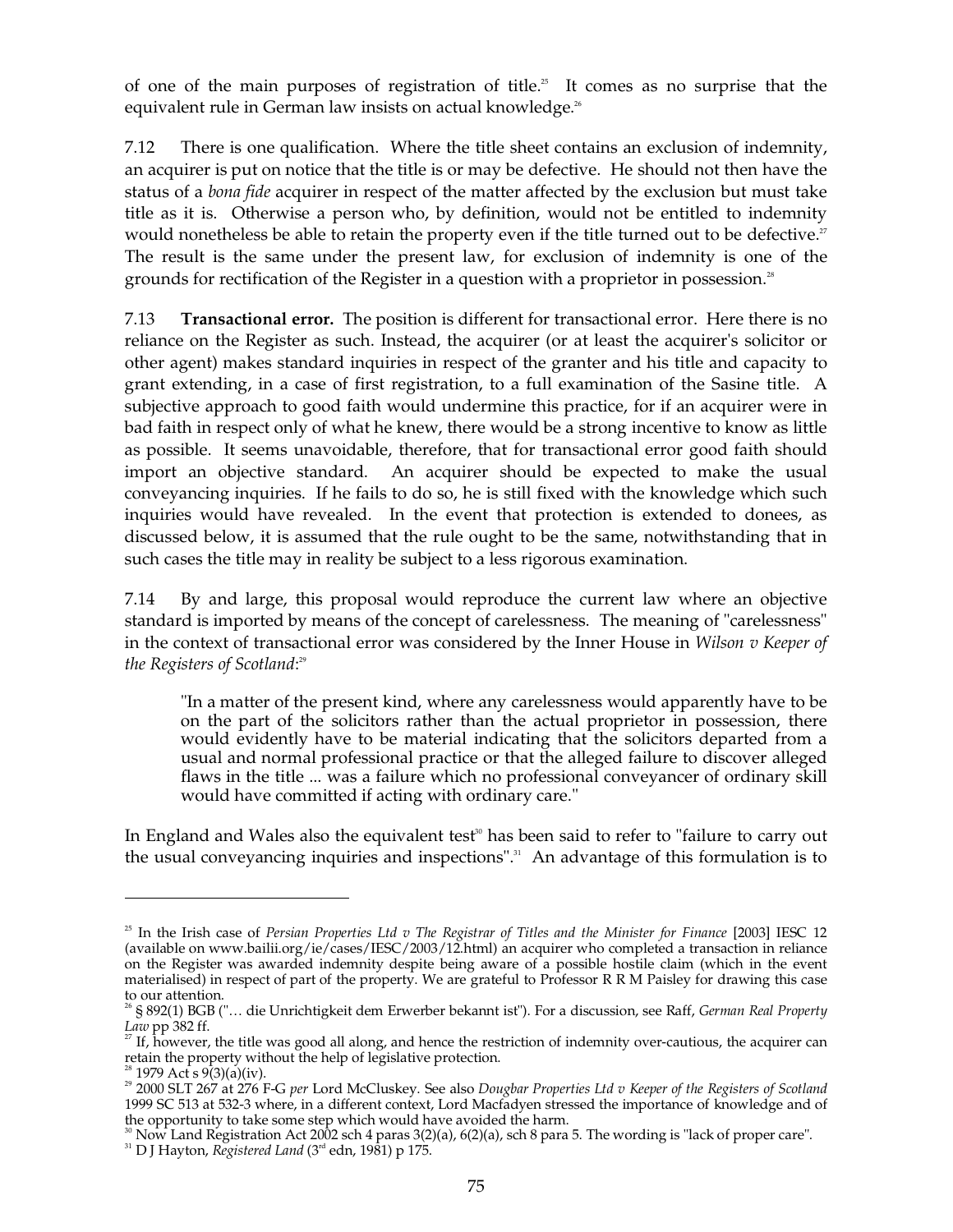of one of the main purposes of registration of title.[25] It comes as no surprise that the equivalent rule in German law insists on actual knowledge.[26]

7.12 There is one qualification. Where the title sheet contains an exclusion of indemnity, an acquirer is put on notice that the title is or may be defective. He should not then have the status of a *bona fide* acquirer in respect of the matter affected by the exclusion but must take title as it is. Otherwise a person who, by definition, would not be entitled to indemnity would nonetheless be able to retain the property even if the title turned out to be defective.[27] The result is the same under the present law, for exclusion of indemnity is one of the grounds for rectification of the Register in a question with a proprietor in possession.[28]

7.13 **Transactional error.** The position is different for transactional error. Here there is no reliance on the Register as such. Instead, the acquirer (or at least the acquirer's solicitor or other agent) makes standard inquiries in respect of the granter and his title and capacity to grant extending, in a case of first registration, to a full examination of the Sasine title. A subjective approach to good faith would undermine this practice, for if an acquirer were in bad faith in respect only of what he knew, there would be a strong incentive to know as little as possible. It seems unavoidable, therefore, that for transactional error good faith should import an objective standard. An acquirer should be expected to make the usual conveyancing inquiries. If he fails to do so, he is still fixed with the knowledge which such inquiries would have revealed. In the event that protection is extended to donees, as discussed below, it is assumed that the rule ought to be the same, notwithstanding that in such cases the title may in reality be subject to a less rigorous examination.

7.14 By and large, this proposal would reproduce the current law where an objective standard is imported by means of the concept of carelessness. The meaning of "carelessness" in the context of transactional error was considered by the Inner House in *Wilson v Keeper of the Registers of Scotland*:[29]

> "In a matter of the present kind, where any carelessness would apparently have to be on the part of the solicitors rather than the actual proprietor in possession, there would evidently have to be material indicating that the solicitors departed from a usual and normal professional practice or that the alleged failure to discover alleged flaws in the title ... was a failure which no professional conveyancer of ordinary skill would have committed if acting with ordinary care."

In England and Wales also the equivalent test[30] has been said to refer to "failure to carry out the usual conveyancing inquiries and inspections".[31] An advantage of this formulation is to

---

[25] In the Irish case of *Persian Properties Ltd v The Registrar of Titles and the Minister for Finance* [2003] IESC 12 (available on www.bailii.org/ie/cases/IESC/2003/12.html) an acquirer who completed a transaction in reliance on the Register was awarded indemnity despite being aware of a possible hostile claim (which in the event materialised) in respect of part of the property. We are grateful to Professor R R M Paisley for drawing this case to our attention.

[26] § 892(1) BGB ("… die Unrichtigkeit dem Erwerber bekannt ist"). For a discussion, see Raff, *German Real Property Law* pp 382 ff.

[27] If, however, the title was good all along, and hence the restriction of indemnity over-cautious, the acquirer can retain the property without the help of legislative protection.

[28] 1979 Act s 9(3)(a)(iv).

[29] 2000 SLT 267 at 276 F-G *per* Lord McCluskey. See also *Dougbar Properties Ltd v Keeper of the Registers of Scotland* 1999 SC 513 at 532-3 where, in a different context, Lord Macfadyen stressed the importance of knowledge and of the opportunity to take some step which would have avoided the harm.

[30] Now Land Registration Act 2002 sch 4 paras 3(2)(a), 6(2)(a), sch 8 para 5. The wording is "lack of proper care".

[31] D J Hayton, *Registered Land* (3rd edn, 1981) p 175.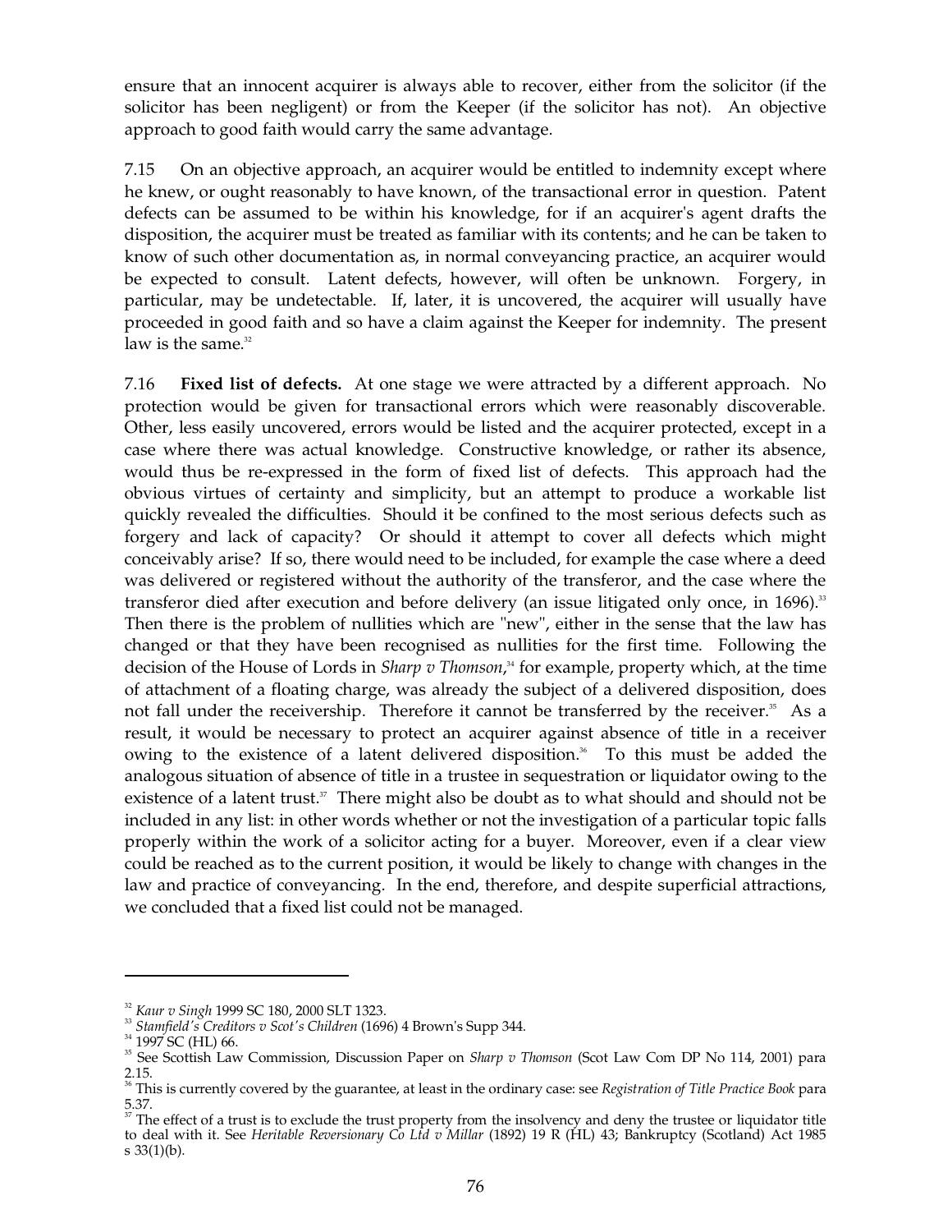ensure that an innocent acquirer is always able to recover, either from the solicitor (if the solicitor has been negligent) or from the Keeper (if the solicitor has not). An objective approach to good faith would carry the same advantage.

7.15 On an objective approach, an acquirer would be entitled to indemnity except where he knew, or ought reasonably to have known, of the transactional error in question. Patent defects can be assumed to be within his knowledge, for if an acquirer's agent drafts the disposition, the acquirer must be treated as familiar with its contents; and he can be taken to know of such other documentation as, in normal conveyancing practice, an acquirer would be expected to consult. Latent defects, however, will often be unknown. Forgery, in particular, may be undetectable. If, later, it is uncovered, the acquirer will usually have proceeded in good faith and so have a claim against the Keeper for indemnity. The present law is the same.[32]

7.16 **Fixed list of defects.** At one stage we were attracted by a different approach. No protection would be given for transactional errors which were reasonably discoverable. Other, less easily uncovered, errors would be listed and the acquirer protected, except in a case where there was actual knowledge. Constructive knowledge, or rather its absence, would thus be re-expressed in the form of fixed list of defects. This approach had the obvious virtues of certainty and simplicity, but an attempt to produce a workable list quickly revealed the difficulties. Should it be confined to the most serious defects such as forgery and lack of capacity? Or should it attempt to cover all defects which might conceivably arise? If so, there would need to be included, for example the case where a deed was delivered or registered without the authority of the transferor, and the case where the transferor died after execution and before delivery (an issue litigated only once, in 1696).[33] Then there is the problem of nullities which are "new", either in the sense that the law has changed or that they have been recognised as nullities for the first time. Following the decision of the House of Lords in *Sharp v Thomson*,[34] for example, property which, at the time of attachment of a floating charge, was already the subject of a delivered disposition, does not fall under the receivership. Therefore it cannot be transferred by the receiver.[35] As a result, it would be necessary to protect an acquirer against absence of title in a receiver owing to the existence of a latent delivered disposition.[36] To this must be added the analogous situation of absence of title in a trustee in sequestration or liquidator owing to the existence of a latent trust.[37] There might also be doubt as to what should and should not be included in any list: in other words whether or not the investigation of a particular topic falls properly within the work of a solicitor acting for a buyer. Moreover, even if a clear view could be reached as to the current position, it would be likely to change with changes in the law and practice of conveyancing. In the end, therefore, and despite superficial attractions, we concluded that a fixed list could not be managed.

---

[32] *Kaur v Singh* 1999 SC 180, 2000 SLT 1323.

[33] *Stamfield's Creditors v Scot's Children* (1696) 4 Brown's Supp 344.

[34] 1997 SC (HL) 66.

[35] See Scottish Law Commission, Discussion Paper on *Sharp v Thomson* (Scot Law Com DP No 114, 2001) para 2.15.

[36] This is currently covered by the guarantee, at least in the ordinary case: see *Registration of Title Practice Book* para 5.37.

[37] The effect of a trust is to exclude the trust property from the insolvency and deny the trustee or liquidator title to deal with it. See *Heritable Reversionary Co Ltd v Millar* (1892) 19 R (HL) 43; Bankruptcy (Scotland) Act 1985 s 33(1)(b).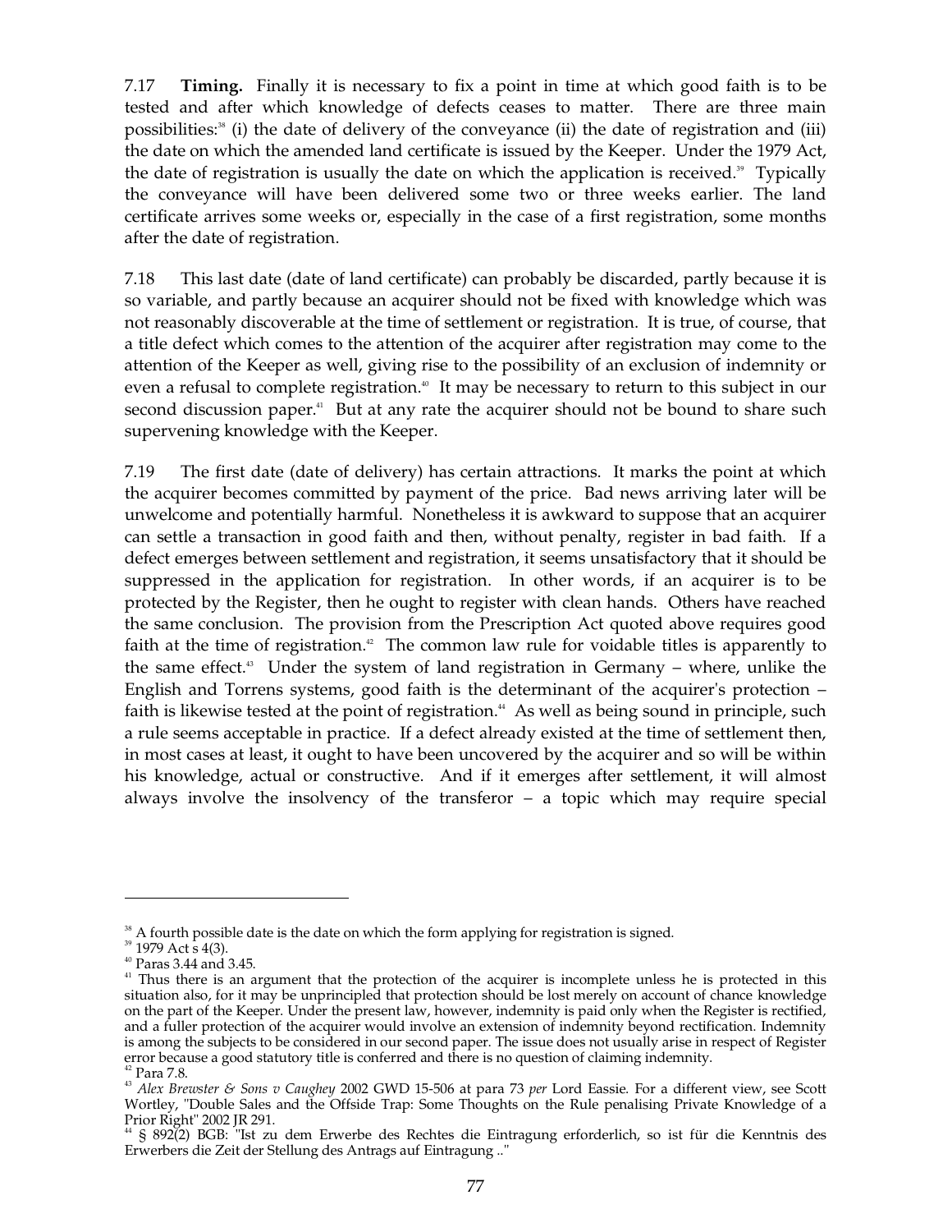7.17 **Timing.** Finally it is necessary to fix a point in time at which good faith is to be tested and after which knowledge of defects ceases to matter. There are three main possibilities:[38] (i) the date of delivery of the conveyance (ii) the date of registration and (iii) the date on which the amended land certificate is issued by the Keeper. Under the 1979 Act, the date of registration is usually the date on which the application is received.[39] Typically the conveyance will have been delivered some two or three weeks earlier. The land certificate arrives some weeks or, especially in the case of a first registration, some months after the date of registration.

7.18 This last date (date of land certificate) can probably be discarded, partly because it is so variable, and partly because an acquirer should not be fixed with knowledge which was not reasonably discoverable at the time of settlement or registration. It is true, of course, that a title defect which comes to the attention of the acquirer after registration may come to the attention of the Keeper as well, giving rise to the possibility of an exclusion of indemnity or even a refusal to complete registration.[40] It may be necessary to return to this subject in our second discussion paper.[41] But at any rate the acquirer should not be bound to share such supervening knowledge with the Keeper.

7.19 The first date (date of delivery) has certain attractions. It marks the point at which the acquirer becomes committed by payment of the price. Bad news arriving later will be unwelcome and potentially harmful. Nonetheless it is awkward to suppose that an acquirer can settle a transaction in good faith and then, without penalty, register in bad faith. If a defect emerges between settlement and registration, it seems unsatisfactory that it should be suppressed in the application for registration. In other words, if an acquirer is to be protected by the Register, then he ought to register with clean hands. Others have reached the same conclusion. The provision from the Prescription Act quoted above requires good faith at the time of registration.[42] The common law rule for voidable titles is apparently to the same effect.[43] Under the system of land registration in Germany – where, unlike the English and Torrens systems, good faith is the determinant of the acquirer's protection – faith is likewise tested at the point of registration.[44] As well as being sound in principle, such a rule seems acceptable in practice. If a defect already existed at the time of settlement then, in most cases at least, it ought to have been uncovered by the acquirer and so will be within his knowledge, actual or constructive. And if it emerges after settlement, it will almost always involve the insolvency of the transferor – a topic which may require special

---

[38] A fourth possible date is the date on which the form applying for registration is signed.

[39] 1979 Act s 4(3).

[40] Paras 3.44 and 3.45.

[41] Thus there is an argument that the protection of the acquirer is incomplete unless he is protected in this situation also, for it may be unprincipled that protection should be lost merely on account of chance knowledge on the part of the Keeper. Under the present law, however, indemnity is paid only when the Register is rectified, and a fuller protection of the acquirer would involve an extension of indemnity beyond rectification. Indemnity is among the subjects to be considered in our second paper. The issue does not usually arise in respect of Register error because a good statutory title is conferred and there is no question of claiming indemnity.

[42] Para 7.8.

[43] *Alex Brewster & Sons v Caughey* 2002 GWD 15-506 at para 73 *per* Lord Eassie. For a different view, see Scott Wortley, "Double Sales and the Offside Trap: Some Thoughts on the Rule penalising Private Knowledge of a Prior Right" 2002 JR 291.

[44] § 892(2) BGB: "Ist zu dem Erwerbe des Rechtes die Eintragung erforderlich, so ist für die Kenntnis des Erwerbers die Zeit der Stellung des Antrags auf Eintragung .."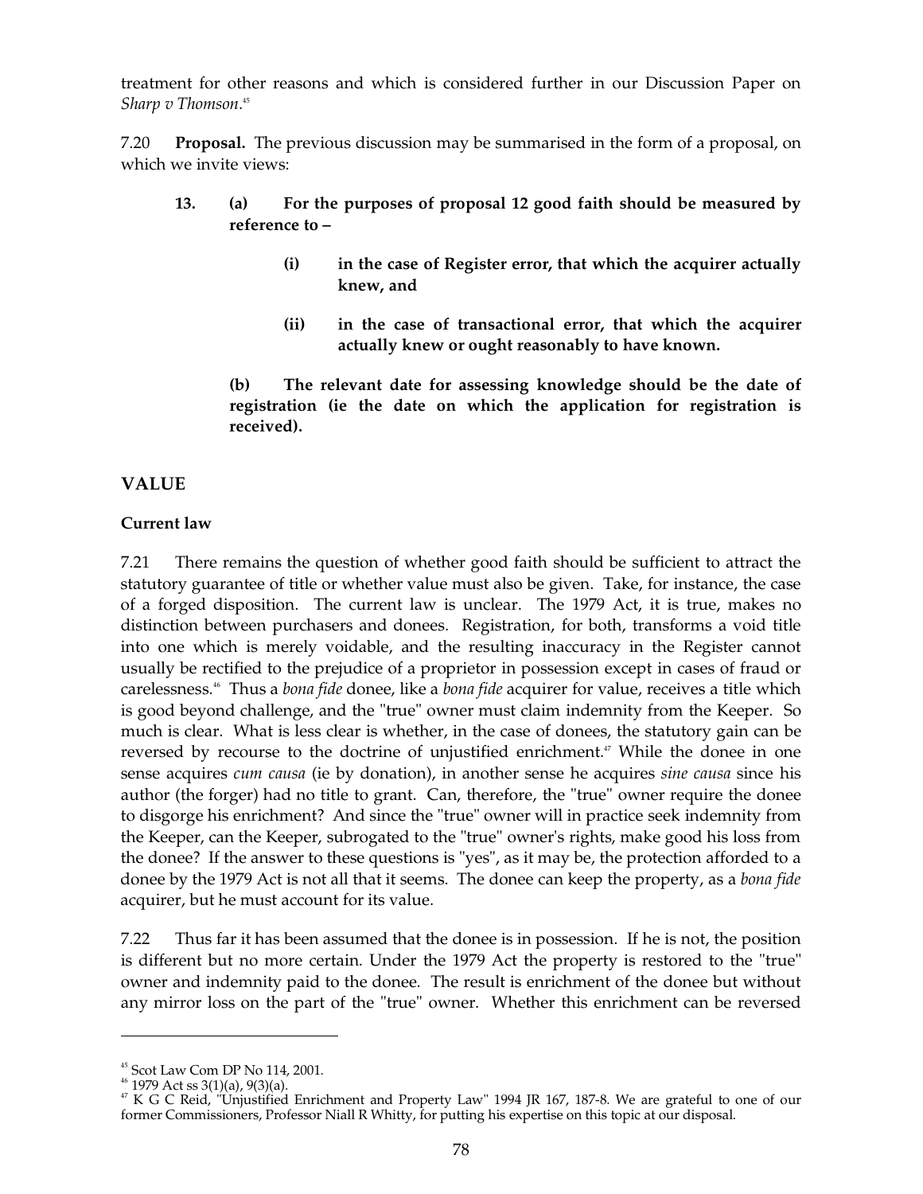treatment for other reasons and which is considered further in our Discussion Paper on *Sharp v Thomson*.[45]

7.20 **Proposal.** The previous discussion may be summarised in the form of a proposal, on which we invite views:

> **13. (a) For the purposes of proposal 12 good faith should be measured by reference to –**
>
> > **(i) in the case of Register error, that which the acquirer actually knew, and**
> >
> > **(ii) in the case of transactional error, that which the acquirer actually knew or ought reasonably to have known.**
>
> **(b) The relevant date for assessing knowledge should be the date of registration (ie the date on which the application for registration is received).**

## VALUE

### Current law

7.21 There remains the question of whether good faith should be sufficient to attract the statutory guarantee of title or whether value must also be given. Take, for instance, the case of a forged disposition. The current law is unclear. The 1979 Act, it is true, makes no distinction between purchasers and donees. Registration, for both, transforms a void title into one which is merely voidable, and the resulting inaccuracy in the Register cannot usually be rectified to the prejudice of a proprietor in possession except in cases of fraud or carelessness.[46] Thus a *bona fide* donee, like a *bona fide* acquirer for value, receives a title which is good beyond challenge, and the "true" owner must claim indemnity from the Keeper. So much is clear. What is less clear is whether, in the case of donees, the statutory gain can be reversed by recourse to the doctrine of unjustified enrichment.[47] While the donee in one sense acquires *cum causa* (ie by donation), in another sense he acquires *sine causa* since his author (the forger) had no title to grant. Can, therefore, the "true" owner require the donee to disgorge his enrichment? And since the "true" owner will in practice seek indemnity from the Keeper, can the Keeper, subrogated to the "true" owner's rights, make good his loss from the donee? If the answer to these questions is "yes", as it may be, the protection afforded to a donee by the 1979 Act is not all that it seems. The donee can keep the property, as a *bona fide* acquirer, but he must account for its value.

7.22 Thus far it has been assumed that the donee is in possession. If he is not, the position is different but no more certain. Under the 1979 Act the property is restored to the "true" owner and indemnity paid to the donee. The result is enrichment of the donee but without any mirror loss on the part of the "true" owner. Whether this enrichment can be reversed

---

[45] Scot Law Com DP No 114, 2001.

[46] 1979 Act ss 3(1)(a), 9(3)(a).

[47] K G C Reid, "Unjustified Enrichment and Property Law" 1994 JR 167, 187-8. We are grateful to one of our former Commissioners, Professor Niall R Whitty, for putting his expertise on this topic at our disposal.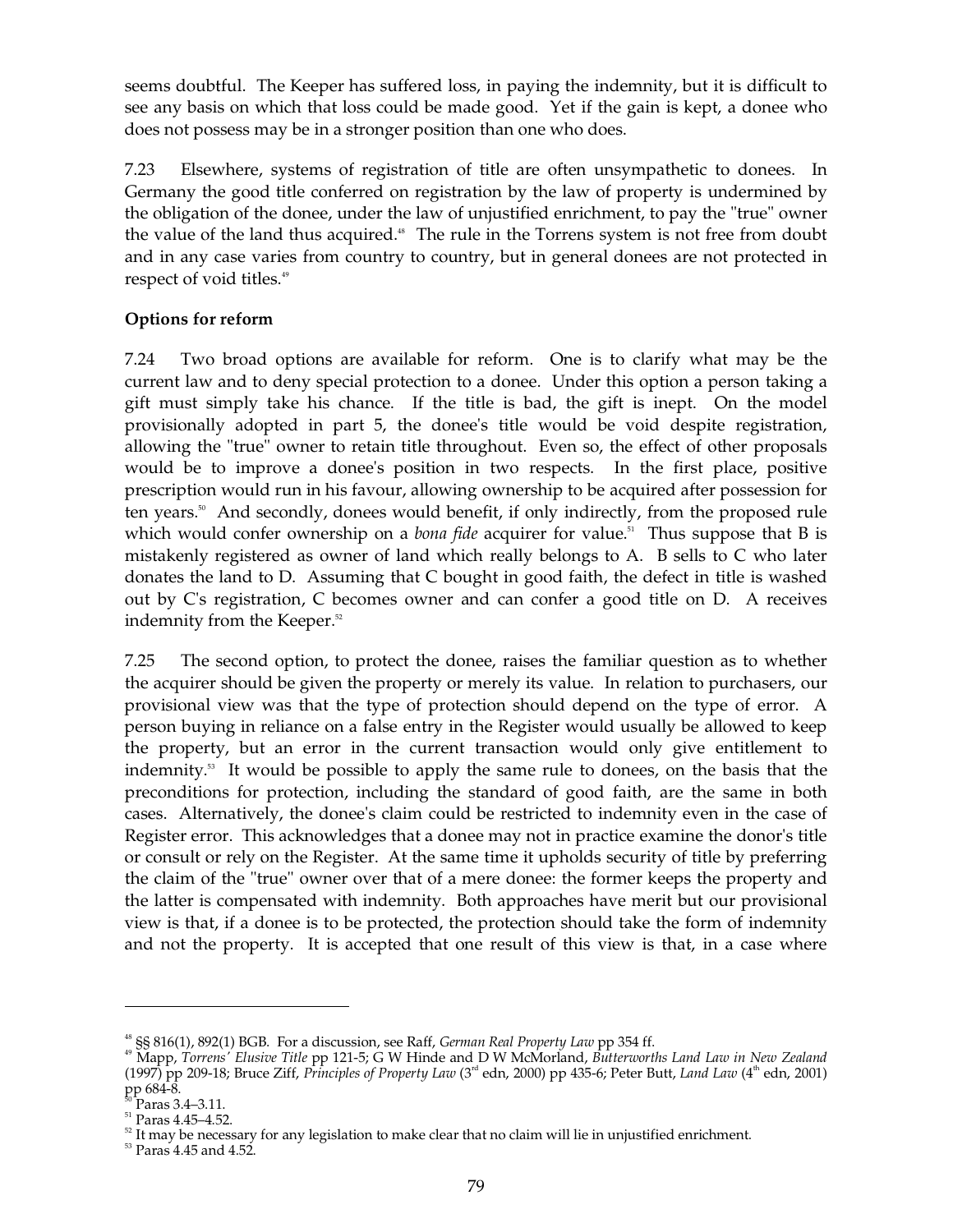seems doubtful. The Keeper has suffered loss, in paying the indemnity, but it is difficult to see any basis on which that loss could be made good. Yet if the gain is kept, a donee who does not possess may be in a stronger position than one who does.

7.23 Elsewhere, systems of registration of title are often unsympathetic to donees. In Germany the good title conferred on registration by the law of property is undermined by the obligation of the donee, under the law of unjustified enrichment, to pay the "true" owner the value of the land thus acquired.[48] The rule in the Torrens system is not free from doubt and in any case varies from country to country, but in general donees are not protected in respect of void titles.[49]

**Options for reform**

7.24 Two broad options are available for reform. One is to clarify what may be the current law and to deny special protection to a donee. Under this option a person taking a gift must simply take his chance. If the title is bad, the gift is inept. On the model provisionally adopted in part 5, the donee's title would be void despite registration, allowing the "true" owner to retain title throughout. Even so, the effect of other proposals would be to improve a donee's position in two respects. In the first place, positive prescription would run in his favour, allowing ownership to be acquired after possession for ten years.[50] And secondly, donees would benefit, if only indirectly, from the proposed rule which would confer ownership on a *bona fide* acquirer for value.[51] Thus suppose that B is mistakenly registered as owner of land which really belongs to A. B sells to C who later donates the land to D. Assuming that C bought in good faith, the defect in title is washed out by C's registration, C becomes owner and can confer a good title on D. A receives indemnity from the Keeper.[52]

7.25 The second option, to protect the donee, raises the familiar question as to whether the acquirer should be given the property or merely its value. In relation to purchasers, our provisional view was that the type of protection should depend on the type of error. A person buying in reliance on a false entry in the Register would usually be allowed to keep the property, but an error in the current transaction would only give entitlement to indemnity.[53] It would be possible to apply the same rule to donees, on the basis that the preconditions for protection, including the standard of good faith, are the same in both cases. Alternatively, the donee's claim could be restricted to indemnity even in the case of Register error. This acknowledges that a donee may not in practice examine the donor's title or consult or rely on the Register. At the same time it upholds security of title by preferring the claim of the "true" owner over that of a mere donee: the former keeps the property and the latter is compensated with indemnity. Both approaches have merit but our provisional view is that, if a donee is to be protected, the protection should take the form of indemnity and not the property. It is accepted that one result of this view is that, in a case where

---

[48] §§ 816(1), 892(1) BGB. For a discussion, see Raff, *German Real Property Law* pp 354 ff.

[49] Mapp, *Torrens' Elusive Title* pp 121-5; G W Hinde and D W McMorland, *Butterworths Land Law in New Zealand* (1997) pp 209-18; Bruce Ziff, *Principles of Property Law* (3rd edn, 2000) pp 435-6; Peter Butt, *Land Law* (4th edn, 2001) pp 684-8.

[50] Paras 3.4–3.11.

[51] Paras 4.45–4.52.

[52] It may be necessary for any legislation to make clear that no claim will lie in unjustified enrichment.

[53] Paras 4.45 and 4.52.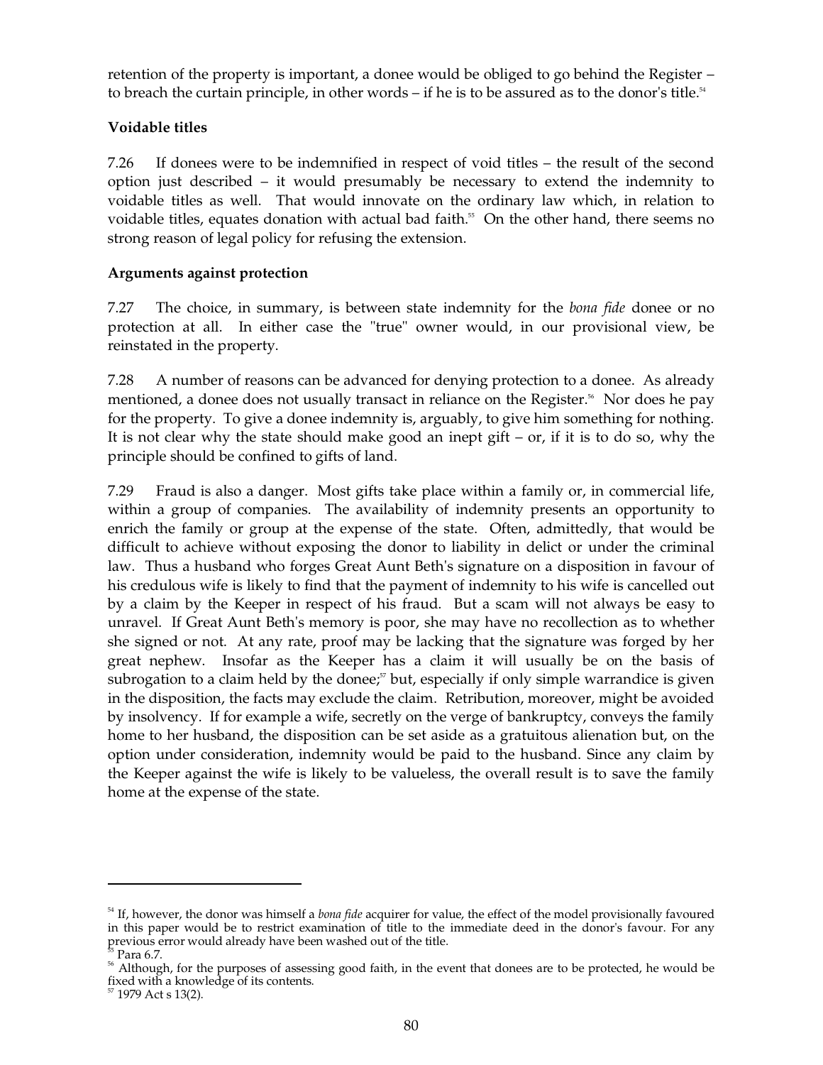retention of the property is important, a donee would be obliged to go behind the Register – to breach the curtain principle, in other words – if he is to be assured as to the donor's title.[54]

**Voidable titles**

7.26 If donees were to be indemnified in respect of void titles – the result of the second option just described – it would presumably be necessary to extend the indemnity to voidable titles as well. That would innovate on the ordinary law which, in relation to voidable titles, equates donation with actual bad faith.[55] On the other hand, there seems no strong reason of legal policy for refusing the extension.

**Arguments against protection**

7.27 The choice, in summary, is between state indemnity for the *bona fide* donee or no protection at all. In either case the "true" owner would, in our provisional view, be reinstated in the property.

7.28 A number of reasons can be advanced for denying protection to a donee. As already mentioned, a donee does not usually transact in reliance on the Register.[56] Nor does he pay for the property. To give a donee indemnity is, arguably, to give him something for nothing. It is not clear why the state should make good an inept gift – or, if it is to do so, why the principle should be confined to gifts of land.

7.29 Fraud is also a danger. Most gifts take place within a family or, in commercial life, within a group of companies. The availability of indemnity presents an opportunity to enrich the family or group at the expense of the state. Often, admittedly, that would be difficult to achieve without exposing the donor to liability in delict or under the criminal law. Thus a husband who forges Great Aunt Beth's signature on a disposition in favour of his credulous wife is likely to find that the payment of indemnity to his wife is cancelled out by a claim by the Keeper in respect of his fraud. But a scam will not always be easy to unravel. If Great Aunt Beth's memory is poor, she may have no recollection as to whether she signed or not. At any rate, proof may be lacking that the signature was forged by her great nephew. Insofar as the Keeper has a claim it will usually be on the basis of subrogation to a claim held by the donee;[57] but, especially if only simple warrandice is given in the disposition, the facts may exclude the claim. Retribution, moreover, might be avoided by insolvency. If for example a wife, secretly on the verge of bankruptcy, conveys the family home to her husband, the disposition can be set aside as a gratuitous alienation but, on the option under consideration, indemnity would be paid to the husband. Since any claim by the Keeper against the wife is likely to be valueless, the overall result is to save the family home at the expense of the state.

---

[54] If, however, the donor was himself a *bona fide* acquirer for value, the effect of the model provisionally favoured in this paper would be to restrict examination of title to the immediate deed in the donor's favour. For any previous error would already have been washed out of the title.

[55] Para 6.7.

[56] Although, for the purposes of assessing good faith, in the event that donees are to be protected, he would be fixed with a knowledge of its contents.

[57] 1979 Act s 13(2).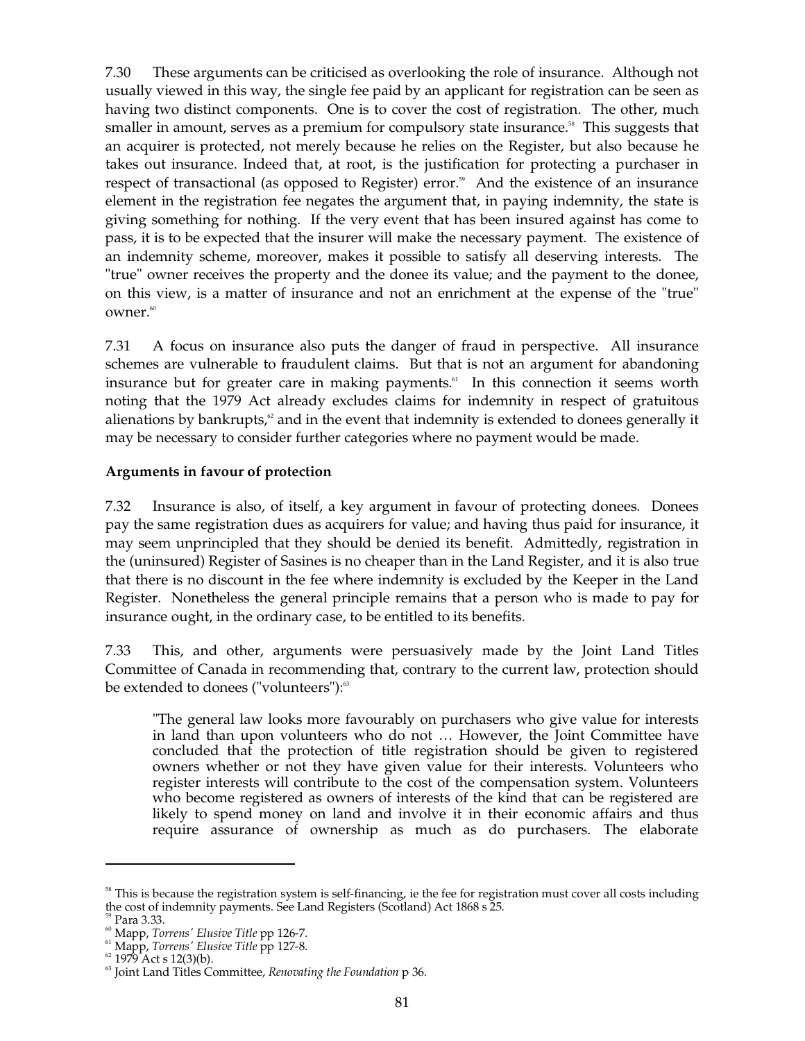7.30 These arguments can be criticised as overlooking the role of insurance. Although not usually viewed in this way, the single fee paid by an applicant for registration can be seen as having two distinct components. One is to cover the cost of registration. The other, much smaller in amount, serves as a premium for compulsory state insurance.[58] This suggests that an acquirer is protected, not merely because he relies on the Register, but also because he takes out insurance. Indeed that, at root, is the justification for protecting a purchaser in respect of transactional (as opposed to Register) error.[59] And the existence of an insurance element in the registration fee negates the argument that, in paying indemnity, the state is giving something for nothing. If the very event that has been insured against has come to pass, it is to be expected that the insurer will make the necessary payment. The existence of an indemnity scheme, moreover, makes it possible to satisfy all deserving interests. The "true" owner receives the property and the donee its value; and the payment to the donee, on this view, is a matter of insurance and not an enrichment at the expense of the "true" owner.[60]

7.31 A focus on insurance also puts the danger of fraud in perspective. All insurance schemes are vulnerable to fraudulent claims. But that is not an argument for abandoning insurance but for greater care in making payments.[61] In this connection it seems worth noting that the 1979 Act already excludes claims for indemnity in respect of gratuitous alienations by bankrupts,[62] and in the event that indemnity is extended to donees generally it may be necessary to consider further categories where no payment would be made.

**Arguments in favour of protection**

7.32 Insurance is also, of itself, a key argument in favour of protecting donees. Donees pay the same registration dues as acquirers for value; and having thus paid for insurance, it may seem unprincipled that they should be denied its benefit. Admittedly, registration in the (uninsured) Register of Sasines is no cheaper than in the Land Register, and it is also true that there is no discount in the fee where indemnity is excluded by the Keeper in the Land Register. Nonetheless the general principle remains that a person who is made to pay for insurance ought, in the ordinary case, to be entitled to its benefits.

7.33 This, and other, arguments were persuasively made by the Joint Land Titles Committee of Canada in recommending that, contrary to the current law, protection should be extended to donees ("volunteers"):[63]

> "The general law looks more favourably on purchasers who give value for interests in land than upon volunteers who do not … However, the Joint Committee have concluded that the protection of title registration should be given to registered owners whether or not they have given value for their interests. Volunteers who register interests will contribute to the cost of the compensation system. Volunteers who become registered as owners of interests of the kind that can be registered are likely to spend money on land and involve it in their economic affairs and thus require assurance of ownership as much as do purchasers. The elaborate

---

[58] This is because the registration system is self-financing, ie the fee for registration must cover all costs including the cost of indemnity payments. See Land Registers (Scotland) Act 1868 s 25.

[59] Para 3.33.

[60] Mapp, *Torrens' Elusive Title* pp 126-7.

[61] Mapp, *Torrens' Elusive Title* pp 127-8.

[62] 1979 Act s 12(3)(b).

[63] Joint Land Titles Committee, *Renovating the Foundation* p 36.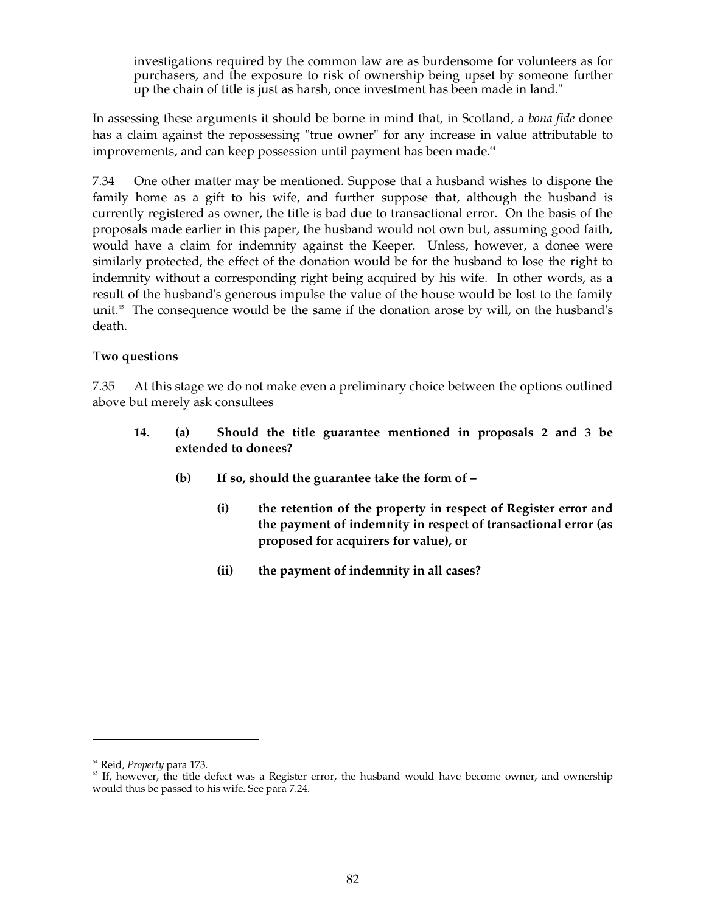> investigations required by the common law are as burdensome for volunteers as for purchasers, and the exposure to risk of ownership being upset by someone further up the chain of title is just as harsh, once investment has been made in land."

In assessing these arguments it should be borne in mind that, in Scotland, a *bona fide* donee has a claim against the repossessing "true owner" for any increase in value attributable to improvements, and can keep possession until payment has been made.[64]

7.34 One other matter may be mentioned. Suppose that a husband wishes to dispone the family home as a gift to his wife, and further suppose that, although the husband is currently registered as owner, the title is bad due to transactional error. On the basis of the proposals made earlier in this paper, the husband would not own but, assuming good faith, would have a claim for indemnity against the Keeper. Unless, however, a donee were similarly protected, the effect of the donation would be for the husband to lose the right to indemnity without a corresponding right being acquired by his wife. In other words, as a result of the husband's generous impulse the value of the house would be lost to the family unit.[65] The consequence would be the same if the donation arose by will, on the husband's death.

**Two questions**

7.35 At this stage we do not make even a preliminary choice between the options outlined above but merely ask consultees

> **14. (a) Should the title guarantee mentioned in proposals 2 and 3 be extended to donees?**
>
> **(b) If so, should the guarantee take the form of –**
>
> **(i) the retention of the property in respect of Register error and the payment of indemnity in respect of transactional error (as proposed for acquirers for value), or**
>
> **(ii) the payment of indemnity in all cases?**

---

[64] Reid, *Property* para 173.

[65] If, however, the title defect was a Register error, the husband would have become owner, and ownership would thus be passed to his wife. See para 7.24.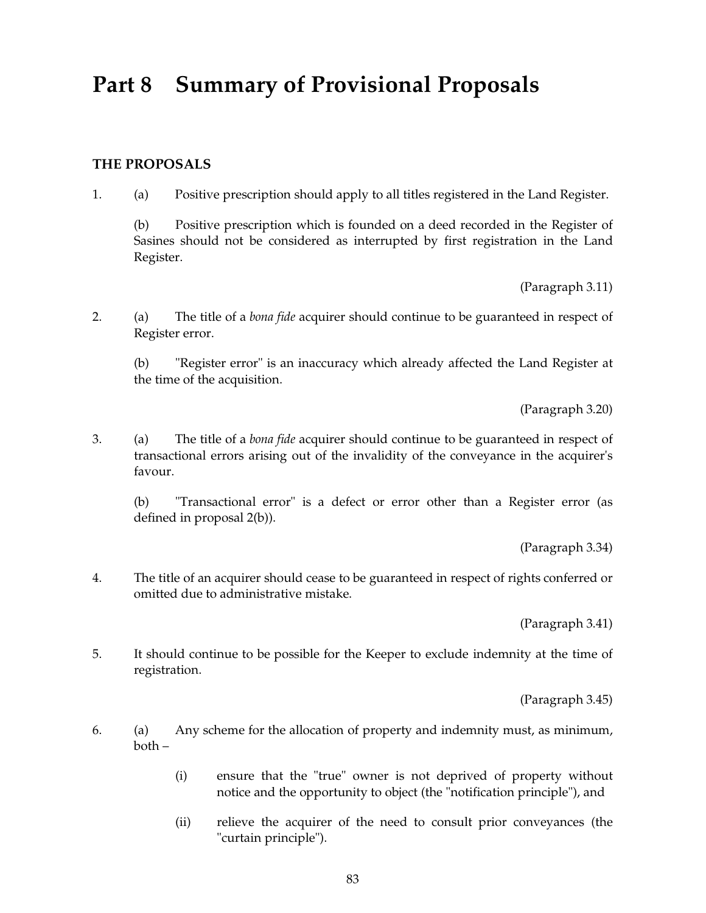# Part 8 Summary of Provisional Proposals

## THE PROPOSALS

1. (a) Positive prescription should apply to all titles registered in the Land Register.

   (b) Positive prescription which is founded on a deed recorded in the Register of Sasines should not be considered as interrupted by first registration in the Land Register.

   (Paragraph 3.11)

2. (a) The title of a *bona fide* acquirer should continue to be guaranteed in respect of Register error.

   (b) "Register error" is an inaccuracy which already affected the Land Register at the time of the acquisition.

   (Paragraph 3.20)

3. (a) The title of a *bona fide* acquirer should continue to be guaranteed in respect of transactional errors arising out of the invalidity of the conveyance in the acquirer's favour.

   (b) "Transactional error" is a defect or error other than a Register error (as defined in proposal 2(b)).

   (Paragraph 3.34)

4. The title of an acquirer should cease to be guaranteed in respect of rights conferred or omitted due to administrative mistake.

   (Paragraph 3.41)

5. It should continue to be possible for the Keeper to exclude indemnity at the time of registration.

   (Paragraph 3.45)

6. (a) Any scheme for the allocation of property and indemnity must, as minimum, both –

   (i) ensure that the "true" owner is not deprived of property without notice and the opportunity to object (the "notification principle"), and

   (ii) relieve the acquirer of the need to consult prior conveyances (the "curtain principle").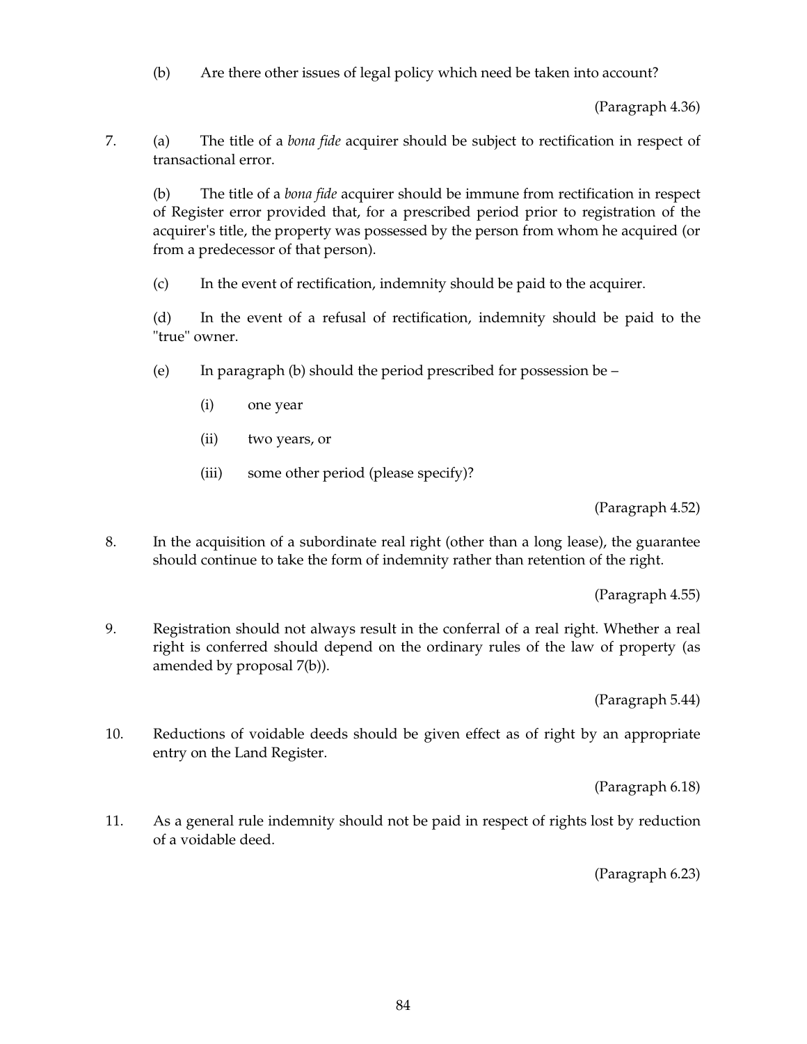(b) Are there other issues of legal policy which need be taken into account?

(Paragraph 4.36)

7. (a) The title of a *bona fide* acquirer should be subject to rectification in respect of transactional error.

   (b) The title of a *bona fide* acquirer should be immune from rectification in respect of Register error provided that, for a prescribed period prior to registration of the acquirer's title, the property was possessed by the person from whom he acquired (or from a predecessor of that person).

   (c) In the event of rectification, indemnity should be paid to the acquirer.

   (d) In the event of a refusal of rectification, indemnity should be paid to the "true" owner.

   (e) In paragraph (b) should the period prescribed for possession be –

      (i) one year

      (ii) two years, or

      (iii) some other period (please specify)?

(Paragraph 4.52)

8. In the acquisition of a subordinate real right (other than a long lease), the guarantee should continue to take the form of indemnity rather than retention of the right.

(Paragraph 4.55)

9. Registration should not always result in the conferral of a real right. Whether a real right is conferred should depend on the ordinary rules of the law of property (as amended by proposal 7(b)).

(Paragraph 5.44)

10. Reductions of voidable deeds should be given effect as of right by an appropriate entry on the Land Register.

(Paragraph 6.18)

11. As a general rule indemnity should not be paid in respect of rights lost by reduction of a voidable deed.

(Paragraph 6.23)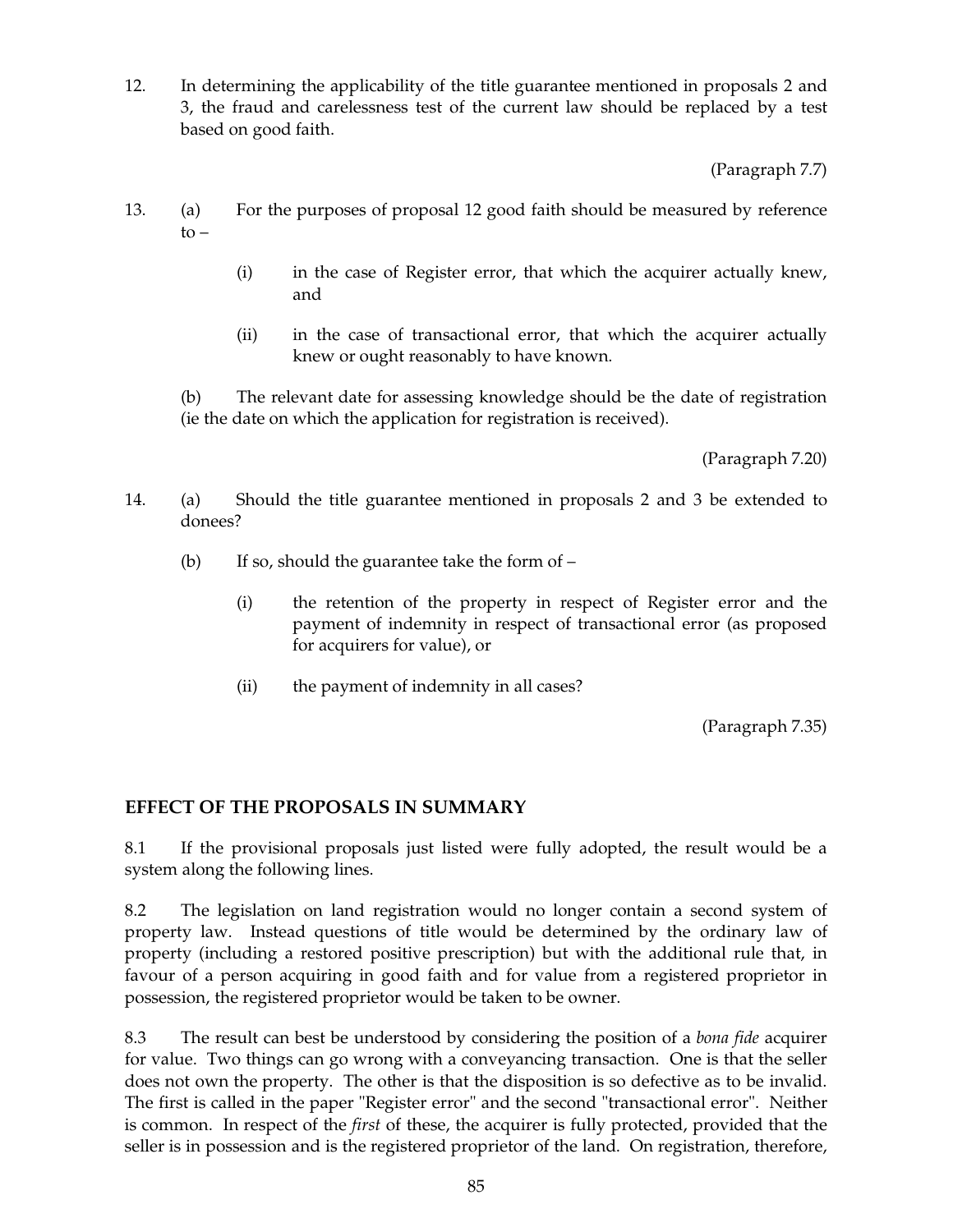12. In determining the applicability of the title guarantee mentioned in proposals 2 and 3, the fraud and carelessness test of the current law should be replaced by a test based on good faith.

(Paragraph 7.7)

13. (a) For the purposes of proposal 12 good faith should be measured by reference to –

    (i) in the case of Register error, that which the acquirer actually knew, and

    (ii) in the case of transactional error, that which the acquirer actually knew or ought reasonably to have known.

    (b) The relevant date for assessing knowledge should be the date of registration (ie the date on which the application for registration is received).

(Paragraph 7.20)

14. (a) Should the title guarantee mentioned in proposals 2 and 3 be extended to donees?

    (b) If so, should the guarantee take the form of –

    (i) the retention of the property in respect of Register error and the payment of indemnity in respect of transactional error (as proposed for acquirers for value), or

    (ii) the payment of indemnity in all cases?

(Paragraph 7.35)

## EFFECT OF THE PROPOSALS IN SUMMARY

8.1 If the provisional proposals just listed were fully adopted, the result would be a system along the following lines.

8.2 The legislation on land registration would no longer contain a second system of property law. Instead questions of title would be determined by the ordinary law of property (including a restored positive prescription) but with the additional rule that, in favour of a person acquiring in good faith and for value from a registered proprietor in possession, the registered proprietor would be taken to be owner.

8.3 The result can best be understood by considering the position of a *bona fide* acquirer for value. Two things can go wrong with a conveyancing transaction. One is that the seller does not own the property. The other is that the disposition is so defective as to be invalid. The first is called in the paper "Register error" and the second "transactional error". Neither is common. In respect of the *first* of these, the acquirer is fully protected, provided that the seller is in possession and is the registered proprietor of the land. On registration, therefore,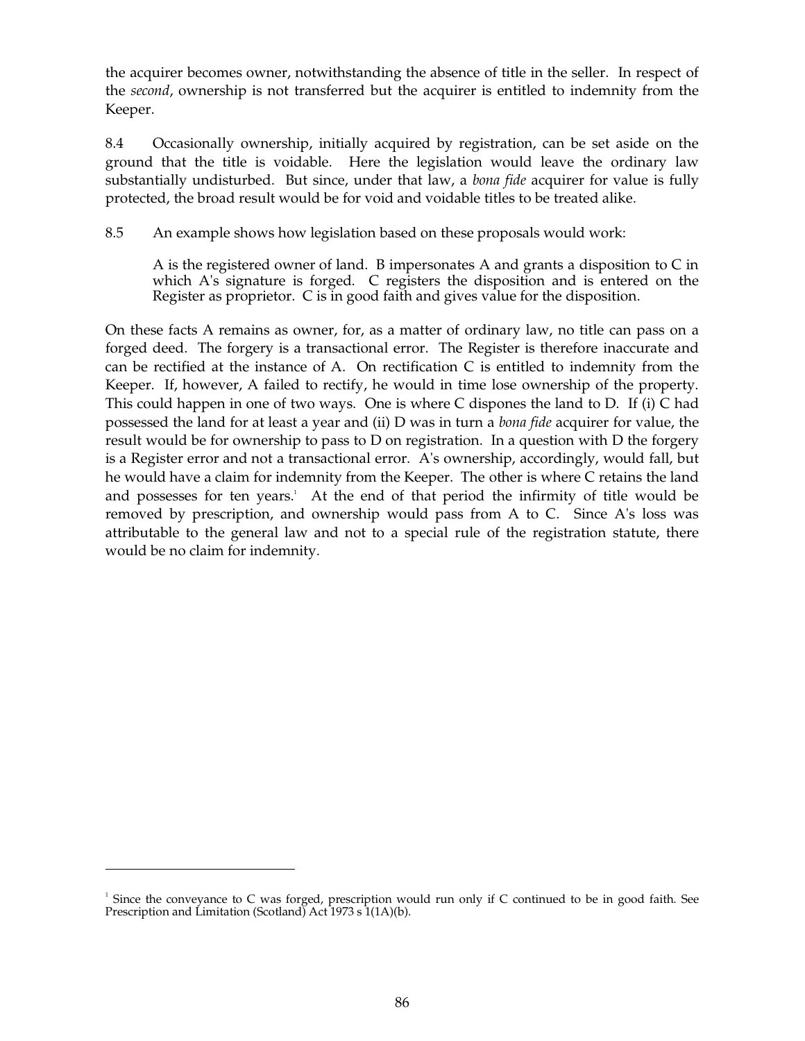the acquirer becomes owner, notwithstanding the absence of title in the seller. In respect of the *second*, ownership is not transferred but the acquirer is entitled to indemnity from the Keeper.

8.4 Occasionally ownership, initially acquired by registration, can be set aside on the ground that the title is voidable. Here the legislation would leave the ordinary law substantially undisturbed. But since, under that law, a *bona fide* acquirer for value is fully protected, the broad result would be for void and voidable titles to be treated alike.

8.5 An example shows how legislation based on these proposals would work:

> A is the registered owner of land. B impersonates A and grants a disposition to C in which A's signature is forged. C registers the disposition and is entered on the Register as proprietor. C is in good faith and gives value for the disposition.

On these facts A remains as owner, for, as a matter of ordinary law, no title can pass on a forged deed. The forgery is a transactional error. The Register is therefore inaccurate and can be rectified at the instance of A. On rectification C is entitled to indemnity from the Keeper. If, however, A failed to rectify, he would in time lose ownership of the property. This could happen in one of two ways. One is where C dispones the land to D. If (i) C had possessed the land for at least a year and (ii) D was in turn a *bona fide* acquirer for value, the result would be for ownership to pass to D on registration. In a question with D the forgery is a Register error and not a transactional error. A's ownership, accordingly, would fall, but he would have a claim for indemnity from the Keeper. The other is where C retains the land and possesses for ten years.[1] At the end of that period the infirmity of title would be removed by prescription, and ownership would pass from A to C. Since A's loss was attributable to the general law and not to a special rule of the registration statute, there would be no claim for indemnity.

---

[1] Since the conveyance to C was forged, prescription would run only if C continued to be in good faith. See Prescription and Limitation (Scotland) Act 1973 s 1(1A)(b).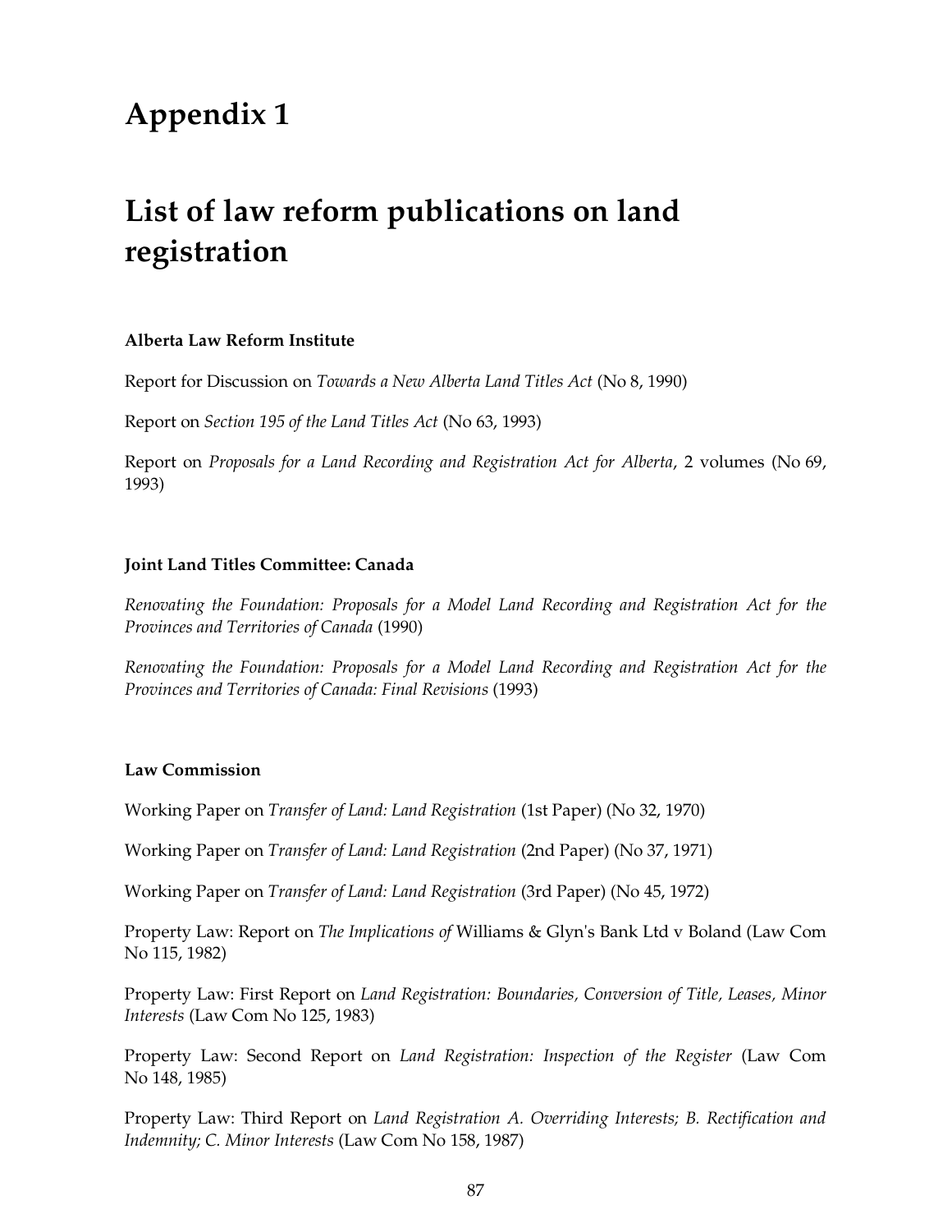# Appendix 1

# List of law reform publications on land registration

**Alberta Law Reform Institute**

Report for Discussion on *Towards a New Alberta Land Titles Act* (No 8, 1990)

Report on *Section 195 of the Land Titles Act* (No 63, 1993)

Report on *Proposals for a Land Recording and Registration Act for Alberta*, 2 volumes (No 69, 1993)

**Joint Land Titles Committee: Canada**

*Renovating the Foundation: Proposals for a Model Land Recording and Registration Act for the Provinces and Territories of Canada* (1990)

*Renovating the Foundation: Proposals for a Model Land Recording and Registration Act for the Provinces and Territories of Canada: Final Revisions* (1993)

**Law Commission**

Working Paper on *Transfer of Land: Land Registration* (1st Paper) (No 32, 1970)

Working Paper on *Transfer of Land: Land Registration* (2nd Paper) (No 37, 1971)

Working Paper on *Transfer of Land: Land Registration* (3rd Paper) (No 45, 1972)

Property Law: Report on *The Implications of* Williams & Glyn's Bank Ltd v Boland (Law Com No 115, 1982)

Property Law: First Report on *Land Registration: Boundaries, Conversion of Title, Leases, Minor Interests* (Law Com No 125, 1983)

Property Law: Second Report on *Land Registration: Inspection of the Register* (Law Com No 148, 1985)

Property Law: Third Report on *Land Registration A. Overriding Interests; B. Rectification and Indemnity; C. Minor Interests* (Law Com No 158, 1987)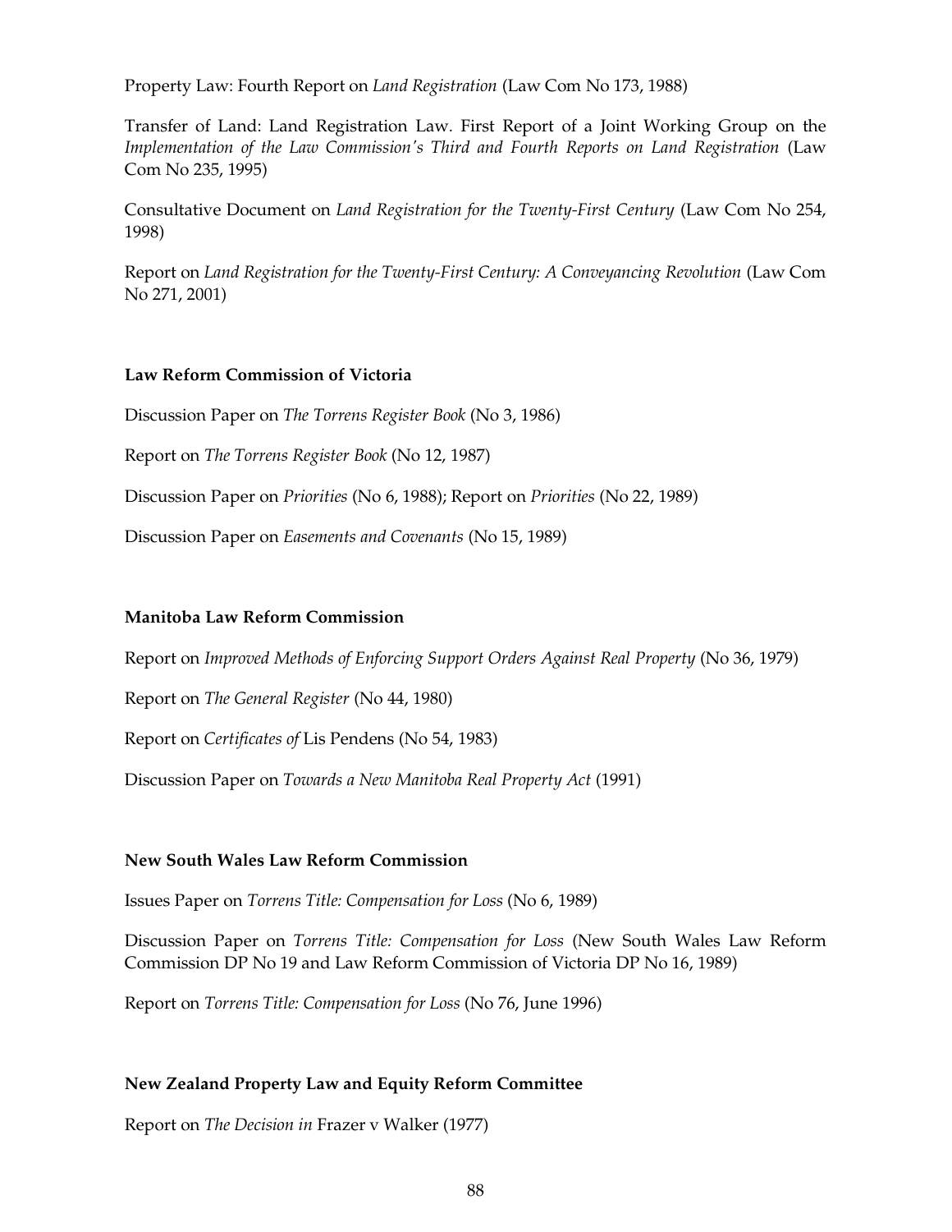Property Law: Fourth Report on *Land Registration* (Law Com No 173, 1988)

Transfer of Land: Land Registration Law. First Report of a Joint Working Group on the *Implementation of the Law Commission's Third and Fourth Reports on Land Registration* (Law Com No 235, 1995)

Consultative Document on *Land Registration for the Twenty-First Century* (Law Com No 254, 1998)

Report on *Land Registration for the Twenty-First Century: A Conveyancing Revolution* (Law Com No 271, 2001)

**Law Reform Commission of Victoria**

Discussion Paper on *The Torrens Register Book* (No 3, 1986)

Report on *The Torrens Register Book* (No 12, 1987)

Discussion Paper on *Priorities* (No 6, 1988); Report on *Priorities* (No 22, 1989)

Discussion Paper on *Easements and Covenants* (No 15, 1989)

**Manitoba Law Reform Commission**

Report on *Improved Methods of Enforcing Support Orders Against Real Property* (No 36, 1979)

Report on *The General Register* (No 44, 1980)

Report on *Certificates of* Lis Pendens (No 54, 1983)

Discussion Paper on *Towards a New Manitoba Real Property Act* (1991)

**New South Wales Law Reform Commission**

Issues Paper on *Torrens Title: Compensation for Loss* (No 6, 1989)

Discussion Paper on *Torrens Title: Compensation for Loss* (New South Wales Law Reform Commission DP No 19 and Law Reform Commission of Victoria DP No 16, 1989)

Report on *Torrens Title: Compensation for Loss* (No 76, June 1996)

**New Zealand Property Law and Equity Reform Committee**

Report on *The Decision in* Frazer v Walker (1977)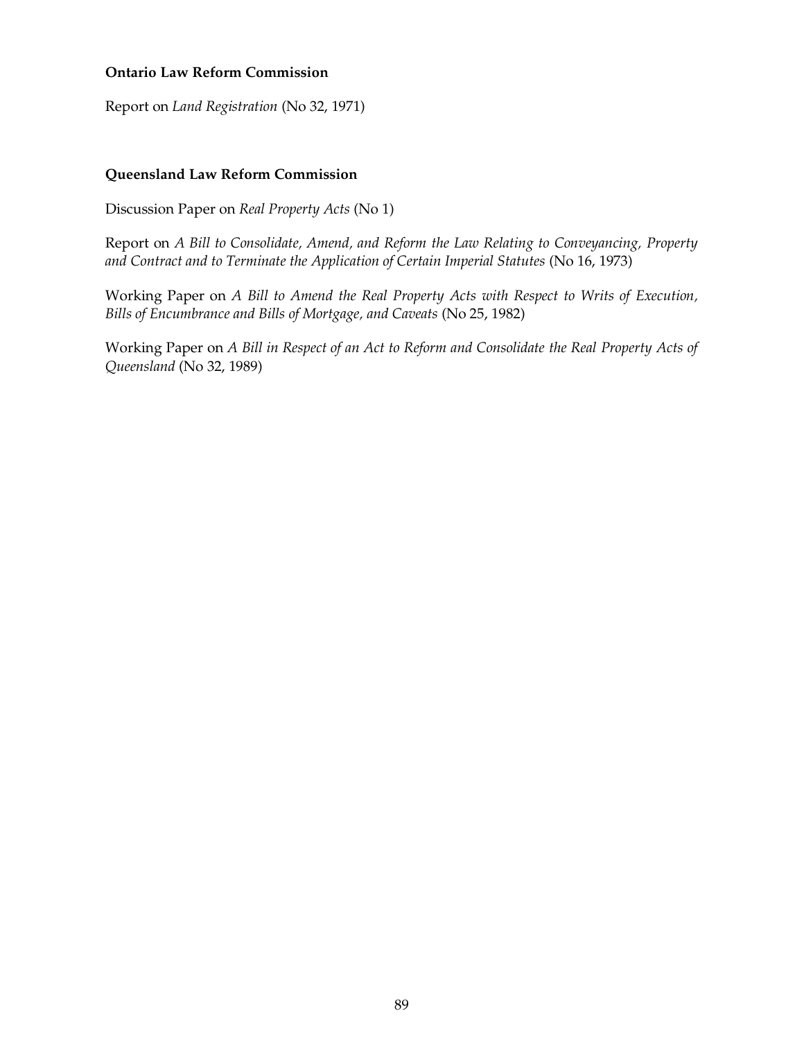**Ontario Law Reform Commission**

Report on *Land Registration* (No 32, 1971)

**Queensland Law Reform Commission**

Discussion Paper on *Real Property Acts* (No 1)

Report on *A Bill to Consolidate, Amend, and Reform the Law Relating to Conveyancing, Property and Contract and to Terminate the Application of Certain Imperial Statutes* (No 16, 1973)

Working Paper on *A Bill to Amend the Real Property Acts with Respect to Writs of Execution, Bills of Encumbrance and Bills of Mortgage, and Caveats* (No 25, 1982)

Working Paper on *A Bill in Respect of an Act to Reform and Consolidate the Real Property Acts of Queensland* (No 32, 1989)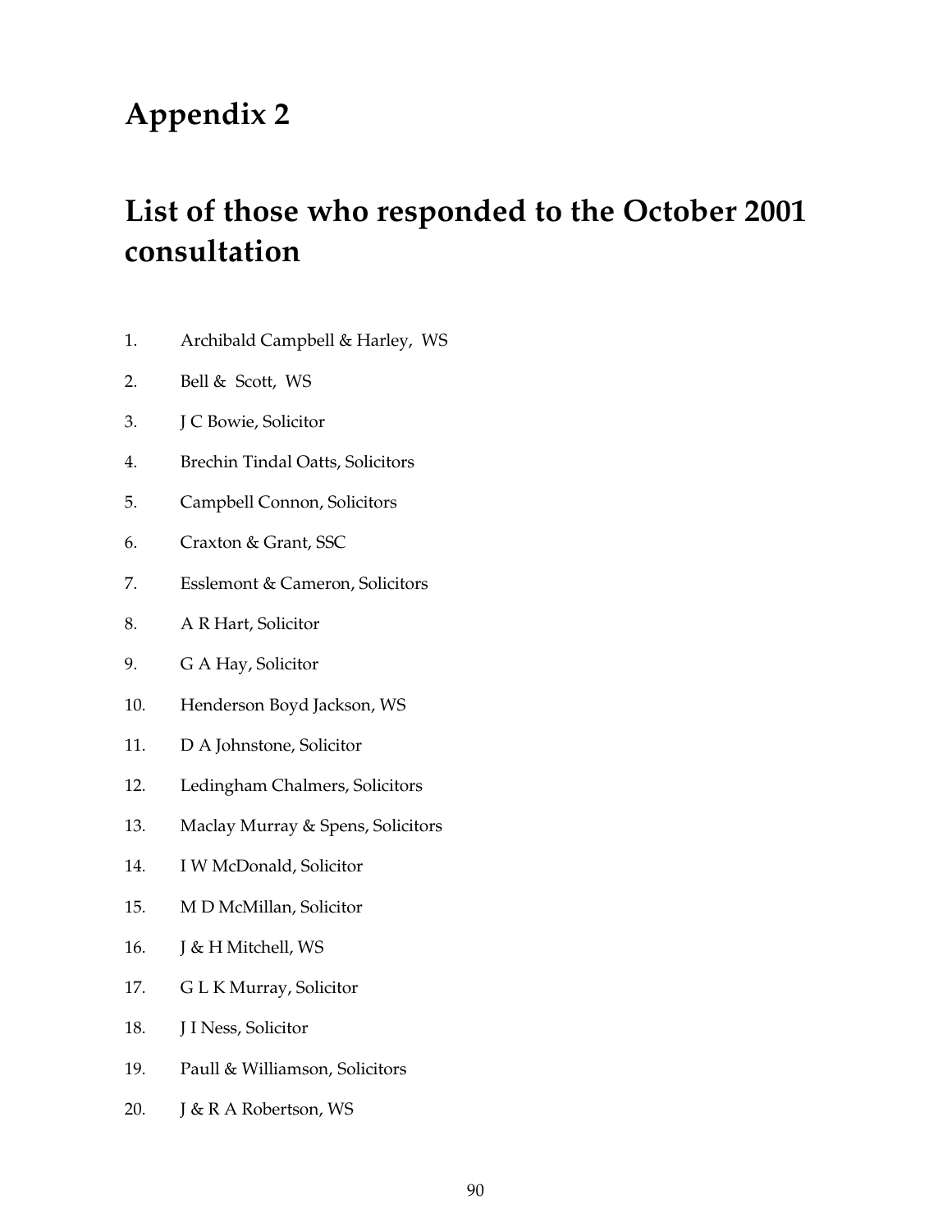# Appendix 2

# List of those who responded to the October 2001 consultation

1. Archibald Campbell & Harley, WS
2. Bell & Scott, WS
3. J C Bowie, Solicitor
4. Brechin Tindal Oatts, Solicitors
5. Campbell Connon, Solicitors
6. Craxton & Grant, SSC
7. Esslemont & Cameron, Solicitors
8. A R Hart, Solicitor
9. G A Hay, Solicitor
10. Henderson Boyd Jackson, WS
11. D A Johnstone, Solicitor
12. Ledingham Chalmers, Solicitors
13. Maclay Murray & Spens, Solicitors
14. I W McDonald, Solicitor
15. M D McMillan, Solicitor
16. J & H Mitchell, WS
17. G L K Murray, Solicitor
18. J I Ness, Solicitor
19. Paull & Williamson, Solicitors
20. J & R A Robertson, WS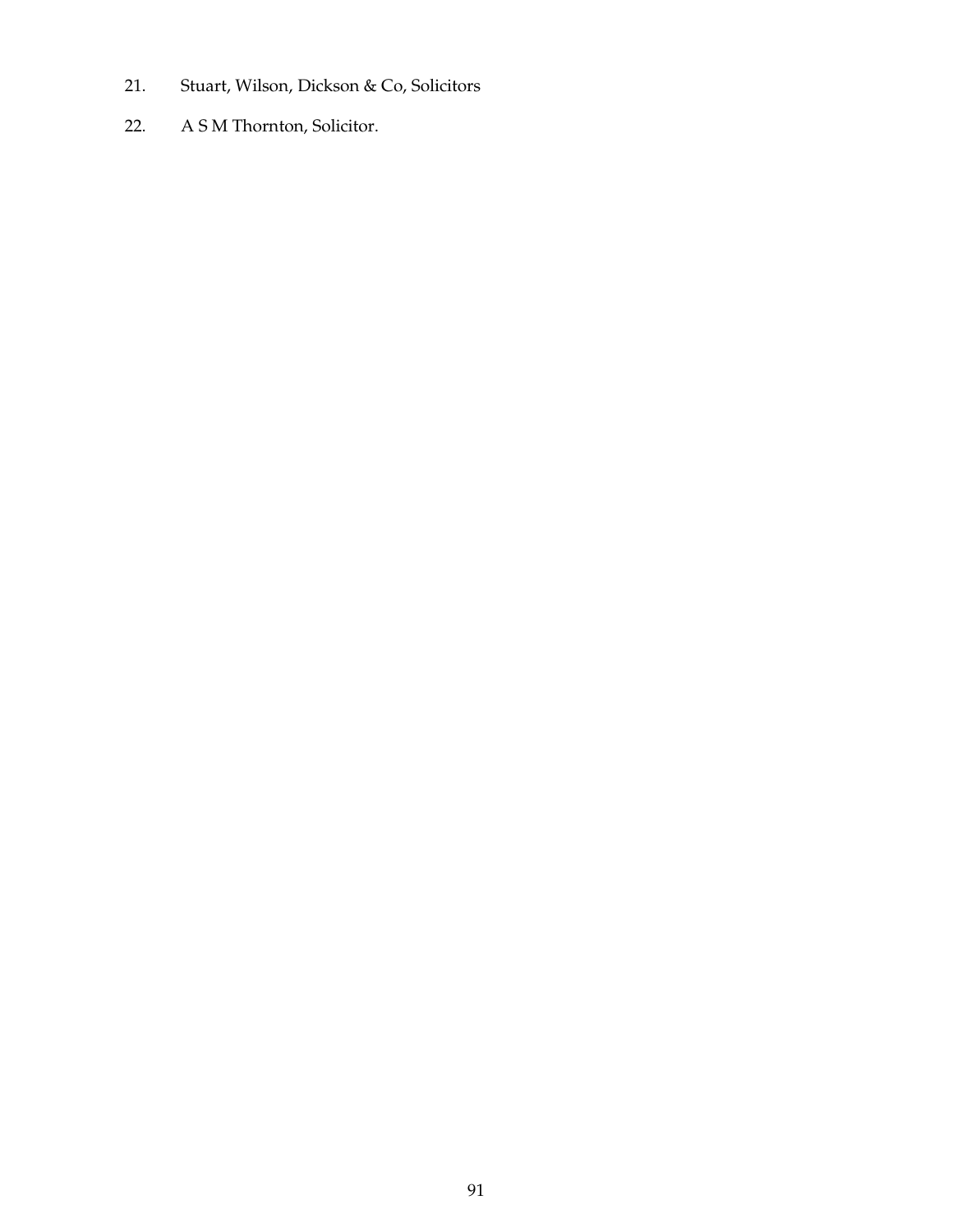21. Stuart, Wilson, Dickson & Co, Solicitors
22. A S M Thornton, Solicitor.